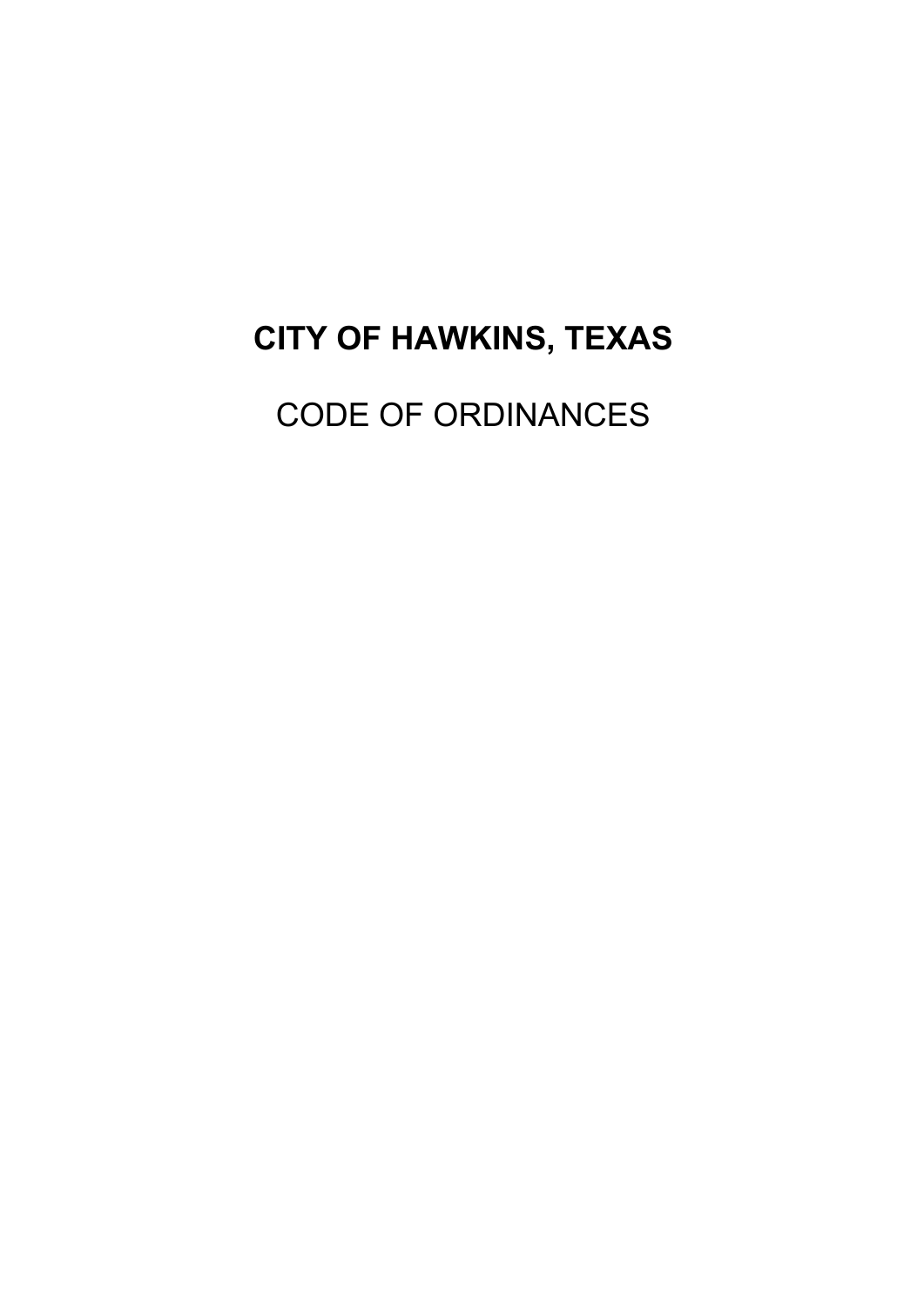# CITY OF HAWKINS, TEXAS

CODE OF ORDINANCES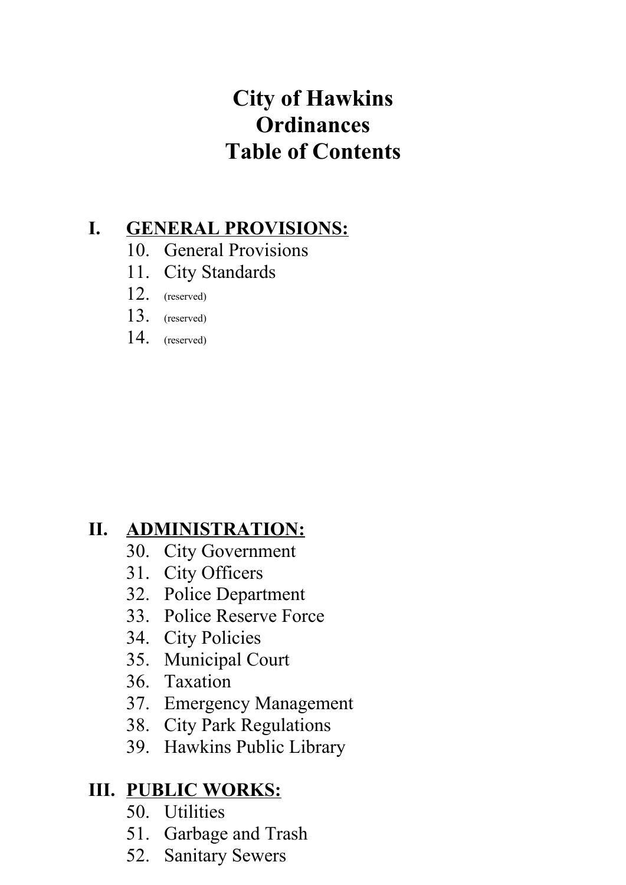# City of Hawkins Ordinances Table of Contents

## I. GENERAL PROVISIONS:

10. General Provisions
11. City Standards
12. (reserved)
13. (reserved)
14. (reserved)

## II. ADMINISTRATION:

30. City Government
31. City Officers
32. Police Department
33. Police Reserve Force
34. City Policies
35. Municipal Court
36. Taxation
37. Emergency Management
38. City Park Regulations
39. Hawkins Public Library

## III. PUBLIC WORKS:

50. Utilities
51. Garbage and Trash
52. Sanitary Sewers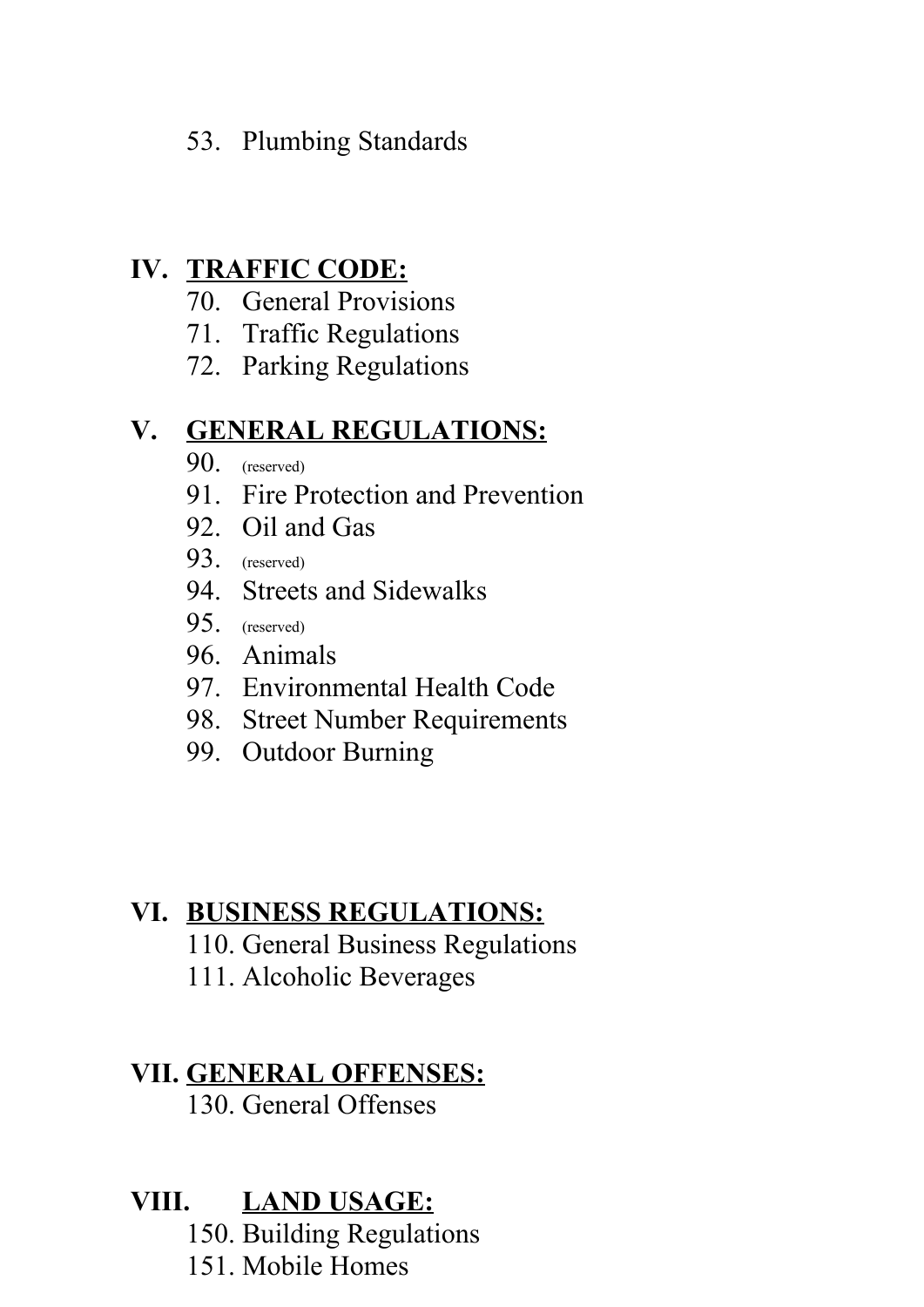53. Plumbing Standards

## IV. TRAFFIC CODE:

70. General Provisions
71. Traffic Regulations
72. Parking Regulations

## V. GENERAL REGULATIONS:

90. (reserved)
91. Fire Protection and Prevention
92. Oil and Gas
93. (reserved)
94. Streets and Sidewalks
95. (reserved)
96. Animals
97. Environmental Health Code
98. Street Number Requirements
99. Outdoor Burning

## VI. BUSINESS REGULATIONS:

110. General Business Regulations
111. Alcoholic Beverages

## VII. GENERAL OFFENSES:

130. General Offenses

## VIII. LAND USAGE:

150. Building Regulations
151. Mobile Homes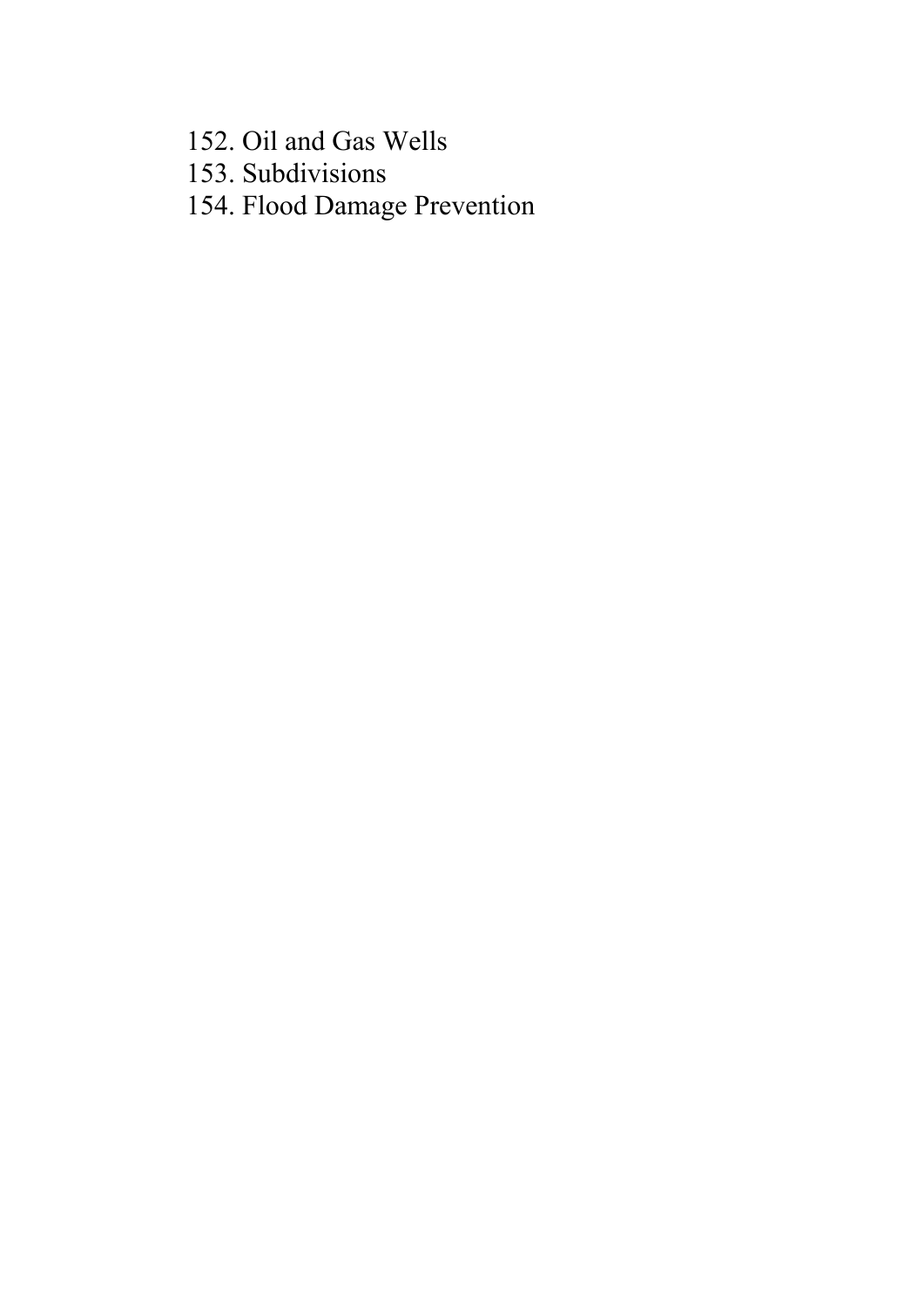152. Oil and Gas Wells
153. Subdivisions
154. Flood Damage Prevention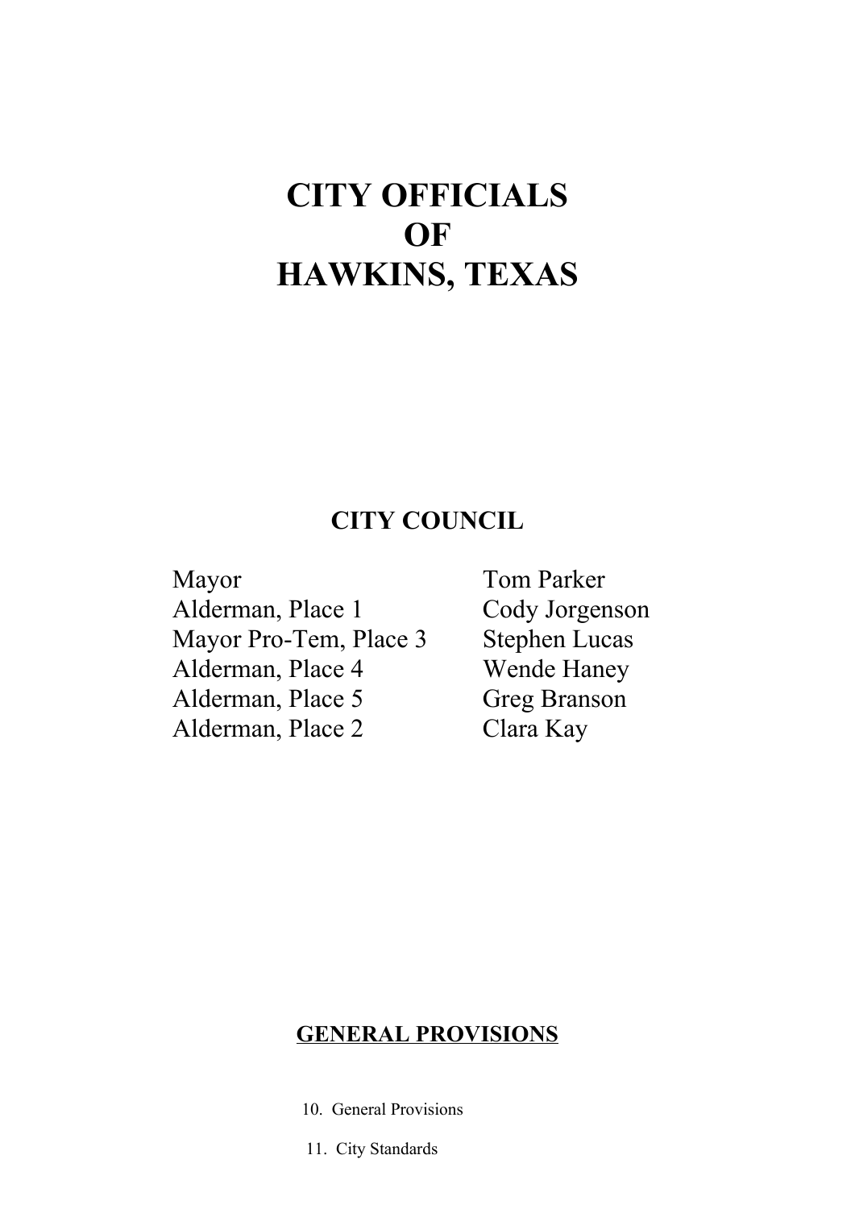# CITY OFFICIALS
# OF
# HAWKINS, TEXAS

## CITY COUNCIL

| | |
|---|---|
| Mayor | Tom Parker |
| Alderman, Place 1 | Cody Jorgenson |
| Mayor Pro-Tem, Place 3 | Stephen Lucas |
| Alderman, Place 4 | Wende Haney |
| Alderman, Place 5 | Greg Branson |
| Alderman, Place 2 | Clara Kay |

## GENERAL PROVISIONS

10. General Provisions

11. City Standards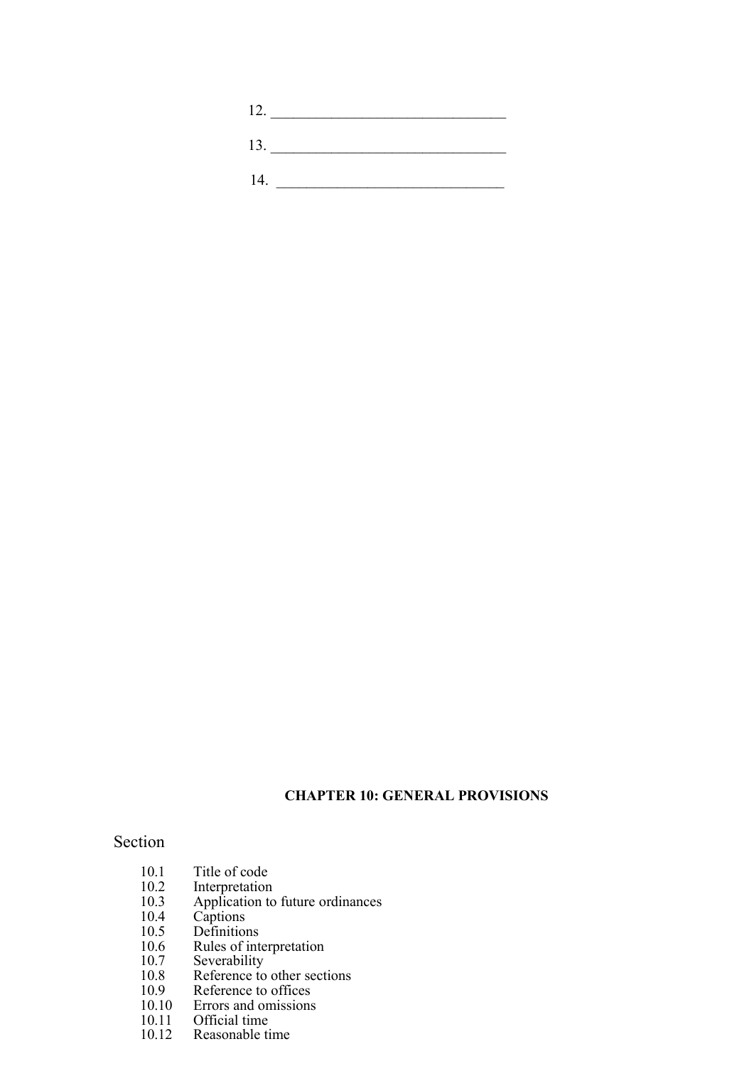12. ______________________________

13. ______________________________

14. ______________________________

## CHAPTER 10: GENERAL PROVISIONS

Section

| | |
|---|---|
| 10.1 | Title of code |
| 10.2 | Interpretation |
| 10.3 | Application to future ordinances |
| 10.4 | Captions |
| 10.5 | Definitions |
| 10.6 | Rules of interpretation |
| 10.7 | Severability |
| 10.8 | Reference to other sections |
| 10.9 | Reference to offices |
| 10.10 | Errors and omissions |
| 10.11 | Official time |
| 10.12 | Reasonable time |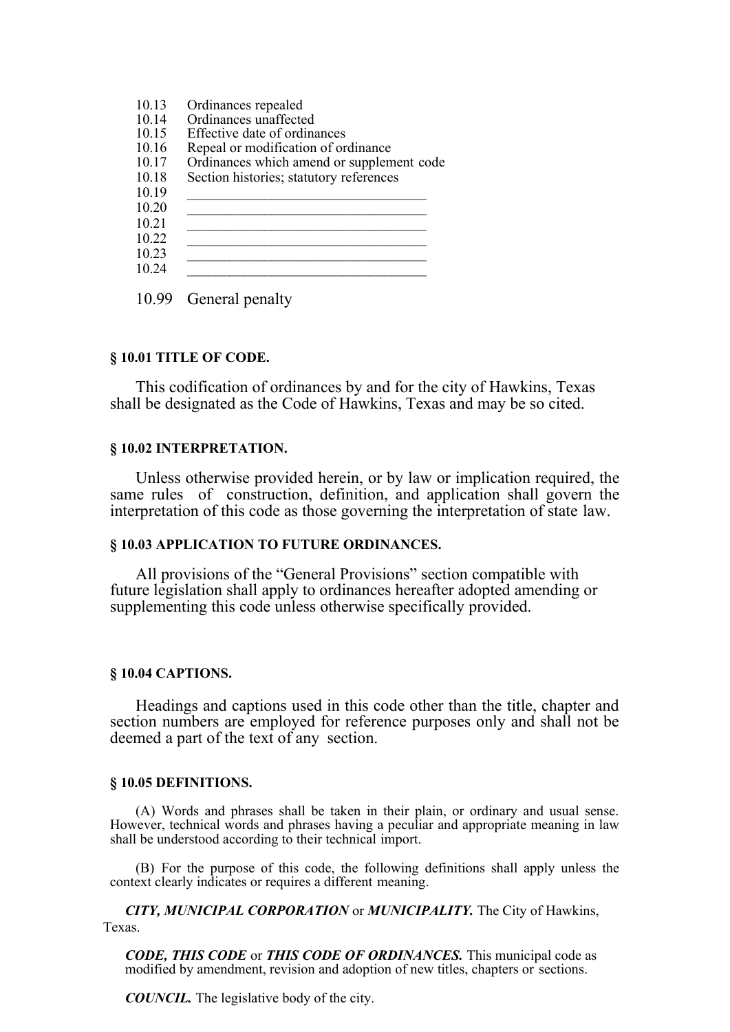| | |
|---|---|
| 10.13 | Ordinances repealed |
| 10.14 | Ordinances unaffected |
| 10.15 | Effective date of ordinances |
| 10.16 | Repeal or modification of ordinance |
| 10.17 | Ordinances which amend or supplement code |
| 10.18 | Section histories; statutory references |
| 10.19 | ________________________________ |
| 10.20 | ________________________________ |
| 10.21 | ________________________________ |
| 10.22 | ________________________________ |
| 10.23 | ________________________________ |
| 10.24 | ________________________________ |
| | |
| 10.99 | General penalty |

### § 10.01 TITLE OF CODE.

This codification of ordinances by and for the city of Hawkins, Texas shall be designated as the Code of Hawkins, Texas and may be so cited.

### § 10.02 INTERPRETATION.

Unless otherwise provided herein, or by law or implication required, the same rules of construction, definition, and application shall govern the interpretation of this code as those governing the interpretation of state law.

### § 10.03 APPLICATION TO FUTURE ORDINANCES.

All provisions of the "General Provisions" section compatible with future legislation shall apply to ordinances hereafter adopted amending or supplementing this code unless otherwise specifically provided.

### § 10.04 CAPTIONS.

Headings and captions used in this code other than the title, chapter and section numbers are employed for reference purposes only and shall not be deemed a part of the text of any section.

### § 10.05 DEFINITIONS.

(A) Words and phrases shall be taken in their plain, or ordinary and usual sense. However, technical words and phrases having a peculiar and appropriate meaning in law shall be understood according to their technical import.

(B) For the purpose of this code, the following definitions shall apply unless the context clearly indicates or requires a different meaning.

***CITY, MUNICIPAL CORPORATION*** or ***MUNICIPALITY.*** The City of Hawkins, Texas.

***CODE, THIS CODE*** or ***THIS CODE OF ORDINANCES.*** This municipal code as modified by amendment, revision and adoption of new titles, chapters or sections.

***COUNCIL.*** The legislative body of the city.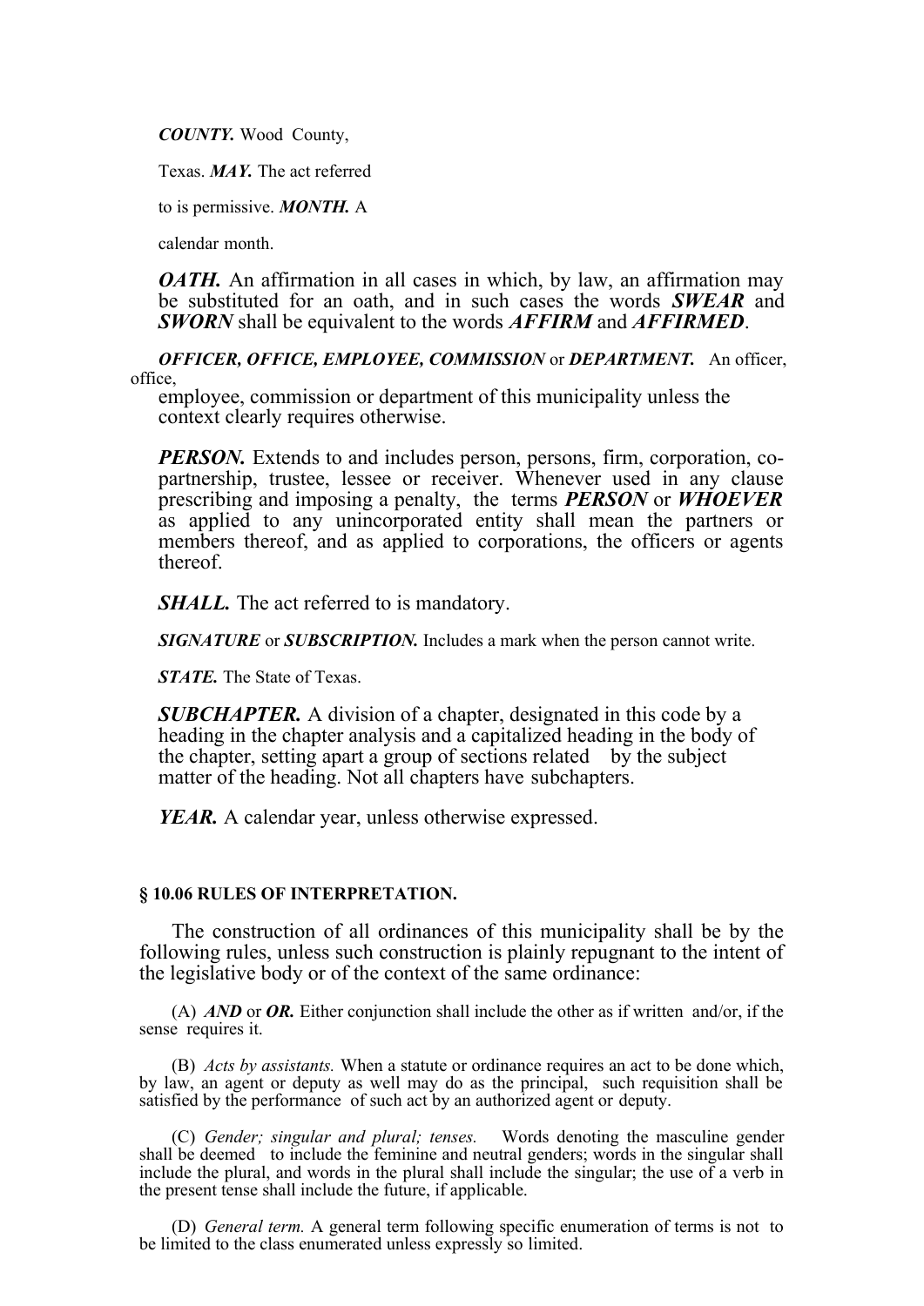***COUNTY.*** Wood County, Texas.

***MAY.*** The act referred to is permissive.

***MONTH.*** A calendar month.

***OATH.*** An affirmation in all cases in which, by law, an affirmation may be substituted for an oath, and in such cases the words ***SWEAR*** and ***SWORN*** shall be equivalent to the words ***AFFIRM*** and ***AFFIRMED***.

***OFFICER, OFFICE, EMPLOYEE, COMMISSION*** or ***DEPARTMENT.*** An officer, office, employee, commission or department of this municipality unless the context clearly requires otherwise.

***PERSON.*** Extends to and includes person, persons, firm, corporation, co-partnership, trustee, lessee or receiver. Whenever used in any clause prescribing and imposing a penalty, the terms ***PERSON*** or ***WHOEVER*** as applied to any unincorporated entity shall mean the partners or members thereof, and as applied to corporations, the officers or agents thereof.

***SHALL.*** The act referred to is mandatory.

***SIGNATURE*** or ***SUBSCRIPTION.*** Includes a mark when the person cannot write.

***STATE.*** The State of Texas.

***SUBCHAPTER.*** A division of a chapter, designated in this code by a heading in the chapter analysis and a capitalized heading in the body of the chapter, setting apart a group of sections related by the subject matter of the heading. Not all chapters have subchapters.

***YEAR.*** A calendar year, unless otherwise expressed.

**§ 10.06 RULES OF INTERPRETATION.**

The construction of all ordinances of this municipality shall be by the following rules, unless such construction is plainly repugnant to the intent of the legislative body or of the context of the same ordinance:

(A) ***AND*** or ***OR.*** Either conjunction shall include the other as if written and/or, if the sense requires it.

(B) *Acts by assistants.* When a statute or ordinance requires an act to be done which, by law, an agent or deputy as well may do as the principal, such requisition shall be satisfied by the performance of such act by an authorized agent or deputy.

(C) *Gender; singular and plural; tenses.* Words denoting the masculine gender shall be deemed to include the feminine and neutral genders; words in the singular shall include the plural, and words in the plural shall include the singular; the use of a verb in the present tense shall include the future, if applicable.

(D) *General term.* A general term following specific enumeration of terms is not to be limited to the class enumerated unless expressly so limited.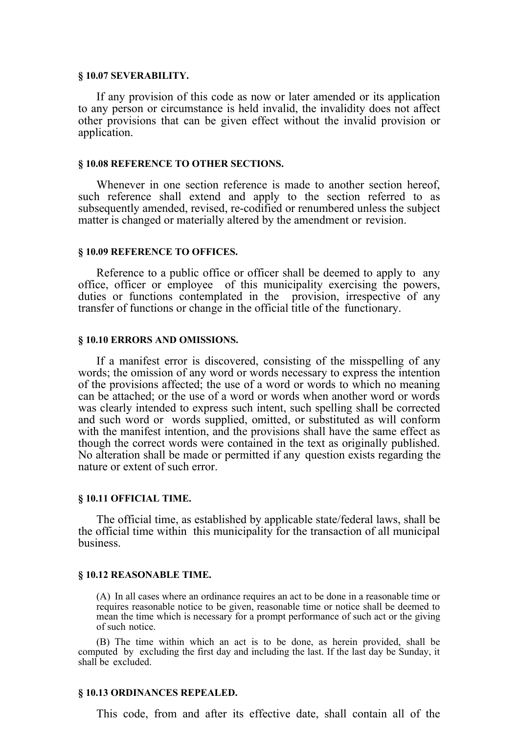### § 10.07 SEVERABILITY.

If any provision of this code as now or later amended or its application to any person or circumstance is held invalid, the invalidity does not affect other provisions that can be given effect without the invalid provision or application.

### § 10.08 REFERENCE TO OTHER SECTIONS.

Whenever in one section reference is made to another section hereof, such reference shall extend and apply to the section referred to as subsequently amended, revised, re-codified or renumbered unless the subject matter is changed or materially altered by the amendment or revision.

### § 10.09 REFERENCE TO OFFICES.

Reference to a public office or officer shall be deemed to apply to any office, officer or employee of this municipality exercising the powers, duties or functions contemplated in the provision, irrespective of any transfer of functions or change in the official title of the functionary.

### § 10.10 ERRORS AND OMISSIONS.

If a manifest error is discovered, consisting of the misspelling of any words; the omission of any word or words necessary to express the intention of the provisions affected; the use of a word or words to which no meaning can be attached; or the use of a word or words when another word or words was clearly intended to express such intent, such spelling shall be corrected and such word or words supplied, omitted, or substituted as will conform with the manifest intention, and the provisions shall have the same effect as though the correct words were contained in the text as originally published. No alteration shall be made or permitted if any question exists regarding the nature or extent of such error.

### § 10.11 OFFICIAL TIME.

The official time, as established by applicable state/federal laws, shall be the official time within this municipality for the transaction of all municipal business.

### § 10.12 REASONABLE TIME.

(A) In all cases where an ordinance requires an act to be done in a reasonable time or requires reasonable notice to be given, reasonable time or notice shall be deemed to mean the time which is necessary for a prompt performance of such act or the giving of such notice.

(B) The time within which an act is to be done, as herein provided, shall be computed by excluding the first day and including the last. If the last day be Sunday, it shall be excluded.

### § 10.13 ORDINANCES REPEALED.

This code, from and after its effective date, shall contain all of the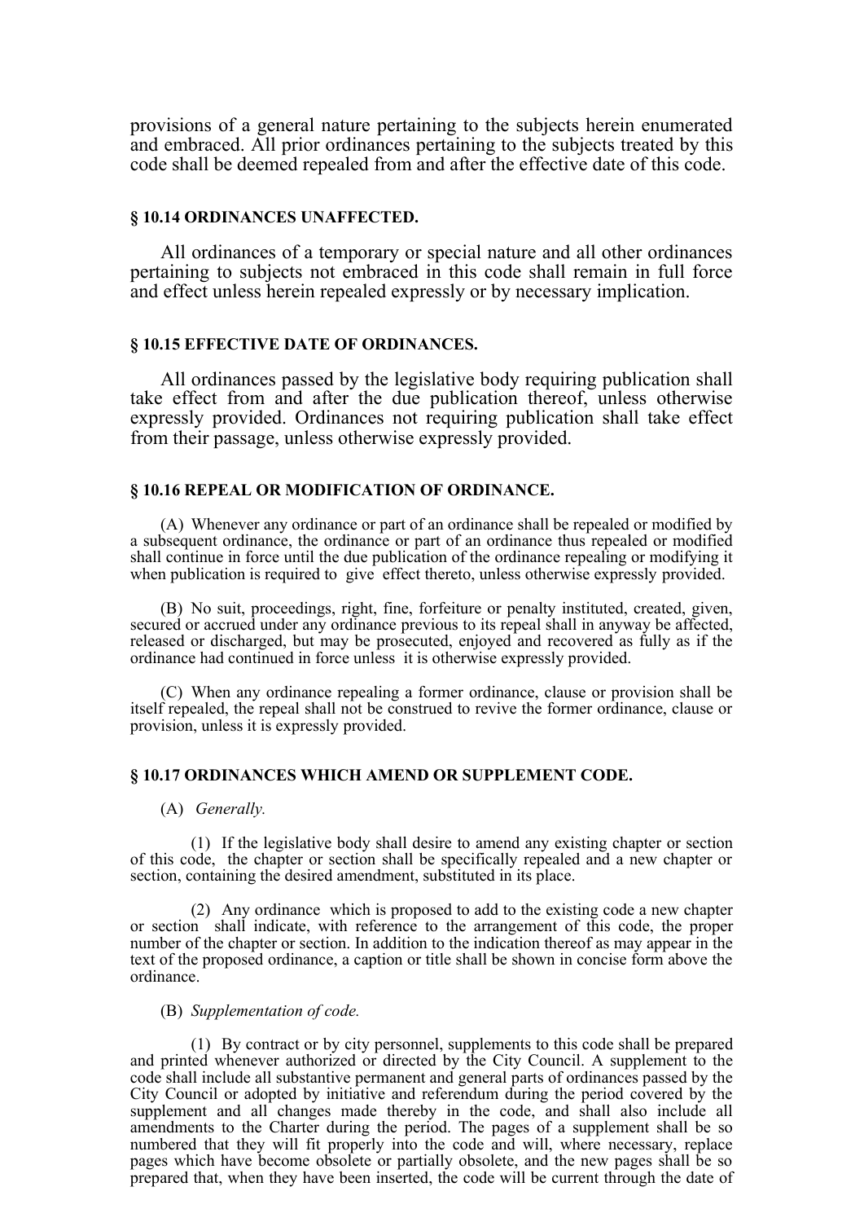provisions of a general nature pertaining to the subjects herein enumerated and embraced. All prior ordinances pertaining to the subjects treated by this code shall be deemed repealed from and after the effective date of this code.

**§ 10.14 ORDINANCES UNAFFECTED.**

All ordinances of a temporary or special nature and all other ordinances pertaining to subjects not embraced in this code shall remain in full force and effect unless herein repealed expressly or by necessary implication.

**§ 10.15 EFFECTIVE DATE OF ORDINANCES.**

All ordinances passed by the legislative body requiring publication shall take effect from and after the due publication thereof, unless otherwise expressly provided. Ordinances not requiring publication shall take effect from their passage, unless otherwise expressly provided.

**§ 10.16 REPEAL OR MODIFICATION OF ORDINANCE.**

(A) Whenever any ordinance or part of an ordinance shall be repealed or modified by a subsequent ordinance, the ordinance or part of an ordinance thus repealed or modified shall continue in force until the due publication of the ordinance repealing or modifying it when publication is required to give effect thereto, unless otherwise expressly provided.

(B) No suit, proceedings, right, fine, forfeiture or penalty instituted, created, given, secured or accrued under any ordinance previous to its repeal shall in anyway be affected, released or discharged, but may be prosecuted, enjoyed and recovered as fully as if the ordinance had continued in force unless it is otherwise expressly provided.

(C) When any ordinance repealing a former ordinance, clause or provision shall be itself repealed, the repeal shall not be construed to revive the former ordinance, clause or provision, unless it is expressly provided.

**§ 10.17 ORDINANCES WHICH AMEND OR SUPPLEMENT CODE.**

(A) *Generally.*

(1) If the legislative body shall desire to amend any existing chapter or section of this code, the chapter or section shall be specifically repealed and a new chapter or section, containing the desired amendment, substituted in its place.

(2) Any ordinance which is proposed to add to the existing code a new chapter or section shall indicate, with reference to the arrangement of this code, the proper number of the chapter or section. In addition to the indication thereof as may appear in the text of the proposed ordinance, a caption or title shall be shown in concise form above the ordinance.

(B) *Supplementation of code.*

(1) By contract or by city personnel, supplements to this code shall be prepared and printed whenever authorized or directed by the City Council. A supplement to the code shall include all substantive permanent and general parts of ordinances passed by the City Council or adopted by initiative and referendum during the period covered by the supplement and all changes made thereby in the code, and shall also include all amendments to the Charter during the period. The pages of a supplement shall be so numbered that they will fit properly into the code and will, where necessary, replace pages which have become obsolete or partially obsolete, and the new pages shall be so prepared that, when they have been inserted, the code will be current through the date of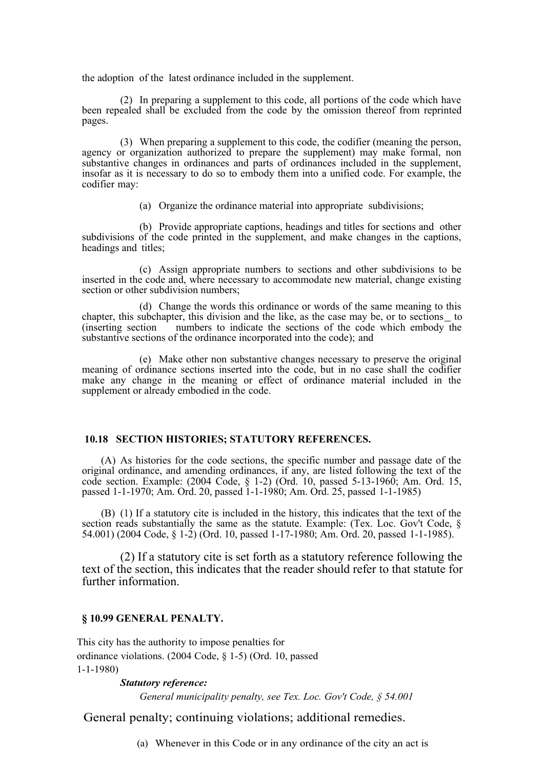the adoption of the latest ordinance included in the supplement.

(2) In preparing a supplement to this code, all portions of the code which have been repealed shall be excluded from the code by the omission thereof from reprinted pages.

(3) When preparing a supplement to this code, the codifier (meaning the person, agency or organization authorized to prepare the supplement) may make formal, non substantive changes in ordinances and parts of ordinances included in the supplement, insofar as it is necessary to do so to embody them into a unified code. For example, the codifier may:

(a) Organize the ordinance material into appropriate subdivisions;

(b) Provide appropriate captions, headings and titles for sections and other subdivisions of the code printed in the supplement, and make changes in the captions, headings and titles;

(c) Assign appropriate numbers to sections and other subdivisions to be inserted in the code and, where necessary to accommodate new material, change existing section or other subdivision numbers;

(d) Change the words this ordinance or words of the same meaning to this chapter, this subchapter, this division and the like, as the case may be, or to sections _ to (inserting section numbers to indicate the sections of the code which embody the substantive sections of the ordinance incorporated into the code); and

(e) Make other non substantive changes necessary to preserve the original meaning of ordinance sections inserted into the code, but in no case shall the codifier make any change in the meaning or effect of ordinance material included in the supplement or already embodied in the code.

### 10.18 SECTION HISTORIES; STATUTORY REFERENCES.

(A) As histories for the code sections, the specific number and passage date of the original ordinance, and amending ordinances, if any, are listed following the text of the code section. Example: (2004 Code, § 1-2) (Ord. 10, passed 5-13-1960; Am. Ord. 15, passed 1-1-1970; Am. Ord. 20, passed 1-1-1980; Am. Ord. 25, passed 1-1-1985)

(B) (1) If a statutory cite is included in the history, this indicates that the text of the section reads substantially the same as the statute. Example: (Tex. Loc. Gov't Code, § 54.001) (2004 Code, § 1-2) (Ord. 10, passed 1-17-1980; Am. Ord. 20, passed 1-1-1985).

(2) If a statutory cite is set forth as a statutory reference following the text of the section, this indicates that the reader should refer to that statute for further information.

### § 10.99 GENERAL PENALTY.

This city has the authority to impose penalties for ordinance violations. (2004 Code, § 1-5) (Ord. 10, passed 1-1-1980)

***Statutory reference:***

*General municipality penalty, see Tex. Loc. Gov't Code, § 54.001*

General penalty; continuing violations; additional remedies.

(a) Whenever in this Code or in any ordinance of the city an act is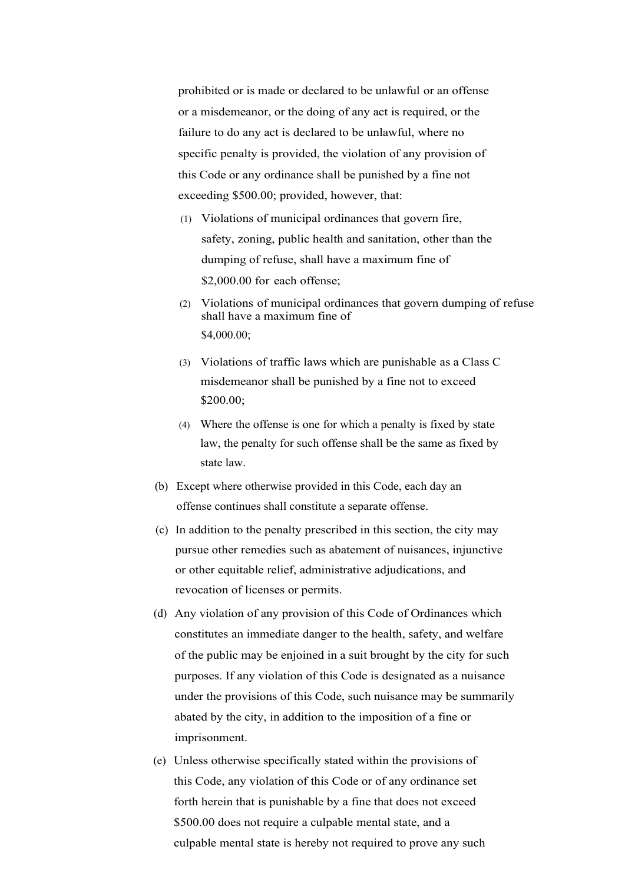prohibited or is made or declared to be unlawful or an offense or a misdemeanor, or the doing of any act is required, or the failure to do any act is declared to be unlawful, where no specific penalty is provided, the violation of any provision of this Code or any ordinance shall be punished by a fine not exceeding $500.00; provided, however, that:

(1) Violations of municipal ordinances that govern fire, safety, zoning, public health and sanitation, other than the dumping of refuse, shall have a maximum fine of $2,000.00 for each offense;

(2) Violations of municipal ordinances that govern dumping of refuse shall have a maximum fine of $4,000.00;

(3) Violations of traffic laws which are punishable as a Class C misdemeanor shall be punished by a fine not to exceed $200.00;

(4) Where the offense is one for which a penalty is fixed by state law, the penalty for such offense shall be the same as fixed by state law.

(b) Except where otherwise provided in this Code, each day an offense continues shall constitute a separate offense.

(c) In addition to the penalty prescribed in this section, the city may pursue other remedies such as abatement of nuisances, injunctive or other equitable relief, administrative adjudications, and revocation of licenses or permits.

(d) Any violation of any provision of this Code of Ordinances which constitutes an immediate danger to the health, safety, and welfare of the public may be enjoined in a suit brought by the city for such purposes. If any violation of this Code is designated as a nuisance under the provisions of this Code, such nuisance may be summarily abated by the city, in addition to the imposition of a fine or imprisonment.

(e) Unless otherwise specifically stated within the provisions of this Code, any violation of this Code or of any ordinance set forth herein that is punishable by a fine that does not exceed $500.00 does not require a culpable mental state, and a culpable mental state is hereby not required to prove any such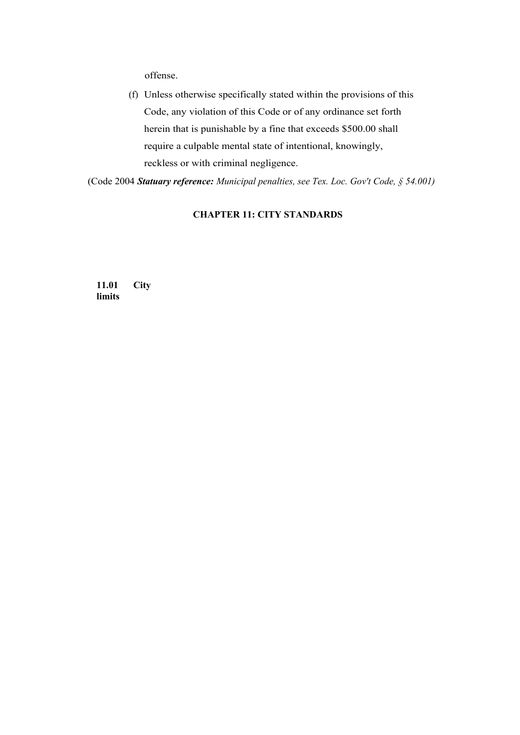offense.

(f) Unless otherwise specifically stated within the provisions of this Code, any violation of this Code or of any ordinance set forth herein that is punishable by a fine that exceeds $500.00 shall require a culpable mental state of intentional, knowingly, reckless or with criminal negligence.

(Code 2004 ***Statuary reference:*** *Municipal penalties, see Tex. Loc. Gov't Code, § 54.001)*

## CHAPTER 11: CITY STANDARDS

**11.01 City limits**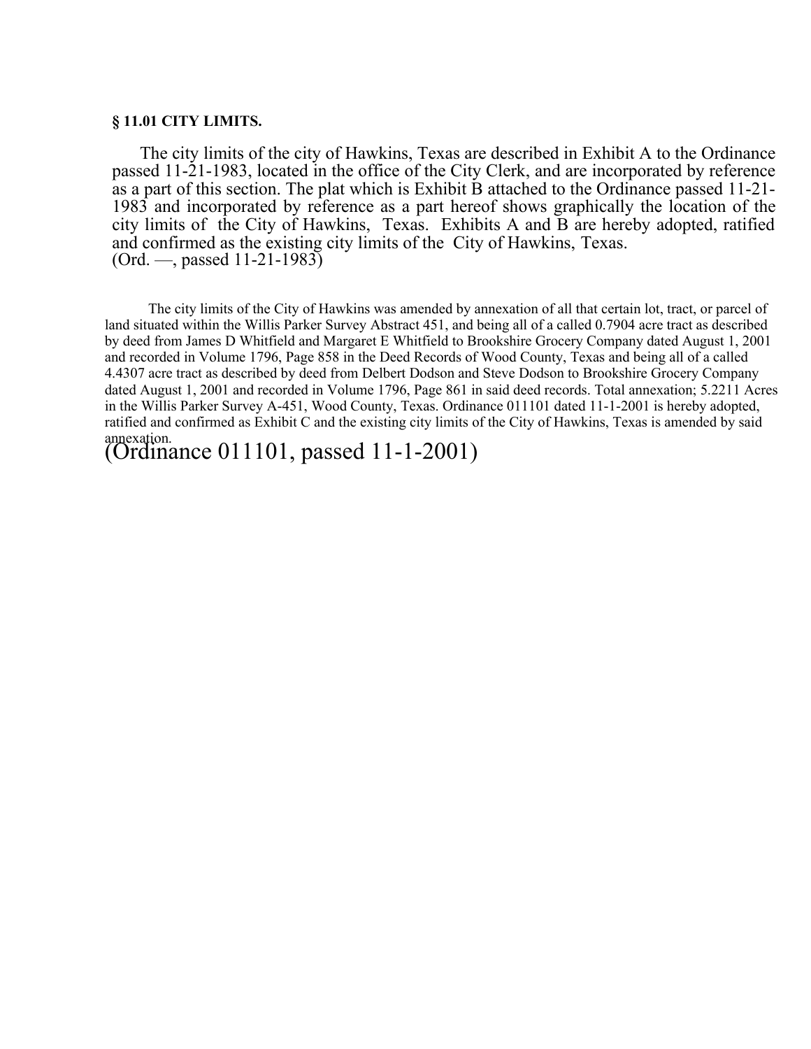**§ 11.01 CITY LIMITS.**

The city limits of the city of Hawkins, Texas are described in Exhibit A to the Ordinance passed 11-21-1983, located in the office of the City Clerk, and are incorporated by reference as a part of this section. The plat which is Exhibit B attached to the Ordinance passed 11-21-1983 and incorporated by reference as a part hereof shows graphically the location of the city limits of the City of Hawkins, Texas. Exhibits A and B are hereby adopted, ratified and confirmed as the existing city limits of the City of Hawkins, Texas.
(Ord. —, passed 11-21-1983)

The city limits of the City of Hawkins was amended by annexation of all that certain lot, tract, or parcel of land situated within the Willis Parker Survey Abstract 451, and being all of a called 0.7904 acre tract as described by deed from James D Whitfield and Margaret E Whitfield to Brookshire Grocery Company dated August 1, 2001 and recorded in Volume 1796, Page 858 in the Deed Records of Wood County, Texas and being all of a called 4.4307 acre tract as described by deed from Delbert Dodson and Steve Dodson to Brookshire Grocery Company dated August 1, 2001 and recorded in Volume 1796, Page 861 in said deed records. Total annexation; 5.2211 Acres in the Willis Parker Survey A-451, Wood County, Texas. Ordinance 011101 dated 11-1-2001 is hereby adopted, ratified and confirmed as Exhibit C and the existing city limits of the City of Hawkins, Texas is amended by said annexation.
(Ordinance 011101, passed 11-1-2001)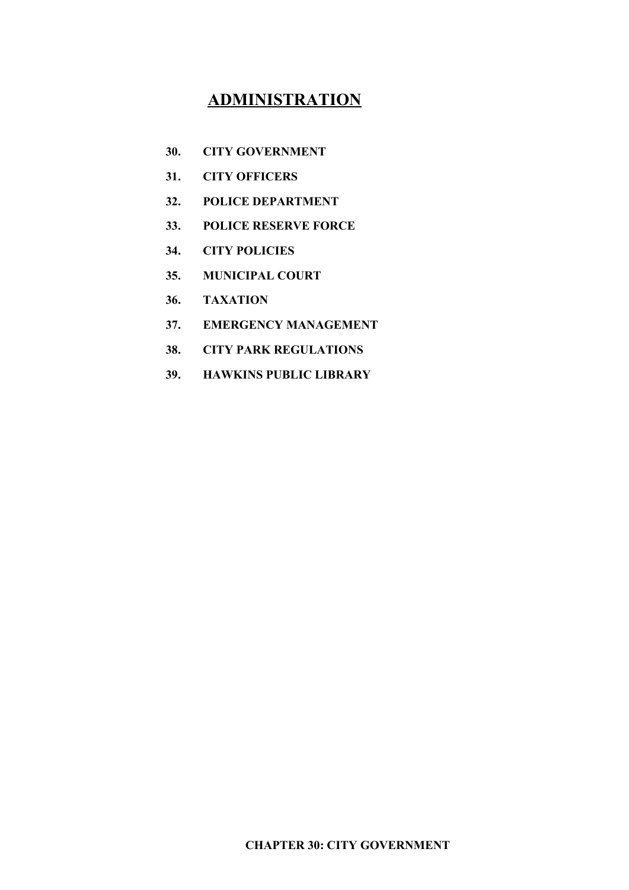# ADMINISTRATION

**30. CITY GOVERNMENT**

**31. CITY OFFICERS**

**32. POLICE DEPARTMENT**

**33. POLICE RESERVE FORCE**

**34. CITY POLICIES**

**35. MUNICIPAL COURT**

**36. TAXATION**

**37. EMERGENCY MANAGEMENT**

**38. CITY PARK REGULATIONS**

**39. HAWKINS PUBLIC LIBRARY**

## CHAPTER 30: CITY GOVERNMENT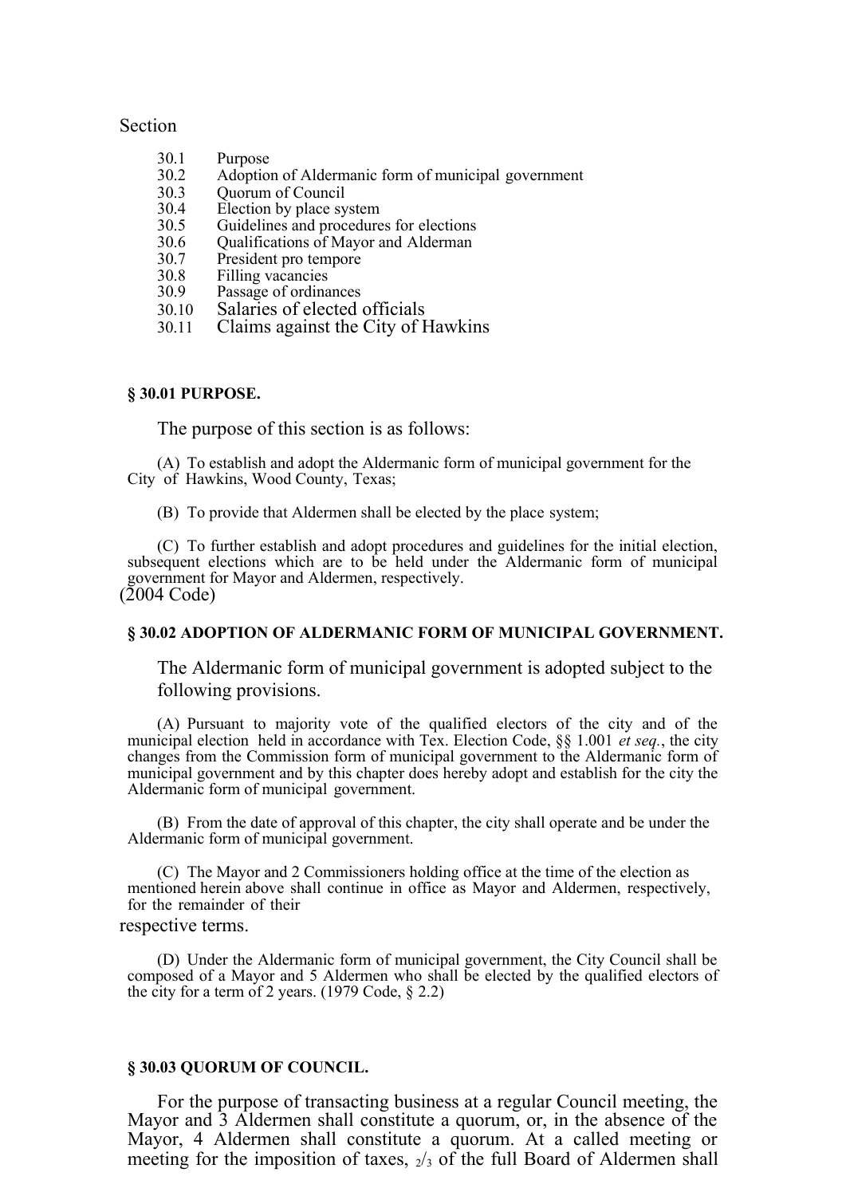Section

30.1 Purpose
30.2 Adoption of Aldermanic form of municipal government
30.3 Quorum of Council
30.4 Election by place system
30.5 Guidelines and procedures for elections
30.6 Qualifications of Mayor and Alderman
30.7 President pro tempore
30.8 Filling vacancies
30.9 Passage of ordinances
30.10 Salaries of elected officials
30.11 Claims against the City of Hawkins

**§ 30.01 PURPOSE.**

The purpose of this section is as follows:

(A) To establish and adopt the Aldermanic form of municipal government for the City of Hawkins, Wood County, Texas;

(B) To provide that Aldermen shall be elected by the place system;

(C) To further establish and adopt procedures and guidelines for the initial election, subsequent elections which are to be held under the Aldermanic form of municipal government for Mayor and Aldermen, respectively.
(2004 Code)

**§ 30.02 ADOPTION OF ALDERMANIC FORM OF MUNICIPAL GOVERNMENT.**

The Aldermanic form of municipal government is adopted subject to the following provisions.

(A) Pursuant to majority vote of the qualified electors of the city and of the municipal election held in accordance with Tex. Election Code, §§ 1.001 *et seq.*, the city changes from the Commission form of municipal government to the Aldermanic form of municipal government and by this chapter does hereby adopt and establish for the city the Aldermanic form of municipal government.

(B) From the date of approval of this chapter, the city shall operate and be under the Aldermanic form of municipal government.

(C) The Mayor and 2 Commissioners holding office at the time of the election as mentioned herein above shall continue in office as Mayor and Aldermen, respectively, for the remainder of their respective terms.

(D) Under the Aldermanic form of municipal government, the City Council shall be composed of a Mayor and 5 Aldermen who shall be elected by the qualified electors of the city for a term of 2 years. (1979 Code, § 2.2)

**§ 30.03 QUORUM OF COUNCIL.**

For the purpose of transacting business at a regular Council meeting, the Mayor and 3 Aldermen shall constitute a quorum, or, in the absence of the Mayor, 4 Aldermen shall constitute a quorum. At a called meeting or meeting for the imposition of taxes, $2/3$ of the full Board of Aldermen shall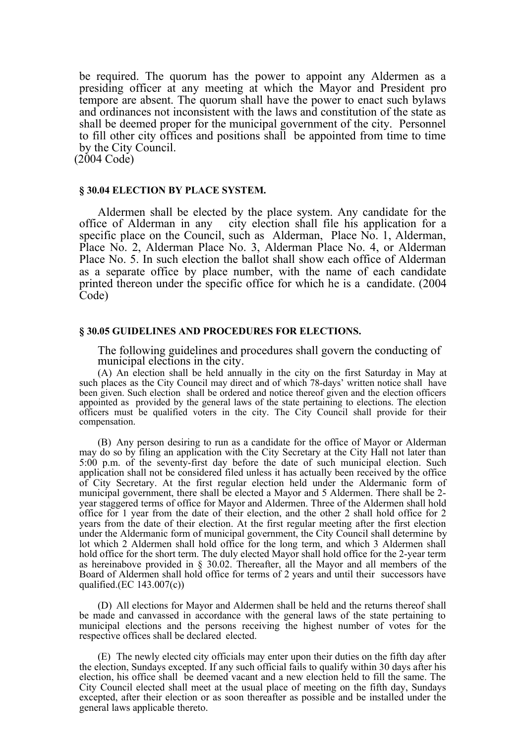be required. The quorum has the power to appoint any Aldermen as a presiding officer at any meeting at which the Mayor and President pro tempore are absent. The quorum shall have the power to enact such bylaws and ordinances not inconsistent with the laws and constitution of the state as shall be deemed proper for the municipal government of the city. Personnel to fill other city offices and positions shall be appointed from time to time by the City Council.
(2004 Code)

### § 30.04 ELECTION BY PLACE SYSTEM.

Aldermen shall be elected by the place system. Any candidate for the office of Alderman in any city election shall file his application for a specific place on the Council, such as Alderman, Place No. 1, Alderman, Place No. 2, Alderman Place No. 3, Alderman Place No. 4, or Alderman Place No. 5. In such election the ballot shall show each office of Alderman as a separate office by place number, with the name of each candidate printed thereon under the specific office for which he is a candidate. (2004 Code)

### § 30.05 GUIDELINES AND PROCEDURES FOR ELECTIONS.

The following guidelines and procedures shall govern the conducting of municipal elections in the city.

(A) An election shall be held annually in the city on the first Saturday in May at such places as the City Council may direct and of which 78-days' written notice shall have been given. Such election shall be ordered and notice thereof given and the election officers appointed as provided by the general laws of the state pertaining to elections. The election officers must be qualified voters in the city. The City Council shall provide for their compensation.

(B) Any person desiring to run as a candidate for the office of Mayor or Alderman may do so by filing an application with the City Secretary at the City Hall not later than 5:00 p.m. of the seventy-first day before the date of such municipal election. Such application shall not be considered filed unless it has actually been received by the office of City Secretary. At the first regular election held under the Aldermanic form of municipal government, there shall be elected a Mayor and 5 Aldermen. There shall be 2-year staggered terms of office for Mayor and Aldermen. Three of the Aldermen shall hold office for 1 year from the date of their election, and the other 2 shall hold office for 2 years from the date of their election. At the first regular meeting after the first election under the Aldermanic form of municipal government, the City Council shall determine by lot which 2 Aldermen shall hold office for the long term, and which 3 Aldermen shall hold office for the short term. The duly elected Mayor shall hold office for the 2-year term as hereinabove provided in § 30.02. Thereafter, all the Mayor and all members of the Board of Aldermen shall hold office for terms of 2 years and until their successors have qualified.(EC 143.007(c))

(D) All elections for Mayor and Aldermen shall be held and the returns thereof shall be made and canvassed in accordance with the general laws of the state pertaining to municipal elections and the persons receiving the highest number of votes for the respective offices shall be declared elected.

(E) The newly elected city officials may enter upon their duties on the fifth day after the election, Sundays excepted. If any such official fails to qualify within 30 days after his election, his office shall be deemed vacant and a new election held to fill the same. The City Council elected shall meet at the usual place of meeting on the fifth day, Sundays excepted, after their election or as soon thereafter as possible and be installed under the general laws applicable thereto.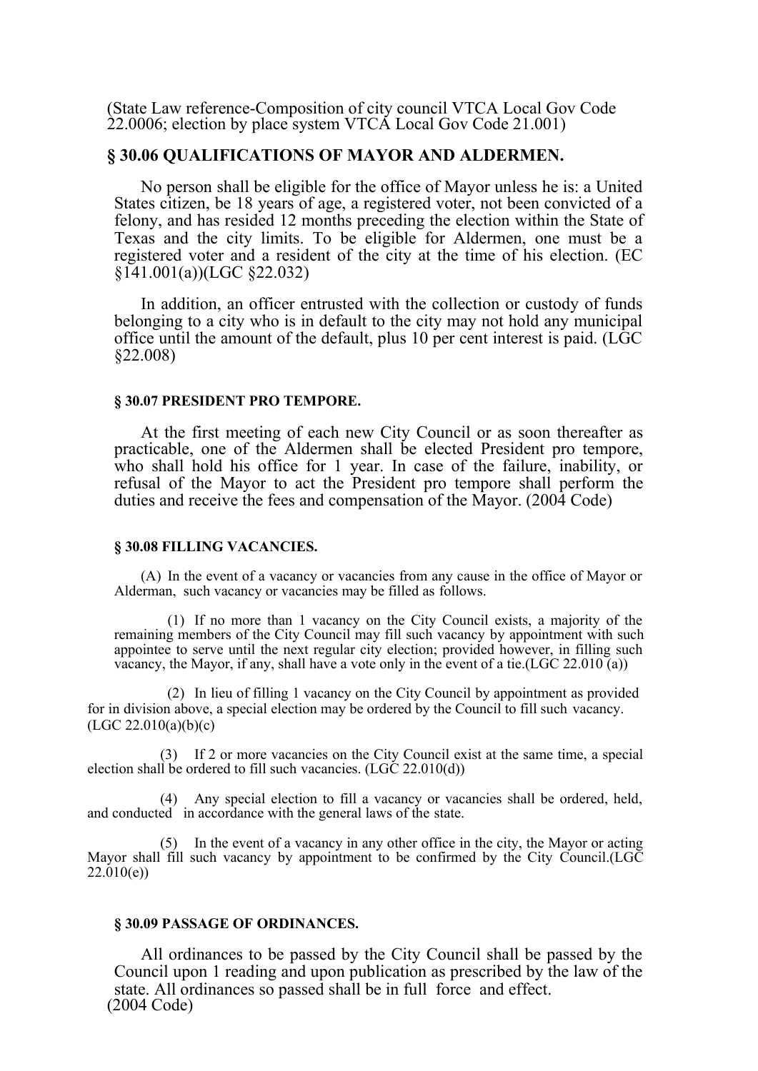(State Law reference-Composition of city council VTCA Local Gov Code 22.0006; election by place system VTCA Local Gov Code 21.001)

## § 30.06 QUALIFICATIONS OF MAYOR AND ALDERMEN.

No person shall be eligible for the office of Mayor unless he is: a United States citizen, be 18 years of age, a registered voter, not been convicted of a felony, and has resided 12 months preceding the election within the State of Texas and the city limits. To be eligible for Aldermen, one must be a registered voter and a resident of the city at the time of his election. (EC §141.001(a))(LGC §22.032)

In addition, an officer entrusted with the collection or custody of funds belonging to a city who is in default to the city may not hold any municipal office until the amount of the default, plus 10 per cent interest is paid. (LGC §22.008)

### § 30.07 PRESIDENT PRO TEMPORE.

At the first meeting of each new City Council or as soon thereafter as practicable, one of the Aldermen shall be elected President pro tempore, who shall hold his office for 1 year. In case of the failure, inability, or refusal of the Mayor to act the President pro tempore shall perform the duties and receive the fees and compensation of the Mayor. (2004 Code)

### § 30.08 FILLING VACANCIES.

(A) In the event of a vacancy or vacancies from any cause in the office of Mayor or Alderman, such vacancy or vacancies may be filled as follows.

(1) If no more than 1 vacancy on the City Council exists, a majority of the remaining members of the City Council may fill such vacancy by appointment with such appointee to serve until the next regular city election; provided however, in filling such vacancy, the Mayor, if any, shall have a vote only in the event of a tie.(LGC 22.010 (a))

(2) In lieu of filling 1 vacancy on the City Council by appointment as provided for in division above, a special election may be ordered by the Council to fill such vacancy. (LGC 22.010(a)(b)(c)

(3) If 2 or more vacancies on the City Council exist at the same time, a special election shall be ordered to fill such vacancies. (LGC 22.010(d))

(4) Any special election to fill a vacancy or vacancies shall be ordered, held, and conducted in accordance with the general laws of the state.

(5) In the event of a vacancy in any other office in the city, the Mayor or acting Mayor shall fill such vacancy by appointment to be confirmed by the City Council.(LGC 22.010(e))

### § 30.09 PASSAGE OF ORDINANCES.

All ordinances to be passed by the City Council shall be passed by the Council upon 1 reading and upon publication as prescribed by the law of the state. All ordinances so passed shall be in full force and effect.
(2004 Code)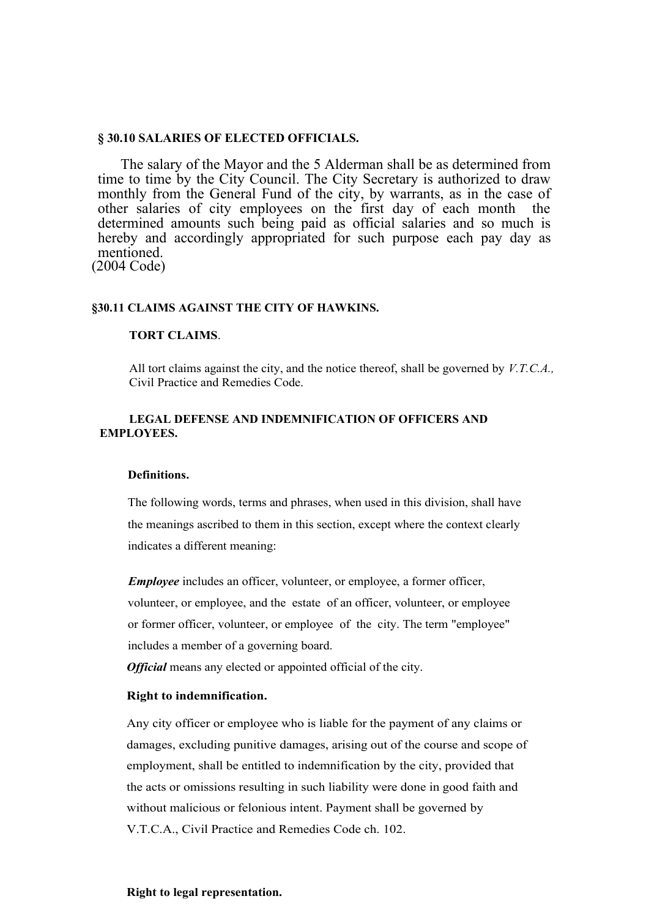### § 30.10 SALARIES OF ELECTED OFFICIALS.

The salary of the Mayor and the 5 Alderman shall be as determined from time to time by the City Council. The City Secretary is authorized to draw monthly from the General Fund of the city, by warrants, as in the case of other salaries of city employees on the first day of each month the determined amounts such being paid as official salaries and so much is hereby and accordingly appropriated for such purpose each pay day as mentioned.

(2004 Code)

### §30.11 CLAIMS AGAINST THE CITY OF HAWKINS.

**TORT CLAIMS**.

All tort claims against the city, and the notice thereof, shall be governed by *V.T.C.A.,* Civil Practice and Remedies Code.

**LEGAL DEFENSE AND INDEMNIFICATION OF OFFICERS AND EMPLOYEES.**

**Definitions.**

The following words, terms and phrases, when used in this division, shall have the meanings ascribed to them in this section, except where the context clearly indicates a different meaning:

***Employee*** includes an officer, volunteer, or employee, a former officer, volunteer, or employee, and the estate of an officer, volunteer, or employee or former officer, volunteer, or employee of the city. The term "employee" includes a member of a governing board.

***Official*** means any elected or appointed official of the city.

**Right to indemnification.**

Any city officer or employee who is liable for the payment of any claims or damages, excluding punitive damages, arising out of the course and scope of employment, shall be entitled to indemnification by the city, provided that the acts or omissions resulting in such liability were done in good faith and without malicious or felonious intent. Payment shall be governed by V.T.C.A., Civil Practice and Remedies Code ch. 102.

**Right to legal representation.**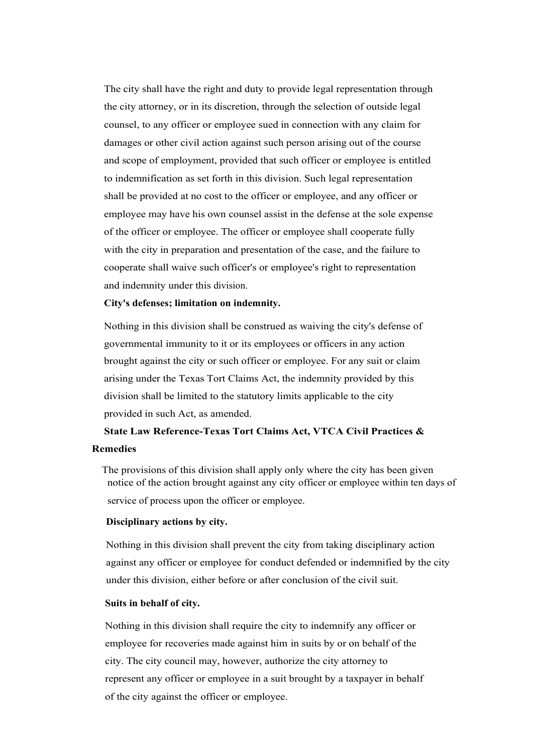The city shall have the right and duty to provide legal representation through the city attorney, or in its discretion, through the selection of outside legal counsel, to any officer or employee sued in connection with any claim for damages or other civil action against such person arising out of the course and scope of employment, provided that such officer or employee is entitled to indemnification as set forth in this division. Such legal representation shall be provided at no cost to the officer or employee, and any officer or employee may have his own counsel assist in the defense at the sole expense of the officer or employee. The officer or employee shall cooperate fully with the city in preparation and presentation of the case, and the failure to cooperate shall waive such officer's or employee's right to representation and indemnity under this division.

**City's defenses; limitation on indemnity.**

Nothing in this division shall be construed as waiving the city's defense of governmental immunity to it or its employees or officers in any action brought against the city or such officer or employee. For any suit or claim arising under the Texas Tort Claims Act, the indemnity provided by this division shall be limited to the statutory limits applicable to the city provided in such Act, as amended.

**State Law Reference-Texas Tort Claims Act, VTCA Civil Practices & Remedies**

The provisions of this division shall apply only where the city has been given notice of the action brought against any city officer or employee within ten days of service of process upon the officer or employee.

**Disciplinary actions by city.**

Nothing in this division shall prevent the city from taking disciplinary action against any officer or employee for conduct defended or indemnified by the city under this division, either before or after conclusion of the civil suit.

**Suits in behalf of city.**

Nothing in this division shall require the city to indemnify any officer or employee for recoveries made against him in suits by or on behalf of the city. The city council may, however, authorize the city attorney to represent any officer or employee in a suit brought by a taxpayer in behalf of the city against the officer or employee.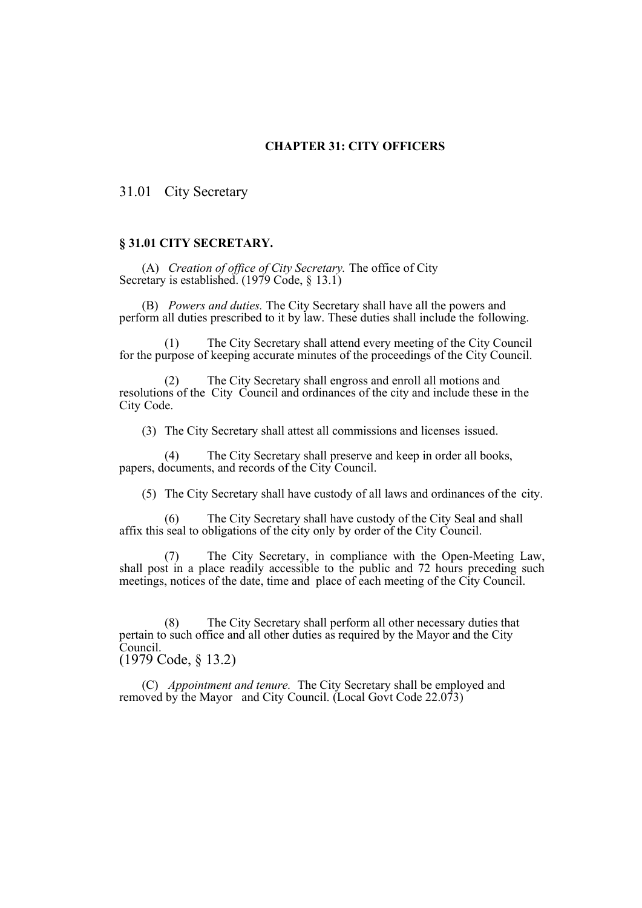# CHAPTER 31: CITY OFFICERS

31.01 City Secretary

## § 31.01 CITY SECRETARY.

(A) *Creation of office of City Secretary.* The office of City Secretary is established. (1979 Code, § 13.1)

(B) *Powers and duties.* The City Secretary shall have all the powers and perform all duties prescribed to it by law. These duties shall include the following.

(1) The City Secretary shall attend every meeting of the City Council for the purpose of keeping accurate minutes of the proceedings of the City Council.

(2) The City Secretary shall engross and enroll all motions and resolutions of the City Council and ordinances of the city and include these in the City Code.

(3) The City Secretary shall attest all commissions and licenses issued.

(4) The City Secretary shall preserve and keep in order all books, papers, documents, and records of the City Council.

(5) The City Secretary shall have custody of all laws and ordinances of the city.

(6) The City Secretary shall have custody of the City Seal and shall affix this seal to obligations of the city only by order of the City Council.

(7) The City Secretary, in compliance with the Open-Meeting Law, shall post in a place readily accessible to the public and 72 hours preceding such meetings, notices of the date, time and place of each meeting of the City Council.

(8) The City Secretary shall perform all other necessary duties that pertain to such office and all other duties as required by the Mayor and the City Council.

(1979 Code, § 13.2)

(C) *Appointment and tenure.* The City Secretary shall be employed and removed by the Mayor and City Council. (Local Govt Code 22.073)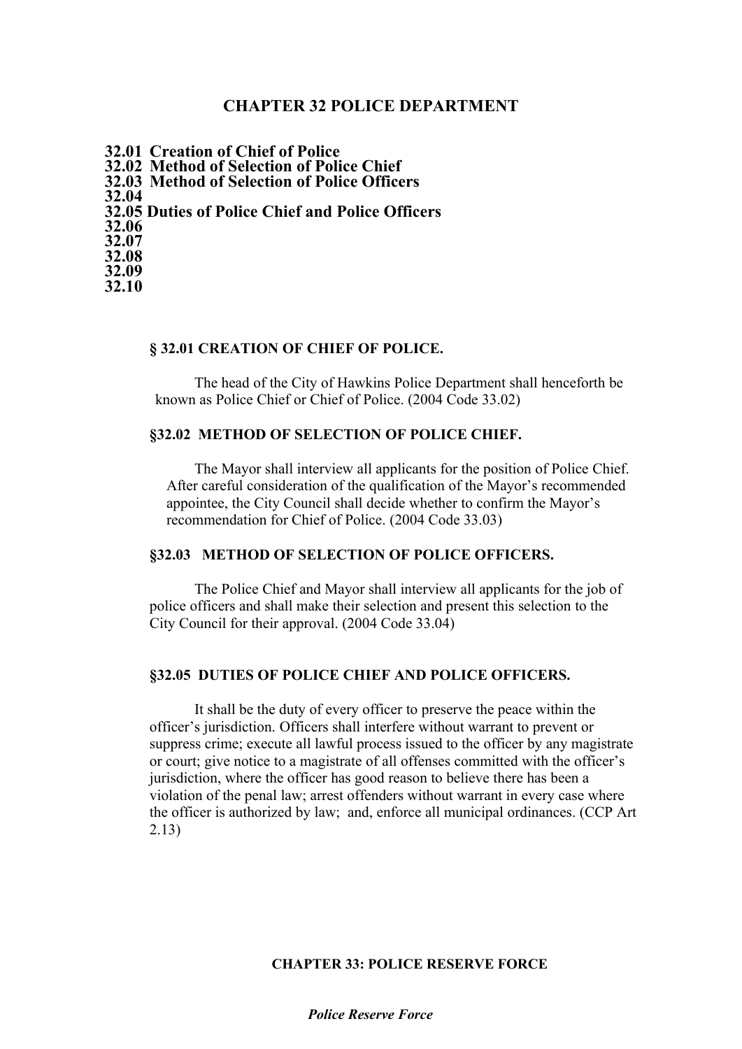# CHAPTER 32 POLICE DEPARTMENT

**32.01 Creation of Chief of Police**
**32.02 Method of Selection of Police Chief**
**32.03 Method of Selection of Police Officers**
**32.04**
**32.05 Duties of Police Chief and Police Officers**
**32.06**
**32.07**
**32.08**
**32.09**
**32.10**

### § 32.01 CREATION OF CHIEF OF POLICE.

The head of the City of Hawkins Police Department shall henceforth be known as Police Chief or Chief of Police. (2004 Code 33.02)

### §32.02 METHOD OF SELECTION OF POLICE CHIEF.

The Mayor shall interview all applicants for the position of Police Chief. After careful consideration of the qualification of the Mayor's recommended appointee, the City Council shall decide whether to confirm the Mayor's recommendation for Chief of Police. (2004 Code 33.03)

### §32.03 METHOD OF SELECTION OF POLICE OFFICERS.

The Police Chief and Mayor shall interview all applicants for the job of police officers and shall make their selection and present this selection to the City Council for their approval. (2004 Code 33.04)

### §32.05 DUTIES OF POLICE CHIEF AND POLICE OFFICERS.

It shall be the duty of every officer to preserve the peace within the officer's jurisdiction. Officers shall interfere without warrant to prevent or suppress crime; execute all lawful process issued to the officer by any magistrate or court; give notice to a magistrate of all offenses committed with the officer's jurisdiction, where the officer has good reason to believe there has been a violation of the penal law; arrest offenders without warrant in every case where the officer is authorized by law; and, enforce all municipal ordinances. (CCP Art 2.13)

## CHAPTER 33: POLICE RESERVE FORCE

***Police Reserve Force***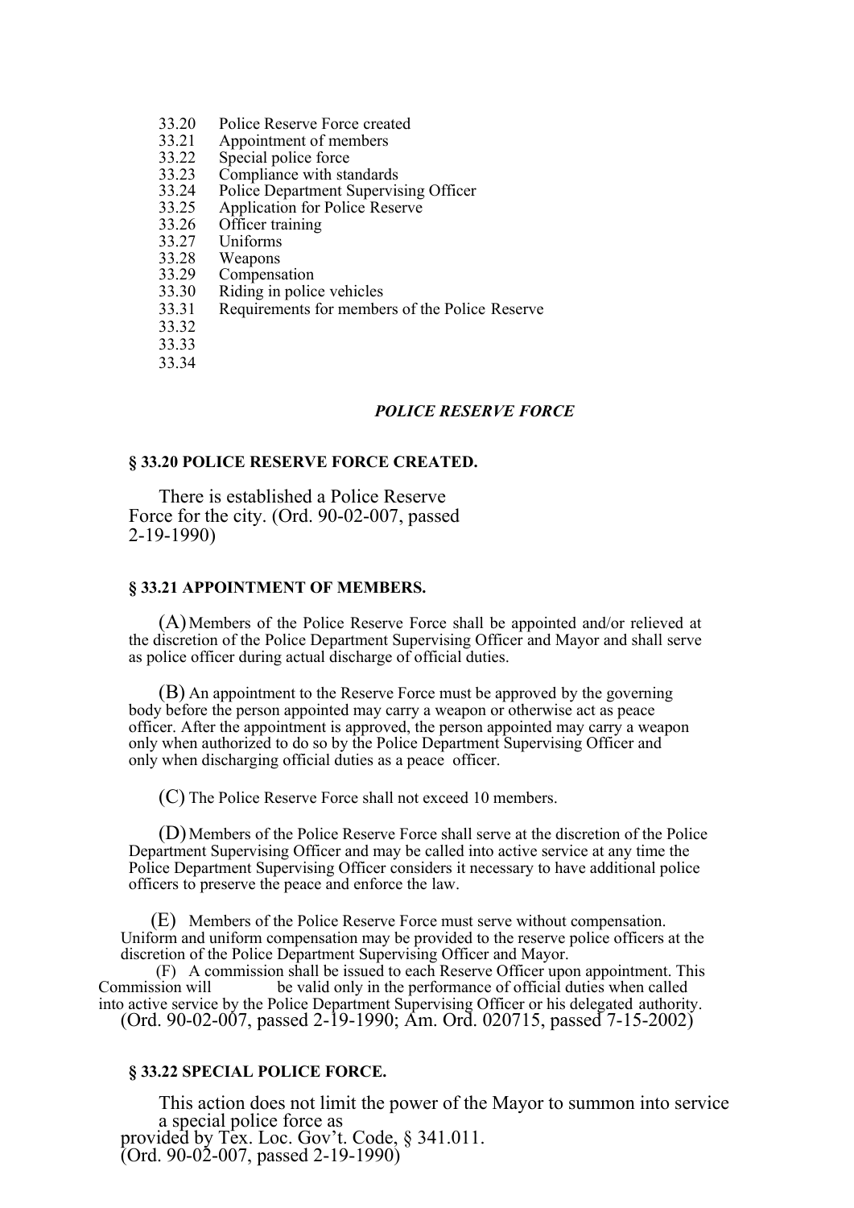33.20 Police Reserve Force created
33.21 Appointment of members
33.22 Special police force
33.23 Compliance with standards
33.24 Police Department Supervising Officer
33.25 Application for Police Reserve
33.26 Officer training
33.27 Uniforms
33.28 Weapons
33.29 Compensation
33.30 Riding in police vehicles
33.31 Requirements for members of the Police Reserve
33.32
33.33
33.34

## *POLICE RESERVE FORCE*

### § 33.20 POLICE RESERVE FORCE CREATED.

There is established a Police Reserve Force for the city. (Ord. 90-02-007, passed 2-19-1990)

### § 33.21 APPOINTMENT OF MEMBERS.

(A) Members of the Police Reserve Force shall be appointed and/or relieved at the discretion of the Police Department Supervising Officer and Mayor and shall serve as police officer during actual discharge of official duties.

(B) An appointment to the Reserve Force must be approved by the governing body before the person appointed may carry a weapon or otherwise act as peace officer. After the appointment is approved, the person appointed may carry a weapon only when authorized to do so by the Police Department Supervising Officer and only when discharging official duties as a peace officer.

(C) The Police Reserve Force shall not exceed 10 members.

(D) Members of the Police Reserve Force shall serve at the discretion of the Police Department Supervising Officer and may be called into active service at any time the Police Department Supervising Officer considers it necessary to have additional police officers to preserve the peace and enforce the law.

(E) Members of the Police Reserve Force must serve without compensation. Uniform and uniform compensation may be provided to the reserve police officers at the discretion of the Police Department Supervising Officer and Mayor.

(F) A commission shall be issued to each Reserve Officer upon appointment. This Commission will be valid only in the performance of official duties when called into active service by the Police Department Supervising Officer or his delegated authority. (Ord. 90-02-007, passed 2-19-1990; Am. Ord. 020715, passed 7-15-2002)

### § 33.22 SPECIAL POLICE FORCE.

This action does not limit the power of the Mayor to summon into service a special police force as provided by Tex. Loc. Gov't. Code, § 341.011. (Ord. 90-02-007, passed 2-19-1990)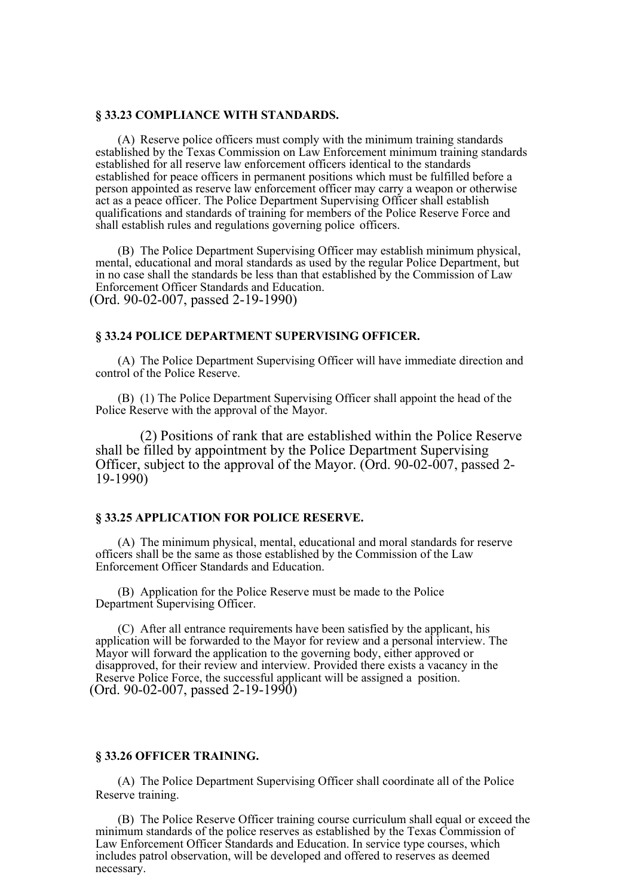**§ 33.23 COMPLIANCE WITH STANDARDS.**

(A) Reserve police officers must comply with the minimum training standards established by the Texas Commission on Law Enforcement minimum training standards established for all reserve law enforcement officers identical to the standards established for peace officers in permanent positions which must be fulfilled before a person appointed as reserve law enforcement officer may carry a weapon or otherwise act as a peace officer. The Police Department Supervising Officer shall establish qualifications and standards of training for members of the Police Reserve Force and shall establish rules and regulations governing police officers.

(B) The Police Department Supervising Officer may establish minimum physical, mental, educational and moral standards as used by the regular Police Department, but in no case shall the standards be less than that established by the Commission of Law Enforcement Officer Standards and Education.
(Ord. 90-02-007, passed 2-19-1990)

**§ 33.24 POLICE DEPARTMENT SUPERVISING OFFICER.**

(A) The Police Department Supervising Officer will have immediate direction and control of the Police Reserve.

(B) (1) The Police Department Supervising Officer shall appoint the head of the Police Reserve with the approval of the Mayor.

(2) Positions of rank that are established within the Police Reserve shall be filled by appointment by the Police Department Supervising Officer, subject to the approval of the Mayor. (Ord. 90-02-007, passed 2-19-1990)

**§ 33.25 APPLICATION FOR POLICE RESERVE.**

(A) The minimum physical, mental, educational and moral standards for reserve officers shall be the same as those established by the Commission of the Law Enforcement Officer Standards and Education.

(B) Application for the Police Reserve must be made to the Police Department Supervising Officer.

(C) After all entrance requirements have been satisfied by the applicant, his application will be forwarded to the Mayor for review and a personal interview. The Mayor will forward the application to the governing body, either approved or disapproved, for their review and interview. Provided there exists a vacancy in the Reserve Police Force, the successful applicant will be assigned a position.
(Ord. 90-02-007, passed 2-19-1990)

**§ 33.26 OFFICER TRAINING.**

(A) The Police Department Supervising Officer shall coordinate all of the Police Reserve training.

(B) The Police Reserve Officer training course curriculum shall equal or exceed the minimum standards of the police reserves as established by the Texas Commission of Law Enforcement Officer Standards and Education. In service type courses, which includes patrol observation, will be developed and offered to reserves as deemed necessary.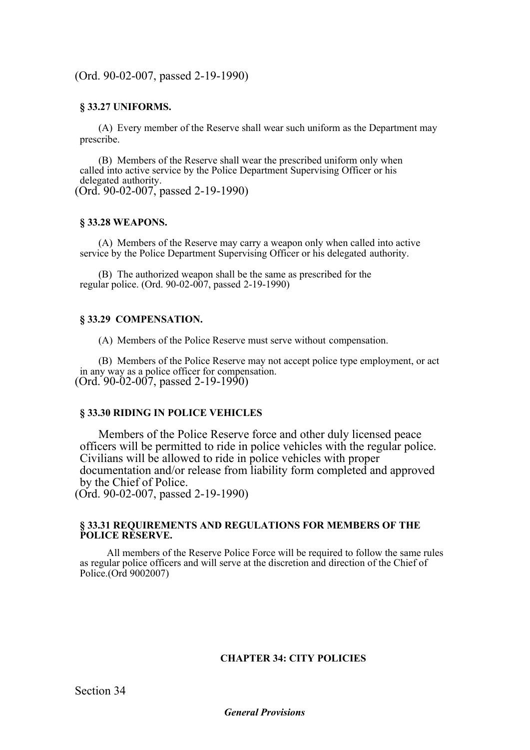(Ord. 90-02-007, passed 2-19-1990)

### § 33.27 UNIFORMS.

(A) Every member of the Reserve shall wear such uniform as the Department may prescribe.

(B) Members of the Reserve shall wear the prescribed uniform only when called into active service by the Police Department Supervising Officer or his delegated authority.
(Ord. 90-02-007, passed 2-19-1990)

### § 33.28 WEAPONS.

(A) Members of the Reserve may carry a weapon only when called into active service by the Police Department Supervising Officer or his delegated authority.

(B) The authorized weapon shall be the same as prescribed for the regular police. (Ord. 90-02-007, passed 2-19-1990)

### § 33.29 COMPENSATION.

(A) Members of the Police Reserve must serve without compensation.

(B) Members of the Police Reserve may not accept police type employment, or act in any way as a police officer for compensation.
(Ord. 90-02-007, passed 2-19-1990)

### § 33.30 RIDING IN POLICE VEHICLES

Members of the Police Reserve force and other duly licensed peace officers will be permitted to ride in police vehicles with the regular police. Civilians will be allowed to ride in police vehicles with proper documentation and/or release from liability form completed and approved by the Chief of Police.
(Ord. 90-02-007, passed 2-19-1990)

### § 33.31 REQUIREMENTS AND REGULATIONS FOR MEMBERS OF THE POLICE RESERVE.

All members of the Reserve Police Force will be required to follow the same rules as regular police officers and will serve at the discretion and direction of the Chief of Police.(Ord 9002007)

## CHAPTER 34: CITY POLICIES

Section 34

***General Provisions***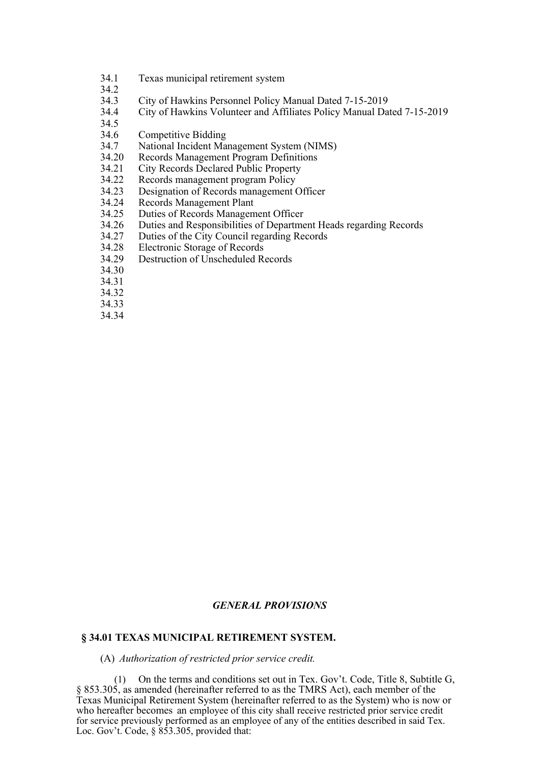34.1 Texas municipal retirement system
34.2
34.3 City of Hawkins Personnel Policy Manual Dated 7-15-2019
34.4 City of Hawkins Volunteer and Affiliates Policy Manual Dated 7-15-2019
34.5
34.6 Competitive Bidding
34.7 National Incident Management System (NIMS)
34.20 Records Management Program Definitions
34.21 City Records Declared Public Property
34.22 Records management program Policy
34.23 Designation of Records management Officer
34.24 Records Management Plant
34.25 Duties of Records Management Officer
34.26 Duties and Responsibilities of Department Heads regarding Records
34.27 Duties of the City Council regarding Records
34.28 Electronic Storage of Records
34.29 Destruction of Unscheduled Records
34.30
34.31
34.32
34.33
34.34

## *GENERAL PROVISIONS*

### § 34.01 TEXAS MUNICIPAL RETIREMENT SYSTEM.

(A) *Authorization of restricted prior service credit.*

(1) On the terms and conditions set out in Tex. Gov't. Code, Title 8, Subtitle G, § 853.305, as amended (hereinafter referred to as the TMRS Act), each member of the Texas Municipal Retirement System (hereinafter referred to as the System) who is now or who hereafter becomes an employee of this city shall receive restricted prior service credit for service previously performed as an employee of any of the entities described in said Tex. Loc. Gov't. Code, § 853.305, provided that: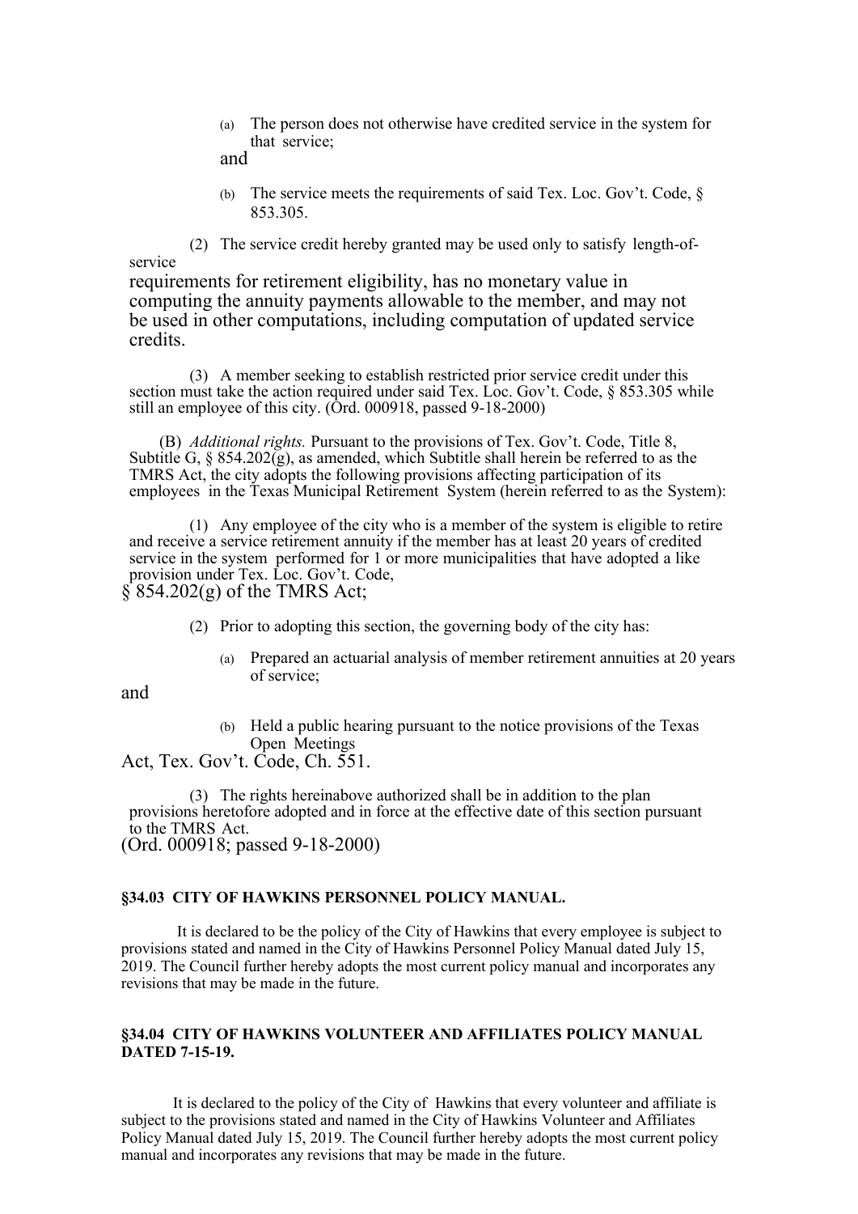(a) The person does not otherwise have credited service in the system for that service;

and

(b) The service meets the requirements of said Tex. Loc. Gov't. Code, § 853.305.

(2) The service credit hereby granted may be used only to satisfy length-of-service requirements for retirement eligibility, has no monetary value in computing the annuity payments allowable to the member, and may not be used in other computations, including computation of updated service credits.

(3) A member seeking to establish restricted prior service credit under this section must take the action required under said Tex. Loc. Gov't. Code, § 853.305 while still an employee of this city. (Ord. 000918, passed 9-18-2000)

(B) *Additional rights.* Pursuant to the provisions of Tex. Gov't. Code, Title 8, Subtitle G, § 854.202(g), as amended, which Subtitle shall herein be referred to as the TMRS Act, the city adopts the following provisions affecting participation of its employees in the Texas Municipal Retirement System (herein referred to as the System):

(1) Any employee of the city who is a member of the system is eligible to retire and receive a service retirement annuity if the member has at least 20 years of credited service in the system performed for 1 or more municipalities that have adopted a like provision under Tex. Loc. Gov't. Code, § 854.202(g) of the TMRS Act;

(2) Prior to adopting this section, the governing body of the city has:

(a) Prepared an actuarial analysis of member retirement annuities at 20 years of service;

and

(b) Held a public hearing pursuant to the notice provisions of the Texas Open Meetings Act, Tex. Gov't. Code, Ch. 551.

(3) The rights hereinabove authorized shall be in addition to the plan provisions heretofore adopted and in force at the effective date of this section pursuant to the TMRS Act.

(Ord. 000918; passed 9-18-2000)

**§34.03 CITY OF HAWKINS PERSONNEL POLICY MANUAL.**

It is declared to be the policy of the City of Hawkins that every employee is subject to provisions stated and named in the City of Hawkins Personnel Policy Manual dated July 15, 2019. The Council further hereby adopts the most current policy manual and incorporates any revisions that may be made in the future.

**§34.04 CITY OF HAWKINS VOLUNTEER AND AFFILIATES POLICY MANUAL DATED 7-15-19.**

It is declared to the policy of the City of Hawkins that every volunteer and affiliate is subject to the provisions stated and named in the City of Hawkins Volunteer and Affiliates Policy Manual dated July 15, 2019. The Council further hereby adopts the most current policy manual and incorporates any revisions that may be made in the future.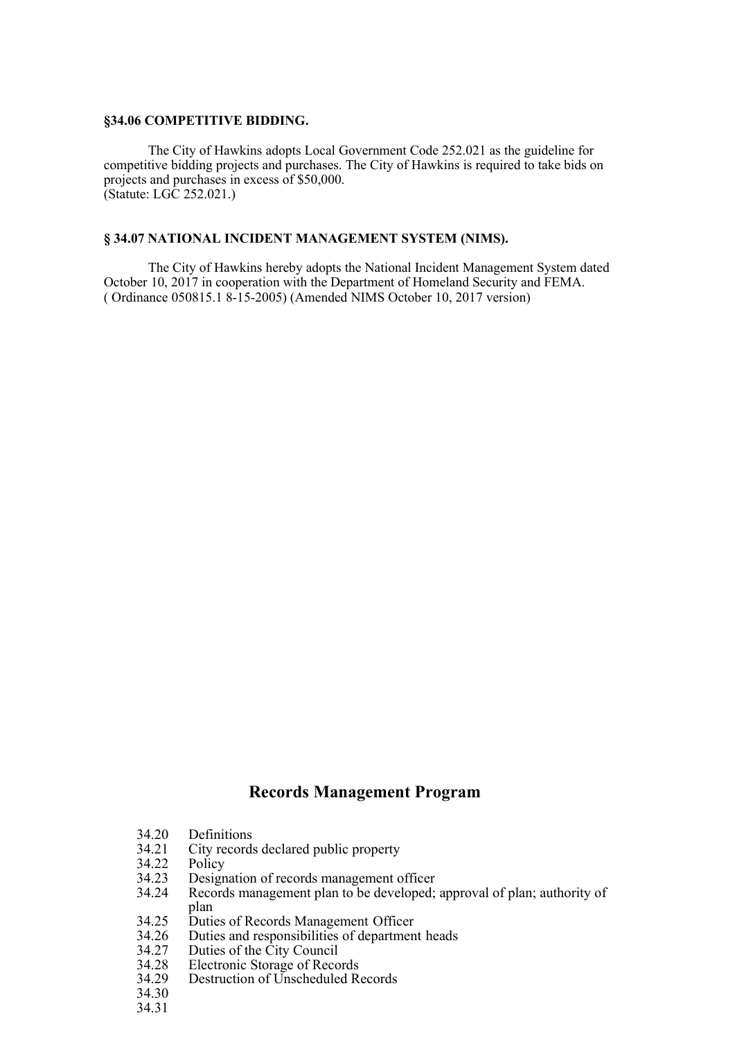**§34.06 COMPETITIVE BIDDING.**

The City of Hawkins adopts Local Government Code 252.021 as the guideline for competitive bidding projects and purchases. The City of Hawkins is required to take bids on projects and purchases in excess of $50,000.
(Statute: LGC 252.021.)

**§ 34.07 NATIONAL INCIDENT MANAGEMENT SYSTEM (NIMS).**

The City of Hawkins hereby adopts the National Incident Management System dated October 10, 2017 in cooperation with the Department of Homeland Security and FEMA.
( Ordinance 050815.1 8-15-2005) (Amended NIMS October 10, 2017 version)

## Records Management Program

34.20 Definitions
34.21 City records declared public property
34.22 Policy
34.23 Designation of records management officer
34.24 Records management plan to be developed; approval of plan; authority of plan
34.25 Duties of Records Management Officer
34.26 Duties and responsibilities of department heads
34.27 Duties of the City Council
34.28 Electronic Storage of Records
34.29 Destruction of Unscheduled Records
34.30
34.31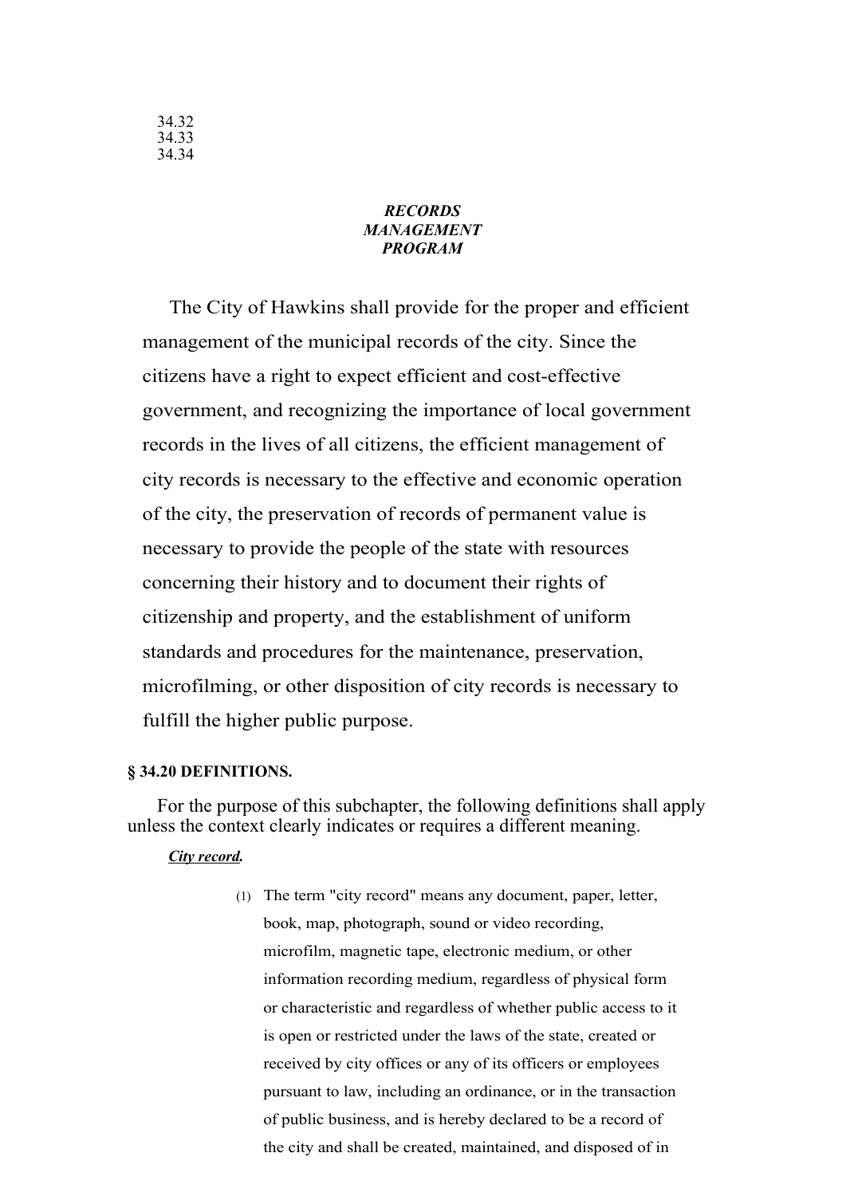34.32
34.33
34.34

***RECORDS MANAGEMENT PROGRAM***

The City of Hawkins shall provide for the proper and efficient management of the municipal records of the city. Since the citizens have a right to expect efficient and cost-effective government, and recognizing the importance of local government records in the lives of all citizens, the efficient management of city records is necessary to the effective and economic operation of the city, the preservation of records of permanent value is necessary to provide the people of the state with resources concerning their history and to document their rights of citizenship and property, and the establishment of uniform standards and procedures for the maintenance, preservation, microfilming, or other disposition of city records is necessary to fulfill the higher public purpose.

**§ 34.20 DEFINITIONS.**

For the purpose of this subchapter, the following definitions shall apply unless the context clearly indicates or requires a different meaning.

***City record.***

(1) The term "city record" means any document, paper, letter, book, map, photograph, sound or video recording, microfilm, magnetic tape, electronic medium, or other information recording medium, regardless of physical form or characteristic and regardless of whether public access to it is open or restricted under the laws of the state, created or received by city offices or any of its officers or employees pursuant to law, including an ordinance, or in the transaction of public business, and is hereby declared to be a record of the city and shall be created, maintained, and disposed of in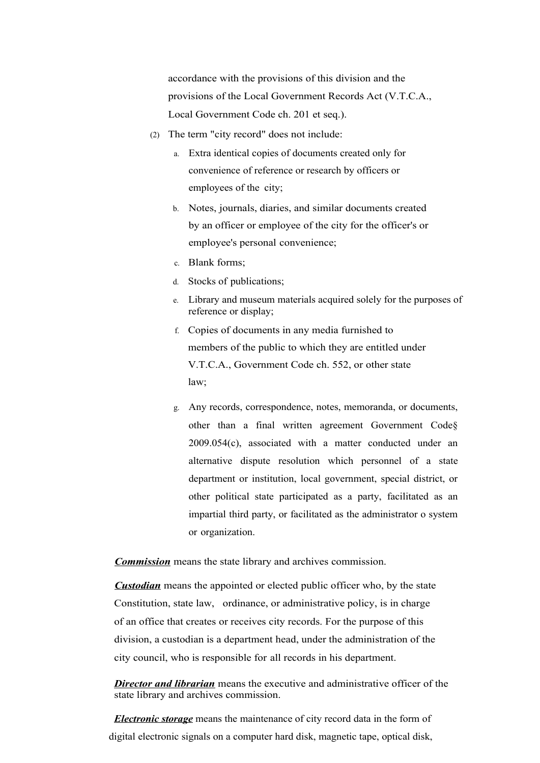accordance with the provisions of this division and the provisions of the Local Government Records Act (V.T.C.A., Local Government Code ch. 201 et seq.).

(2) The term "city record" does not include:

a. Extra identical copies of documents created only for convenience of reference or research by officers or employees of the city;

b. Notes, journals, diaries, and similar documents created by an officer or employee of the city for the officer's or employee's personal convenience;

c. Blank forms;

d. Stocks of publications;

e. Library and museum materials acquired solely for the purposes of reference or display;

f. Copies of documents in any media furnished to members of the public to which they are entitled under V.T.C.A., Government Code ch. 552, or other state law;

g. Any records, correspondence, notes, memoranda, or documents, other than a final written agreement Government Code§ 2009.054(c), associated with a matter conducted under an alternative dispute resolution which personnel of a state department or institution, local government, special district, or other political state participated as a party, facilitated as an impartial third party, or facilitated as the administrator o system or organization.

***Commission*** means the state library and archives commission.

***Custodian*** means the appointed or elected public officer who, by the state Constitution, state law, ordinance, or administrative policy, is in charge of an office that creates or receives city records. For the purpose of this division, a custodian is a department head, under the administration of the city council, who is responsible for all records in his department.

***Director and librarian*** means the executive and administrative officer of the state library and archives commission.

***Electronic storage*** means the maintenance of city record data in the form of digital electronic signals on a computer hard disk, magnetic tape, optical disk,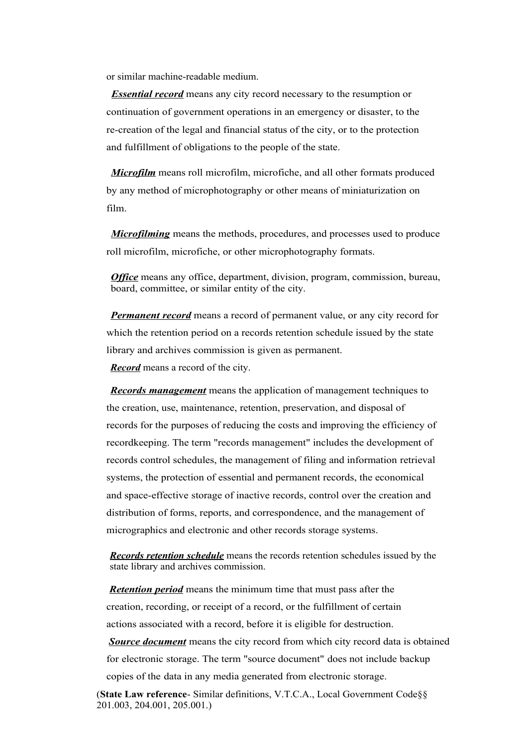or similar machine-readable medium.

***Essential record*** means any city record necessary to the resumption or continuation of government operations in an emergency or disaster, to the re-creation of the legal and financial status of the city, or to the protection and fulfillment of obligations to the people of the state.

***Microfilm*** means roll microfilm, microfiche, and all other formats produced by any method of microphotography or other means of miniaturization on film.

***Microfilming*** means the methods, procedures, and processes used to produce roll microfilm, microfiche, or other microphotography formats.

***Office*** means any office, department, division, program, commission, bureau, board, committee, or similar entity of the city.

***Permanent record*** means a record of permanent value, or any city record for which the retention period on a records retention schedule issued by the state library and archives commission is given as permanent.

***Record*** means a record of the city.

***Records management*** means the application of management techniques to the creation, use, maintenance, retention, preservation, and disposal of records for the purposes of reducing the costs and improving the efficiency of recordkeeping. The term "records management" includes the development of records control schedules, the management of filing and information retrieval systems, the protection of essential and permanent records, the economical and space-effective storage of inactive records, control over the creation and distribution of forms, reports, and correspondence, and the management of micrographics and electronic and other records storage systems.

***Records retention schedule*** means the records retention schedules issued by the state library and archives commission.

***Retention period*** means the minimum time that must pass after the creation, recording, or receipt of a record, or the fulfillment of certain actions associated with a record, before it is eligible for destruction.

***Source document*** means the city record from which city record data is obtained for electronic storage. The term "source document" does not include backup copies of the data in any media generated from electronic storage.

(**State Law reference**- Similar definitions, V.T.C.A., Local Government Code§§ 201.003, 204.001, 205.001.)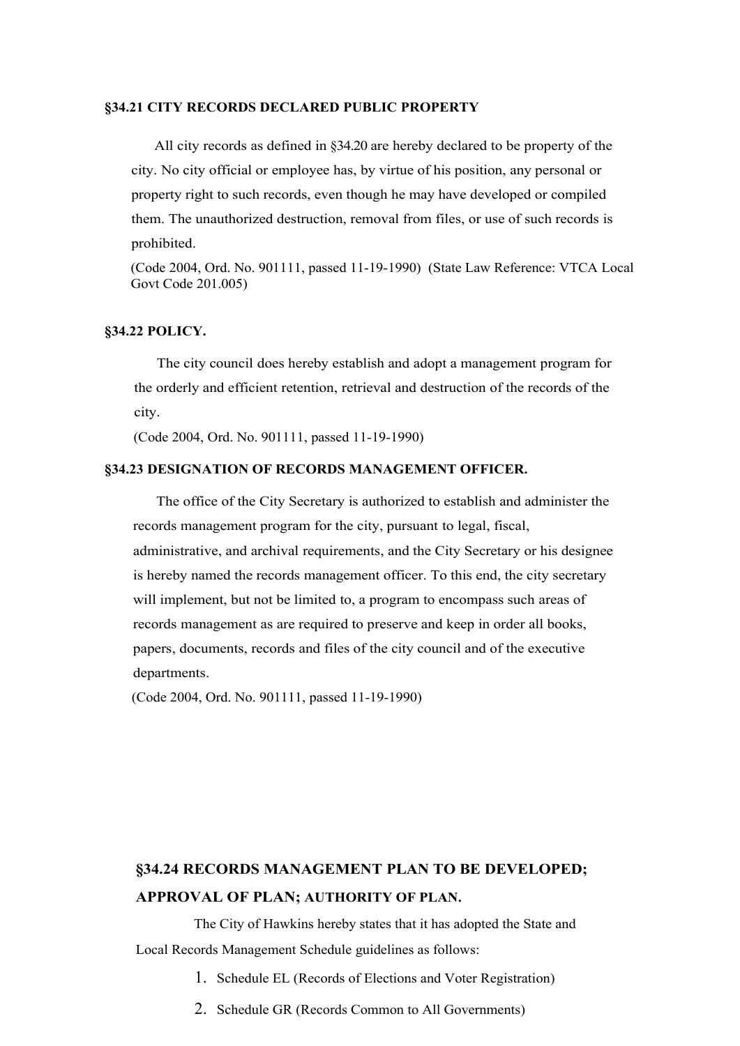**§34.21 CITY RECORDS DECLARED PUBLIC PROPERTY**

All city records as defined in §34.20 are hereby declared to be property of the city. No city official or employee has, by virtue of his position, any personal or property right to such records, even though he may have developed or compiled them. The unauthorized destruction, removal from files, or use of such records is prohibited.

(Code 2004, Ord. No. 901111, passed 11-19-1990) (State Law Reference: VTCA Local Govt Code 201.005)

**§34.22 POLICY.**

The city council does hereby establish and adopt a management program for the orderly and efficient retention, retrieval and destruction of the records of the city.

(Code 2004, Ord. No. 901111, passed 11-19-1990)

**§34.23 DESIGNATION OF RECORDS MANAGEMENT OFFICER.**

The office of the City Secretary is authorized to establish and administer the records management program for the city, pursuant to legal, fiscal, administrative, and archival requirements, and the City Secretary or his designee is hereby named the records management officer. To this end, the city secretary will implement, but not be limited to, a program to encompass such areas of records management as are required to preserve and keep in order all books, papers, documents, records and files of the city council and of the executive departments.

(Code 2004, Ord. No. 901111, passed 11-19-1990)

**§34.24 RECORDS MANAGEMENT PLAN TO BE DEVELOPED; APPROVAL OF PLAN; AUTHORITY OF PLAN.**

The City of Hawkins hereby states that it has adopted the State and Local Records Management Schedule guidelines as follows:

1. Schedule EL (Records of Elections and Voter Registration)
2. Schedule GR (Records Common to All Governments)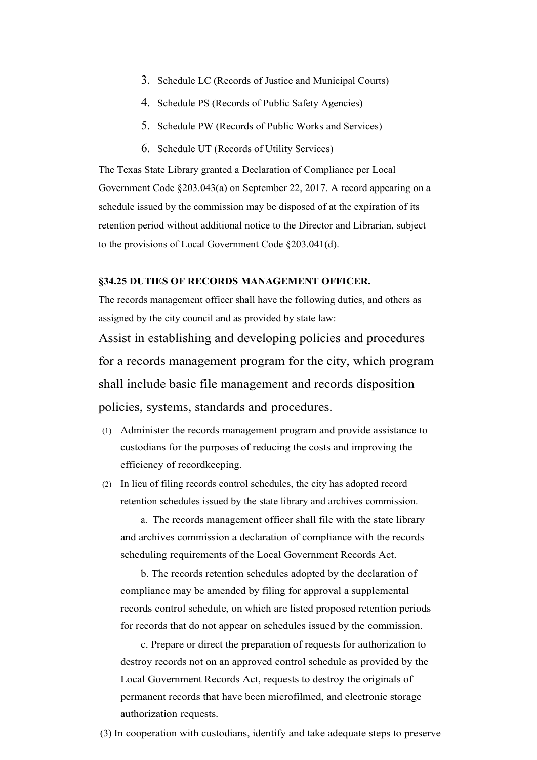3. Schedule LC (Records of Justice and Municipal Courts)
4. Schedule PS (Records of Public Safety Agencies)
5. Schedule PW (Records of Public Works and Services)
6. Schedule UT (Records of Utility Services)

The Texas State Library granted a Declaration of Compliance per Local Government Code §203.043(a) on September 22, 2017. A record appearing on a schedule issued by the commission may be disposed of at the expiration of its retention period without additional notice to the Director and Librarian, subject to the provisions of Local Government Code §203.041(d).

**§34.25 DUTIES OF RECORDS MANAGEMENT OFFICER.**

The records management officer shall have the following duties, and others as assigned by the city council and as provided by state law:

Assist in establishing and developing policies and procedures for a records management program for the city, which program shall include basic file management and records disposition policies, systems, standards and procedures.

(1) Administer the records management program and provide assistance to custodians for the purposes of reducing the costs and improving the efficiency of recordkeeping.

(2) In lieu of filing records control schedules, the city has adopted record retention schedules issued by the state library and archives commission.

a. The records management officer shall file with the state library and archives commission a declaration of compliance with the records scheduling requirements of the Local Government Records Act.

b. The records retention schedules adopted by the declaration of compliance may be amended by filing for approval a supplemental records control schedule, on which are listed proposed retention periods for records that do not appear on schedules issued by the commission.

c. Prepare or direct the preparation of requests for authorization to destroy records not on an approved control schedule as provided by the Local Government Records Act, requests to destroy the originals of permanent records that have been microfilmed, and electronic storage authorization requests.

(3) In cooperation with custodians, identify and take adequate steps to preserve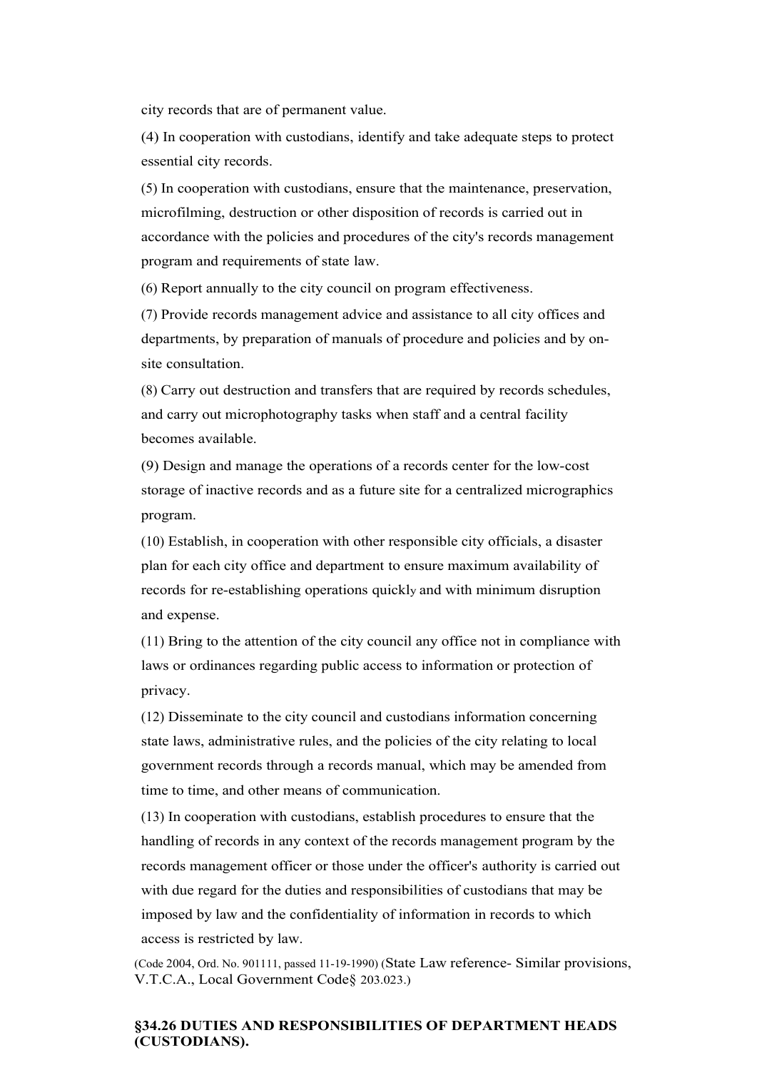city records that are of permanent value.

(4) In cooperation with custodians, identify and take adequate steps to protect essential city records.

(5) In cooperation with custodians, ensure that the maintenance, preservation, microfilming, destruction or other disposition of records is carried out in accordance with the policies and procedures of the city's records management program and requirements of state law.

(6) Report annually to the city council on program effectiveness.

(7) Provide records management advice and assistance to all city offices and departments, by preparation of manuals of procedure and policies and by on-site consultation.

(8) Carry out destruction and transfers that are required by records schedules, and carry out microphotography tasks when staff and a central facility becomes available.

(9) Design and manage the operations of a records center for the low-cost storage of inactive records and as a future site for a centralized micrographics program.

(10) Establish, in cooperation with other responsible city officials, a disaster plan for each city office and department to ensure maximum availability of records for re-establishing operations quickly and with minimum disruption and expense.

(11) Bring to the attention of the city council any office not in compliance with laws or ordinances regarding public access to information or protection of privacy.

(12) Disseminate to the city council and custodians information concerning state laws, administrative rules, and the policies of the city relating to local government records through a records manual, which may be amended from time to time, and other means of communication.

(13) In cooperation with custodians, establish procedures to ensure that the handling of records in any context of the records management program by the records management officer or those under the officer's authority is carried out with due regard for the duties and responsibilities of custodians that may be imposed by law and the confidentiality of information in records to which access is restricted by law.

(Code 2004, Ord. No. 901111, passed 11-19-1990) (State Law reference- Similar provisions, V.T.C.A., Local Government Code§ 203.023.)

### §34.26 DUTIES AND RESPONSIBILITIES OF DEPARTMENT HEADS (CUSTODIANS).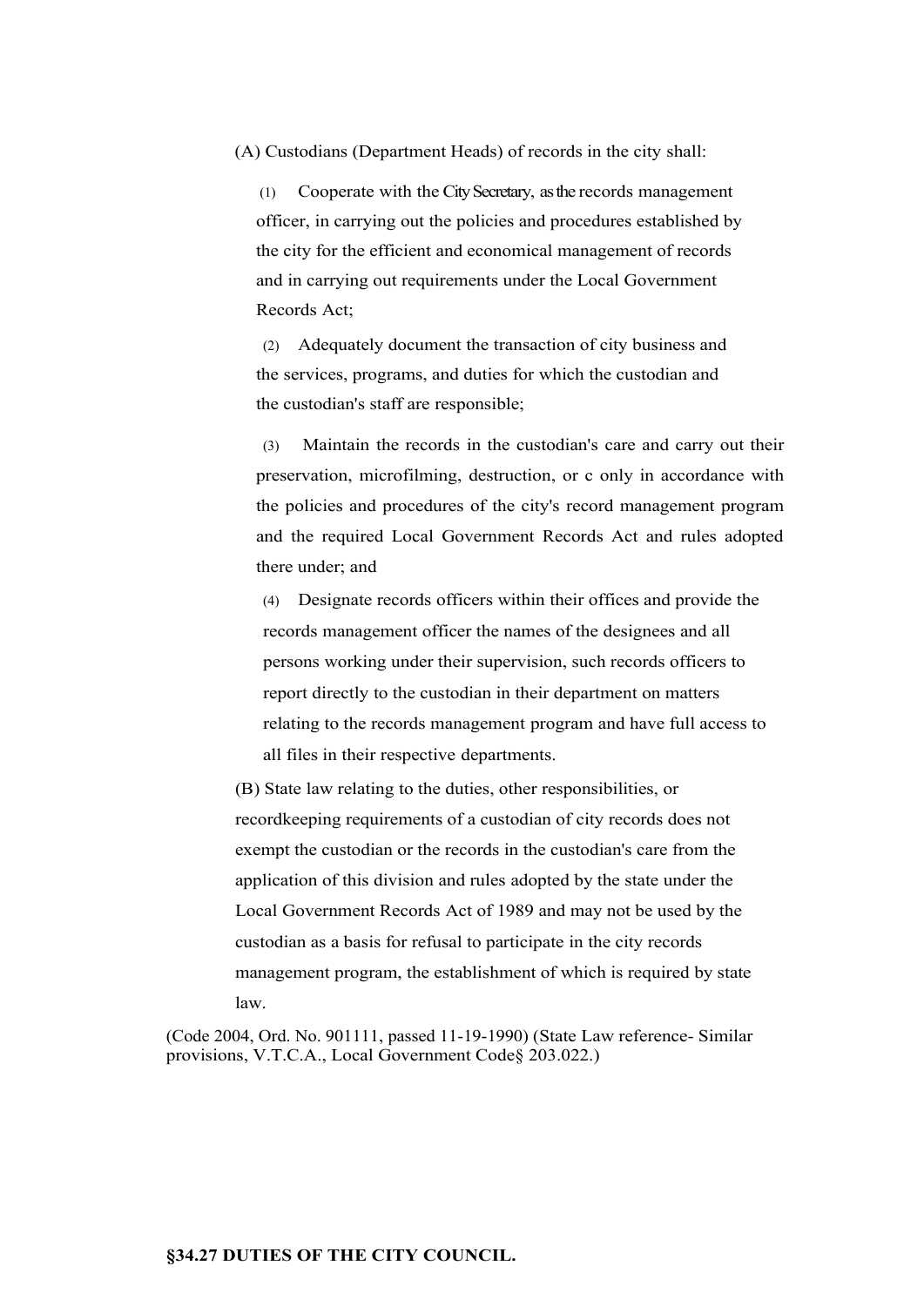(A) Custodians (Department Heads) of records in the city shall:

(1) Cooperate with the City Secretary, as the records management officer, in carrying out the policies and procedures established by the city for the efficient and economical management of records and in carrying out requirements under the Local Government Records Act;

(2) Adequately document the transaction of city business and the services, programs, and duties for which the custodian and the custodian's staff are responsible;

(3) Maintain the records in the custodian's care and carry out their preservation, microfilming, destruction, or c only in accordance with the policies and procedures of the city's record management program and the required Local Government Records Act and rules adopted there under; and

(4) Designate records officers within their offices and provide the records management officer the names of the designees and all persons working under their supervision, such records officers to report directly to the custodian in their department on matters relating to the records management program and have full access to all files in their respective departments.

(B) State law relating to the duties, other responsibilities, or recordkeeping requirements of a custodian of city records does not exempt the custodian or the records in the custodian's care from the application of this division and rules adopted by the state under the Local Government Records Act of 1989 and may not be used by the custodian as a basis for refusal to participate in the city records management program, the establishment of which is required by state law.

(Code 2004, Ord. No. 901111, passed 11-19-1990) (State Law reference- Similar provisions, V.T.C.A., Local Government Code§ 203.022.)

**§34.27 DUTIES OF THE CITY COUNCIL.**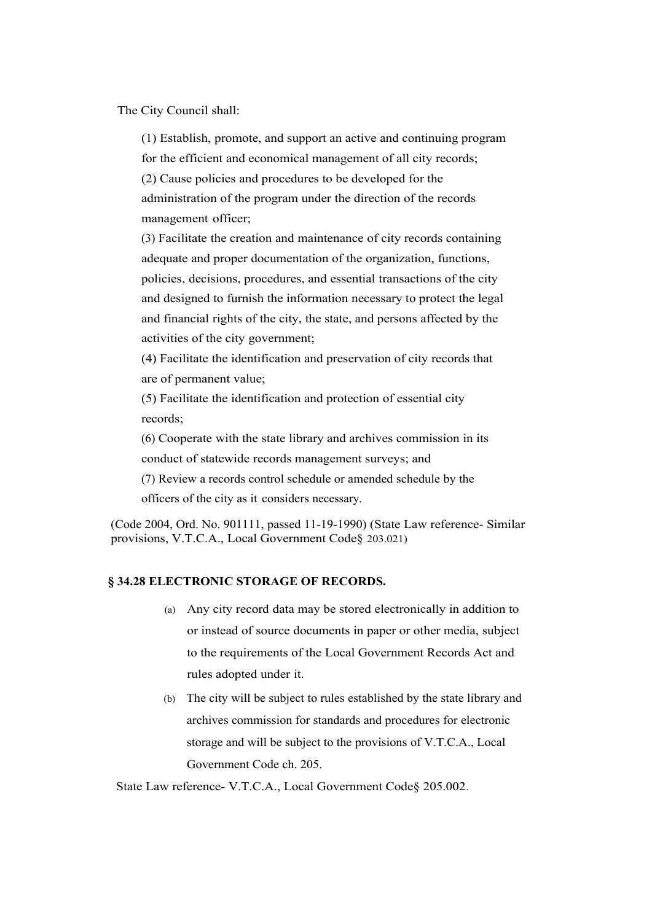The City Council shall:

(1) Establish, promote, and support an active and continuing program for the efficient and economical management of all city records;

(2) Cause policies and procedures to be developed for the administration of the program under the direction of the records management officer;

(3) Facilitate the creation and maintenance of city records containing adequate and proper documentation of the organization, functions, policies, decisions, procedures, and essential transactions of the city and designed to furnish the information necessary to protect the legal and financial rights of the city, the state, and persons affected by the activities of the city government;

(4) Facilitate the identification and preservation of city records that are of permanent value;

(5) Facilitate the identification and protection of essential city records;

(6) Cooperate with the state library and archives commission in its conduct of statewide records management surveys; and

(7) Review a records control schedule or amended schedule by the officers of the city as it considers necessary.

(Code 2004, Ord. No. 901111, passed 11-19-1990) (State Law reference- Similar provisions, V.T.C.A., Local Government Code§ 203.021)

**§ 34.28 ELECTRONIC STORAGE OF RECORDS.**

(a) Any city record data may be stored electronically in addition to or instead of source documents in paper or other media, subject to the requirements of the Local Government Records Act and rules adopted under it.

(b) The city will be subject to rules established by the state library and archives commission for standards and procedures for electronic storage and will be subject to the provisions of V.T.C.A., Local Government Code ch. 205.

State Law reference- V.T.C.A., Local Government Code§ 205.002.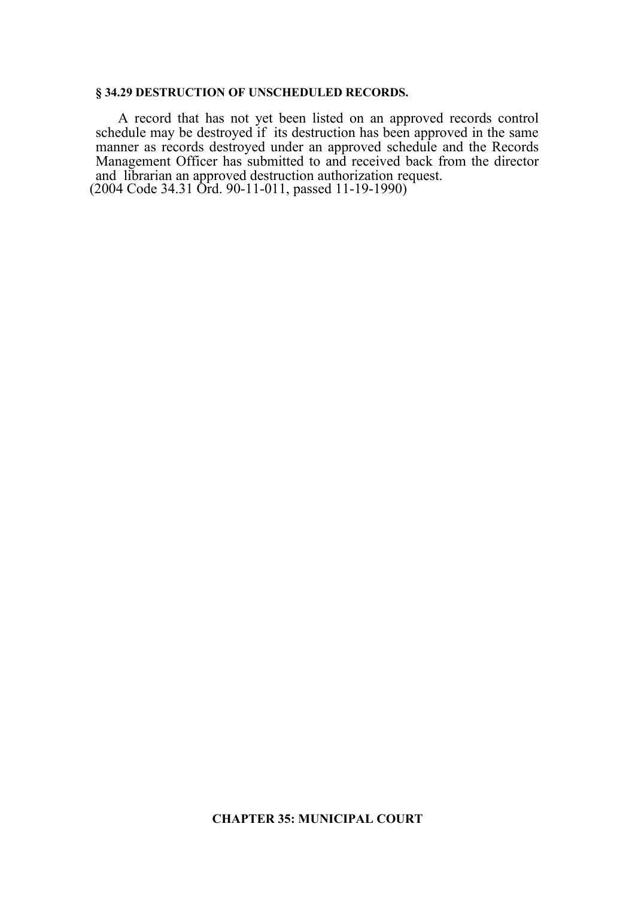### § 34.29 DESTRUCTION OF UNSCHEDULED RECORDS.

A record that has not yet been listed on an approved records control schedule may be destroyed if its destruction has been approved in the same manner as records destroyed under an approved schedule and the Records Management Officer has submitted to and received back from the director and librarian an approved destruction authorization request.
(2004 Code 34.31 Ord. 90-11-011, passed 11-19-1990)

## CHAPTER 35: MUNICIPAL COURT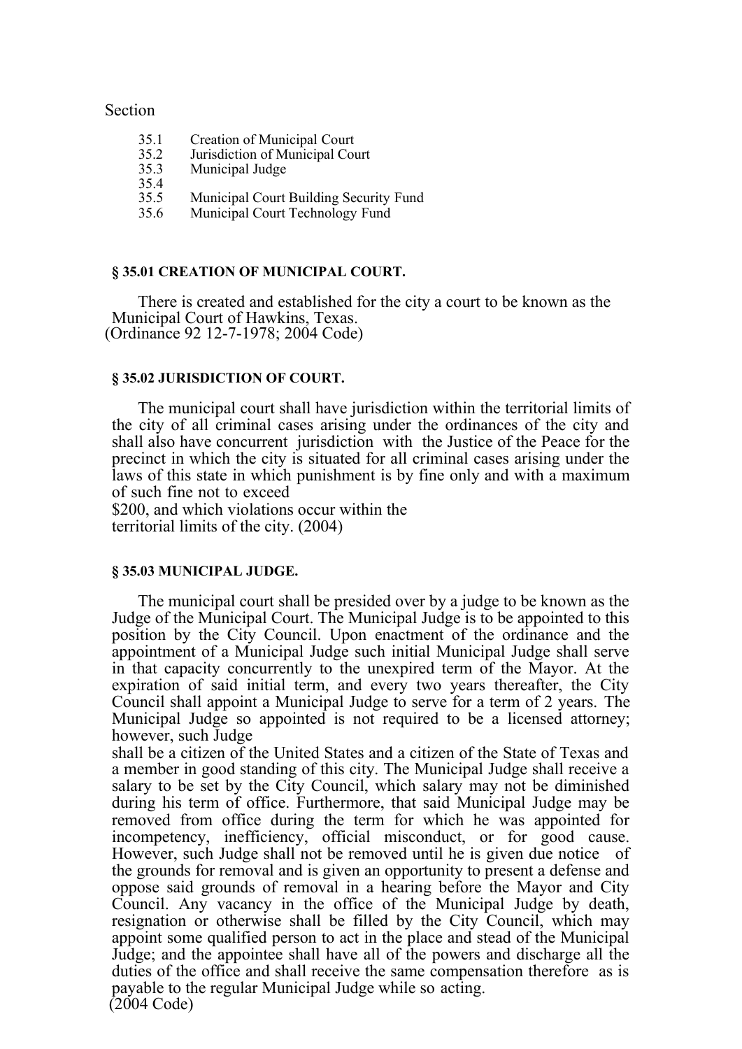Section

35.1 Creation of Municipal Court
35.2 Jurisdiction of Municipal Court
35.3 Municipal Judge
35.4
35.5 Municipal Court Building Security Fund
35.6 Municipal Court Technology Fund

### § 35.01 CREATION OF MUNICIPAL COURT.

There is created and established for the city a court to be known as the Municipal Court of Hawkins, Texas.
(Ordinance 92 12-7-1978; 2004 Code)

### § 35.02 JURISDICTION OF COURT.

The municipal court shall have jurisdiction within the territorial limits of the city of all criminal cases arising under the ordinances of the city and shall also have concurrent jurisdiction with the Justice of the Peace for the precinct in which the city is situated for all criminal cases arising under the laws of this state in which punishment is by fine only and with a maximum of such fine not to exceed $200, and which violations occur within the territorial limits of the city. (2004)

### § 35.03 MUNICIPAL JUDGE.

The municipal court shall be presided over by a judge to be known as the Judge of the Municipal Court. The Municipal Judge is to be appointed to this position by the City Council. Upon enactment of the ordinance and the appointment of a Municipal Judge such initial Municipal Judge shall serve in that capacity concurrently to the unexpired term of the Mayor. At the expiration of said initial term, and every two years thereafter, the City Council shall appoint a Municipal Judge to serve for a term of 2 years. The Municipal Judge so appointed is not required to be a licensed attorney; however, such Judge shall be a citizen of the United States and a citizen of the State of Texas and a member in good standing of this city. The Municipal Judge shall receive a salary to be set by the City Council, which salary may not be diminished during his term of office. Furthermore, that said Municipal Judge may be removed from office during the term for which he was appointed for incompetency, inefficiency, official misconduct, or for good cause. However, such Judge shall not be removed until he is given due notice of the grounds for removal and is given an opportunity to present a defense and oppose said grounds of removal in a hearing before the Mayor and City Council. Any vacancy in the office of the Municipal Judge by death, resignation or otherwise shall be filled by the City Council, which may appoint some qualified person to act in the place and stead of the Municipal Judge; and the appointee shall have all of the powers and discharge all the duties of the office and shall receive the same compensation therefore as is payable to the regular Municipal Judge while so acting.
(2004 Code)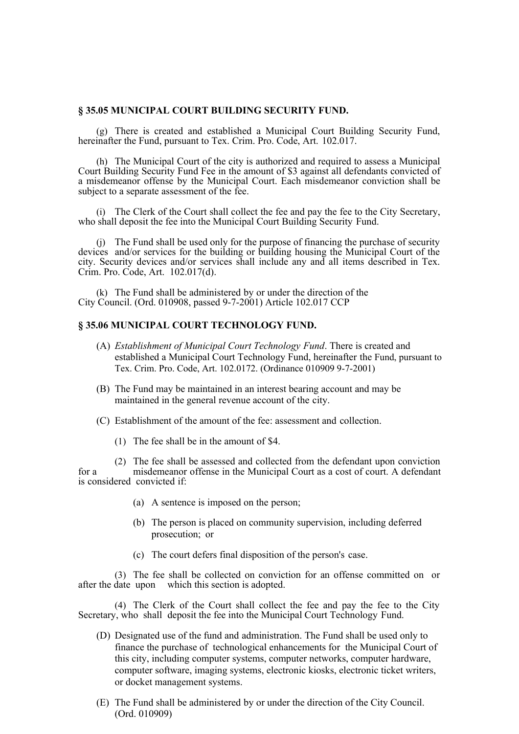## § 35.05 MUNICIPAL COURT BUILDING SECURITY FUND.

(g) There is created and established a Municipal Court Building Security Fund, hereinafter the Fund, pursuant to Tex. Crim. Pro. Code, Art. 102.017.

(h) The Municipal Court of the city is authorized and required to assess a Municipal Court Building Security Fund Fee in the amount of $3 against all defendants convicted of a misdemeanor offense by the Municipal Court. Each misdemeanor conviction shall be subject to a separate assessment of the fee.

(i) The Clerk of the Court shall collect the fee and pay the fee to the City Secretary, who shall deposit the fee into the Municipal Court Building Security Fund.

(j) The Fund shall be used only for the purpose of financing the purchase of security devices and/or services for the building or building housing the Municipal Court of the city. Security devices and/or services shall include any and all items described in Tex. Crim. Pro. Code, Art. 102.017(d).

(k) The Fund shall be administered by or under the direction of the City Council. (Ord. 010908, passed 9-7-2001) Article 102.017 CCP

## § 35.06 MUNICIPAL COURT TECHNOLOGY FUND.

(A) *Establishment of Municipal Court Technology Fund*. There is created and established a Municipal Court Technology Fund, hereinafter the Fund, pursuant to Tex. Crim. Pro. Code, Art. 102.0172. (Ordinance 010909 9-7-2001)

(B) The Fund may be maintained in an interest bearing account and may be maintained in the general revenue account of the city.

(C) Establishment of the amount of the fee: assessment and collection.

(1) The fee shall be in the amount of $4.

(2) The fee shall be assessed and collected from the defendant upon conviction for a misdemeanor offense in the Municipal Court as a cost of court. A defendant is considered convicted if:

(a) A sentence is imposed on the person;

(b) The person is placed on community supervision, including deferred prosecution; or

(c) The court defers final disposition of the person's case.

(3) The fee shall be collected on conviction for an offense committed on or after the date upon which this section is adopted.

(4) The Clerk of the Court shall collect the fee and pay the fee to the City Secretary, who shall deposit the fee into the Municipal Court Technology Fund.

(D) Designated use of the fund and administration. The Fund shall be used only to finance the purchase of technological enhancements for the Municipal Court of this city, including computer systems, computer networks, computer hardware, computer software, imaging systems, electronic kiosks, electronic ticket writers, or docket management systems.

(E) The Fund shall be administered by or under the direction of the City Council. (Ord. 010909)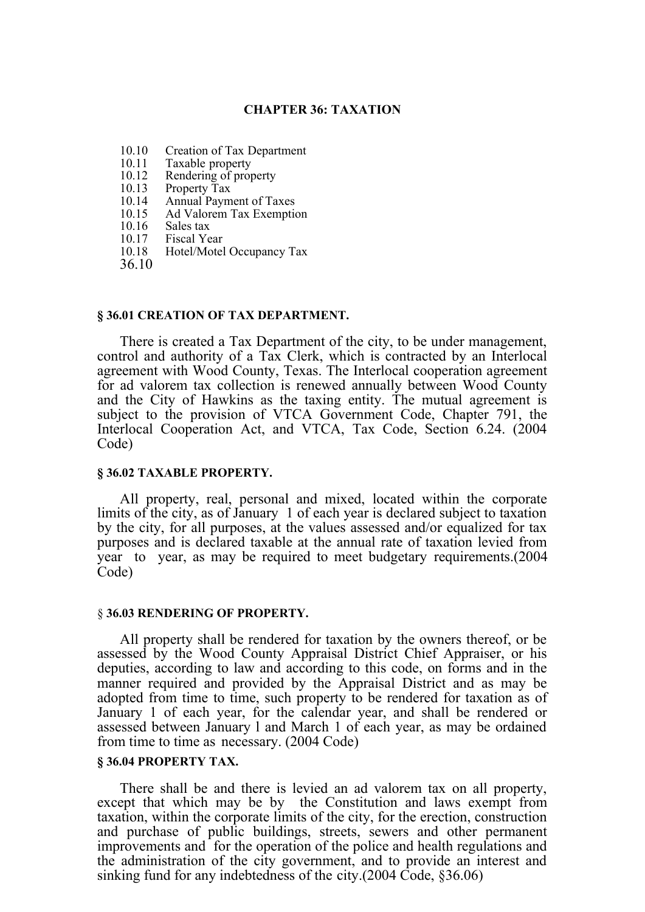# CHAPTER 36: TAXATION

10.10 Creation of Tax Department
10.11 Taxable property
10.12 Rendering of property
10.13 Property Tax
10.14 Annual Payment of Taxes
10.15 Ad Valorem Tax Exemption
10.16 Sales tax
10.17 Fiscal Year
10.18 Hotel/Motel Occupancy Tax
36.10

### § 36.01 CREATION OF TAX DEPARTMENT.

There is created a Tax Department of the city, to be under management, control and authority of a Tax Clerk, which is contracted by an Interlocal agreement with Wood County, Texas. The Interlocal cooperation agreement for ad valorem tax collection is renewed annually between Wood County and the City of Hawkins as the taxing entity. The mutual agreement is subject to the provision of VTCA Government Code, Chapter 791, the Interlocal Cooperation Act, and VTCA, Tax Code, Section 6.24. (2004 Code)

### § 36.02 TAXABLE PROPERTY.

All property, real, personal and mixed, located within the corporate limits of the city, as of January 1 of each year is declared subject to taxation by the city, for all purposes, at the values assessed and/or equalized for tax purposes and is declared taxable at the annual rate of taxation levied from year to year, as may be required to meet budgetary requirements.(2004 Code)

### § 36.03 RENDERING OF PROPERTY.

All property shall be rendered for taxation by the owners thereof, or be assessed by the Wood County Appraisal District Chief Appraiser, or his deputies, according to law and according to this code, on forms and in the manner required and provided by the Appraisal District and as may be adopted from time to time, such property to be rendered for taxation as of January 1 of each year, for the calendar year, and shall be rendered or assessed between January l and March 1 of each year, as may be ordained from time to time as necessary. (2004 Code)

### § 36.04 PROPERTY TAX.

There shall be and there is levied an ad valorem tax on all property, except that which may be by the Constitution and laws exempt from taxation, within the corporate limits of the city, for the erection, construction and purchase of public buildings, streets, sewers and other permanent improvements and for the operation of the police and health regulations and the administration of the city government, and to provide an interest and sinking fund for any indebtedness of the city.(2004 Code, §36.06)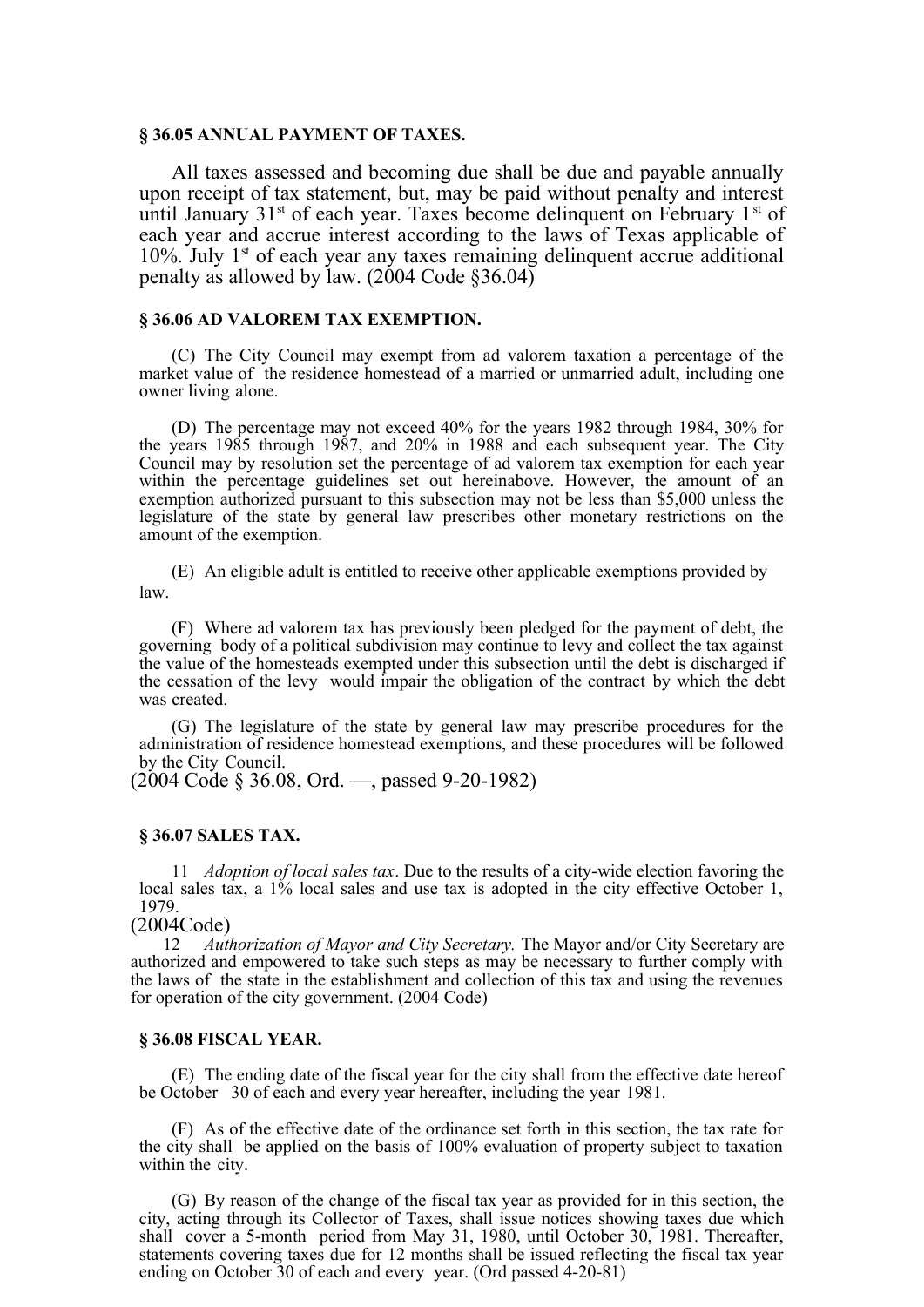**§ 36.05 ANNUAL PAYMENT OF TAXES.**

All taxes assessed and becoming due shall be due and payable annually upon receipt of tax statement, but, may be paid without penalty and interest until January 31st of each year. Taxes become delinquent on February 1st of each year and accrue interest according to the laws of Texas applicable of 10%. July 1st of each year any taxes remaining delinquent accrue additional penalty as allowed by law. (2004 Code §36.04)

**§ 36.06 AD VALOREM TAX EXEMPTION.**

(C) The City Council may exempt from ad valorem taxation a percentage of the market value of the residence homestead of a married or unmarried adult, including one owner living alone.

(D) The percentage may not exceed 40% for the years 1982 through 1984, 30% for the years 1985 through 1987, and 20% in 1988 and each subsequent year. The City Council may by resolution set the percentage of ad valorem tax exemption for each year within the percentage guidelines set out hereinabove. However, the amount of an exemption authorized pursuant to this subsection may not be less than $5,000 unless the legislature of the state by general law prescribes other monetary restrictions on the amount of the exemption.

(E) An eligible adult is entitled to receive other applicable exemptions provided by law.

(F) Where ad valorem tax has previously been pledged for the payment of debt, the governing body of a political subdivision may continue to levy and collect the tax against the value of the homesteads exempted under this subsection until the debt is discharged if the cessation of the levy would impair the obligation of the contract by which the debt was created.

(G) The legislature of the state by general law may prescribe procedures for the administration of residence homestead exemptions, and these procedures will be followed by the City Council.

(2004 Code § 36.08, Ord. —, passed 9-20-1982)

**§ 36.07 SALES TAX.**

11 *Adoption of local sales tax*. Due to the results of a city-wide election favoring the local sales tax, a 1% local sales and use tax is adopted in the city effective October 1, 1979.

(2004Code)

12 *Authorization of Mayor and City Secretary.* The Mayor and/or City Secretary are authorized and empowered to take such steps as may be necessary to further comply with the laws of the state in the establishment and collection of this tax and using the revenues for operation of the city government. (2004 Code)

**§ 36.08 FISCAL YEAR.**

(E) The ending date of the fiscal year for the city shall from the effective date hereof be October 30 of each and every year hereafter, including the year 1981.

(F) As of the effective date of the ordinance set forth in this section, the tax rate for the city shall be applied on the basis of 100% evaluation of property subject to taxation within the city.

(G) By reason of the change of the fiscal tax year as provided for in this section, the city, acting through its Collector of Taxes, shall issue notices showing taxes due which shall cover a 5-month period from May 31, 1980, until October 30, 1981. Thereafter, statements covering taxes due for 12 months shall be issued reflecting the fiscal tax year ending on October 30 of each and every year. (Ord passed 4-20-81)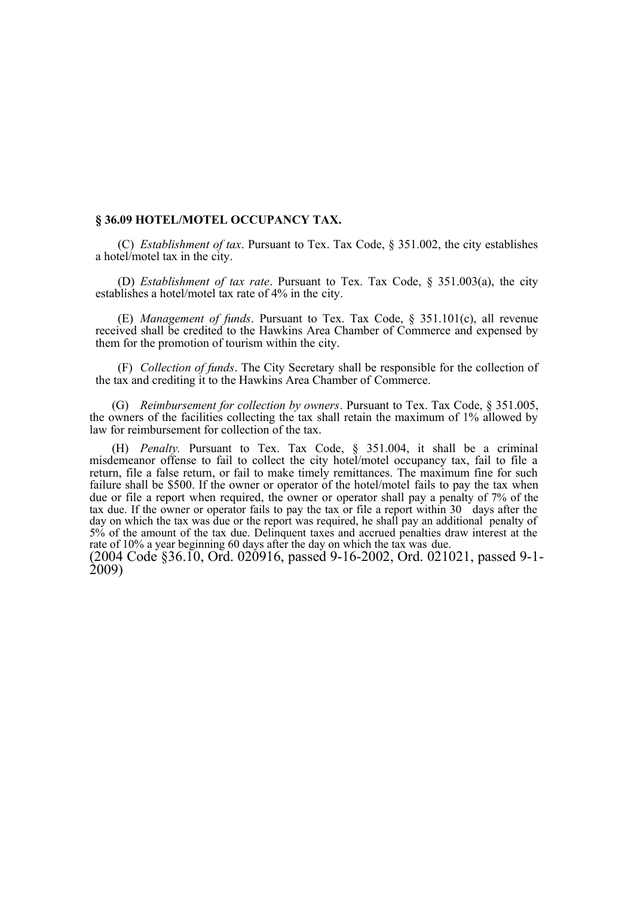**§ 36.09 HOTEL/MOTEL OCCUPANCY TAX.**

(C) *Establishment of tax*. Pursuant to Tex. Tax Code, § 351.002, the city establishes a hotel/motel tax in the city.

(D) *Establishment of tax rate*. Pursuant to Tex. Tax Code, § 351.003(a), the city establishes a hotel/motel tax rate of 4% in the city.

(E) *Management of funds*. Pursuant to Tex. Tax Code, § 351.101(c), all revenue received shall be credited to the Hawkins Area Chamber of Commerce and expensed by them for the promotion of tourism within the city.

(F) *Collection of funds*. The City Secretary shall be responsible for the collection of the tax and crediting it to the Hawkins Area Chamber of Commerce.

(G) *Reimbursement for collection by owners*. Pursuant to Tex. Tax Code, § 351.005, the owners of the facilities collecting the tax shall retain the maximum of 1% allowed by law for reimbursement for collection of the tax.

(H) *Penalty.* Pursuant to Tex. Tax Code, § 351.004, it shall be a criminal misdemeanor offense to fail to collect the city hotel/motel occupancy tax, fail to file a return, file a false return, or fail to make timely remittances. The maximum fine for such failure shall be $500. If the owner or operator of the hotel/motel fails to pay the tax when due or file a report when required, the owner or operator shall pay a penalty of 7% of the tax due. If the owner or operator fails to pay the tax or file a report within 30 days after the day on which the tax was due or the report was required, he shall pay an additional penalty of 5% of the amount of the tax due. Delinquent taxes and accrued penalties draw interest at the rate of 10% a year beginning 60 days after the day on which the tax was due.

(2004 Code §36.10, Ord. 020916, passed 9-16-2002, Ord. 021021, passed 9-1-2009)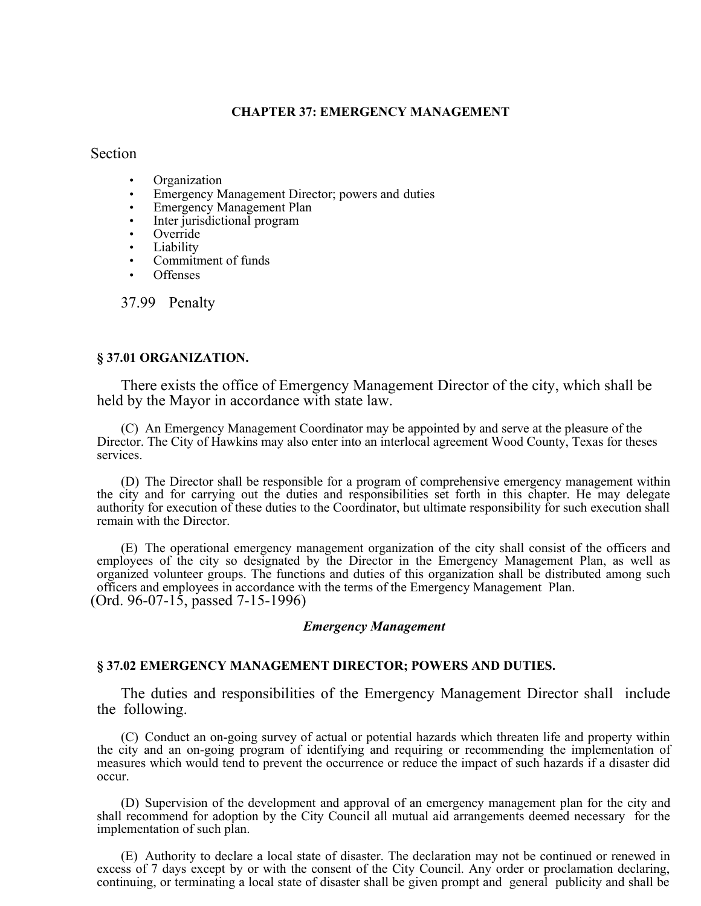**CHAPTER 37: EMERGENCY MANAGEMENT**

Section

- Organization
- Emergency Management Director; powers and duties
- Emergency Management Plan
- Inter jurisdictional program
- Override
- Liability
- Commitment of funds
- Offenses

37.99 Penalty

**§ 37.01 ORGANIZATION.**

There exists the office of Emergency Management Director of the city, which shall be held by the Mayor in accordance with state law.

(C) An Emergency Management Coordinator may be appointed by and serve at the pleasure of the Director. The City of Hawkins may also enter into an interlocal agreement Wood County, Texas for theses services.

(D) The Director shall be responsible for a program of comprehensive emergency management within the city and for carrying out the duties and responsibilities set forth in this chapter. He may delegate authority for execution of these duties to the Coordinator, but ultimate responsibility for such execution shall remain with the Director.

(E) The operational emergency management organization of the city shall consist of the officers and employees of the city so designated by the Director in the Emergency Management Plan, as well as organized volunteer groups. The functions and duties of this organization shall be distributed among such officers and employees in accordance with the terms of the Emergency Management Plan.
(Ord. 96-07-15, passed 7-15-1996)

*Emergency Management*

**§ 37.02 EMERGENCY MANAGEMENT DIRECTOR; POWERS AND DUTIES.**

The duties and responsibilities of the Emergency Management Director shall include the following.

(C) Conduct an on-going survey of actual or potential hazards which threaten life and property within the city and an on-going program of identifying and requiring or recommending the implementation of measures which would tend to prevent the occurrence or reduce the impact of such hazards if a disaster did occur.

(D) Supervision of the development and approval of an emergency management plan for the city and shall recommend for adoption by the City Council all mutual aid arrangements deemed necessary for the implementation of such plan.

(E) Authority to declare a local state of disaster. The declaration may not be continued or renewed in excess of 7 days except by or with the consent of the City Council. Any order or proclamation declaring, continuing, or terminating a local state of disaster shall be given prompt and general publicity and shall be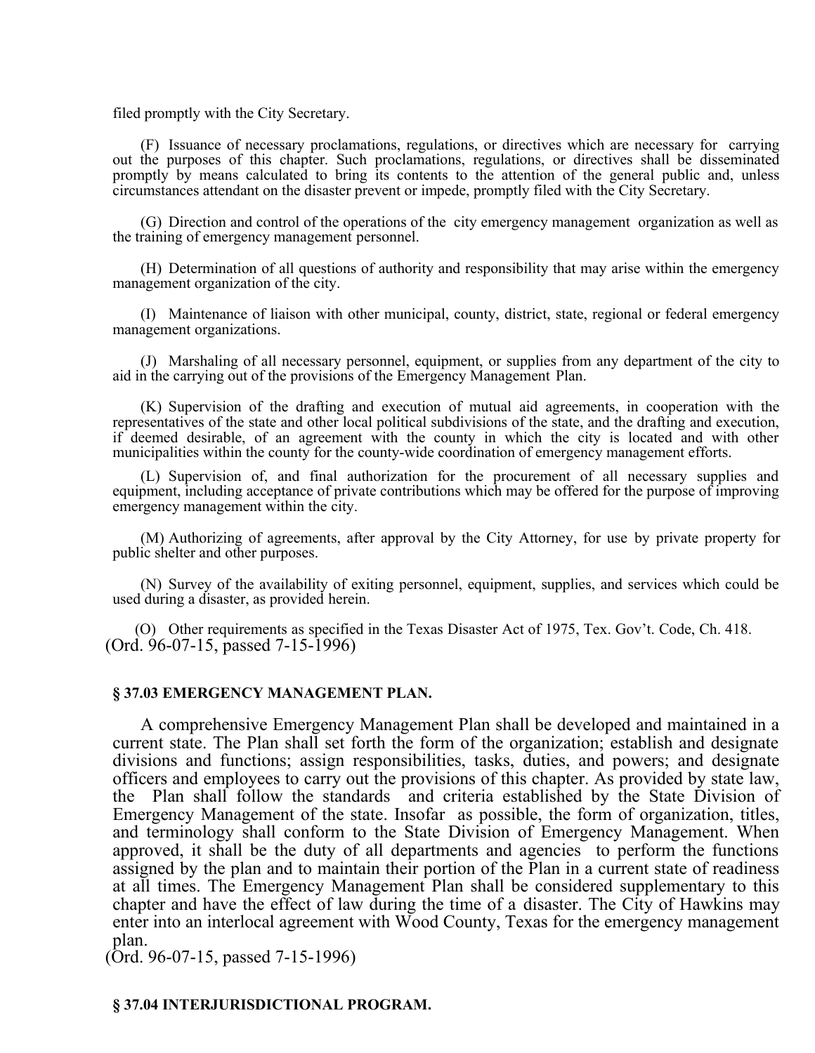filed promptly with the City Secretary.

(F) Issuance of necessary proclamations, regulations, or directives which are necessary for carrying out the purposes of this chapter. Such proclamations, regulations, or directives shall be disseminated promptly by means calculated to bring its contents to the attention of the general public and, unless circumstances attendant on the disaster prevent or impede, promptly filed with the City Secretary.

(G) Direction and control of the operations of the city emergency management organization as well as the training of emergency management personnel.

(H) Determination of all questions of authority and responsibility that may arise within the emergency management organization of the city.

(I) Maintenance of liaison with other municipal, county, district, state, regional or federal emergency management organizations.

(J) Marshaling of all necessary personnel, equipment, or supplies from any department of the city to aid in the carrying out of the provisions of the Emergency Management Plan.

(K) Supervision of the drafting and execution of mutual aid agreements, in cooperation with the representatives of the state and other local political subdivisions of the state, and the drafting and execution, if deemed desirable, of an agreement with the county in which the city is located and with other municipalities within the county for the county-wide coordination of emergency management efforts.

(L) Supervision of, and final authorization for the procurement of all necessary supplies and equipment, including acceptance of private contributions which may be offered for the purpose of improving emergency management within the city.

(M) Authorizing of agreements, after approval by the City Attorney, for use by private property for public shelter and other purposes.

(N) Survey of the availability of exiting personnel, equipment, supplies, and services which could be used during a disaster, as provided herein.

(O) Other requirements as specified in the Texas Disaster Act of 1975, Tex. Gov't. Code, Ch. 418.

(Ord. 96-07-15, passed 7-15-1996)

**§ 37.03 EMERGENCY MANAGEMENT PLAN.**

A comprehensive Emergency Management Plan shall be developed and maintained in a current state. The Plan shall set forth the form of the organization; establish and designate divisions and functions; assign responsibilities, tasks, duties, and powers; and designate officers and employees to carry out the provisions of this chapter. As provided by state law, the Plan shall follow the standards and criteria established by the State Division of Emergency Management of the state. Insofar as possible, the form of organization, titles, and terminology shall conform to the State Division of Emergency Management. When approved, it shall be the duty of all departments and agencies to perform the functions assigned by the plan and to maintain their portion of the Plan in a current state of readiness at all times. The Emergency Management Plan shall be considered supplementary to this chapter and have the effect of law during the time of a disaster. The City of Hawkins may enter into an interlocal agreement with Wood County, Texas for the emergency management plan.

(Ord. 96-07-15, passed 7-15-1996)

**§ 37.04 INTERJURISDICTIONAL PROGRAM.**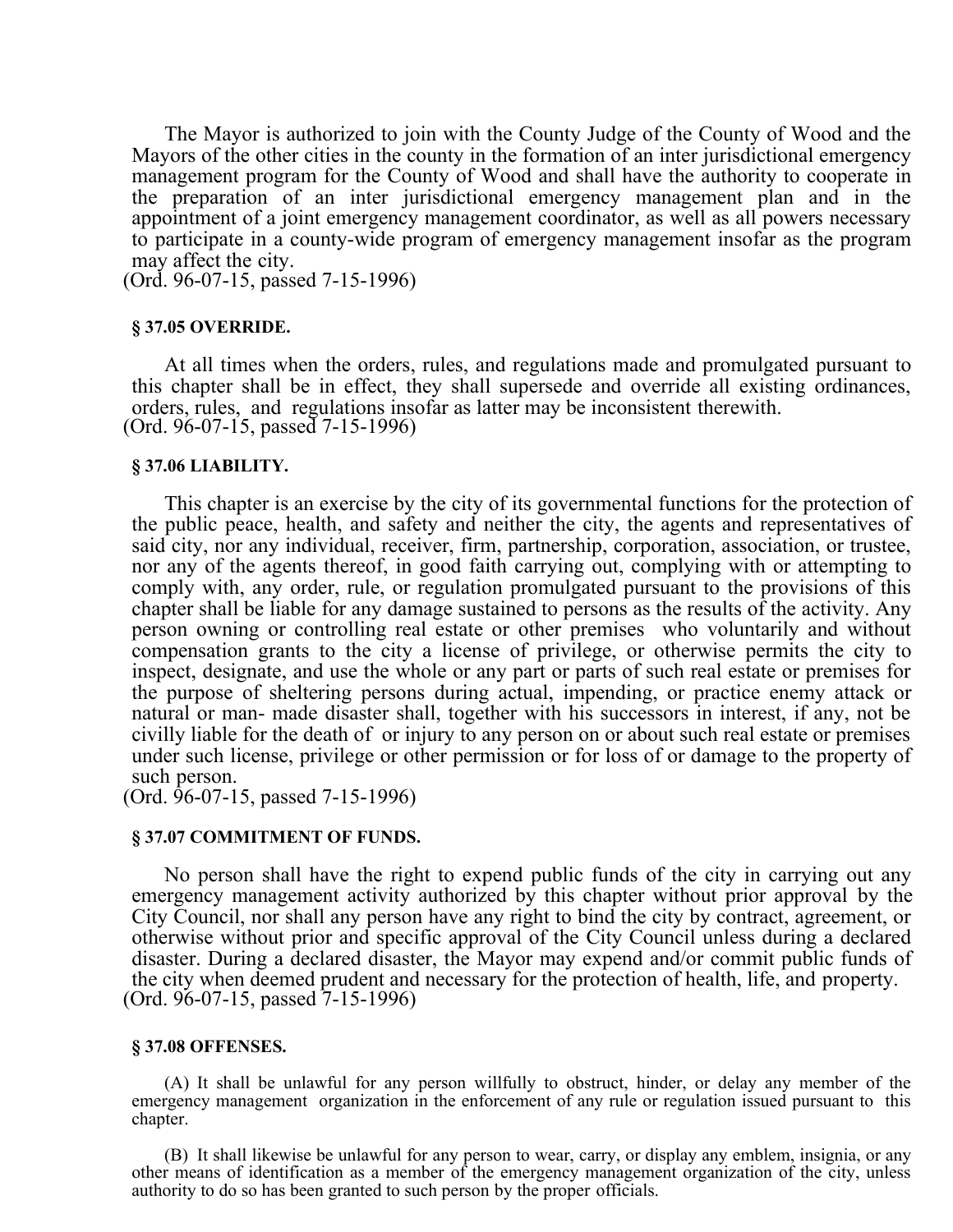The Mayor is authorized to join with the County Judge of the County of Wood and the Mayors of the other cities in the county in the formation of an inter jurisdictional emergency management program for the County of Wood and shall have the authority to cooperate in the preparation of an inter jurisdictional emergency management plan and in the appointment of a joint emergency management coordinator, as well as all powers necessary to participate in a county-wide program of emergency management insofar as the program may affect the city.
(Ord. 96-07-15, passed 7-15-1996)

### § 37.05 OVERRIDE.

At all times when the orders, rules, and regulations made and promulgated pursuant to this chapter shall be in effect, they shall supersede and override all existing ordinances, orders, rules, and regulations insofar as latter may be inconsistent therewith.
(Ord. 96-07-15, passed 7-15-1996)

### § 37.06 LIABILITY.

This chapter is an exercise by the city of its governmental functions for the protection of the public peace, health, and safety and neither the city, the agents and representatives of said city, nor any individual, receiver, firm, partnership, corporation, association, or trustee, nor any of the agents thereof, in good faith carrying out, complying with or attempting to comply with, any order, rule, or regulation promulgated pursuant to the provisions of this chapter shall be liable for any damage sustained to persons as the results of the activity. Any person owning or controlling real estate or other premises who voluntarily and without compensation grants to the city a license of privilege, or otherwise permits the city to inspect, designate, and use the whole or any part or parts of such real estate or premises for the purpose of sheltering persons during actual, impending, or practice enemy attack or natural or man- made disaster shall, together with his successors in interest, if any, not be civilly liable for the death of or injury to any person on or about such real estate or premises under such license, privilege or other permission or for loss of or damage to the property of such person.
(Ord. 96-07-15, passed 7-15-1996)

### § 37.07 COMMITMENT OF FUNDS.

No person shall have the right to expend public funds of the city in carrying out any emergency management activity authorized by this chapter without prior approval by the City Council, nor shall any person have any right to bind the city by contract, agreement, or otherwise without prior and specific approval of the City Council unless during a declared disaster. During a declared disaster, the Mayor may expend and/or commit public funds of the city when deemed prudent and necessary for the protection of health, life, and property.
(Ord. 96-07-15, passed 7-15-1996)

### § 37.08 OFFENSES.

(A) It shall be unlawful for any person willfully to obstruct, hinder, or delay any member of the emergency management organization in the enforcement of any rule or regulation issued pursuant to this chapter.

(B) It shall likewise be unlawful for any person to wear, carry, or display any emblem, insignia, or any other means of identification as a member of the emergency management organization of the city, unless authority to do so has been granted to such person by the proper officials.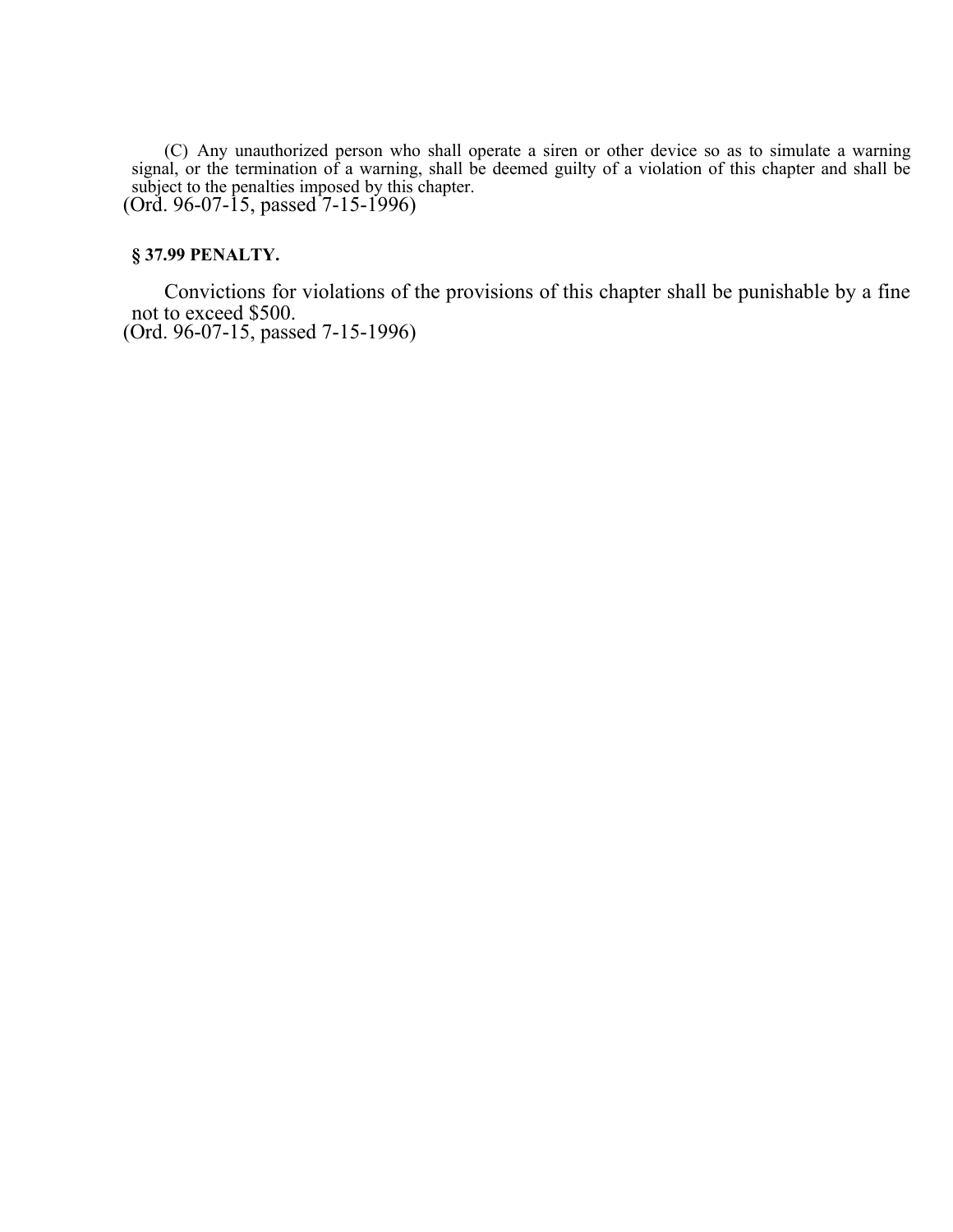(C) Any unauthorized person who shall operate a siren or other device so as to simulate a warning signal, or the termination of a warning, shall be deemed guilty of a violation of this chapter and shall be subject to the penalties imposed by this chapter.
(Ord. 96-07-15, passed 7-15-1996)

**§ 37.99 PENALTY.**

Convictions for violations of the provisions of this chapter shall be punishable by a fine not to exceed $500.
(Ord. 96-07-15, passed 7-15-1996)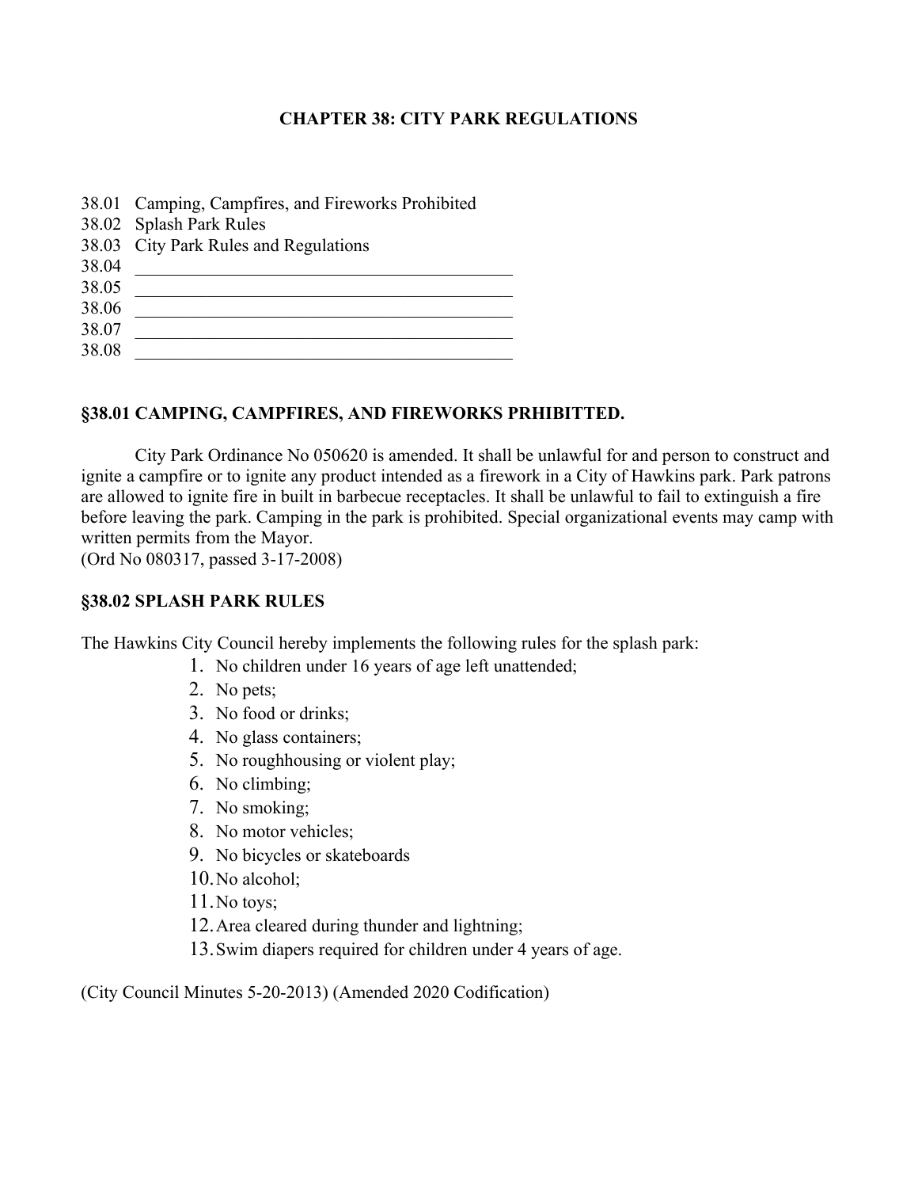## CHAPTER 38: CITY PARK REGULATIONS

38.01 Camping, Campfires, and Fireworks Prohibited
38.02 Splash Park Rules
38.03 City Park Rules and Regulations
38.04 ___________________________________________
38.05 ___________________________________________
38.06 ___________________________________________
38.07 ___________________________________________
38.08 ___________________________________________

### §38.01 CAMPING, CAMPFIRES, AND FIREWORKS PRHIBITTED.

City Park Ordinance No 050620 is amended. It shall be unlawful for and person to construct and ignite a campfire or to ignite any product intended as a firework in a City of Hawkins park. Park patrons are allowed to ignite fire in built in barbecue receptacles. It shall be unlawful to fail to extinguish a fire before leaving the park. Camping in the park is prohibited. Special organizational events may camp with written permits from the Mayor.
(Ord No 080317, passed 3-17-2008)

### §38.02 SPLASH PARK RULES

The Hawkins City Council hereby implements the following rules for the splash park:

1. No children under 16 years of age left unattended;
2. No pets;
3. No food or drinks;
4. No glass containers;
5. No roughhousing or violent play;
6. No climbing;
7. No smoking;
8. No motor vehicles;
9. No bicycles or skateboards
10. No alcohol;
11. No toys;
12. Area cleared during thunder and lightning;
13. Swim diapers required for children under 4 years of age.

(City Council Minutes 5-20-2013) (Amended 2020 Codification)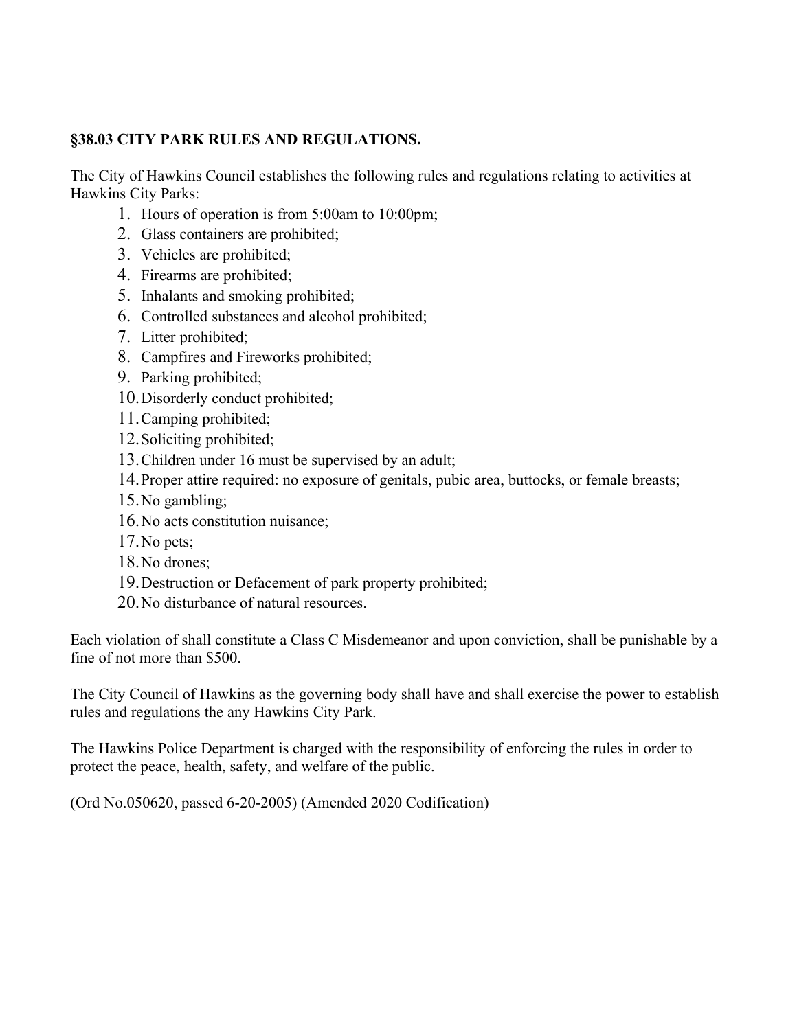**§38.03 CITY PARK RULES AND REGULATIONS.**

The City of Hawkins Council establishes the following rules and regulations relating to activities at Hawkins City Parks:

1. Hours of operation is from 5:00am to 10:00pm;
2. Glass containers are prohibited;
3. Vehicles are prohibited;
4. Firearms are prohibited;
5. Inhalants and smoking prohibited;
6. Controlled substances and alcohol prohibited;
7. Litter prohibited;
8. Campfires and Fireworks prohibited;
9. Parking prohibited;
10. Disorderly conduct prohibited;
11. Camping prohibited;
12. Soliciting prohibited;
13. Children under 16 must be supervised by an adult;
14. Proper attire required: no exposure of genitals, pubic area, buttocks, or female breasts;
15. No gambling;
16. No acts constitution nuisance;
17. No pets;
18. No drones;
19. Destruction or Defacement of park property prohibited;
20. No disturbance of natural resources.

Each violation of shall constitute a Class C Misdemeanor and upon conviction, shall be punishable by a fine of not more than $500.

The City Council of Hawkins as the governing body shall have and shall exercise the power to establish rules and regulations the any Hawkins City Park.

The Hawkins Police Department is charged with the responsibility of enforcing the rules in order to protect the peace, health, safety, and welfare of the public.

(Ord No.050620, passed 6-20-2005) (Amended 2020 Codification)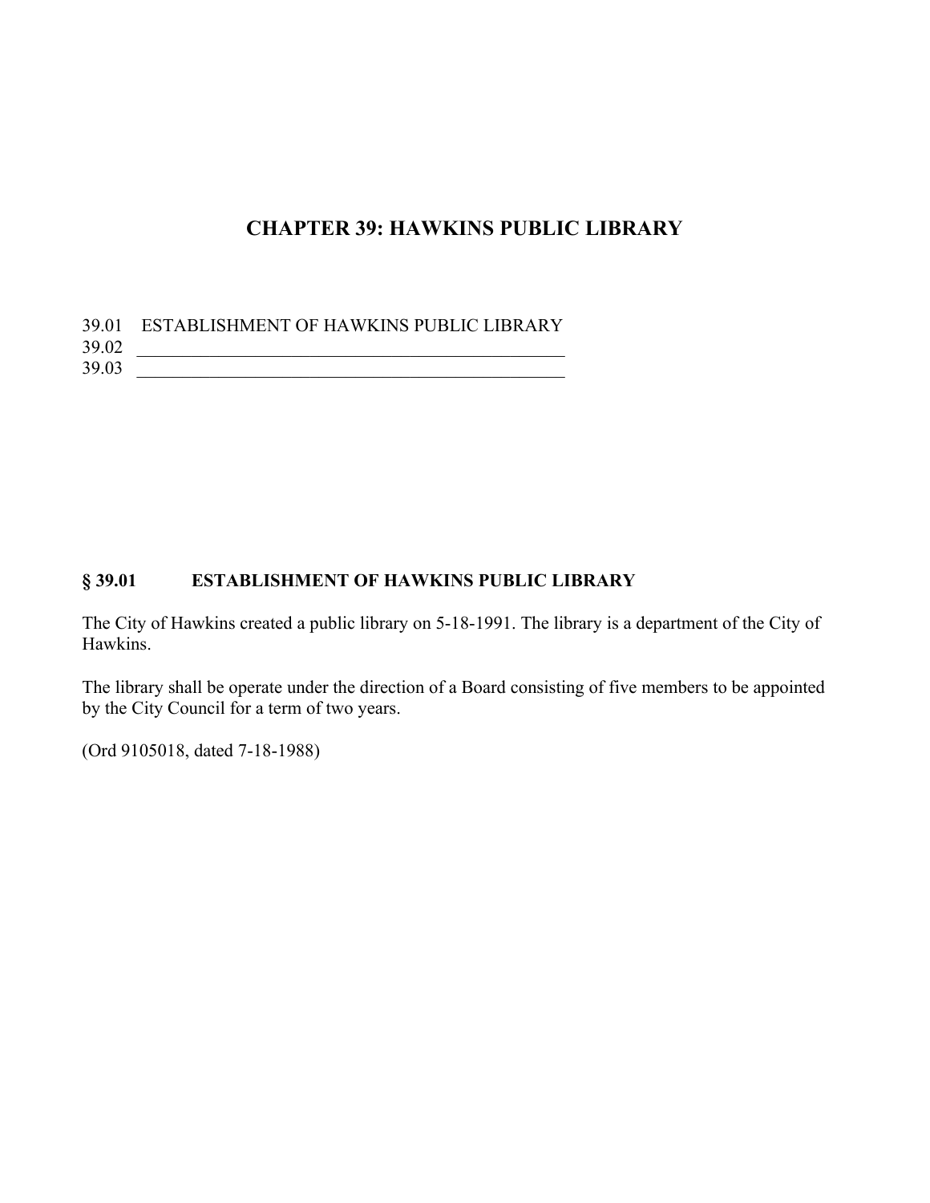# CHAPTER 39: HAWKINS PUBLIC LIBRARY

39.01 ESTABLISHMENT OF HAWKINS PUBLIC LIBRARY
39.02 ______________________________________________
39.03 ______________________________________________

### § 39.01 ESTABLISHMENT OF HAWKINS PUBLIC LIBRARY

The City of Hawkins created a public library on 5-18-1991. The library is a department of the City of Hawkins.

The library shall be operate under the direction of a Board consisting of five members to be appointed by the City Council for a term of two years.

(Ord 9105018, dated 7-18-1988)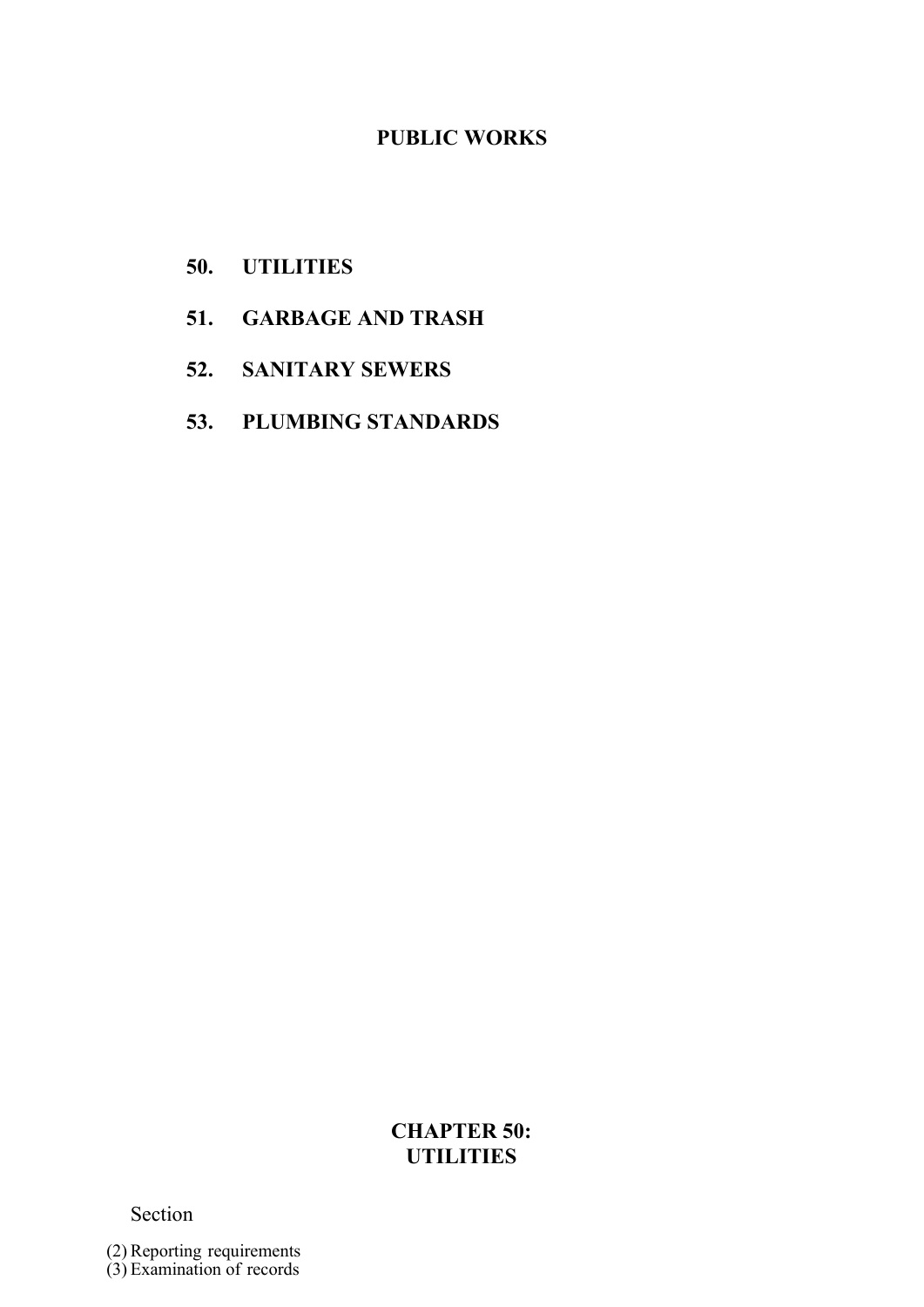# PUBLIC WORKS

**50. UTILITIES**

**51. GARBAGE AND TRASH**

**52. SANITARY SEWERS**

**53. PLUMBING STANDARDS**

## CHAPTER 50: UTILITIES

Section

(2) Reporting requirements
(3) Examination of records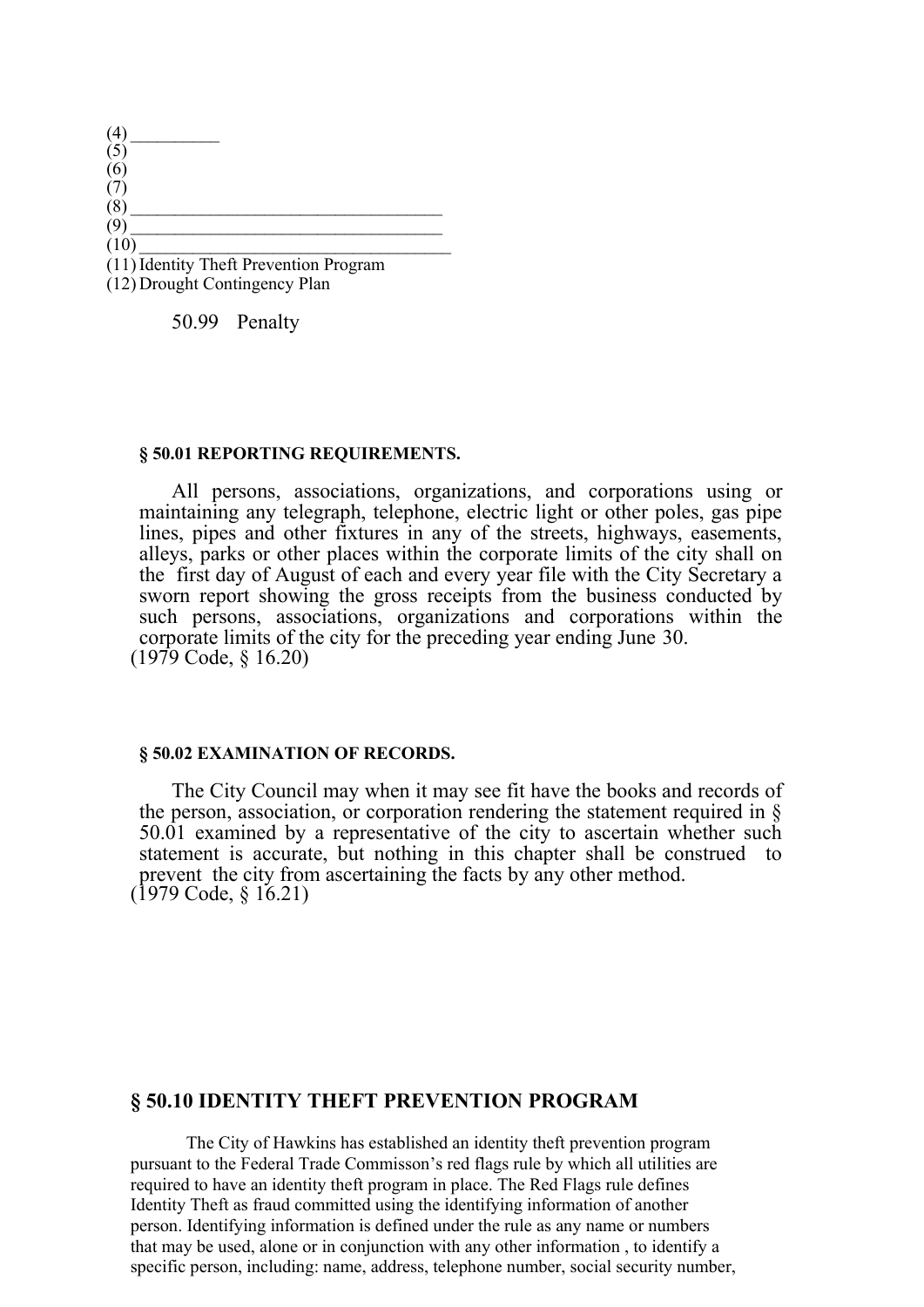(4) __________
(5)
(6)
(7)
(8) ___________________________________
(9) ___________________________________
(10) ___________________________________
(11) Identity Theft Prevention Program
(12) Drought Contingency Plan

50.99 Penalty

#### § 50.01 REPORTING REQUIREMENTS.

All persons, associations, organizations, and corporations using or maintaining any telegraph, telephone, electric light or other poles, gas pipe lines, pipes and other fixtures in any of the streets, highways, easements, alleys, parks or other places within the corporate limits of the city shall on the first day of August of each and every year file with the City Secretary a sworn report showing the gross receipts from the business conducted by such persons, associations, organizations and corporations within the corporate limits of the city for the preceding year ending June 30.
(1979 Code, § 16.20)

#### § 50.02 EXAMINATION OF RECORDS.

The City Council may when it may see fit have the books and records of the person, association, or corporation rendering the statement required in § 50.01 examined by a representative of the city to ascertain whether such statement is accurate, but nothing in this chapter shall be construed to prevent the city from ascertaining the facts by any other method.
(1979 Code, § 16.21)

### § 50.10 IDENTITY THEFT PREVENTION PROGRAM

The City of Hawkins has established an identity theft prevention program pursuant to the Federal Trade Commisson's red flags rule by which all utilities are required to have an identity theft program in place. The Red Flags rule defines Identity Theft as fraud committed using the identifying information of another person. Identifying information is defined under the rule as any name or numbers that may be used, alone or in conjunction with any other information , to identify a specific person, including: name, address, telephone number, social security number,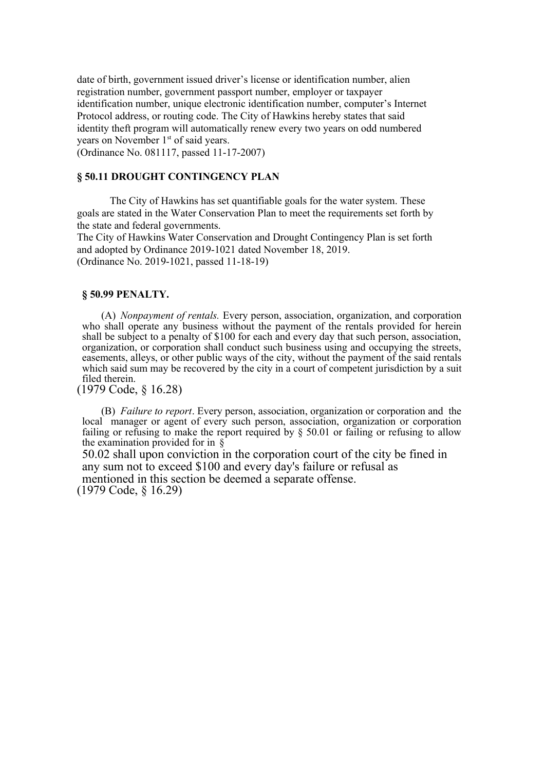date of birth, government issued driver's license or identification number, alien registration number, government passport number, employer or taxpayer identification number, unique electronic identification number, computer's Internet Protocol address, or routing code. The City of Hawkins hereby states that said identity theft program will automatically renew every two years on odd numbered years on November 1st of said years.
(Ordinance No. 081117, passed 11-17-2007)

### § 50.11 DROUGHT CONTINGENCY PLAN

The City of Hawkins has set quantifiable goals for the water system. These goals are stated in the Water Conservation Plan to meet the requirements set forth by the state and federal governments.

The City of Hawkins Water Conservation and Drought Contingency Plan is set forth and adopted by Ordinance 2019-1021 dated November 18, 2019.
(Ordinance No. 2019-1021, passed 11-18-19)

### § 50.99 PENALTY.

(A) *Nonpayment of rentals.* Every person, association, organization, and corporation who shall operate any business without the payment of the rentals provided for herein shall be subject to a penalty of $100 for each and every day that such person, association, organization, or corporation shall conduct such business using and occupying the streets, easements, alleys, or other public ways of the city, without the payment of the said rentals which said sum may be recovered by the city in a court of competent jurisdiction by a suit filed therein.
(1979 Code, § 16.28)

(B) *Failure to report*. Every person, association, organization or corporation and the local manager or agent of every such person, association, organization or corporation failing or refusing to make the report required by § 50.01 or failing or refusing to allow the examination provided for in § 50.02 shall upon conviction in the corporation court of the city be fined in any sum not to exceed $100 and every day's failure or refusal as mentioned in this section be deemed a separate offense.
(1979 Code, § 16.29)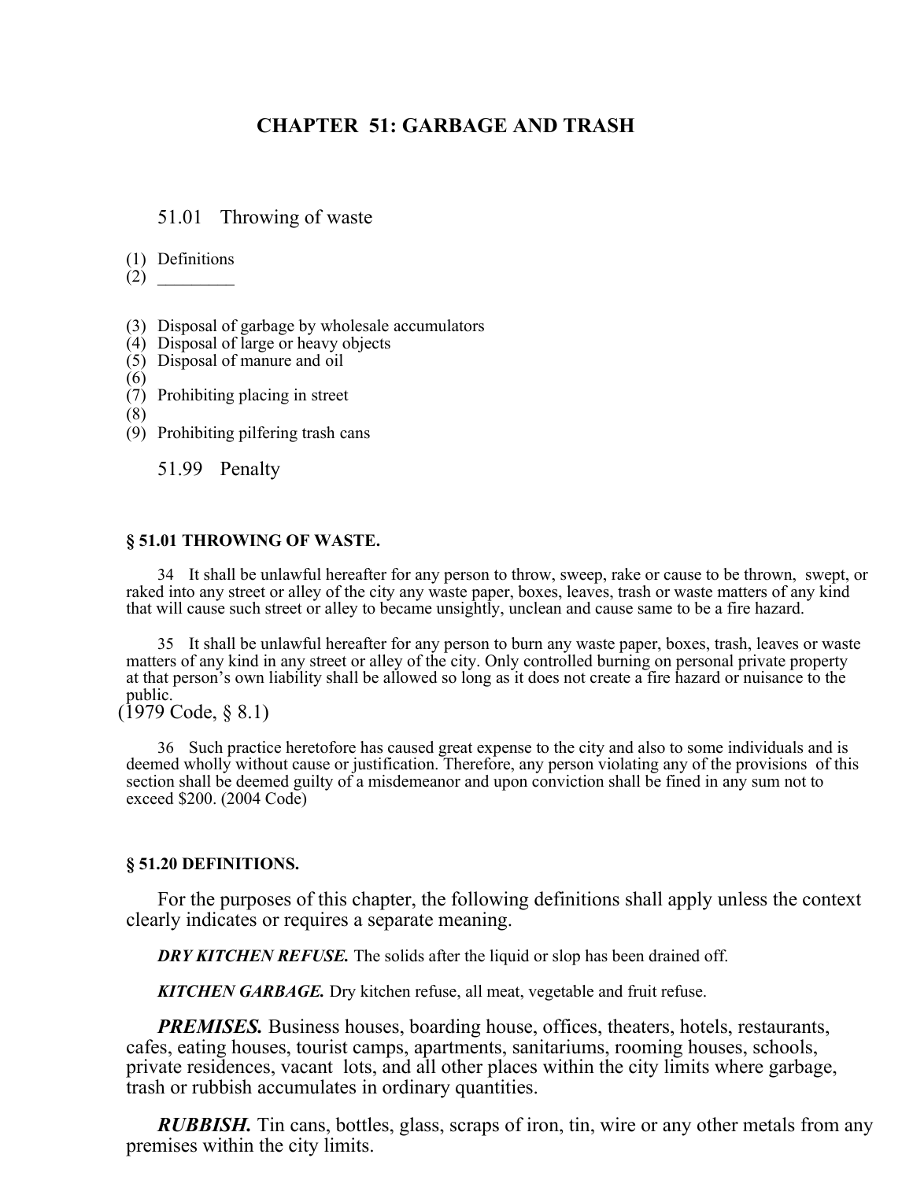# CHAPTER 51: GARBAGE AND TRASH

51.01 Throwing of waste

(1) Definitions
(2) _________

(3) Disposal of garbage by wholesale accumulators
(4) Disposal of large or heavy objects
(5) Disposal of manure and oil
(6)
(7) Prohibiting placing in street
(8)
(9) Prohibiting pilfering trash cans

51.99 Penalty

### § 51.01 THROWING OF WASTE.

34 It shall be unlawful hereafter for any person to throw, sweep, rake or cause to be thrown, swept, or raked into any street or alley of the city any waste paper, boxes, leaves, trash or waste matters of any kind that will cause such street or alley to became unsightly, unclean and cause same to be a fire hazard.

35 It shall be unlawful hereafter for any person to burn any waste paper, boxes, trash, leaves or waste matters of any kind in any street or alley of the city. Only controlled burning on personal private property at that person's own liability shall be allowed so long as it does not create a fire hazard or nuisance to the public.
(1979 Code, § 8.1)

36 Such practice heretofore has caused great expense to the city and also to some individuals and is deemed wholly without cause or justification. Therefore, any person violating any of the provisions of this section shall be deemed guilty of a misdemeanor and upon conviction shall be fined in any sum not to exceed $200. (2004 Code)

### § 51.20 DEFINITIONS.

For the purposes of this chapter, the following definitions shall apply unless the context clearly indicates or requires a separate meaning.

***DRY KITCHEN REFUSE.*** The solids after the liquid or slop has been drained off.

***KITCHEN GARBAGE.*** Dry kitchen refuse, all meat, vegetable and fruit refuse.

***PREMISES.*** Business houses, boarding house, offices, theaters, hotels, restaurants, cafes, eating houses, tourist camps, apartments, sanitariums, rooming houses, schools, private residences, vacant lots, and all other places within the city limits where garbage, trash or rubbish accumulates in ordinary quantities.

***RUBBISH.*** Tin cans, bottles, glass, scraps of iron, tin, wire or any other metals from any premises within the city limits.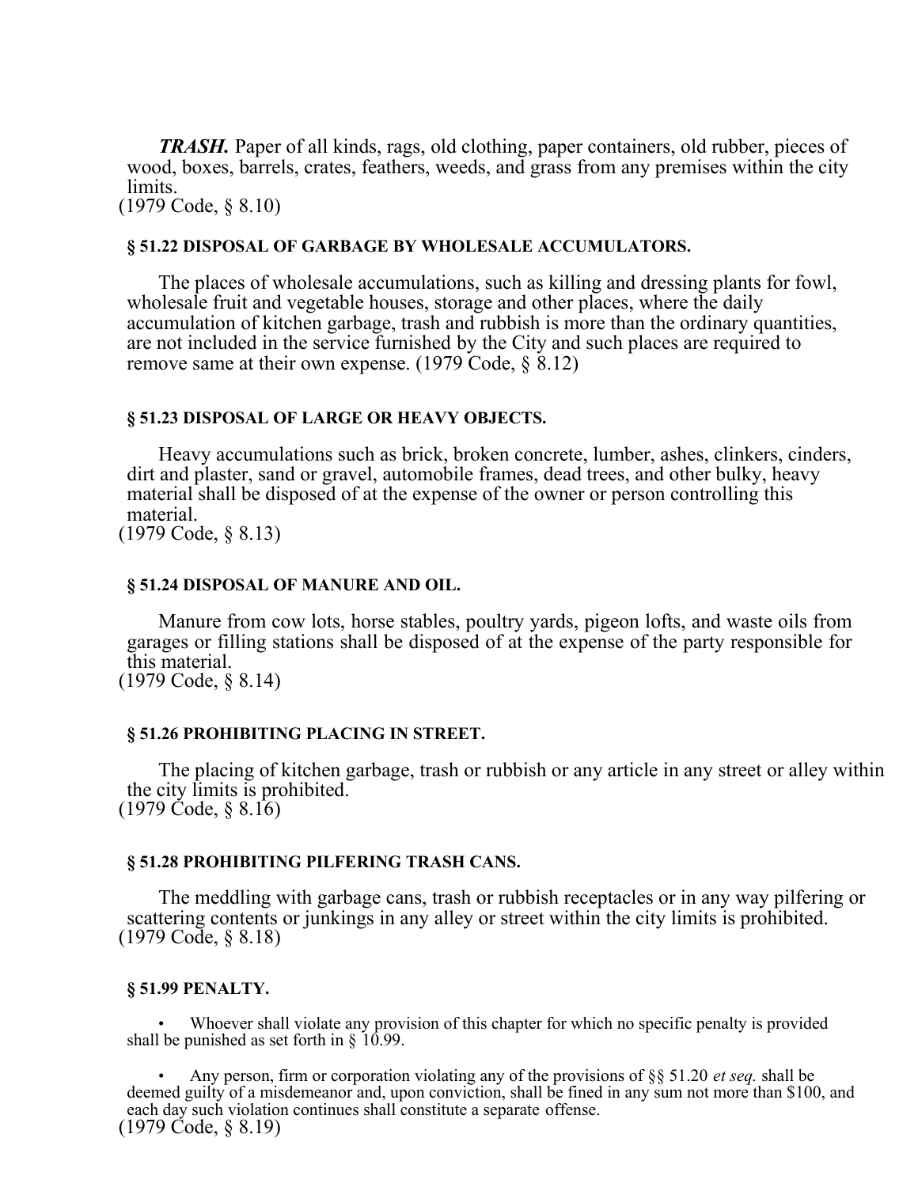***TRASH.*** Paper of all kinds, rags, old clothing, paper containers, old rubber, pieces of wood, boxes, barrels, crates, feathers, weeds, and grass from any premises within the city limits.
(1979 Code, § 8.10)

### § 51.22 DISPOSAL OF GARBAGE BY WHOLESALE ACCUMULATORS.

The places of wholesale accumulations, such as killing and dressing plants for fowl, wholesale fruit and vegetable houses, storage and other places, where the daily accumulation of kitchen garbage, trash and rubbish is more than the ordinary quantities, are not included in the service furnished by the City and such places are required to remove same at their own expense. (1979 Code, § 8.12)

### § 51.23 DISPOSAL OF LARGE OR HEAVY OBJECTS.

Heavy accumulations such as brick, broken concrete, lumber, ashes, clinkers, cinders, dirt and plaster, sand or gravel, automobile frames, dead trees, and other bulky, heavy material shall be disposed of at the expense of the owner or person controlling this material.
(1979 Code, § 8.13)

### § 51.24 DISPOSAL OF MANURE AND OIL.

Manure from cow lots, horse stables, poultry yards, pigeon lofts, and waste oils from garages or filling stations shall be disposed of at the expense of the party responsible for this material.
(1979 Code, § 8.14)

### § 51.26 PROHIBITING PLACING IN STREET.

The placing of kitchen garbage, trash or rubbish or any article in any street or alley within the city limits is prohibited.
(1979 Code, § 8.16)

### § 51.28 PROHIBITING PILFERING TRASH CANS.

The meddling with garbage cans, trash or rubbish receptacles or in any way pilfering or scattering contents or junkings in any alley or street within the city limits is prohibited.
(1979 Code, § 8.18)

### § 51.99 PENALTY.

- Whoever shall violate any provision of this chapter for which no specific penalty is provided shall be punished as set forth in § 10.99.

- Any person, firm or corporation violating any of the provisions of §§ 51.20 *et seq.* shall be deemed guilty of a misdemeanor and, upon conviction, shall be fined in any sum not more than $100, and each day such violation continues shall constitute a separate offense.

(1979 Code, § 8.19)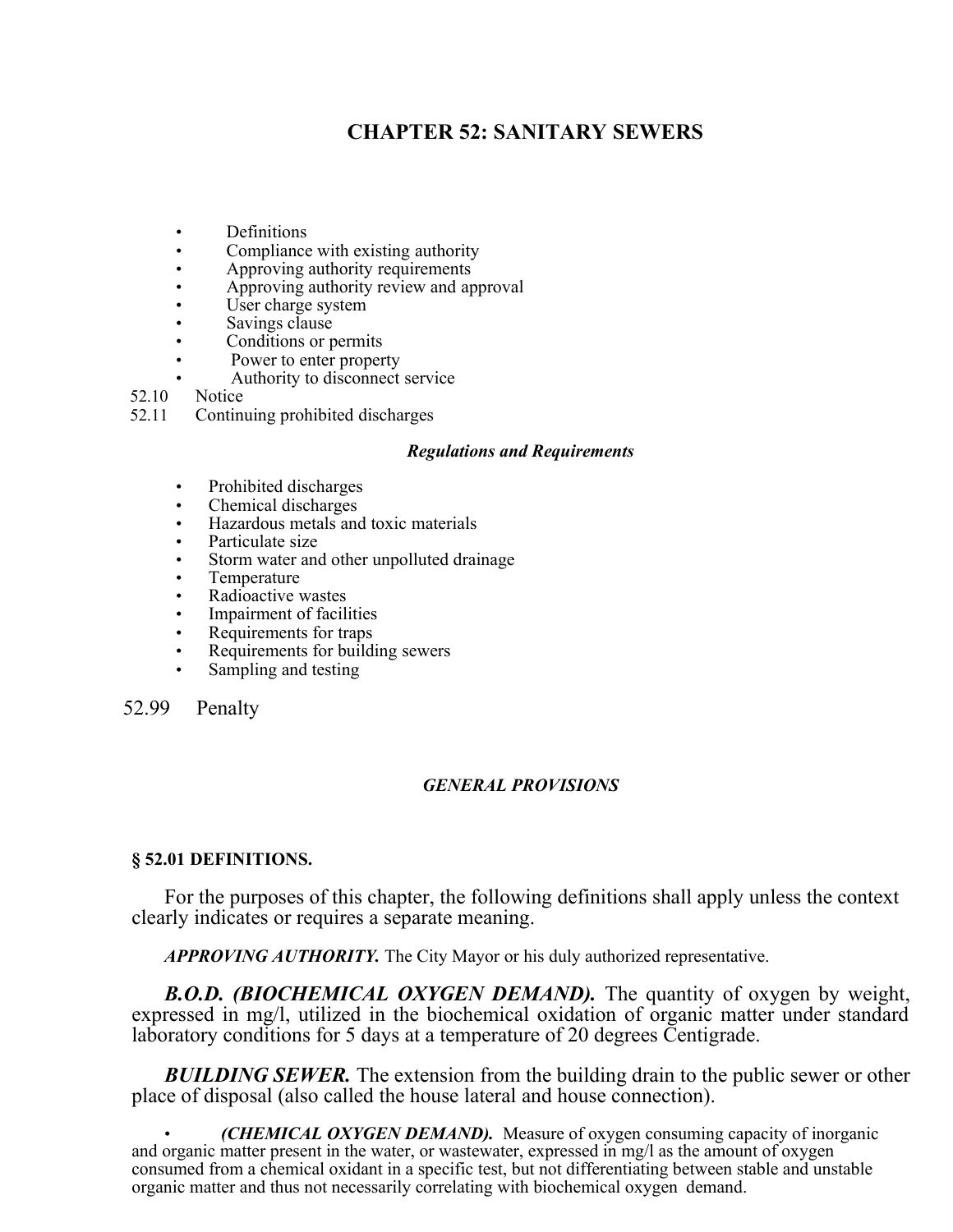# CHAPTER 52: SANITARY SEWERS

- Definitions
- Compliance with existing authority
- Approving authority requirements
- Approving authority review and approval
- User charge system
- Savings clause
- Conditions or permits
- Power to enter property
- Authority to disconnect service

52.10 Notice
52.11 Continuing prohibited discharges

***Regulations and Requirements***

- Prohibited discharges
- Chemical discharges
- Hazardous metals and toxic materials
- Particulate size
- Storm water and other unpolluted drainage
- Temperature
- Radioactive wastes
- Impairment of facilities
- Requirements for traps
- Requirements for building sewers
- Sampling and testing

52.99 Penalty

***GENERAL PROVISIONS***

**§ 52.01 DEFINITIONS.**

For the purposes of this chapter, the following definitions shall apply unless the context clearly indicates or requires a separate meaning.

***APPROVING AUTHORITY.*** The City Mayor or his duly authorized representative.

***B.O.D. (BIOCHEMICAL OXYGEN DEMAND).*** The quantity of oxygen by weight, expressed in mg/l, utilized in the biochemical oxidation of organic matter under standard laboratory conditions for 5 days at a temperature of 20 degrees Centigrade.

***BUILDING SEWER.*** The extension from the building drain to the public sewer or other place of disposal (also called the house lateral and house connection).

- ***(CHEMICAL OXYGEN DEMAND).*** Measure of oxygen consuming capacity of inorganic and organic matter present in the water, or wastewater, expressed in mg/l as the amount of oxygen consumed from a chemical oxidant in a specific test, but not differentiating between stable and unstable organic matter and thus not necessarily correlating with biochemical oxygen demand.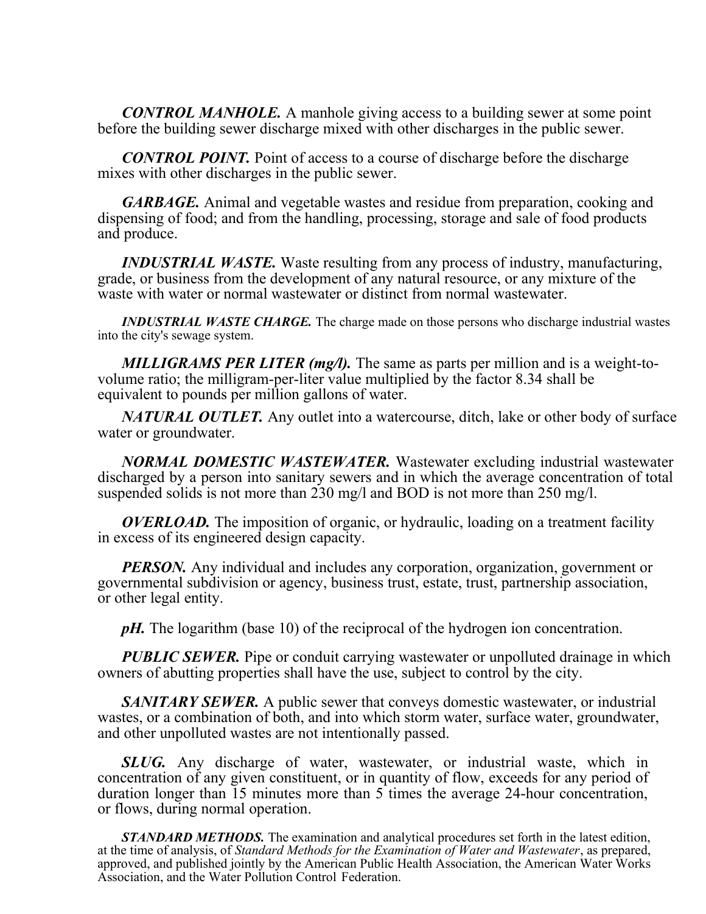***CONTROL MANHOLE.*** A manhole giving access to a building sewer at some point before the building sewer discharge mixed with other discharges in the public sewer.

***CONTROL POINT.*** Point of access to a course of discharge before the discharge mixes with other discharges in the public sewer.

***GARBAGE.*** Animal and vegetable wastes and residue from preparation, cooking and dispensing of food; and from the handling, processing, storage and sale of food products and produce.

***INDUSTRIAL WASTE.*** Waste resulting from any process of industry, manufacturing, grade, or business from the development of any natural resource, or any mixture of the waste with water or normal wastewater or distinct from normal wastewater.

***INDUSTRIAL WASTE CHARGE.*** The charge made on those persons who discharge industrial wastes into the city's sewage system.

***MILLIGRAMS PER LITER (mg/l).*** The same as parts per million and is a weight-to-volume ratio; the milligram-per-liter value multiplied by the factor 8.34 shall be equivalent to pounds per million gallons of water.

***NATURAL OUTLET.*** Any outlet into a watercourse, ditch, lake or other body of surface water or groundwater.

***NORMAL DOMESTIC WASTEWATER.*** Wastewater excluding industrial wastewater discharged by a person into sanitary sewers and in which the average concentration of total suspended solids is not more than 230 mg/l and BOD is not more than 250 mg/l.

***OVERLOAD.*** The imposition of organic, or hydraulic, loading on a treatment facility in excess of its engineered design capacity.

***PERSON.*** Any individual and includes any corporation, organization, government or governmental subdivision or agency, business trust, estate, trust, partnership association, or other legal entity.

***pH.*** The logarithm (base 10) of the reciprocal of the hydrogen ion concentration.

***PUBLIC SEWER.*** Pipe or conduit carrying wastewater or unpolluted drainage in which owners of abutting properties shall have the use, subject to control by the city.

***SANITARY SEWER.*** A public sewer that conveys domestic wastewater, or industrial wastes, or a combination of both, and into which storm water, surface water, groundwater, and other unpolluted wastes are not intentionally passed.

***SLUG.*** Any discharge of water, wastewater, or industrial waste, which in concentration of any given constituent, or in quantity of flow, exceeds for any period of duration longer than 15 minutes more than 5 times the average 24-hour concentration, or flows, during normal operation.

***STANDARD METHODS.*** The examination and analytical procedures set forth in the latest edition, at the time of analysis, of *Standard Methods for the Examination of Water and Wastewater*, as prepared, approved, and published jointly by the American Public Health Association, the American Water Works Association, and the Water Pollution Control Federation.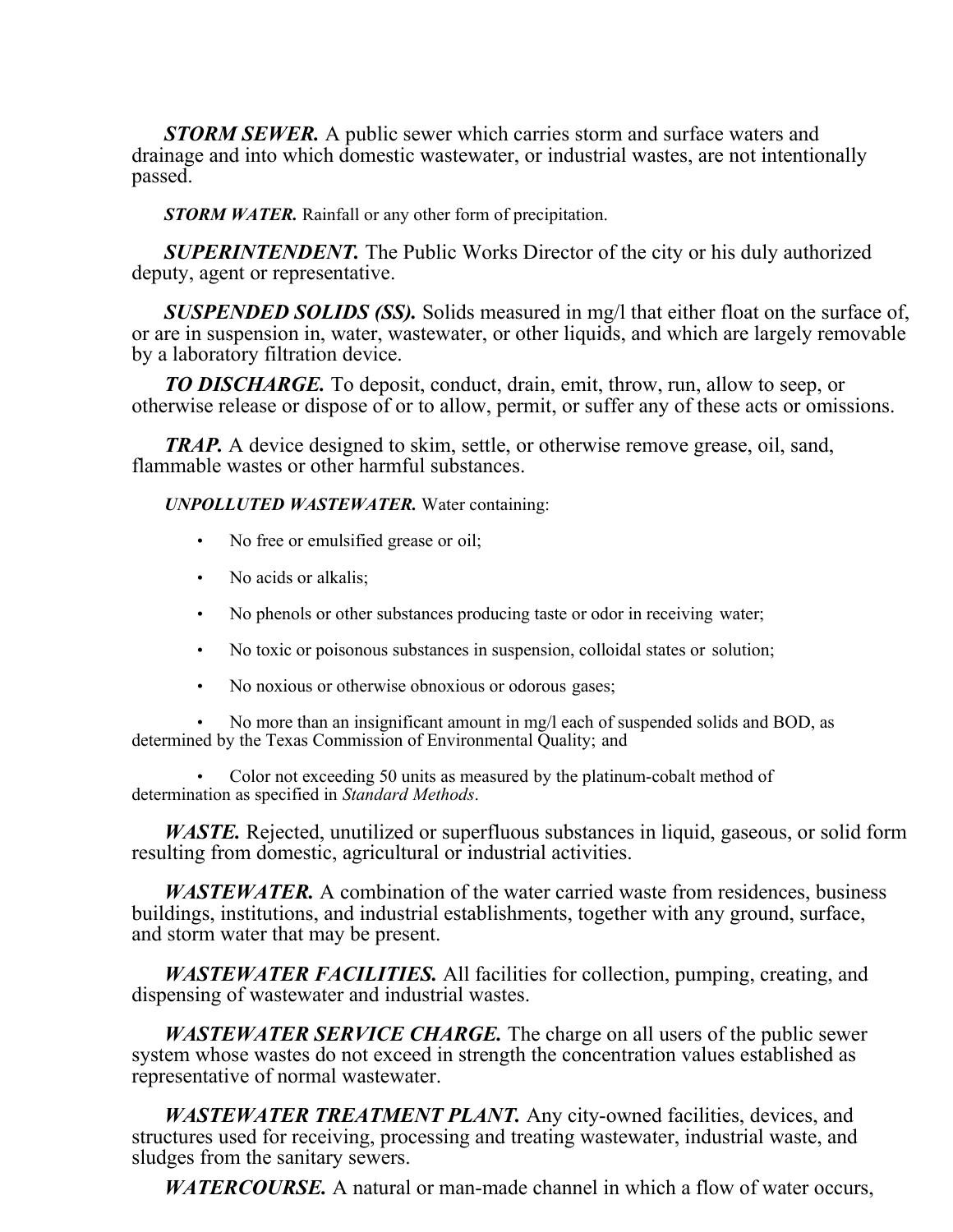***STORM SEWER.*** A public sewer which carries storm and surface waters and drainage and into which domestic wastewater, or industrial wastes, are not intentionally passed.

***STORM WATER.*** Rainfall or any other form of precipitation.

***SUPERINTENDENT.*** The Public Works Director of the city or his duly authorized deputy, agent or representative.

***SUSPENDED SOLIDS (SS).*** Solids measured in mg/l that either float on the surface of, or are in suspension in, water, wastewater, or other liquids, and which are largely removable by a laboratory filtration device.

***TO DISCHARGE.*** To deposit, conduct, drain, emit, throw, run, allow to seep, or otherwise release or dispose of or to allow, permit, or suffer any of these acts or omissions.

***TRAP.*** A device designed to skim, settle, or otherwise remove grease, oil, sand, flammable wastes or other harmful substances.

***UNPOLLUTED WASTEWATER.*** Water containing:

- No free or emulsified grease or oil;
- No acids or alkalis;
- No phenols or other substances producing taste or odor in receiving water;
- No toxic or poisonous substances in suspension, colloidal states or solution;
- No noxious or otherwise obnoxious or odorous gases;
- No more than an insignificant amount in mg/l each of suspended solids and BOD, as determined by the Texas Commission of Environmental Quality; and
- Color not exceeding 50 units as measured by the platinum-cobalt method of determination as specified in *Standard Methods*.

***WASTE.*** Rejected, unutilized or superfluous substances in liquid, gaseous, or solid form resulting from domestic, agricultural or industrial activities.

***WASTEWATER.*** A combination of the water carried waste from residences, business buildings, institutions, and industrial establishments, together with any ground, surface, and storm water that may be present.

***WASTEWATER FACILITIES.*** All facilities for collection, pumping, creating, and dispensing of wastewater and industrial wastes.

***WASTEWATER SERVICE CHARGE.*** The charge on all users of the public sewer system whose wastes do not exceed in strength the concentration values established as representative of normal wastewater.

***WASTEWATER TREATMENT PLANT.*** Any city-owned facilities, devices, and structures used for receiving, processing and treating wastewater, industrial waste, and sludges from the sanitary sewers.

***WATERCOURSE.*** A natural or man-made channel in which a flow of water occurs,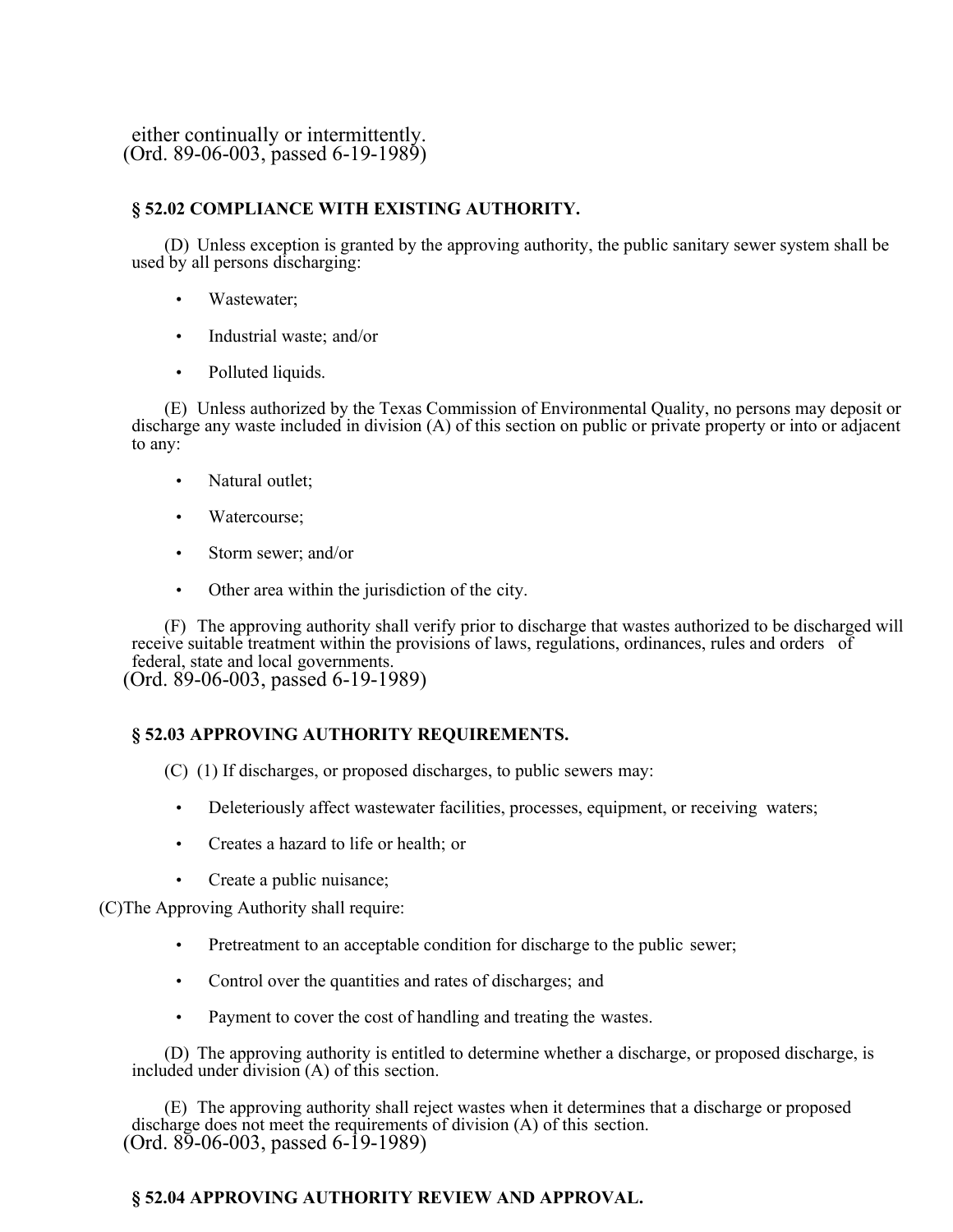either continually or intermittently.
(Ord. 89-06-003, passed 6-19-1989)

### § 52.02 COMPLIANCE WITH EXISTING AUTHORITY.

(D) Unless exception is granted by the approving authority, the public sanitary sewer system shall be used by all persons discharging:

- Wastewater;
- Industrial waste; and/or
- Polluted liquids.

(E) Unless authorized by the Texas Commission of Environmental Quality, no persons may deposit or discharge any waste included in division (A) of this section on public or private property or into or adjacent to any:

- Natural outlet;
- Watercourse;
- Storm sewer; and/or
- Other area within the jurisdiction of the city.

(F) The approving authority shall verify prior to discharge that wastes authorized to be discharged will receive suitable treatment within the provisions of laws, regulations, ordinances, rules and orders of federal, state and local governments.
(Ord. 89-06-003, passed 6-19-1989)

### § 52.03 APPROVING AUTHORITY REQUIREMENTS.

(C) (1) If discharges, or proposed discharges, to public sewers may:

- Deleteriously affect wastewater facilities, processes, equipment, or receiving waters;
- Creates a hazard to life or health; or
- Create a public nuisance;

(C)The Approving Authority shall require:

- Pretreatment to an acceptable condition for discharge to the public sewer;
- Control over the quantities and rates of discharges; and
- Payment to cover the cost of handling and treating the wastes.

(D) The approving authority is entitled to determine whether a discharge, or proposed discharge, is included under division (A) of this section.

(E) The approving authority shall reject wastes when it determines that a discharge or proposed discharge does not meet the requirements of division (A) of this section.
(Ord. 89-06-003, passed 6-19-1989)

### § 52.04 APPROVING AUTHORITY REVIEW AND APPROVAL.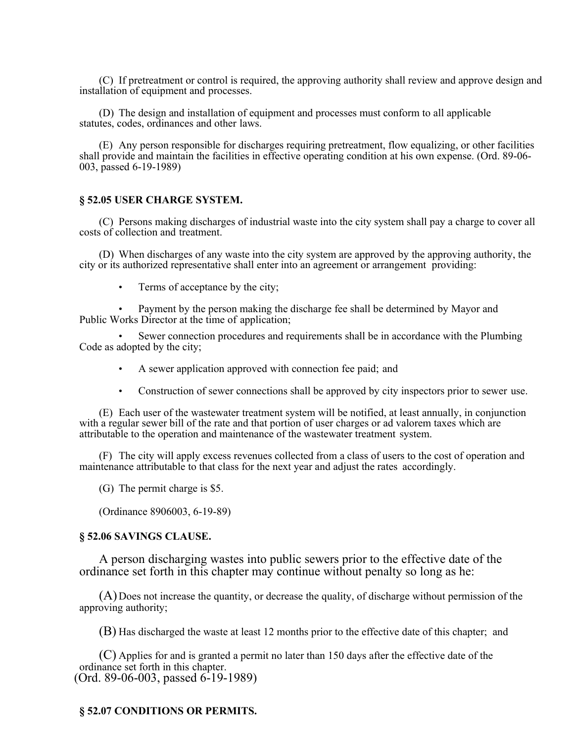(C) If pretreatment or control is required, the approving authority shall review and approve design and installation of equipment and processes.

(D) The design and installation of equipment and processes must conform to all applicable statutes, codes, ordinances and other laws.

(E) Any person responsible for discharges requiring pretreatment, flow equalizing, or other facilities shall provide and maintain the facilities in effective operating condition at his own expense. (Ord. 89-06-003, passed 6-19-1989)

### § 52.05 USER CHARGE SYSTEM.

(C) Persons making discharges of industrial waste into the city system shall pay a charge to cover all costs of collection and treatment.

(D) When discharges of any waste into the city system are approved by the approving authority, the city or its authorized representative shall enter into an agreement or arrangement providing:

- Terms of acceptance by the city;
- Payment by the person making the discharge fee shall be determined by Mayor and Public Works Director at the time of application;
- Sewer connection procedures and requirements shall be in accordance with the Plumbing Code as adopted by the city;
- A sewer application approved with connection fee paid; and
- Construction of sewer connections shall be approved by city inspectors prior to sewer use.

(E) Each user of the wastewater treatment system will be notified, at least annually, in conjunction with a regular sewer bill of the rate and that portion of user charges or ad valorem taxes which are attributable to the operation and maintenance of the wastewater treatment system.

(F) The city will apply excess revenues collected from a class of users to the cost of operation and maintenance attributable to that class for the next year and adjust the rates accordingly.

(G) The permit charge is $5.

(Ordinance 8906003, 6-19-89)

### § 52.06 SAVINGS CLAUSE.

A person discharging wastes into public sewers prior to the effective date of the ordinance set forth in this chapter may continue without penalty so long as he:

(A) Does not increase the quantity, or decrease the quality, of discharge without permission of the approving authority;

(B) Has discharged the waste at least 12 months prior to the effective date of this chapter; and

(C) Applies for and is granted a permit no later than 150 days after the effective date of the ordinance set forth in this chapter.
(Ord. 89-06-003, passed 6-19-1989)

### § 52.07 CONDITIONS OR PERMITS.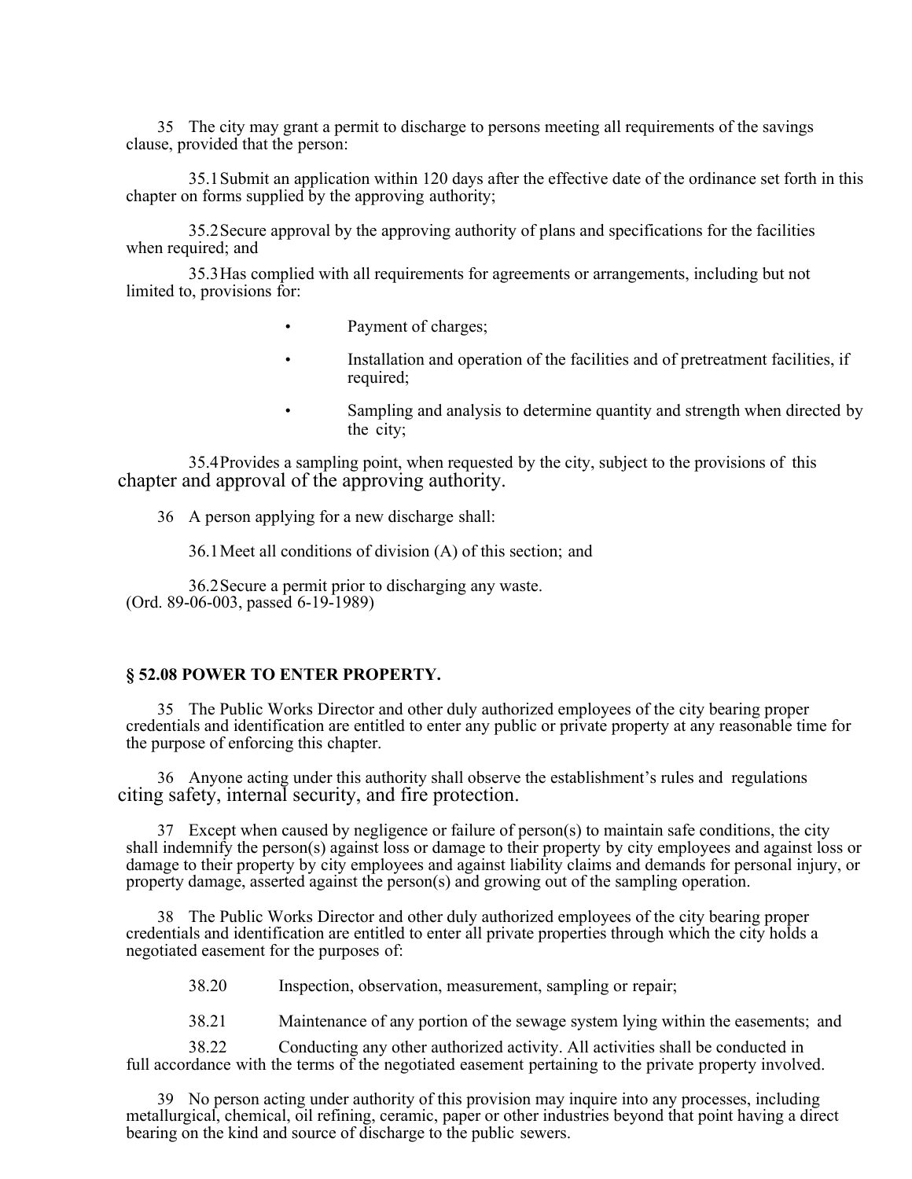35 The city may grant a permit to discharge to persons meeting all requirements of the savings clause, provided that the person:

35.1 Submit an application within 120 days after the effective date of the ordinance set forth in this chapter on forms supplied by the approving authority;

35.2 Secure approval by the approving authority of plans and specifications for the facilities when required; and

35.3 Has complied with all requirements for agreements or arrangements, including but not limited to, provisions for:

- Payment of charges;
- Installation and operation of the facilities and of pretreatment facilities, if required;
- Sampling and analysis to determine quantity and strength when directed by the city;

35.4 Provides a sampling point, when requested by the city, subject to the provisions of this chapter and approval of the approving authority.

36 A person applying for a new discharge shall:

36.1 Meet all conditions of division (A) of this section; and

36.2 Secure a permit prior to discharging any waste.
(Ord. 89-06-003, passed 6-19-1989)

**§ 52.08 POWER TO ENTER PROPERTY.**

35 The Public Works Director and other duly authorized employees of the city bearing proper credentials and identification are entitled to enter any public or private property at any reasonable time for the purpose of enforcing this chapter.

36 Anyone acting under this authority shall observe the establishment's rules and regulations citing safety, internal security, and fire protection.

37 Except when caused by negligence or failure of person(s) to maintain safe conditions, the city shall indemnify the person(s) against loss or damage to their property by city employees and against loss or damage to their property by city employees and against liability claims and demands for personal injury, or property damage, asserted against the person(s) and growing out of the sampling operation.

38 The Public Works Director and other duly authorized employees of the city bearing proper credentials and identification are entitled to enter all private properties through which the city holds a negotiated easement for the purposes of:

38.20 Inspection, observation, measurement, sampling or repair;

38.21 Maintenance of any portion of the sewage system lying within the easements; and

38.22 Conducting any other authorized activity. All activities shall be conducted in full accordance with the terms of the negotiated easement pertaining to the private property involved.

39 No person acting under authority of this provision may inquire into any processes, including metallurgical, chemical, oil refining, ceramic, paper or other industries beyond that point having a direct bearing on the kind and source of discharge to the public sewers.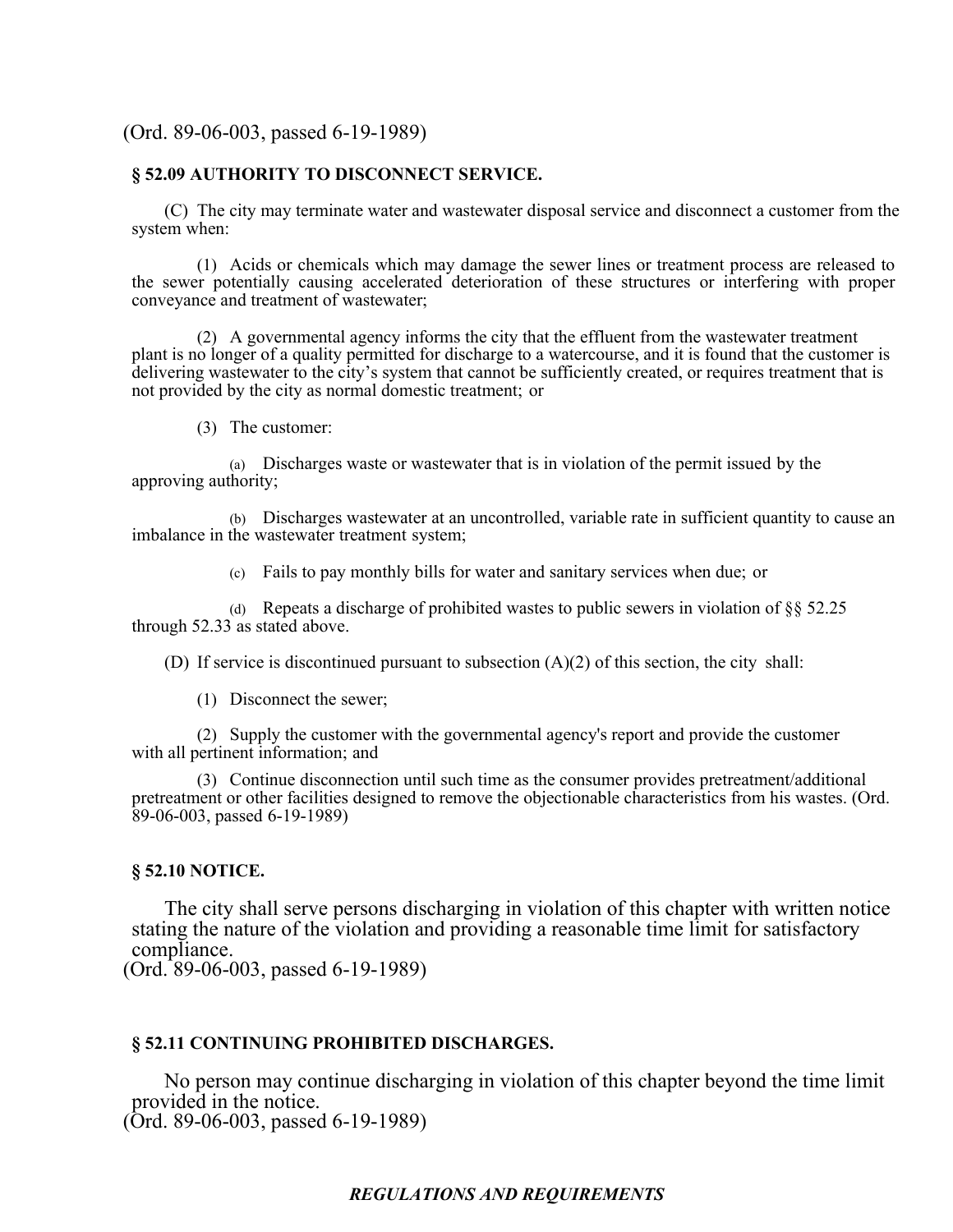(Ord. 89-06-003, passed 6-19-1989)

### § 52.09 AUTHORITY TO DISCONNECT SERVICE.

(C) The city may terminate water and wastewater disposal service and disconnect a customer from the system when:

(1) Acids or chemicals which may damage the sewer lines or treatment process are released to the sewer potentially causing accelerated deterioration of these structures or interfering with proper conveyance and treatment of wastewater;

(2) A governmental agency informs the city that the effluent from the wastewater treatment plant is no longer of a quality permitted for discharge to a watercourse, and it is found that the customer is delivering wastewater to the city's system that cannot be sufficiently created, or requires treatment that is not provided by the city as normal domestic treatment; or

(3) The customer:

(a) Discharges waste or wastewater that is in violation of the permit issued by the approving authority;

(b) Discharges wastewater at an uncontrolled, variable rate in sufficient quantity to cause an imbalance in the wastewater treatment system;

(c) Fails to pay monthly bills for water and sanitary services when due; or

(d) Repeats a discharge of prohibited wastes to public sewers in violation of §§ 52.25 through 52.33 as stated above.

(D) If service is discontinued pursuant to subsection (A)(2) of this section, the city shall:

(1) Disconnect the sewer;

(2) Supply the customer with the governmental agency's report and provide the customer with all pertinent information; and

(3) Continue disconnection until such time as the consumer provides pretreatment/additional pretreatment or other facilities designed to remove the objectionable characteristics from his wastes. (Ord. 89-06-003, passed 6-19-1989)

### § 52.10 NOTICE.

The city shall serve persons discharging in violation of this chapter with written notice stating the nature of the violation and providing a reasonable time limit for satisfactory compliance.
(Ord. 89-06-003, passed 6-19-1989)

### § 52.11 CONTINUING PROHIBITED DISCHARGES.

No person may continue discharging in violation of this chapter beyond the time limit provided in the notice.
(Ord. 89-06-003, passed 6-19-1989)

***REGULATIONS AND REQUIREMENTS***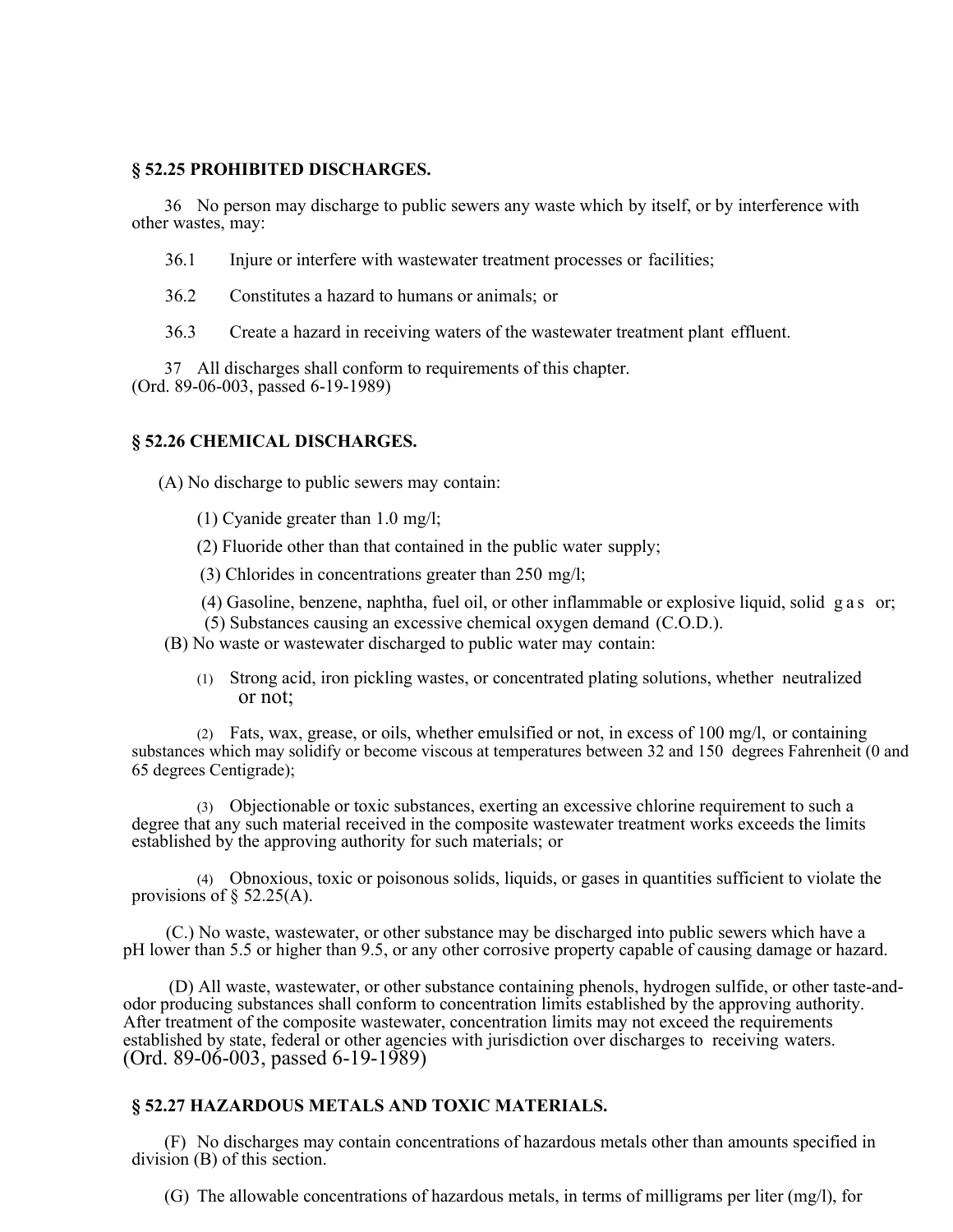### § 52.25 PROHIBITED DISCHARGES.

36 No person may discharge to public sewers any waste which by itself, or by interference with other wastes, may:

36.1 Injure or interfere with wastewater treatment processes or facilities;

36.2 Constitutes a hazard to humans or animals; or

36.3 Create a hazard in receiving waters of the wastewater treatment plant effluent.

37 All discharges shall conform to requirements of this chapter.
(Ord. 89-06-003, passed 6-19-1989)

### § 52.26 CHEMICAL DISCHARGES.

(A) No discharge to public sewers may contain:

(1) Cyanide greater than 1.0 mg/l;

(2) Fluoride other than that contained in the public water supply;

(3) Chlorides in concentrations greater than 250 mg/l;

(4) Gasoline, benzene, naphtha, fuel oil, or other inflammable or explosive liquid, solid gas or;

(5) Substances causing an excessive chemical oxygen demand (C.O.D.).

(B) No waste or wastewater discharged to public water may contain:

(1) Strong acid, iron pickling wastes, or concentrated plating solutions, whether neutralized or not;

(2) Fats, wax, grease, or oils, whether emulsified or not, in excess of 100 mg/l, or containing substances which may solidify or become viscous at temperatures between 32 and 150 degrees Fahrenheit (0 and 65 degrees Centigrade);

(3) Objectionable or toxic substances, exerting an excessive chlorine requirement to such a degree that any such material received in the composite wastewater treatment works exceeds the limits established by the approving authority for such materials; or

(4) Obnoxious, toxic or poisonous solids, liquids, or gases in quantities sufficient to violate the provisions of § 52.25(A).

(C.) No waste, wastewater, or other substance may be discharged into public sewers which have a pH lower than 5.5 or higher than 9.5, or any other corrosive property capable of causing damage or hazard.

(D) All waste, wastewater, or other substance containing phenols, hydrogen sulfide, or other taste-and-odor producing substances shall conform to concentration limits established by the approving authority. After treatment of the composite wastewater, concentration limits may not exceed the requirements established by state, federal or other agencies with jurisdiction over discharges to receiving waters.
(Ord. 89-06-003, passed 6-19-1989)

### § 52.27 HAZARDOUS METALS AND TOXIC MATERIALS.

(F) No discharges may contain concentrations of hazardous metals other than amounts specified in division (B) of this section.

(G) The allowable concentrations of hazardous metals, in terms of milligrams per liter (mg/l), for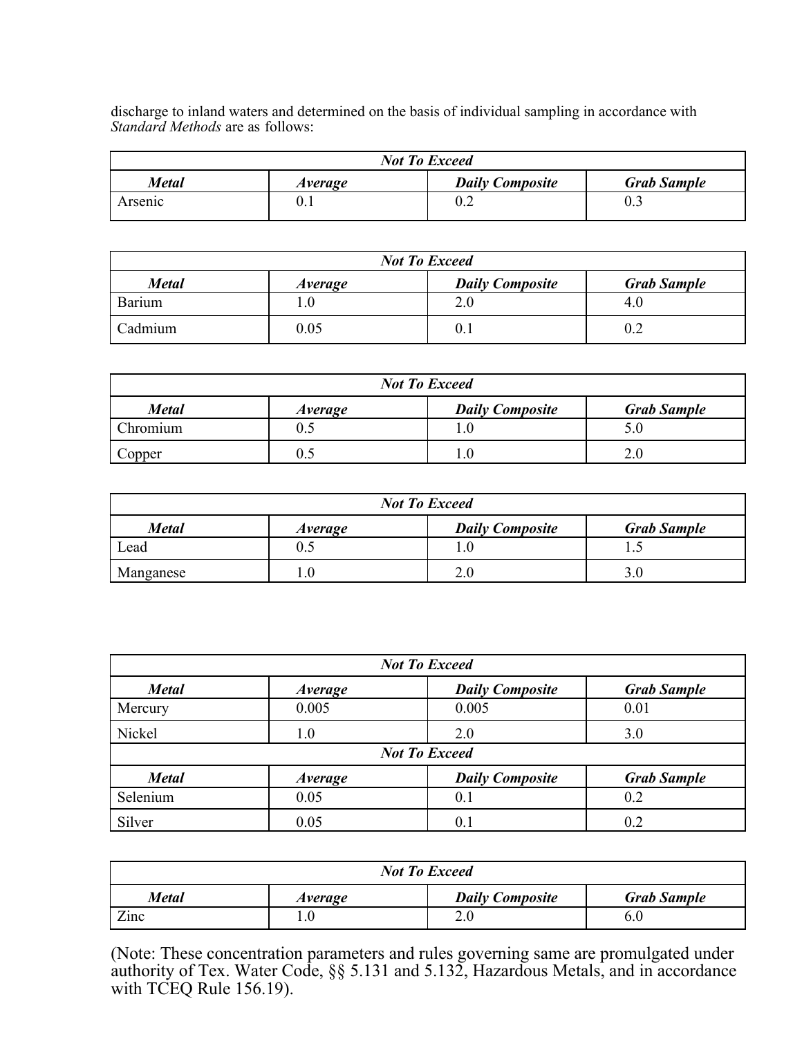discharge to inland waters and determined on the basis of individual sampling in accordance with *Standard Methods* are as follows:

| ***Not To Exceed*** | | | |
|---|---|---|---|
| ***Metal*** | ***Average*** | ***Daily Composite*** | ***Grab Sample*** |
| Arsenic | 0.1 | 0.2 | 0.3 |

| ***Not To Exceed*** | | | |
|---|---|---|---|
| ***Metal*** | ***Average*** | ***Daily Composite*** | ***Grab Sample*** |
| Barium | 1.0 | 2.0 | 4.0 |
| Cadmium | 0.05 | 0.1 | 0.2 |

| ***Not To Exceed*** | | | |
|---|---|---|---|
| ***Metal*** | ***Average*** | ***Daily Composite*** | ***Grab Sample*** |
| Chromium | 0.5 | 1.0 | 5.0 |
| Copper | 0.5 | 1.0 | 2.0 |

| ***Not To Exceed*** | | | |
|---|---|---|---|
| ***Metal*** | ***Average*** | ***Daily Composite*** | ***Grab Sample*** |
| Lead | 0.5 | 1.0 | 1.5 |
| Manganese | 1.0 | 2.0 | 3.0 |

| ***Not To Exceed*** | | | |
|---|---|---|---|
| ***Metal*** | ***Average*** | ***Daily Composite*** | ***Grab Sample*** |
| Mercury | 0.005 | 0.005 | 0.01 |
| Nickel | 1.0 | 2.0 | 3.0 |

| ***Not To Exceed*** | | | |
|---|---|---|---|
| ***Metal*** | ***Average*** | ***Daily Composite*** | ***Grab Sample*** |
| Selenium | 0.05 | 0.1 | 0.2 |
| Silver | 0.05 | 0.1 | 0.2 |

| ***Not To Exceed*** | | | |
|---|---|---|---|
| ***Metal*** | ***Average*** | ***Daily Composite*** | ***Grab Sample*** |
| Zinc | 1.0 | 2.0 | 6.0 |

(Note: These concentration parameters and rules governing same are promulgated under authority of Tex. Water Code, §§ 5.131 and 5.132, Hazardous Metals, and in accordance with TCEQ Rule 156.19).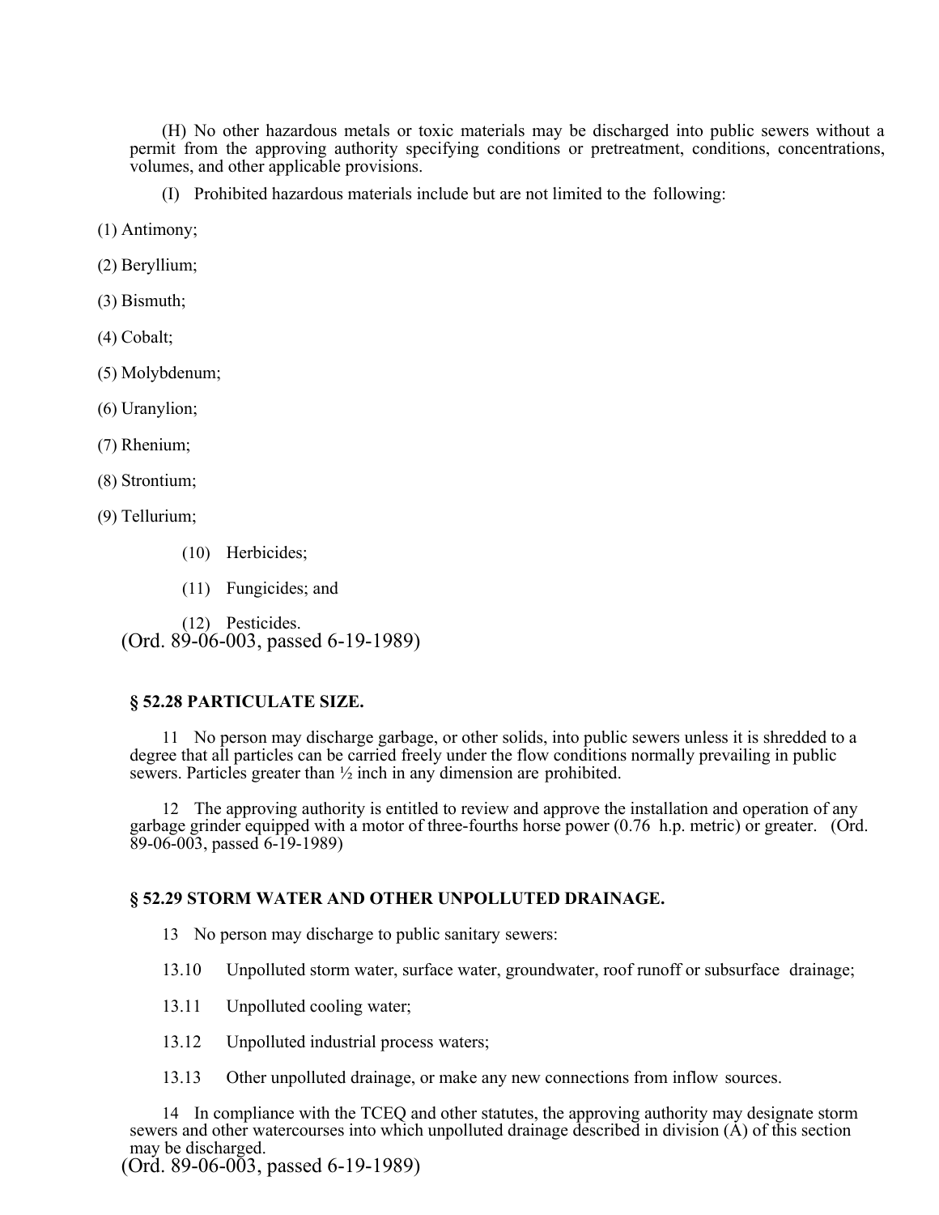(H) No other hazardous metals or toxic materials may be discharged into public sewers without a permit from the approving authority specifying conditions or pretreatment, conditions, concentrations, volumes, and other applicable provisions.

(I) Prohibited hazardous materials include but are not limited to the following:

(1) Antimony;

(2) Beryllium;

(3) Bismuth;

(4) Cobalt;

(5) Molybdenum;

(6) Uranylion;

(7) Rhenium;

(8) Strontium;

(9) Tellurium;

(10) Herbicides;

(11) Fungicides; and

(12) Pesticides.

(Ord. 89-06-003, passed 6-19-1989)

**§ 52.28 PARTICULATE SIZE.**

11 No person may discharge garbage, or other solids, into public sewers unless it is shredded to a degree that all particles can be carried freely under the flow conditions normally prevailing in public sewers. Particles greater than ½ inch in any dimension are prohibited.

12 The approving authority is entitled to review and approve the installation and operation of any garbage grinder equipped with a motor of three-fourths horse power (0.76 h.p. metric) or greater. (Ord. 89-06-003, passed 6-19-1989)

**§ 52.29 STORM WATER AND OTHER UNPOLLUTED DRAINAGE.**

13 No person may discharge to public sanitary sewers:

13.10 Unpolluted storm water, surface water, groundwater, roof runoff or subsurface drainage;

13.11 Unpolluted cooling water;

13.12 Unpolluted industrial process waters;

13.13 Other unpolluted drainage, or make any new connections from inflow sources.

14 In compliance with the TCEQ and other statutes, the approving authority may designate storm sewers and other watercourses into which unpolluted drainage described in division (A) of this section may be discharged.

(Ord. 89-06-003, passed 6-19-1989)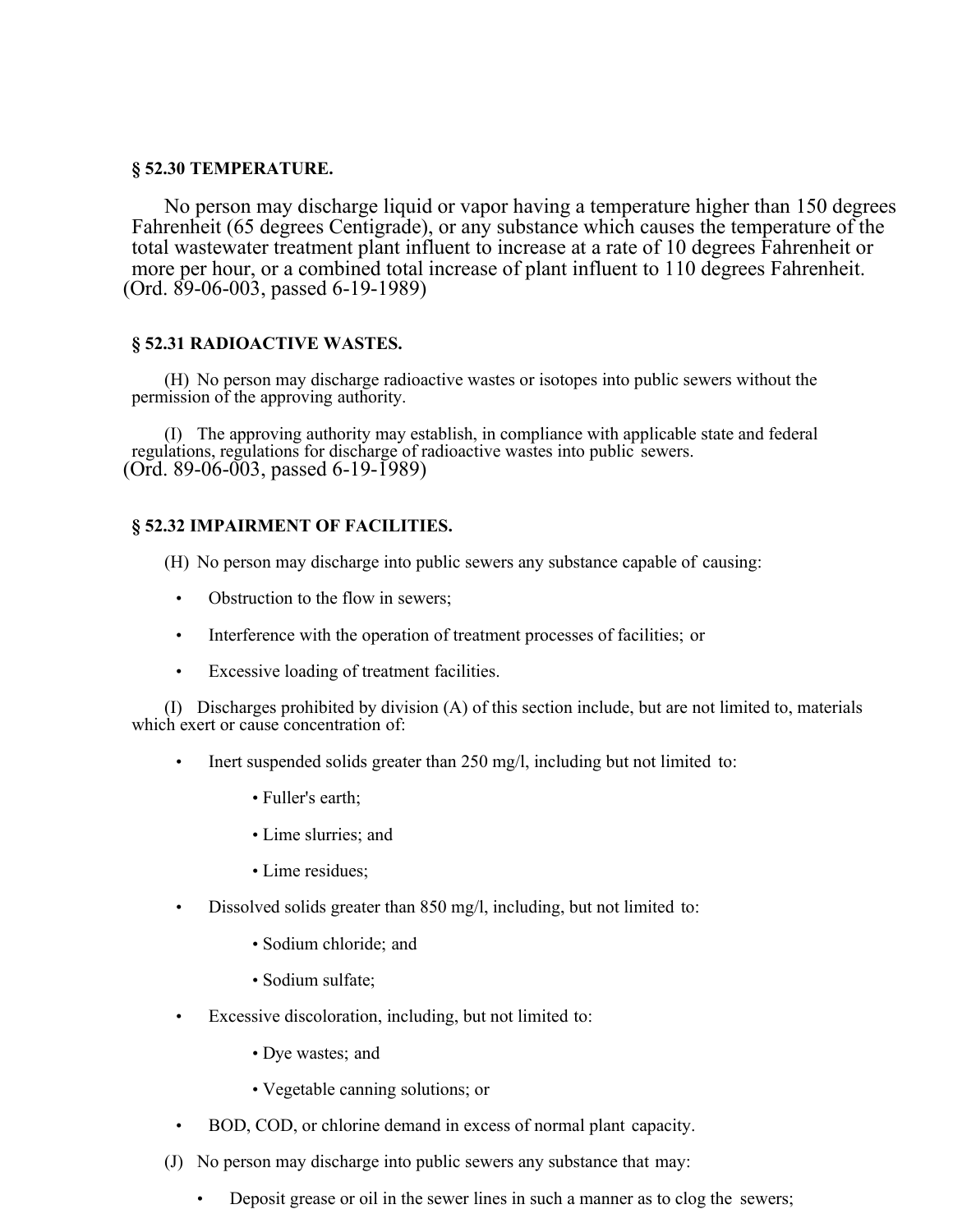### § 52.30 TEMPERATURE.

No person may discharge liquid or vapor having a temperature higher than 150 degrees Fahrenheit (65 degrees Centigrade), or any substance which causes the temperature of the total wastewater treatment plant influent to increase at a rate of 10 degrees Fahrenheit or more per hour, or a combined total increase of plant influent to 110 degrees Fahrenheit.
(Ord. 89-06-003, passed 6-19-1989)

### § 52.31 RADIOACTIVE WASTES.

(H) No person may discharge radioactive wastes or isotopes into public sewers without the permission of the approving authority.

(I) The approving authority may establish, in compliance with applicable state and federal regulations, regulations for discharge of radioactive wastes into public sewers.
(Ord. 89-06-003, passed 6-19-1989)

### § 52.32 IMPAIRMENT OF FACILITIES.

(H) No person may discharge into public sewers any substance capable of causing:

- Obstruction to the flow in sewers;
- Interference with the operation of treatment processes of facilities; or
- Excessive loading of treatment facilities.

(I) Discharges prohibited by division (A) of this section include, but are not limited to, materials which exert or cause concentration of:

- Inert suspended solids greater than 250 mg/l, including but not limited to:
  - Fuller's earth;
  - Lime slurries; and
  - Lime residues;
- Dissolved solids greater than 850 mg/l, including, but not limited to:
  - Sodium chloride; and
  - Sodium sulfate;
- Excessive discoloration, including, but not limited to:
  - Dye wastes; and
  - Vegetable canning solutions; or
- BOD, COD, or chlorine demand in excess of normal plant capacity.

(J) No person may discharge into public sewers any substance that may:

- Deposit grease or oil in the sewer lines in such a manner as to clog the sewers;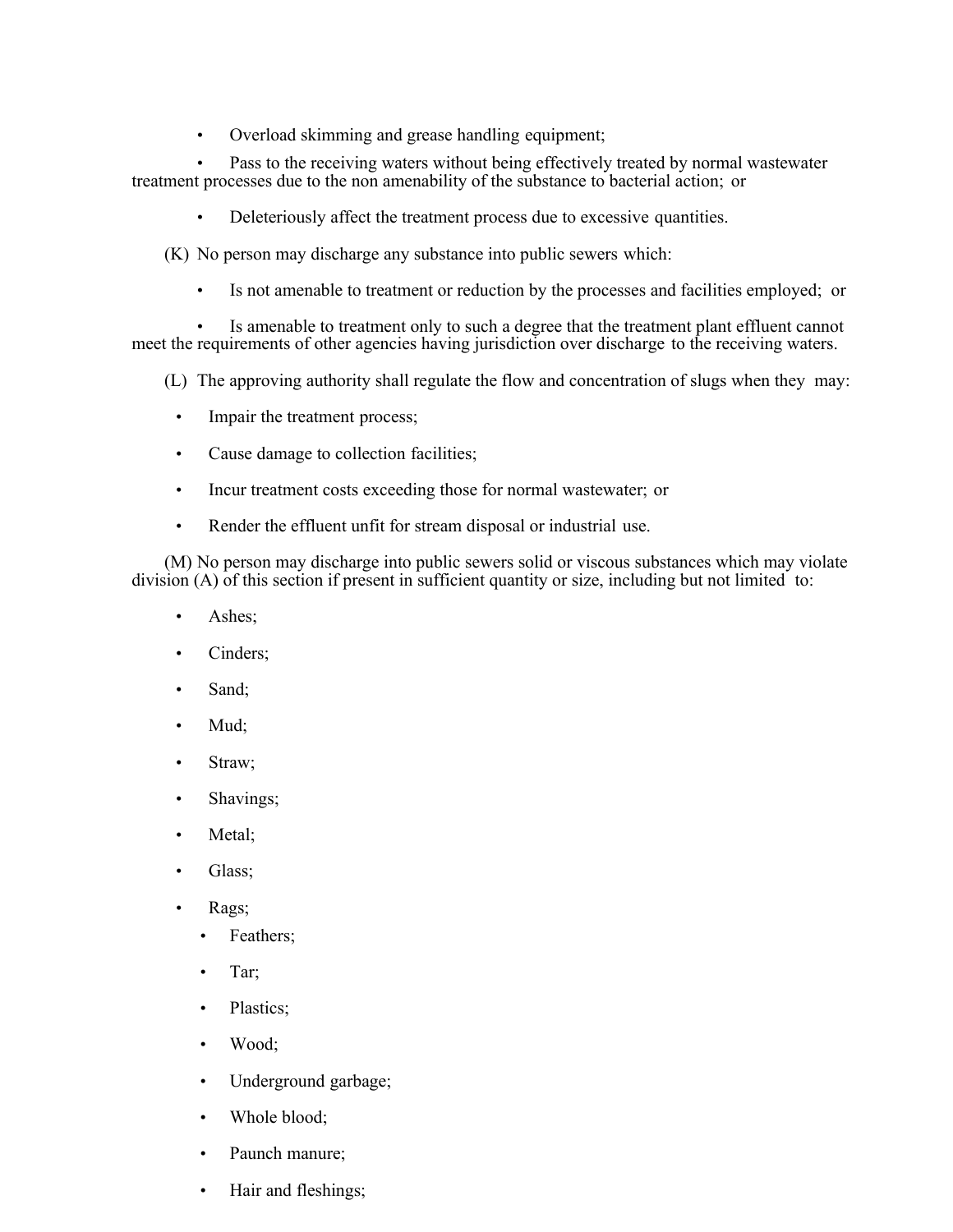- Overload skimming and grease handling equipment;
- Pass to the receiving waters without being effectively treated by normal wastewater treatment processes due to the non amenability of the substance to bacterial action; or
- Deleteriously affect the treatment process due to excessive quantities.

(K) No person may discharge any substance into public sewers which:

- Is not amenable to treatment or reduction by the processes and facilities employed; or
- Is amenable to treatment only to such a degree that the treatment plant effluent cannot meet the requirements of other agencies having jurisdiction over discharge to the receiving waters.

(L) The approving authority shall regulate the flow and concentration of slugs when they may:

- Impair the treatment process;
- Cause damage to collection facilities;
- Incur treatment costs exceeding those for normal wastewater; or
- Render the effluent unfit for stream disposal or industrial use.

(M) No person may discharge into public sewers solid or viscous substances which may violate division (A) of this section if present in sufficient quantity or size, including but not limited to:

- Ashes;
- Cinders;
- Sand;
- Mud;
- Straw;
- Shavings;
- Metal;
- Glass;
- Rags;
- Feathers;
- Tar;
- Plastics;
- Wood;
- Underground garbage;
- Whole blood;
- Paunch manure;
- Hair and fleshings;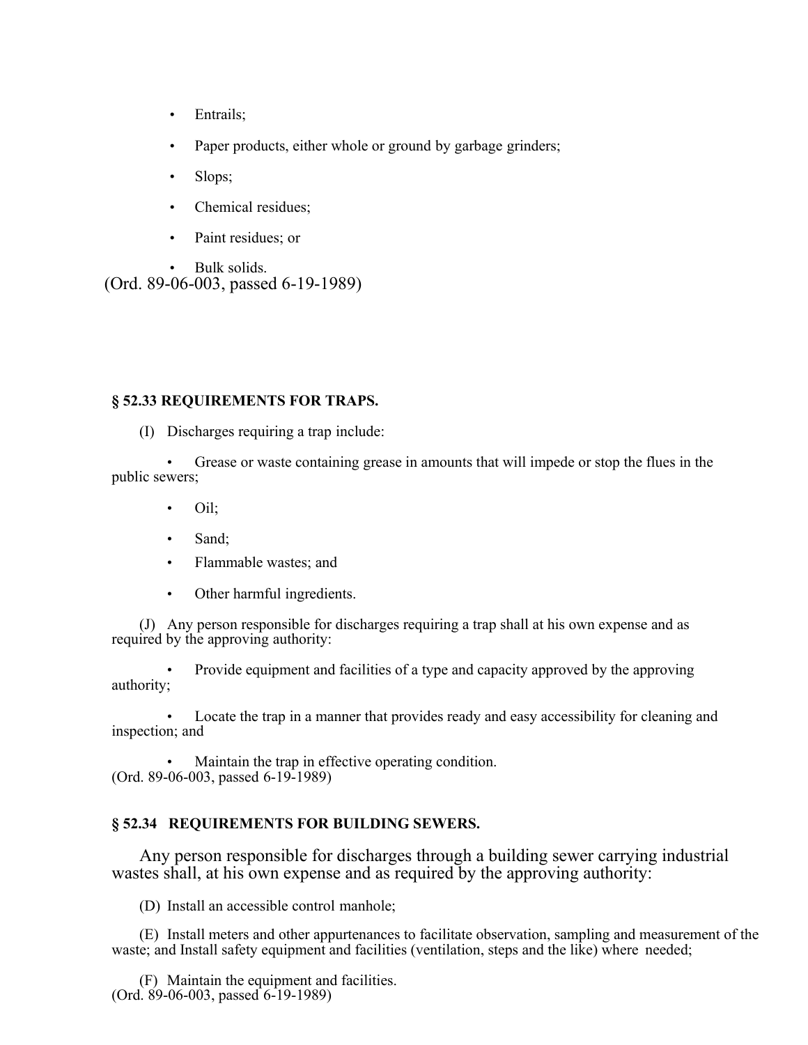- Entrails;
- Paper products, either whole or ground by garbage grinders;
- Slops;
- Chemical residues;
- Paint residues; or
- Bulk solids.

(Ord. 89-06-003, passed 6-19-1989)

**§ 52.33 REQUIREMENTS FOR TRAPS.**

(I) Discharges requiring a trap include:

- Grease or waste containing grease in amounts that will impede or stop the flues in the public sewers;
- Oil;
- Sand;
- Flammable wastes; and
- Other harmful ingredients.

(J) Any person responsible for discharges requiring a trap shall at his own expense and as required by the approving authority:

- Provide equipment and facilities of a type and capacity approved by the approving authority;
- Locate the trap in a manner that provides ready and easy accessibility for cleaning and inspection; and
- Maintain the trap in effective operating condition.

(Ord. 89-06-003, passed 6-19-1989)

**§ 52.34 REQUIREMENTS FOR BUILDING SEWERS.**

Any person responsible for discharges through a building sewer carrying industrial wastes shall, at his own expense and as required by the approving authority:

(D) Install an accessible control manhole;

(E) Install meters and other appurtenances to facilitate observation, sampling and measurement of the waste; and Install safety equipment and facilities (ventilation, steps and the like) where needed;

(F) Maintain the equipment and facilities.
(Ord. 89-06-003, passed 6-19-1989)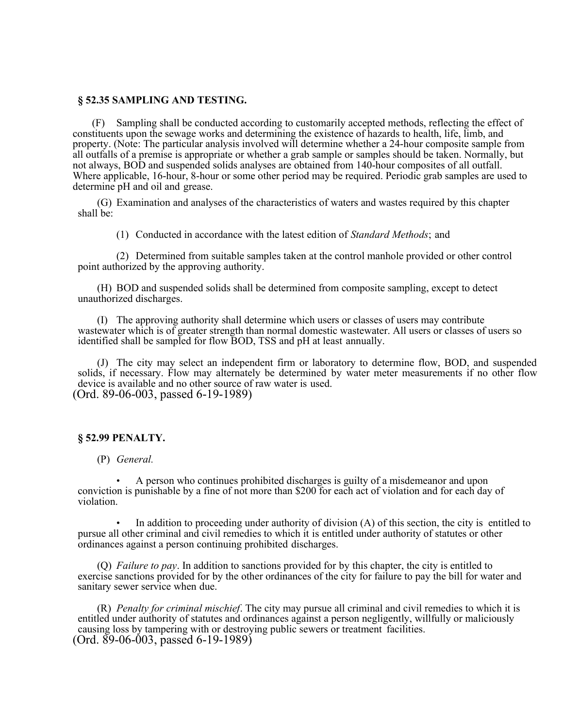### § 52.35 SAMPLING AND TESTING.

(F) Sampling shall be conducted according to customarily accepted methods, reflecting the effect of constituents upon the sewage works and determining the existence of hazards to health, life, limb, and property. (Note: The particular analysis involved will determine whether a 24-hour composite sample from all outfalls of a premise is appropriate or whether a grab sample or samples should be taken. Normally, but not always, BOD and suspended solids analyses are obtained from 140-hour composites of all outfall. Where applicable, 16-hour, 8-hour or some other period may be required. Periodic grab samples are used to determine pH and oil and grease.

(G) Examination and analyses of the characteristics of waters and wastes required by this chapter shall be:

(1) Conducted in accordance with the latest edition of *Standard Methods*; and

(2) Determined from suitable samples taken at the control manhole provided or other control point authorized by the approving authority.

(H) BOD and suspended solids shall be determined from composite sampling, except to detect unauthorized discharges.

(I) The approving authority shall determine which users or classes of users may contribute wastewater which is of greater strength than normal domestic wastewater. All users or classes of users so identified shall be sampled for flow BOD, TSS and pH at least annually.

(J) The city may select an independent firm or laboratory to determine flow, BOD, and suspended solids, if necessary. Flow may alternately be determined by water meter measurements if no other flow device is available and no other source of raw water is used.

(Ord. 89-06-003, passed 6-19-1989)

### § 52.99 PENALTY.

(P) *General.*

- A person who continues prohibited discharges is guilty of a misdemeanor and upon conviction is punishable by a fine of not more than $200 for each act of violation and for each day of violation.

- In addition to proceeding under authority of division (A) of this section, the city is entitled to pursue all other criminal and civil remedies to which it is entitled under authority of statutes or other ordinances against a person continuing prohibited discharges.

(Q) *Failure to pay*. In addition to sanctions provided for by this chapter, the city is entitled to exercise sanctions provided for by the other ordinances of the city for failure to pay the bill for water and sanitary sewer service when due.

(R) *Penalty for criminal mischief*. The city may pursue all criminal and civil remedies to which it is entitled under authority of statutes and ordinances against a person negligently, willfully or maliciously causing loss by tampering with or destroying public sewers or treatment facilities.

(Ord. 89-06-003, passed 6-19-1989)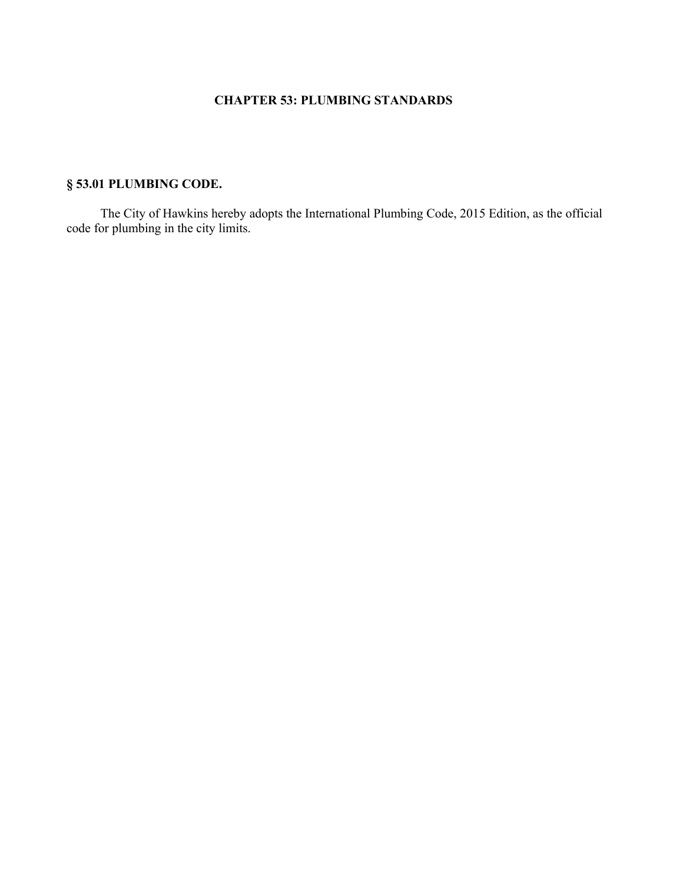# CHAPTER 53: PLUMBING STANDARDS

## § 53.01 PLUMBING CODE.

The City of Hawkins hereby adopts the International Plumbing Code, 2015 Edition, as the official code for plumbing in the city limits.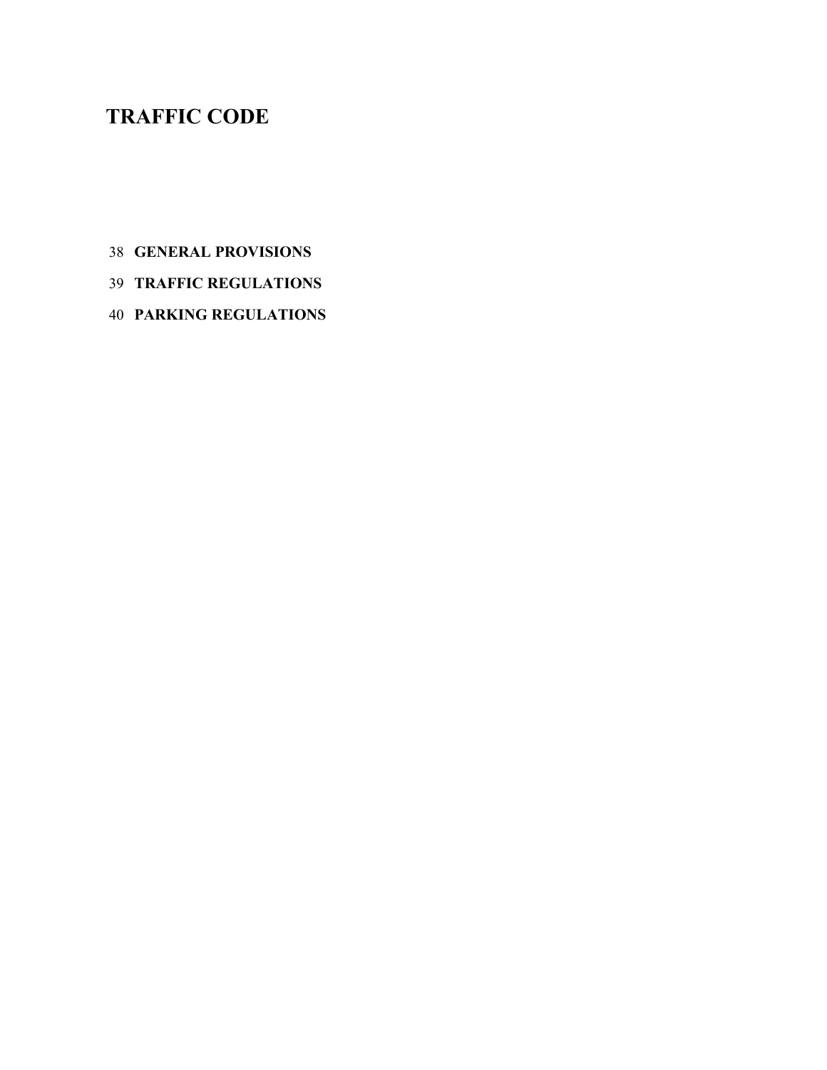# TRAFFIC CODE

38 **GENERAL PROVISIONS**

39 **TRAFFIC REGULATIONS**

40 **PARKING REGULATIONS**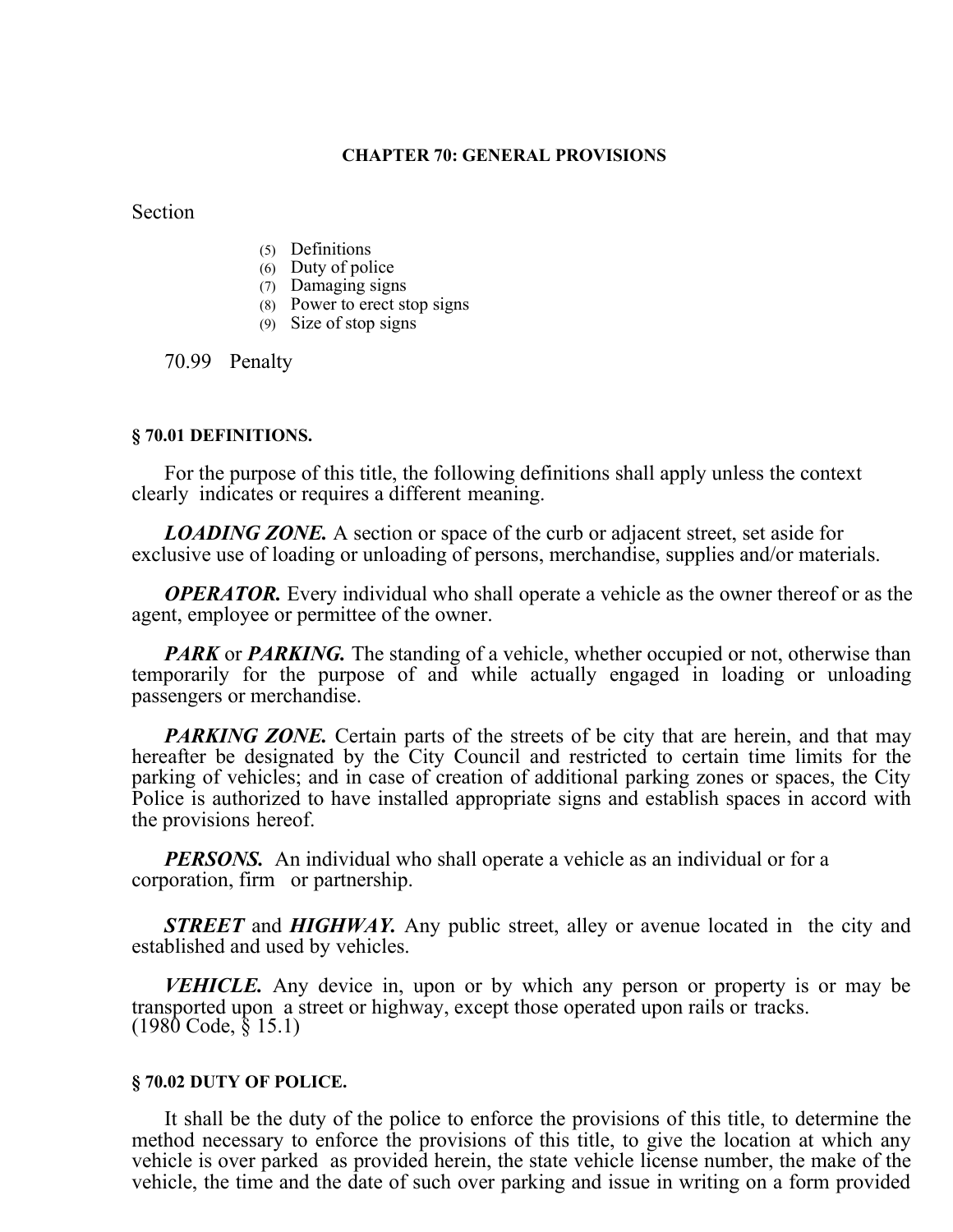**CHAPTER 70: GENERAL PROVISIONS**

Section

(5) Definitions
(6) Duty of police
(7) Damaging signs
(8) Power to erect stop signs
(9) Size of stop signs

70.99 Penalty

**§ 70.01 DEFINITIONS.**

For the purpose of this title, the following definitions shall apply unless the context clearly indicates or requires a different meaning.

***LOADING ZONE.*** A section or space of the curb or adjacent street, set aside for exclusive use of loading or unloading of persons, merchandise, supplies and/or materials.

***OPERATOR.*** Every individual who shall operate a vehicle as the owner thereof or as the agent, employee or permittee of the owner.

***PARK*** or ***PARKING.*** The standing of a vehicle, whether occupied or not, otherwise than temporarily for the purpose of and while actually engaged in loading or unloading passengers or merchandise.

***PARKING ZONE.*** Certain parts of the streets of be city that are herein, and that may hereafter be designated by the City Council and restricted to certain time limits for the parking of vehicles; and in case of creation of additional parking zones or spaces, the City Police is authorized to have installed appropriate signs and establish spaces in accord with the provisions hereof.

***PERSONS.*** An individual who shall operate a vehicle as an individual or for a corporation, firm or partnership.

***STREET*** and ***HIGHWAY.*** Any public street, alley or avenue located in the city and established and used by vehicles.

***VEHICLE.*** Any device in, upon or by which any person or property is or may be transported upon a street or highway, except those operated upon rails or tracks.
(1980 Code, § 15.1)

**§ 70.02 DUTY OF POLICE.**

It shall be the duty of the police to enforce the provisions of this title, to determine the method necessary to enforce the provisions of this title, to give the location at which any vehicle is over parked as provided herein, the state vehicle license number, the make of the vehicle, the time and the date of such over parking and issue in writing on a form provided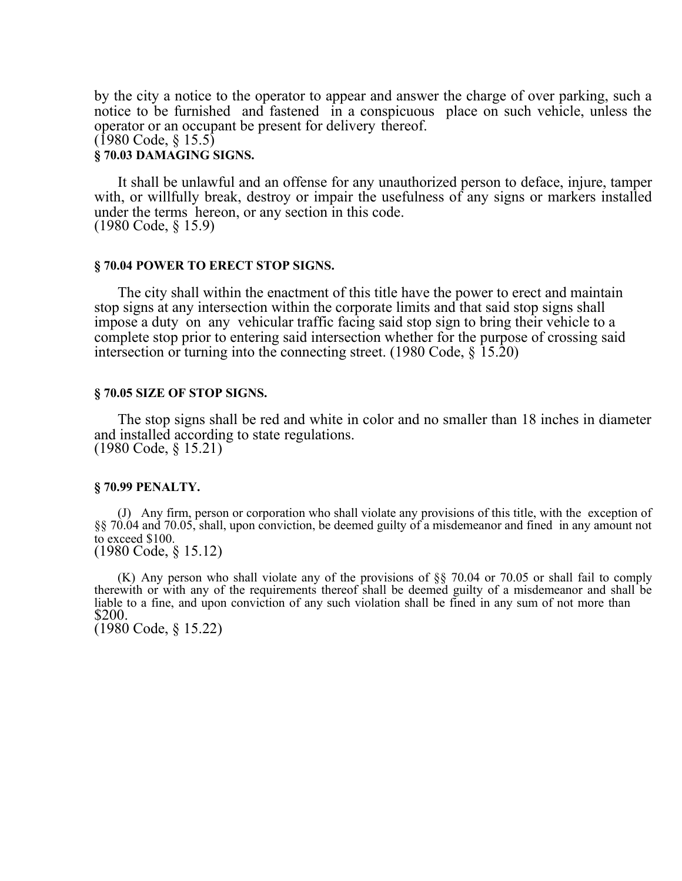by the city a notice to the operator to appear and answer the charge of over parking, such a notice to be furnished and fastened in a conspicuous place on such vehicle, unless the operator or an occupant be present for delivery thereof.
(1980 Code, § 15.5)

### § 70.03 DAMAGING SIGNS.

It shall be unlawful and an offense for any unauthorized person to deface, injure, tamper with, or willfully break, destroy or impair the usefulness of any signs or markers installed under the terms hereon, or any section in this code.
(1980 Code, § 15.9)

### § 70.04 POWER TO ERECT STOP SIGNS.

The city shall within the enactment of this title have the power to erect and maintain stop signs at any intersection within the corporate limits and that said stop signs shall impose a duty on any vehicular traffic facing said stop sign to bring their vehicle to a complete stop prior to entering said intersection whether for the purpose of crossing said intersection or turning into the connecting street. (1980 Code, § 15.20)

### § 70.05 SIZE OF STOP SIGNS.

The stop signs shall be red and white in color and no smaller than 18 inches in diameter and installed according to state regulations.
(1980 Code, § 15.21)

### § 70.99 PENALTY.

(J) Any firm, person or corporation who shall violate any provisions of this title, with the exception of §§ 70.04 and 70.05, shall, upon conviction, be deemed guilty of a misdemeanor and fined in any amount not to exceed $100.
(1980 Code, § 15.12)

(K) Any person who shall violate any of the provisions of §§ 70.04 or 70.05 or shall fail to comply therewith or with any of the requirements thereof shall be deemed guilty of a misdemeanor and shall be liable to a fine, and upon conviction of any such violation shall be fined in any sum of not more than $200.
(1980 Code, § 15.22)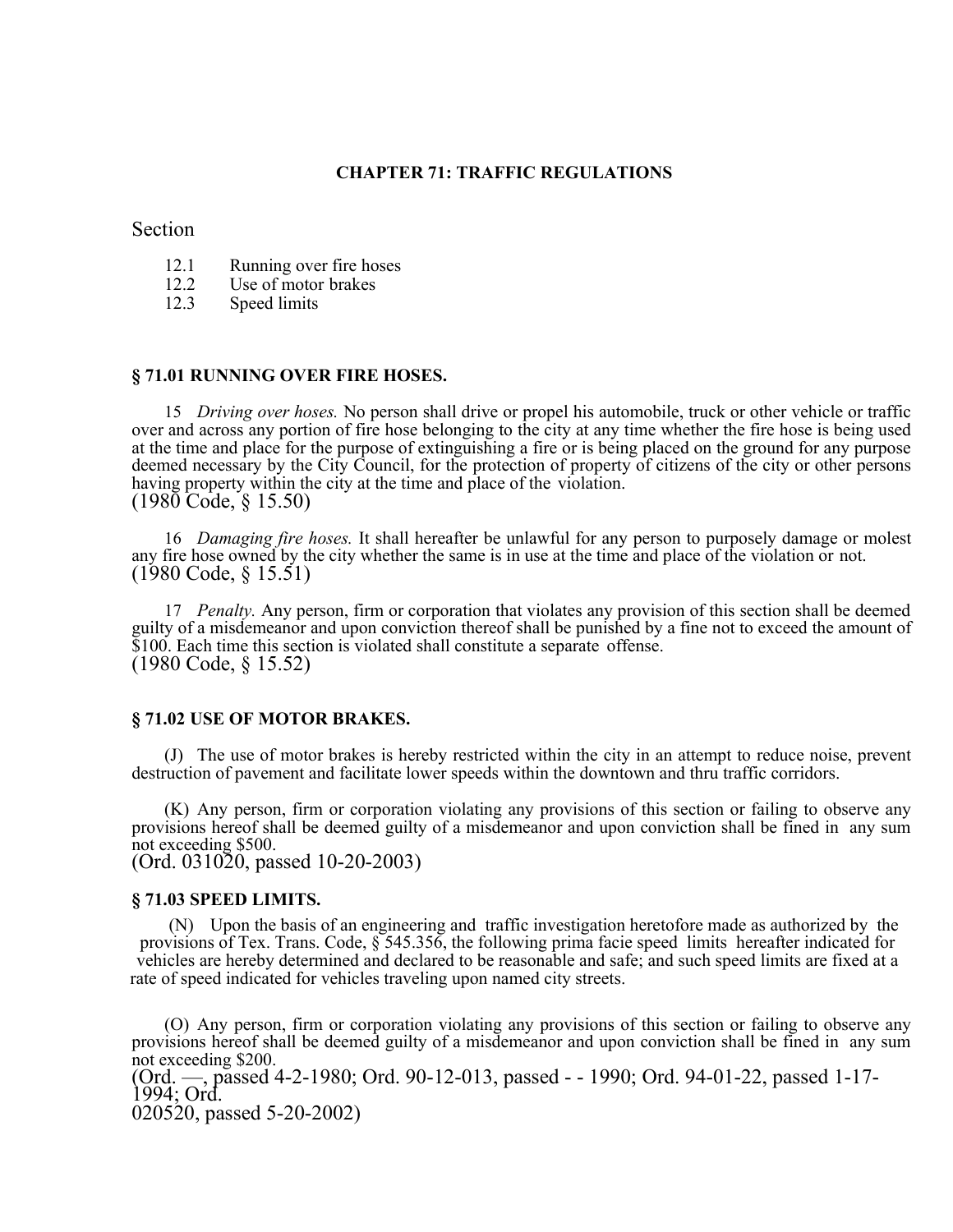## CHAPTER 71: TRAFFIC REGULATIONS

Section

12.1 Running over fire hoses
12.2 Use of motor brakes
12.3 Speed limits

### § 71.01 RUNNING OVER FIRE HOSES.

15 *Driving over hoses.* No person shall drive or propel his automobile, truck or other vehicle or traffic over and across any portion of fire hose belonging to the city at any time whether the fire hose is being used at the time and place for the purpose of extinguishing a fire or is being placed on the ground for any purpose deemed necessary by the City Council, for the protection of property of citizens of the city or other persons having property within the city at the time and place of the violation.
(1980 Code, § 15.50)

16 *Damaging fire hoses.* It shall hereafter be unlawful for any person to purposely damage or molest any fire hose owned by the city whether the same is in use at the time and place of the violation or not.
(1980 Code, § 15.51)

17 *Penalty.* Any person, firm or corporation that violates any provision of this section shall be deemed guilty of a misdemeanor and upon conviction thereof shall be punished by a fine not to exceed the amount of $100. Each time this section is violated shall constitute a separate offense.
(1980 Code, § 15.52)

### § 71.02 USE OF MOTOR BRAKES.

(J) The use of motor brakes is hereby restricted within the city in an attempt to reduce noise, prevent destruction of pavement and facilitate lower speeds within the downtown and thru traffic corridors.

(K) Any person, firm or corporation violating any provisions of this section or failing to observe any provisions hereof shall be deemed guilty of a misdemeanor and upon conviction shall be fined in any sum not exceeding $500.
(Ord. 031020, passed 10-20-2003)

### § 71.03 SPEED LIMITS.

(N) Upon the basis of an engineering and traffic investigation heretofore made as authorized by the provisions of Tex. Trans. Code, § 545.356, the following prima facie speed limits hereafter indicated for vehicles are hereby determined and declared to be reasonable and safe; and such speed limits are fixed at a rate of speed indicated for vehicles traveling upon named city streets.

(O) Any person, firm or corporation violating any provisions of this section or failing to observe any provisions hereof shall be deemed guilty of a misdemeanor and upon conviction shall be fined in any sum not exceeding $200.
(Ord. —, passed 4-2-1980; Ord. 90-12-013, passed - - 1990; Ord. 94-01-22, passed 1-17-1994; Ord. 020520, passed 5-20-2002)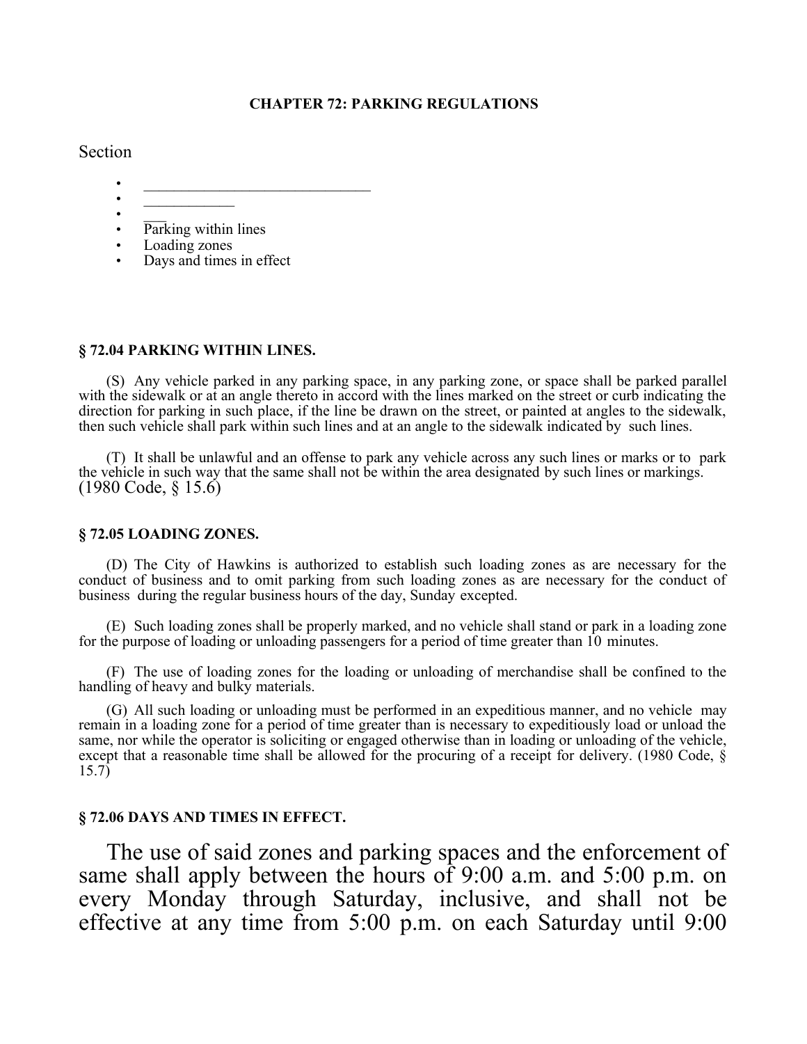**CHAPTER 72: PARKING REGULATIONS**

Section

- ______________________________
- ____________
- ___
- Parking within lines
- Loading zones
- Days and times in effect

### § 72.04 PARKING WITHIN LINES.

(S) Any vehicle parked in any parking space, in any parking zone, or space shall be parked parallel with the sidewalk or at an angle thereto in accord with the lines marked on the street or curb indicating the direction for parking in such place, if the line be drawn on the street, or painted at angles to the sidewalk, then such vehicle shall park within such lines and at an angle to the sidewalk indicated by such lines.

(T) It shall be unlawful and an offense to park any vehicle across any such lines or marks or to park the vehicle in such way that the same shall not be within the area designated by such lines or markings. (1980 Code, § 15.6)

### § 72.05 LOADING ZONES.

(D) The City of Hawkins is authorized to establish such loading zones as are necessary for the conduct of business and to omit parking from such loading zones as are necessary for the conduct of business during the regular business hours of the day, Sunday excepted.

(E) Such loading zones shall be properly marked, and no vehicle shall stand or park in a loading zone for the purpose of loading or unloading passengers for a period of time greater than 10 minutes.

(F) The use of loading zones for the loading or unloading of merchandise shall be confined to the handling of heavy and bulky materials.

(G) All such loading or unloading must be performed in an expeditious manner, and no vehicle may remain in a loading zone for a period of time greater than is necessary to expeditiously load or unload the same, nor while the operator is soliciting or engaged otherwise than in loading or unloading of the vehicle, except that a reasonable time shall be allowed for the procuring of a receipt for delivery. (1980 Code, § 15.7)

### § 72.06 DAYS AND TIMES IN EFFECT.

The use of said zones and parking spaces and the enforcement of same shall apply between the hours of 9:00 a.m. and 5:00 p.m. on every Monday through Saturday, inclusive, and shall not be effective at any time from 5:00 p.m. on each Saturday until 9:00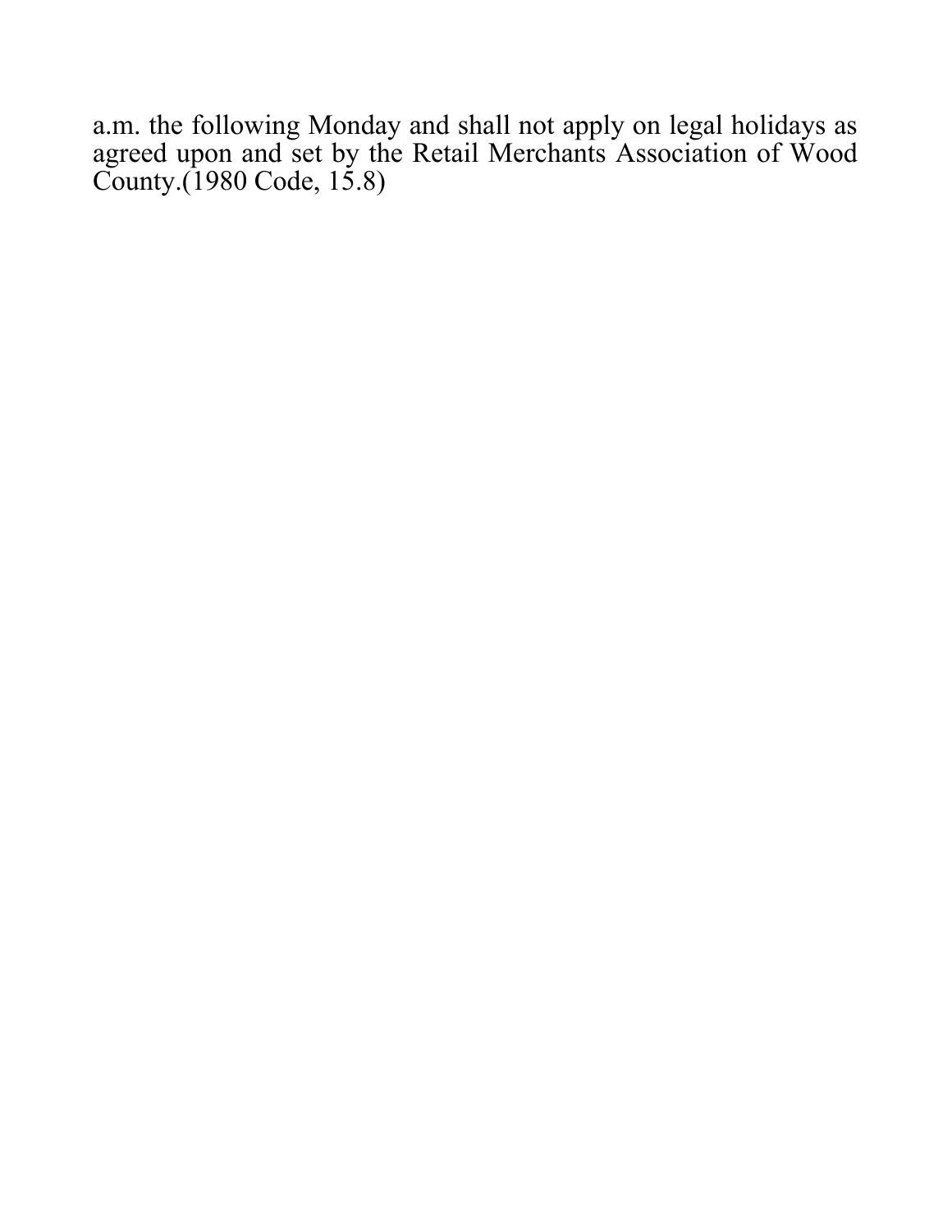a.m. the following Monday and shall not apply on legal holidays as agreed upon and set by the Retail Merchants Association of Wood County.(1980 Code, 15.8)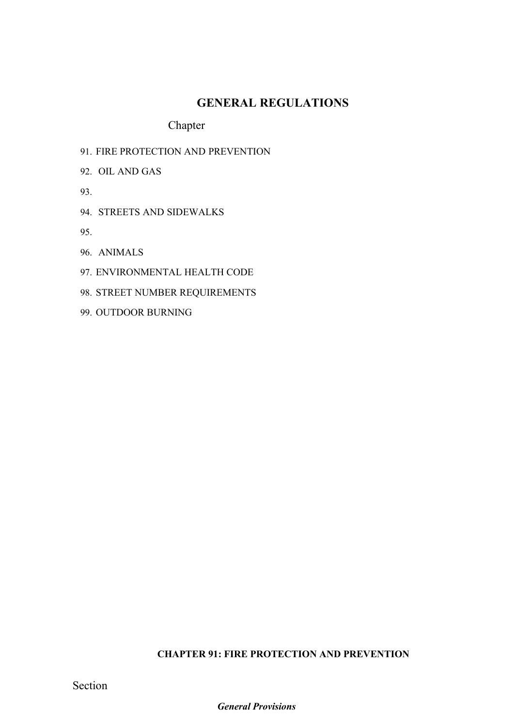# GENERAL REGULATIONS

Chapter

91. FIRE PROTECTION AND PREVENTION
92. OIL AND GAS
93.
94. STREETS AND SIDEWALKS
95.
96. ANIMALS
97. ENVIRONMENTAL HEALTH CODE
98. STREET NUMBER REQUIREMENTS
99. OUTDOOR BURNING

## CHAPTER 91: FIRE PROTECTION AND PREVENTION

Section

***General Provisions***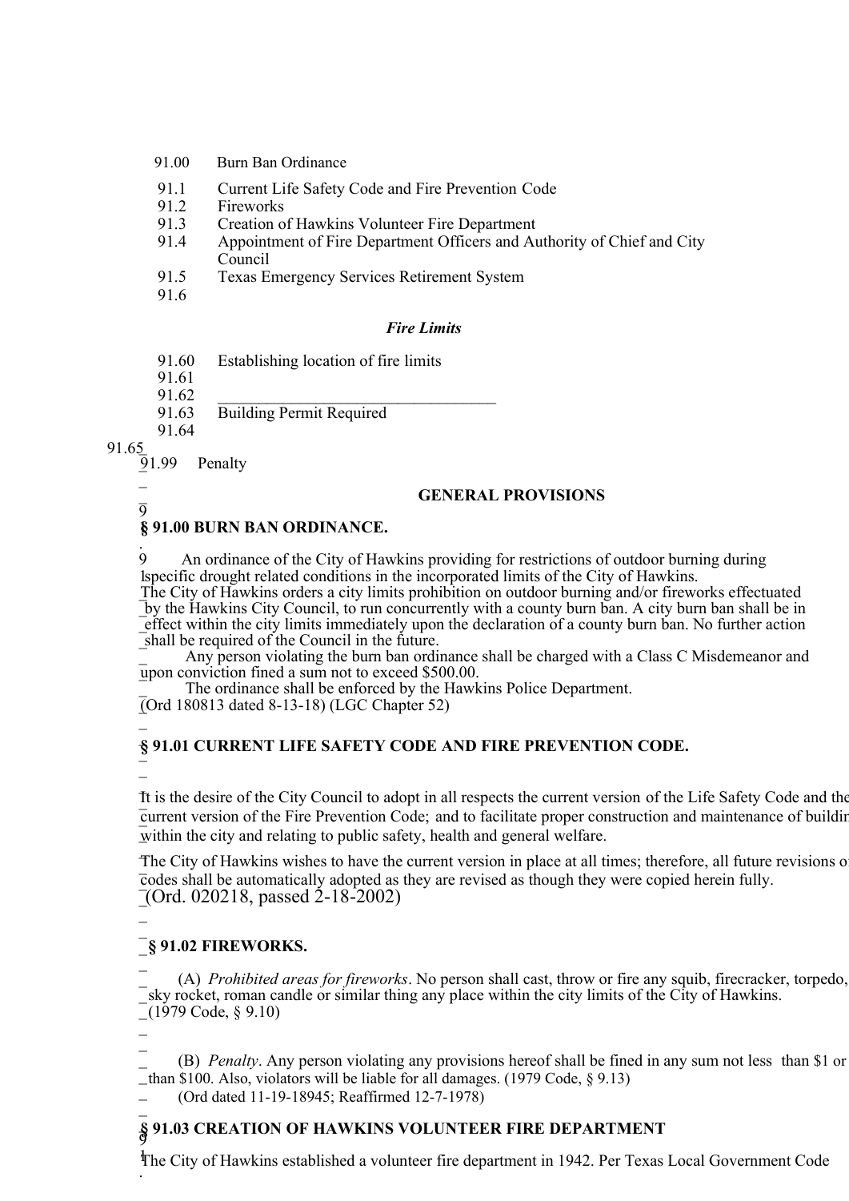91.00 Burn Ban Ordinance

91.1 Current Life Safety Code and Fire Prevention Code
91.2 Fireworks
91.3 Creation of Hawkins Volunteer Fire Department
91.4 Appointment of Fire Department Officers and Authority of Chief and City Council
91.5 Texas Emergency Services Retirement System
91.6

*Fire Limits*

91.60 Establishing location of fire limits
91.61
91.62 ___________________________________
91.63 Building Permit Required
91.64
91.65
91.99 Penalty

## GENERAL PROVISIONS

### § 91.00 BURN BAN ORDINANCE.

An ordinance of the City of Hawkins providing for restrictions of outdoor burning during specific drought related conditions in the incorporated limits of the City of Hawkins.

The City of Hawkins orders a city limits prohibition on outdoor burning and/or fireworks effectuated by the Hawkins City Council, to run concurrently with a county burn ban. A city burn ban shall be in effect within the city limits immediately upon the declaration of a county burn ban. No further action shall be required of the Council in the future.

Any person violating the burn ban ordinance shall be charged with a Class C Misdemeanor and upon conviction fined a sum not to exceed $500.00.

The ordinance shall be enforced by the Hawkins Police Department.

(Ord 180813 dated 8-13-18) (LGC Chapter 52)

### § 91.01 CURRENT LIFE SAFETY CODE AND FIRE PREVENTION CODE.

It is the desire of the City Council to adopt in all respects the current version of the Life Safety Code and the current version of the Fire Prevention Code; and to facilitate proper construction and maintenance of buildin within the city and relating to public safety, health and general welfare.

The City of Hawkins wishes to have the current version in place at all times; therefore, all future revisions o codes shall be automatically adopted as they are revised as though they were copied herein fully.

(Ord. 020218, passed 2-18-2002)

### § 91.02 FIREWORKS.

(A) *Prohibited areas for fireworks*. No person shall cast, throw or fire any squib, firecracker, torpedo, sky rocket, roman candle or similar thing any place within the city limits of the City of Hawkins. (1979 Code, § 9.10)

(B) *Penalty*. Any person violating any provisions hereof shall be fined in any sum not less than $1 or than $100. Also, violators will be liable for all damages. (1979 Code, § 9.13)

(Ord dated 11-19-18945; Reaffirmed 12-7-1978)

### § 91.03 CREATION OF HAWKINS VOLUNTEER FIRE DEPARTMENT

The City of Hawkins established a volunteer fire department in 1942. Per Texas Local Government Code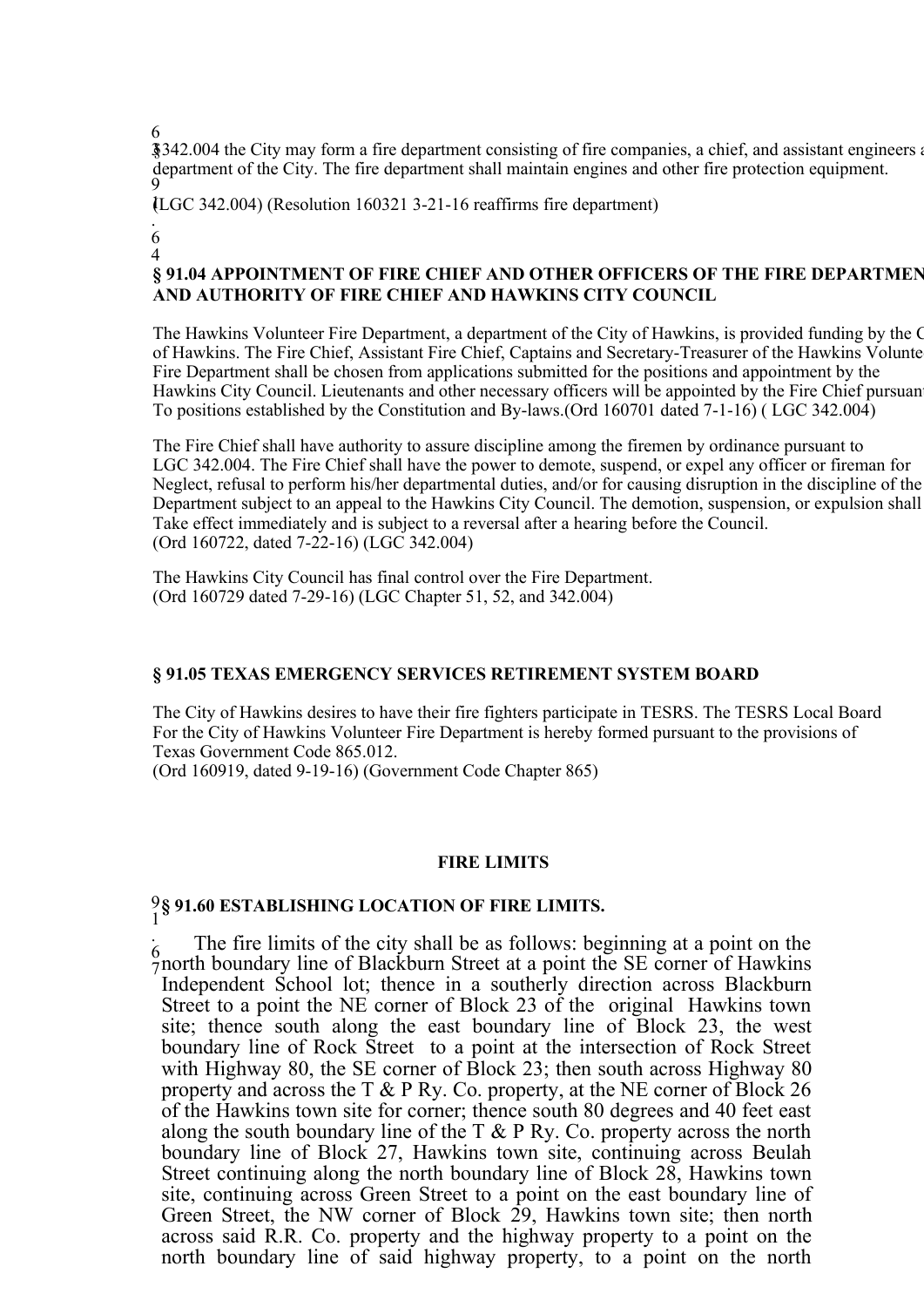342.004 the City may form a fire department consisting of fire companies, a chief, and assistant engineers a department of the City. The fire department shall maintain engines and other fire protection equipment.

(LGC 342.004) (Resolution 160321 3-21-16 reaffirms fire department)

**§ 91.04 APPOINTMENT OF FIRE CHIEF AND OTHER OFFICERS OF THE FIRE DEPARTMEN AND AUTHORITY OF FIRE CHIEF AND HAWKINS CITY COUNCIL**

The Hawkins Volunteer Fire Department, a department of the City of Hawkins, is provided funding by the C of Hawkins. The Fire Chief, Assistant Fire Chief, Captains and Secretary-Treasurer of the Hawkins Volunte Fire Department shall be chosen from applications submitted for the positions and appointment by the Hawkins City Council. Lieutenants and other necessary officers will be appointed by the Fire Chief pursuan To positions established by the Constitution and By-laws.(Ord 160701 dated 7-1-16) ( LGC 342.004)

The Fire Chief shall have authority to assure discipline among the firemen by ordinance pursuant to LGC 342.004. The Fire Chief shall have the power to demote, suspend, or expel any officer or fireman for Neglect, refusal to perform his/her departmental duties, and/or for causing disruption in the discipline of the Department subject to an appeal to the Hawkins City Council. The demotion, suspension, or expulsion shall Take effect immediately and is subject to a reversal after a hearing before the Council.
(Ord 160722, dated 7-22-16) (LGC 342.004)

The Hawkins City Council has final control over the Fire Department.
(Ord 160729 dated 7-29-16) (LGC Chapter 51, 52, and 342.004)

**§ 91.05 TEXAS EMERGENCY SERVICES RETIREMENT SYSTEM BOARD**

The City of Hawkins desires to have their fire fighters participate in TESRS. The TESRS Local Board For the City of Hawkins Volunteer Fire Department is hereby formed pursuant to the provisions of Texas Government Code 865.012.
(Ord 160919, dated 9-19-16) (Government Code Chapter 865)

**FIRE LIMITS**

**§ 91.60 ESTABLISHING LOCATION OF FIRE LIMITS.**

The fire limits of the city shall be as follows: beginning at a point on the north boundary line of Blackburn Street at a point the SE corner of Hawkins Independent School lot; thence in a southerly direction across Blackburn Street to a point the NE corner of Block 23 of the original Hawkins town site; thence south along the east boundary line of Block 23, the west boundary line of Rock Street to a point at the intersection of Rock Street with Highway 80, the SE corner of Block 23; then south across Highway 80 property and across the T & P Ry. Co. property, at the NE corner of Block 26 of the Hawkins town site for corner; thence south 80 degrees and 40 feet east along the south boundary line of the T & P Ry. Co. property across the north boundary line of Block 27, Hawkins town site, continuing across Beulah Street continuing along the north boundary line of Block 28, Hawkins town site, continuing across Green Street to a point on the east boundary line of Green Street, the NW corner of Block 29, Hawkins town site; then north across said R.R. Co. property and the highway property to a point on the north boundary line of said highway property, to a point on the north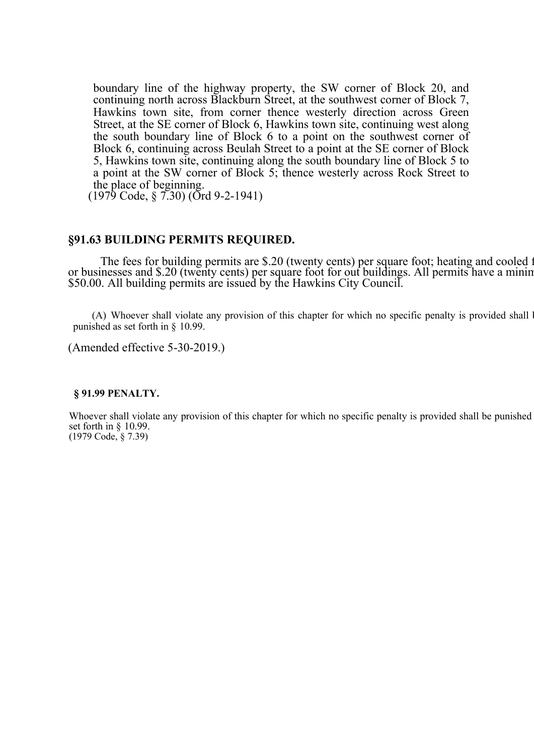boundary line of the highway property, the SW corner of Block 20, and continuing north across Blackburn Street, at the southwest corner of Block 7, Hawkins town site, from corner thence westerly direction across Green Street, at the SE corner of Block 6, Hawkins town site, continuing west along the south boundary line of Block 6 to a point on the southwest corner of Block 6, continuing across Beulah Street to a point at the SE corner of Block 5, Hawkins town site, continuing along the south boundary line of Block 5 to a point at the SW corner of Block 5; thence westerly across Rock Street to the place of beginning.

(1979 Code, § 7.30) (Ord 9-2-1941)

### §91.63 BUILDING PERMITS REQUIRED.

The fees for building permits are $.20 (twenty cents) per square foot; heating and cooled f or businesses and $.20 (twenty cents) per square foot for out buildings. All permits have a minim $50.00. All building permits are issued by the Hawkins City Council.

(A) Whoever shall violate any provision of this chapter for which no specific penalty is provided shall l punished as set forth in § 10.99.

(Amended effective 5-30-2019.)

### § 91.99 PENALTY.

Whoever shall violate any provision of this chapter for which no specific penalty is provided shall be punished set forth in § 10.99.

(1979 Code, § 7.39)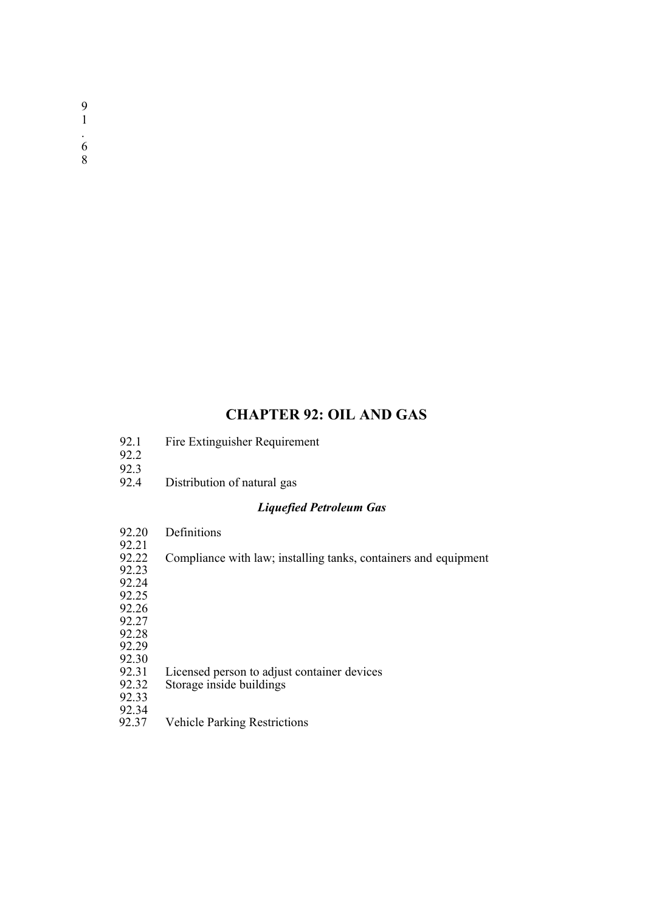9
1
.
6
8

# CHAPTER 92: OIL AND GAS

92.1 Fire Extinguisher Requirement
92.2
92.3
92.4 Distribution of natural gas

### *Liquefied Petroleum Gas*

92.20 Definitions
92.21
92.22 Compliance with law; installing tanks, containers and equipment
92.23
92.24
92.25
92.26
92.27
92.28
92.29
92.30
92.31 Licensed person to adjust container devices
92.32 Storage inside buildings
92.33
92.34
92.37 Vehicle Parking Restrictions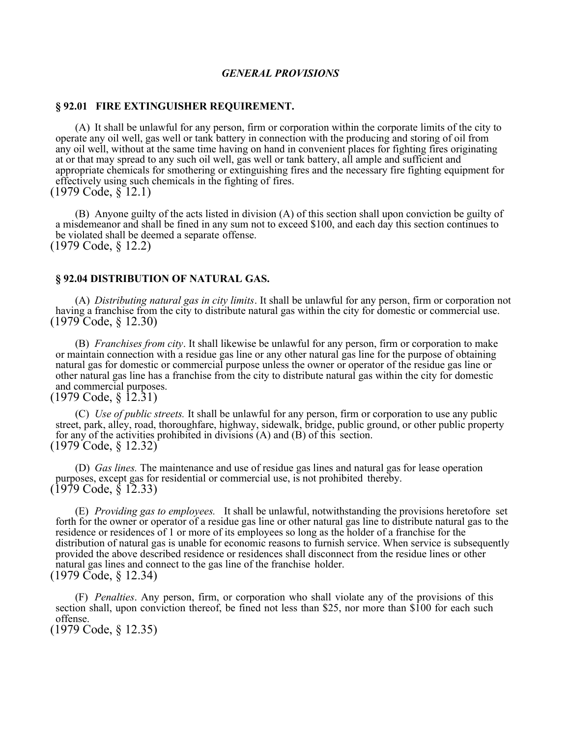*GENERAL PROVISIONS*

**§ 92.01 FIRE EXTINGUISHER REQUIREMENT.**

(A) It shall be unlawful for any person, firm or corporation within the corporate limits of the city to operate any oil well, gas well or tank battery in connection with the producing and storing of oil from any oil well, without at the same time having on hand in convenient places for fighting fires originating at or that may spread to any such oil well, gas well or tank battery, all ample and sufficient and appropriate chemicals for smothering or extinguishing fires and the necessary fire fighting equipment for effectively using such chemicals in the fighting of fires.
(1979 Code, § 12.1)

(B) Anyone guilty of the acts listed in division (A) of this section shall upon conviction be guilty of a misdemeanor and shall be fined in any sum not to exceed $100, and each day this section continues to be violated shall be deemed a separate offense.
(1979 Code, § 12.2)

**§ 92.04 DISTRIBUTION OF NATURAL GAS.**

(A) *Distributing natural gas in city limits*. It shall be unlawful for any person, firm or corporation not having a franchise from the city to distribute natural gas within the city for domestic or commercial use.
(1979 Code, § 12.30)

(B) *Franchises from city*. It shall likewise be unlawful for any person, firm or corporation to make or maintain connection with a residue gas line or any other natural gas line for the purpose of obtaining natural gas for domestic or commercial purpose unless the owner or operator of the residue gas line or other natural gas line has a franchise from the city to distribute natural gas within the city for domestic and commercial purposes.
(1979 Code, § 12.31)

(C) *Use of public streets.* It shall be unlawful for any person, firm or corporation to use any public street, park, alley, road, thoroughfare, highway, sidewalk, bridge, public ground, or other public property for any of the activities prohibited in divisions (A) and (B) of this section.
(1979 Code, § 12.32)

(D) *Gas lines.* The maintenance and use of residue gas lines and natural gas for lease operation purposes, except gas for residential or commercial use, is not prohibited thereby.
(1979 Code, § 12.33)

(E) *Providing gas to employees.* It shall be unlawful, notwithstanding the provisions heretofore set forth for the owner or operator of a residue gas line or other natural gas line to distribute natural gas to the residence or residences of 1 or more of its employees so long as the holder of a franchise for the distribution of natural gas is unable for economic reasons to furnish service. When service is subsequently provided the above described residence or residences shall disconnect from the residue lines or other natural gas lines and connect to the gas line of the franchise holder.
(1979 Code, § 12.34)

(F) *Penalties*. Any person, firm, or corporation who shall violate any of the provisions of this section shall, upon conviction thereof, be fined not less than $25, nor more than $100 for each such offense.
(1979 Code, § 12.35)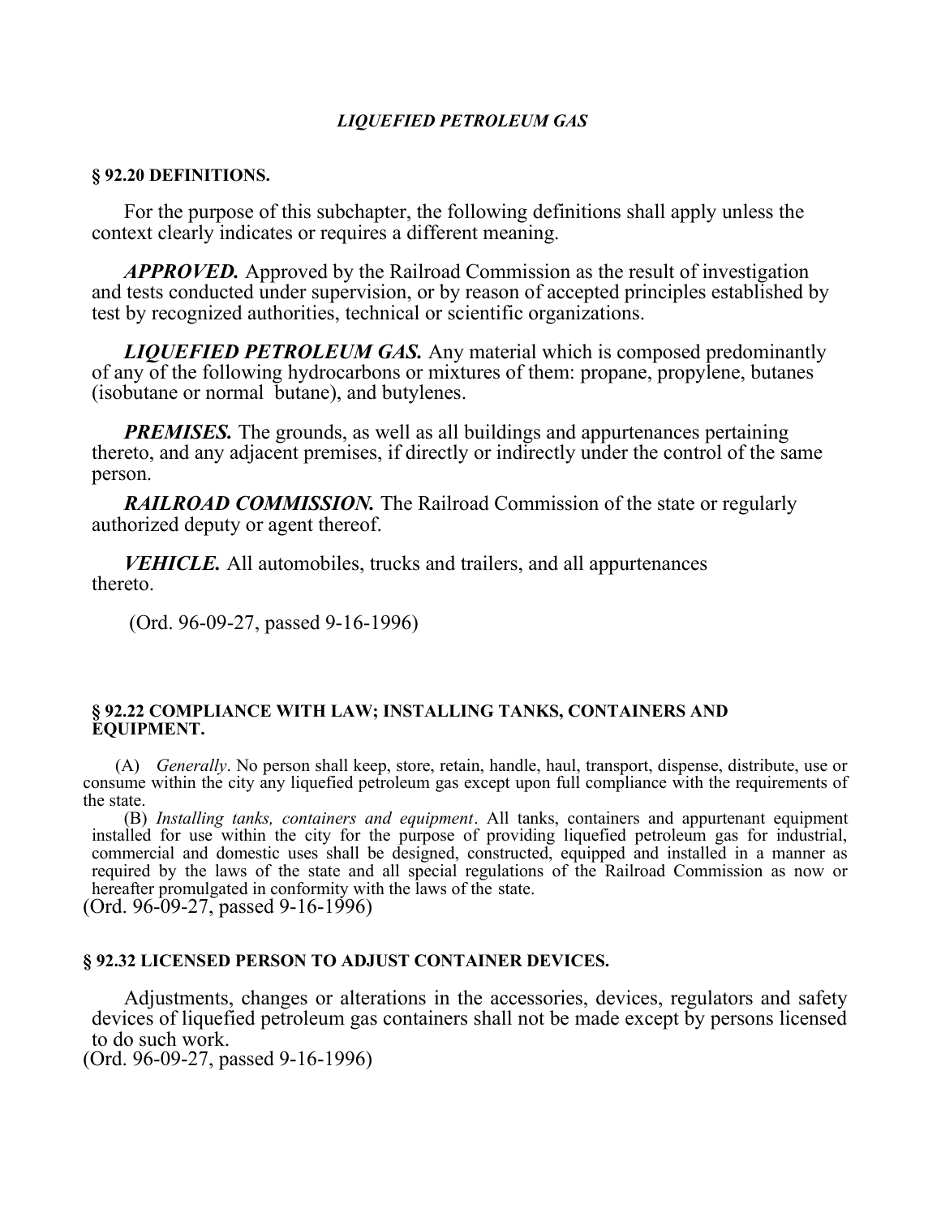### *LIQUEFIED PETROLEUM GAS*

#### § 92.20 DEFINITIONS.

For the purpose of this subchapter, the following definitions shall apply unless the context clearly indicates or requires a different meaning.

***APPROVED.*** Approved by the Railroad Commission as the result of investigation and tests conducted under supervision, or by reason of accepted principles established by test by recognized authorities, technical or scientific organizations.

***LIQUEFIED PETROLEUM GAS.*** Any material which is composed predominantly of any of the following hydrocarbons or mixtures of them: propane, propylene, butanes (isobutane or normal butane), and butylenes.

***PREMISES.*** The grounds, as well as all buildings and appurtenances pertaining thereto, and any adjacent premises, if directly or indirectly under the control of the same person.

***RAILROAD COMMISSION.*** The Railroad Commission of the state or regularly authorized deputy or agent thereof.

***VEHICLE.*** All automobiles, trucks and trailers, and all appurtenances thereto.

(Ord. 96-09-27, passed 9-16-1996)

#### § 92.22 COMPLIANCE WITH LAW; INSTALLING TANKS, CONTAINERS AND EQUIPMENT.

(A) *Generally*. No person shall keep, store, retain, handle, haul, transport, dispense, distribute, use or consume within the city any liquefied petroleum gas except upon full compliance with the requirements of the state.

(B) *Installing tanks, containers and equipment*. All tanks, containers and appurtenant equipment installed for use within the city for the purpose of providing liquefied petroleum gas for industrial, commercial and domestic uses shall be designed, constructed, equipped and installed in a manner as required by the laws of the state and all special regulations of the Railroad Commission as now or hereafter promulgated in conformity with the laws of the state.

(Ord. 96-09-27, passed 9-16-1996)

#### § 92.32 LICENSED PERSON TO ADJUST CONTAINER DEVICES.

Adjustments, changes or alterations in the accessories, devices, regulators and safety devices of liquefied petroleum gas containers shall not be made except by persons licensed to do such work.

(Ord. 96-09-27, passed 9-16-1996)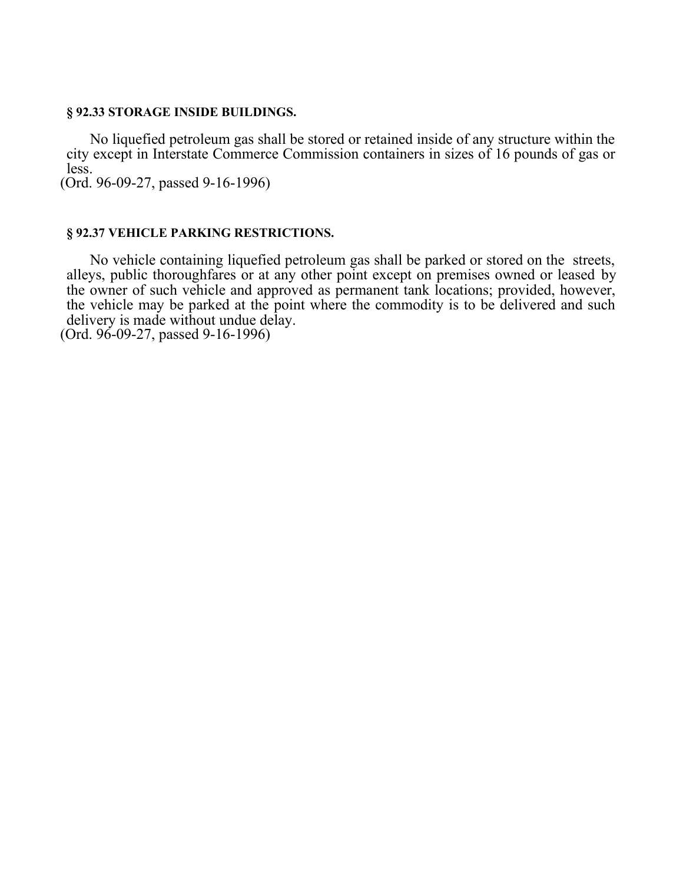### § 92.33 STORAGE INSIDE BUILDINGS.

No liquefied petroleum gas shall be stored or retained inside of any structure within the city except in Interstate Commerce Commission containers in sizes of 16 pounds of gas or less.

(Ord. 96-09-27, passed 9-16-1996)

### § 92.37 VEHICLE PARKING RESTRICTIONS.

No vehicle containing liquefied petroleum gas shall be parked or stored on the streets, alleys, public thoroughfares or at any other point except on premises owned or leased by the owner of such vehicle and approved as permanent tank locations; provided, however, the vehicle may be parked at the point where the commodity is to be delivered and such delivery is made without undue delay.

(Ord. 96-09-27, passed 9-16-1996)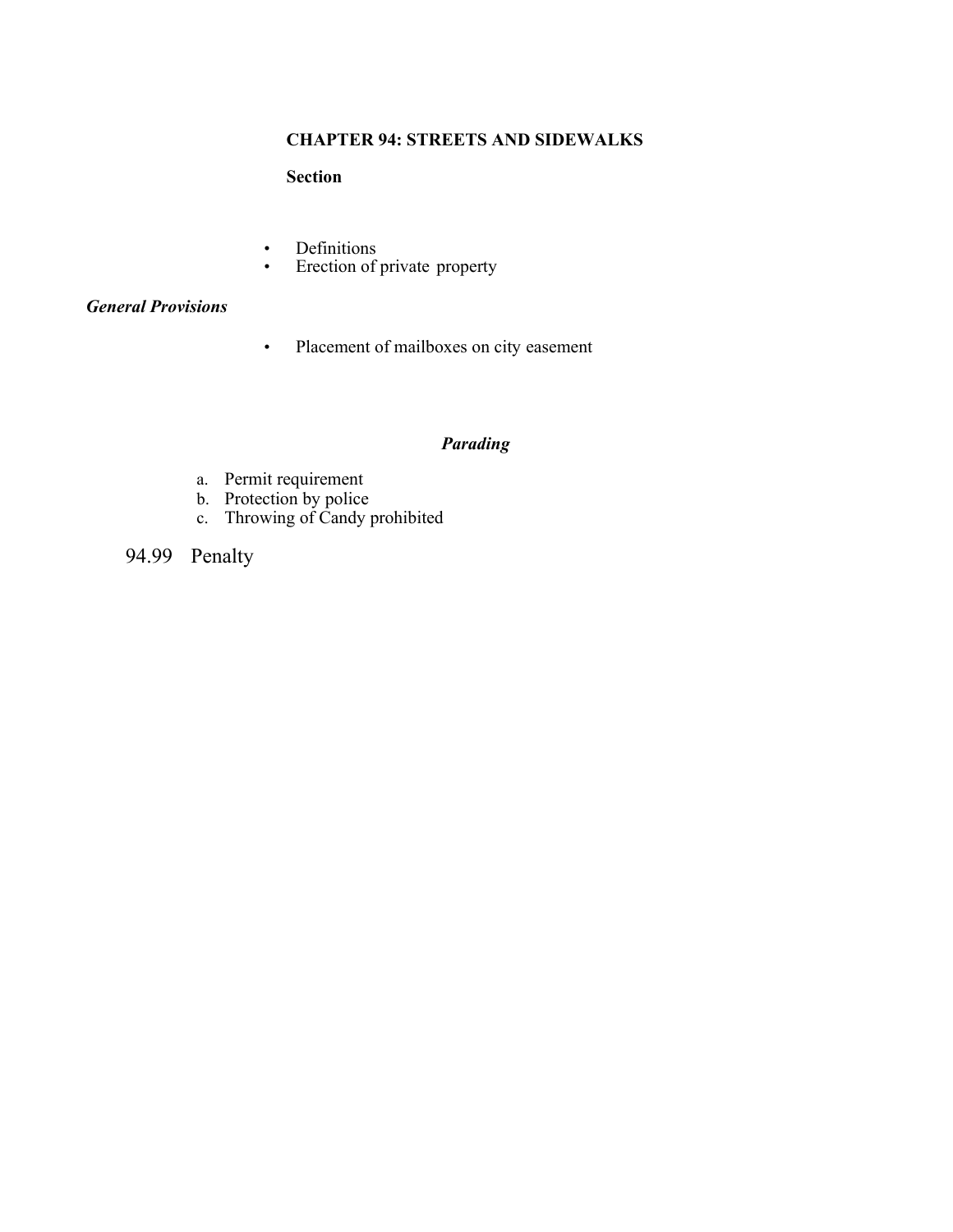**CHAPTER 94: STREETS AND SIDEWALKS**

**Section**

- Definitions
- Erection of private property

***General Provisions***

- Placement of mailboxes on city easement

***Parading***

a. Permit requirement
b. Protection by police
c. Throwing of Candy prohibited

94.99 Penalty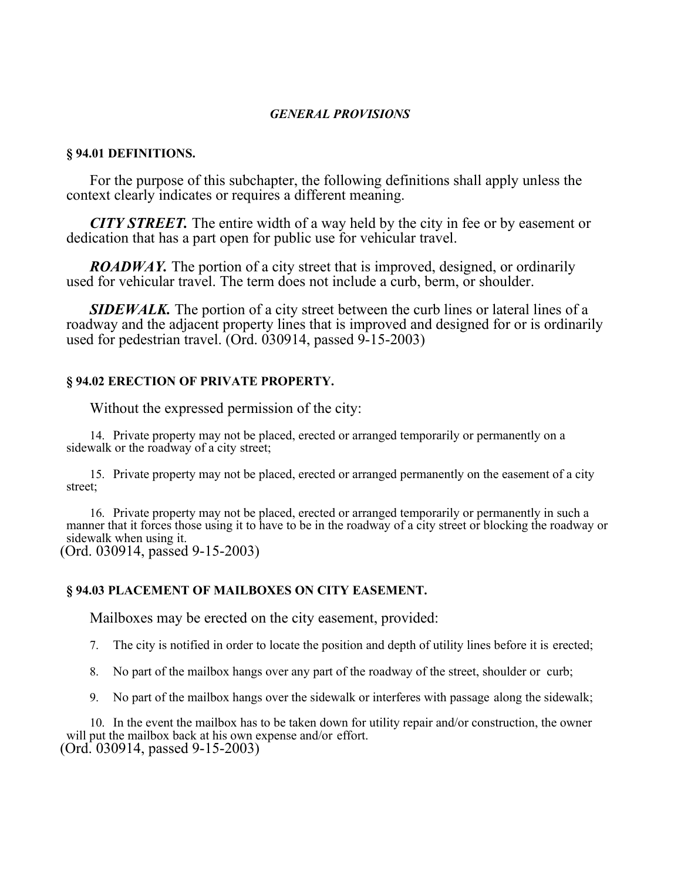*GENERAL PROVISIONS*

### § 94.01 DEFINITIONS.

For the purpose of this subchapter, the following definitions shall apply unless the context clearly indicates or requires a different meaning.

***CITY STREET.*** The entire width of a way held by the city in fee or by easement or dedication that has a part open for public use for vehicular travel.

***ROADWAY.*** The portion of a city street that is improved, designed, or ordinarily used for vehicular travel. The term does not include a curb, berm, or shoulder.

***SIDEWALK.*** The portion of a city street between the curb lines or lateral lines of a roadway and the adjacent property lines that is improved and designed for or is ordinarily used for pedestrian travel. (Ord. 030914, passed 9-15-2003)

### § 94.02 ERECTION OF PRIVATE PROPERTY.

Without the expressed permission of the city:

14. Private property may not be placed, erected or arranged temporarily or permanently on a sidewalk or the roadway of a city street;

15. Private property may not be placed, erected or arranged permanently on the easement of a city street;

16. Private property may not be placed, erected or arranged temporarily or permanently in such a manner that it forces those using it to have to be in the roadway of a city street or blocking the roadway or sidewalk when using it.

(Ord. 030914, passed 9-15-2003)

### § 94.03 PLACEMENT OF MAILBOXES ON CITY EASEMENT.

Mailboxes may be erected on the city easement, provided:

7. The city is notified in order to locate the position and depth of utility lines before it is erected;

8. No part of the mailbox hangs over any part of the roadway of the street, shoulder or curb;

9. No part of the mailbox hangs over the sidewalk or interferes with passage along the sidewalk;

10. In the event the mailbox has to be taken down for utility repair and/or construction, the owner will put the mailbox back at his own expense and/or effort.

(Ord. 030914, passed 9-15-2003)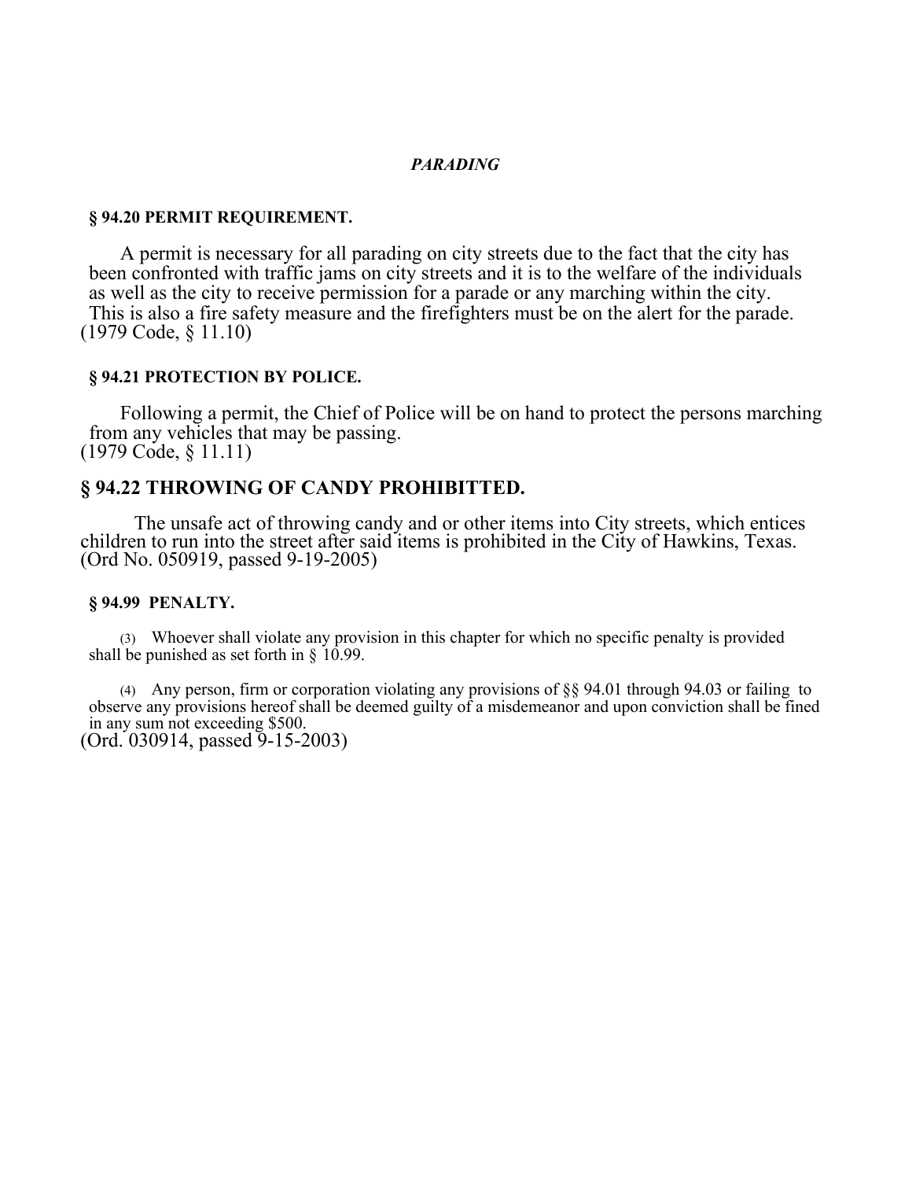***PARADING***

**§ 94.20 PERMIT REQUIREMENT.**

A permit is necessary for all parading on city streets due to the fact that the city has been confronted with traffic jams on city streets and it is to the welfare of the individuals as well as the city to receive permission for a parade or any marching within the city. This is also a fire safety measure and the firefighters must be on the alert for the parade.
(1979 Code, § 11.10)

**§ 94.21 PROTECTION BY POLICE.**

Following a permit, the Chief of Police will be on hand to protect the persons marching from any vehicles that may be passing.
(1979 Code, § 11.11)

**§ 94.22 THROWING OF CANDY PROHIBITTED.**

The unsafe act of throwing candy and or other items into City streets, which entices children to run into the street after said items is prohibited in the City of Hawkins, Texas.
(Ord No. 050919, passed 9-19-2005)

**§ 94.99 PENALTY.**

(3) Whoever shall violate any provision in this chapter for which no specific penalty is provided shall be punished as set forth in § 10.99.

(4) Any person, firm or corporation violating any provisions of §§ 94.01 through 94.03 or failing to observe any provisions hereof shall be deemed guilty of a misdemeanor and upon conviction shall be fined in any sum not exceeding $500.
(Ord. 030914, passed 9-15-2003)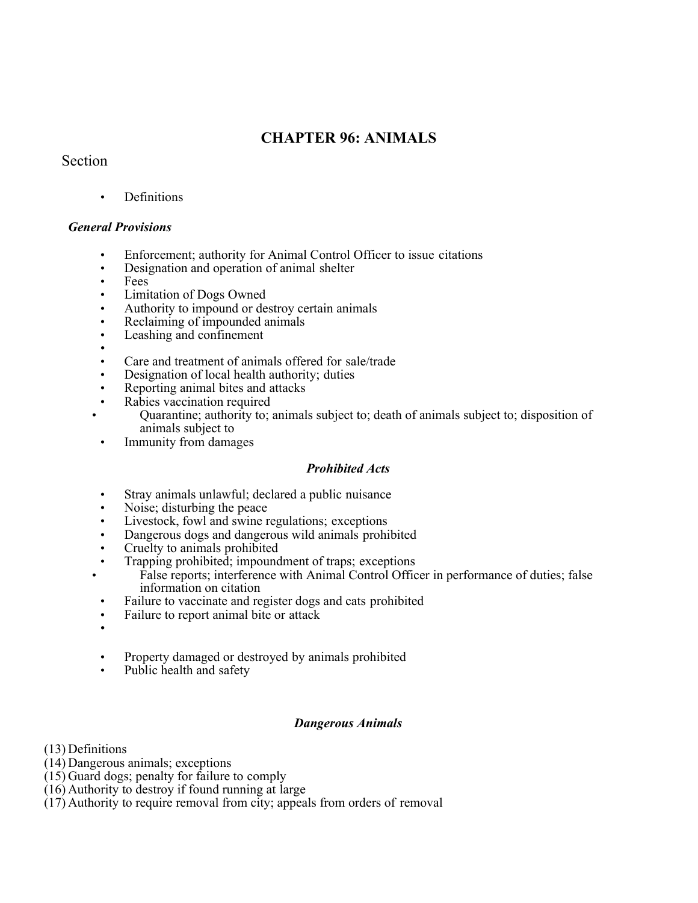# CHAPTER 96: ANIMALS

Section

- Definitions

***General Provisions***

- Enforcement; authority for Animal Control Officer to issue citations
- Designation and operation of animal shelter
- Fees
- Limitation of Dogs Owned
- Authority to impound or destroy certain animals
- Reclaiming of impounded animals
- Leashing and confinement
- 
- Care and treatment of animals offered for sale/trade
- Designation of local health authority; duties
- Reporting animal bites and attacks
- Rabies vaccination required
- Quarantine; authority to; animals subject to; death of animals subject to; disposition of animals subject to
- Immunity from damages

***Prohibited Acts***

- Stray animals unlawful; declared a public nuisance
- Noise; disturbing the peace
- Livestock, fowl and swine regulations; exceptions
- Dangerous dogs and dangerous wild animals prohibited
- Cruelty to animals prohibited
- Trapping prohibited; impoundment of traps; exceptions
- False reports; interference with Animal Control Officer in performance of duties; false information on citation
- Failure to vaccinate and register dogs and cats prohibited
- Failure to report animal bite or attack
- 
- Property damaged or destroyed by animals prohibited
- Public health and safety

***Dangerous Animals***

(13) Definitions
(14) Dangerous animals; exceptions
(15) Guard dogs; penalty for failure to comply
(16) Authority to destroy if found running at large
(17) Authority to require removal from city; appeals from orders of removal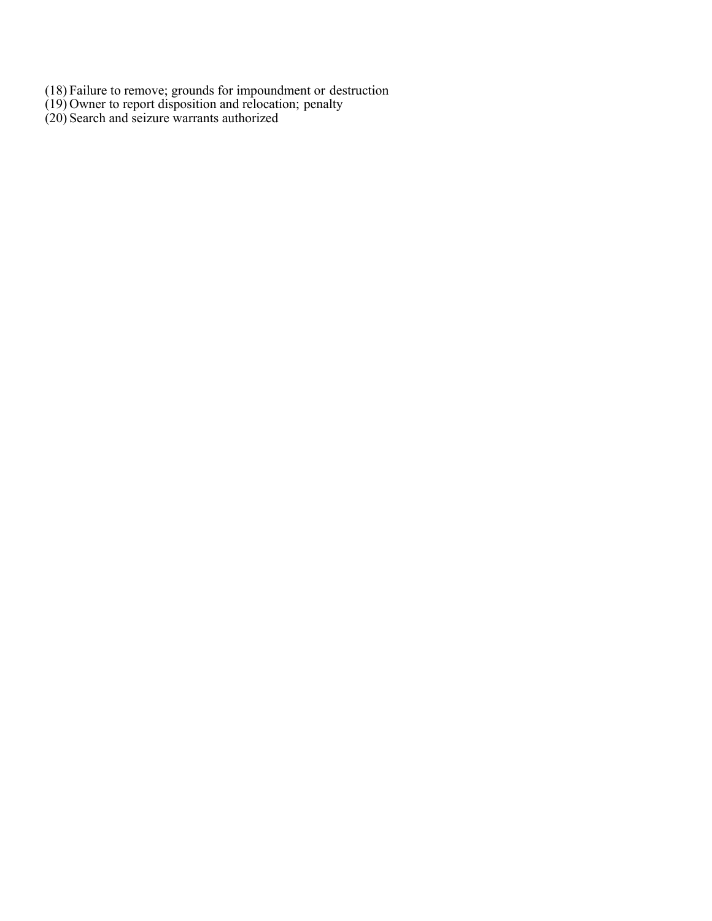(18) Failure to remove; grounds for impoundment or destruction
(19) Owner to report disposition and relocation; penalty
(20) Search and seizure warrants authorized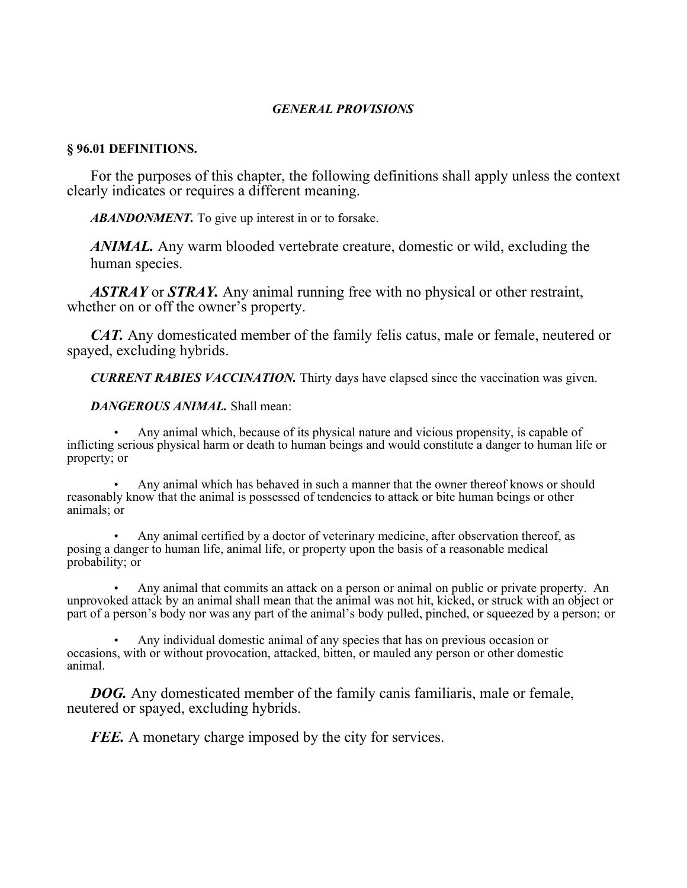*GENERAL PROVISIONS*

**§ 96.01 DEFINITIONS.**

For the purposes of this chapter, the following definitions shall apply unless the context clearly indicates or requires a different meaning.

***ABANDONMENT.*** To give up interest in or to forsake.

***ANIMAL.*** Any warm blooded vertebrate creature, domestic or wild, excluding the human species.

***ASTRAY*** or ***STRAY.*** Any animal running free with no physical or other restraint, whether on or off the owner's property.

***CAT.*** Any domesticated member of the family felis catus, male or female, neutered or spayed, excluding hybrids.

***CURRENT RABIES VACCINATION.*** Thirty days have elapsed since the vaccination was given.

***DANGEROUS ANIMAL.*** Shall mean:

- Any animal which, because of its physical nature and vicious propensity, is capable of inflicting serious physical harm or death to human beings and would constitute a danger to human life or property; or

- Any animal which has behaved in such a manner that the owner thereof knows or should reasonably know that the animal is possessed of tendencies to attack or bite human beings or other animals; or

- Any animal certified by a doctor of veterinary medicine, after observation thereof, as posing a danger to human life, animal life, or property upon the basis of a reasonable medical probability; or

- Any animal that commits an attack on a person or animal on public or private property. An unprovoked attack by an animal shall mean that the animal was not hit, kicked, or struck with an object or part of a person's body nor was any part of the animal's body pulled, pinched, or squeezed by a person; or

- Any individual domestic animal of any species that has on previous occasion or occasions, with or without provocation, attacked, bitten, or mauled any person or other domestic animal.

***DOG.*** Any domesticated member of the family canis familiaris, male or female, neutered or spayed, excluding hybrids.

***FEE.*** A monetary charge imposed by the city for services.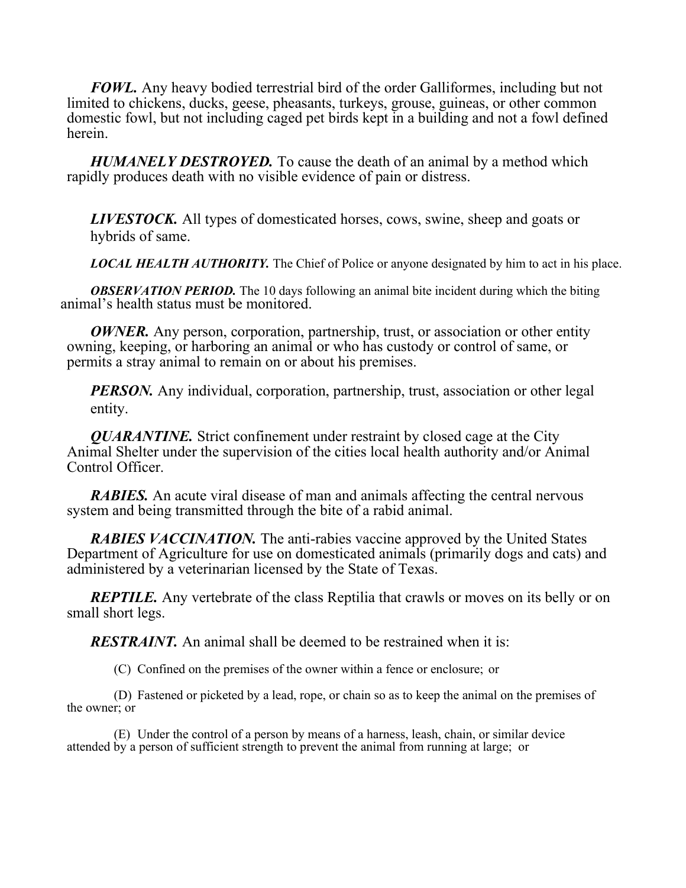***FOWL.*** Any heavy bodied terrestrial bird of the order Galliformes, including but not limited to chickens, ducks, geese, pheasants, turkeys, grouse, guineas, or other common domestic fowl, but not including caged pet birds kept in a building and not a fowl defined herein.

***HUMANELY DESTROYED.*** To cause the death of an animal by a method which rapidly produces death with no visible evidence of pain or distress.

***LIVESTOCK.*** All types of domesticated horses, cows, swine, sheep and goats or hybrids of same.

***LOCAL HEALTH AUTHORITY.*** The Chief of Police or anyone designated by him to act in his place.

***OBSERVATION PERIOD.*** The 10 days following an animal bite incident during which the biting animal's health status must be monitored.

***OWNER.*** Any person, corporation, partnership, trust, or association or other entity owning, keeping, or harboring an animal or who has custody or control of same, or permits a stray animal to remain on or about his premises.

***PERSON.*** Any individual, corporation, partnership, trust, association or other legal entity.

***QUARANTINE.*** Strict confinement under restraint by closed cage at the City Animal Shelter under the supervision of the cities local health authority and/or Animal Control Officer.

***RABIES.*** An acute viral disease of man and animals affecting the central nervous system and being transmitted through the bite of a rabid animal.

***RABIES VACCINATION.*** The anti-rabies vaccine approved by the United States Department of Agriculture for use on domesticated animals (primarily dogs and cats) and administered by a veterinarian licensed by the State of Texas.

***REPTILE.*** Any vertebrate of the class Reptilia that crawls or moves on its belly or on small short legs.

***RESTRAINT.*** An animal shall be deemed to be restrained when it is:

(C) Confined on the premises of the owner within a fence or enclosure; or

(D) Fastened or picketed by a lead, rope, or chain so as to keep the animal on the premises of the owner; or

(E) Under the control of a person by means of a harness, leash, chain, or similar device attended by a person of sufficient strength to prevent the animal from running at large; or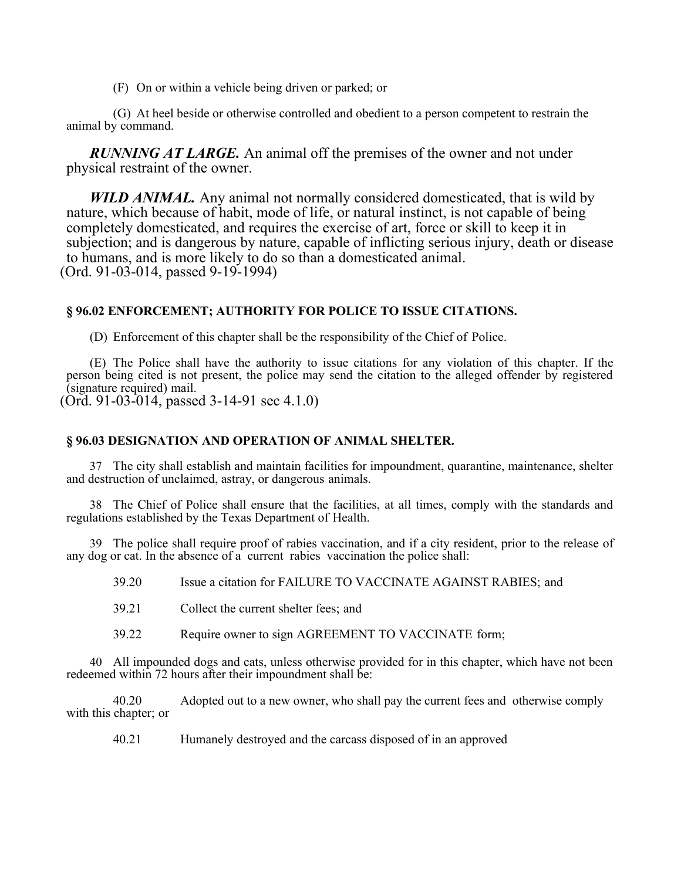(F) On or within a vehicle being driven or parked; or

(G) At heel beside or otherwise controlled and obedient to a person competent to restrain the animal by command.

***RUNNING AT LARGE.*** An animal off the premises of the owner and not under physical restraint of the owner.

***WILD ANIMAL.*** Any animal not normally considered domesticated, that is wild by nature, which because of habit, mode of life, or natural instinct, is not capable of being completely domesticated, and requires the exercise of art, force or skill to keep it in subjection; and is dangerous by nature, capable of inflicting serious injury, death or disease to humans, and is more likely to do so than a domesticated animal.
(Ord. 91-03-014, passed 9-19-1994)

#### § 96.02 ENFORCEMENT; AUTHORITY FOR POLICE TO ISSUE CITATIONS.

(D) Enforcement of this chapter shall be the responsibility of the Chief of Police.

(E) The Police shall have the authority to issue citations for any violation of this chapter. If the person being cited is not present, the police may send the citation to the alleged offender by registered (signature required) mail.
(Ord. 91-03-014, passed 3-14-91 sec 4.1.0)

#### § 96.03 DESIGNATION AND OPERATION OF ANIMAL SHELTER.

37 The city shall establish and maintain facilities for impoundment, quarantine, maintenance, shelter and destruction of unclaimed, astray, or dangerous animals.

38 The Chief of Police shall ensure that the facilities, at all times, comply with the standards and regulations established by the Texas Department of Health.

39 The police shall require proof of rabies vaccination, and if a city resident, prior to the release of any dog or cat. In the absence of a current rabies vaccination the police shall:

39.20 Issue a citation for FAILURE TO VACCINATE AGAINST RABIES; and

39.21 Collect the current shelter fees; and

39.22 Require owner to sign AGREEMENT TO VACCINATE form;

40 All impounded dogs and cats, unless otherwise provided for in this chapter, which have not been redeemed within 72 hours after their impoundment shall be:

40.20 Adopted out to a new owner, who shall pay the current fees and otherwise comply with this chapter; or

40.21 Humanely destroyed and the carcass disposed of in an approved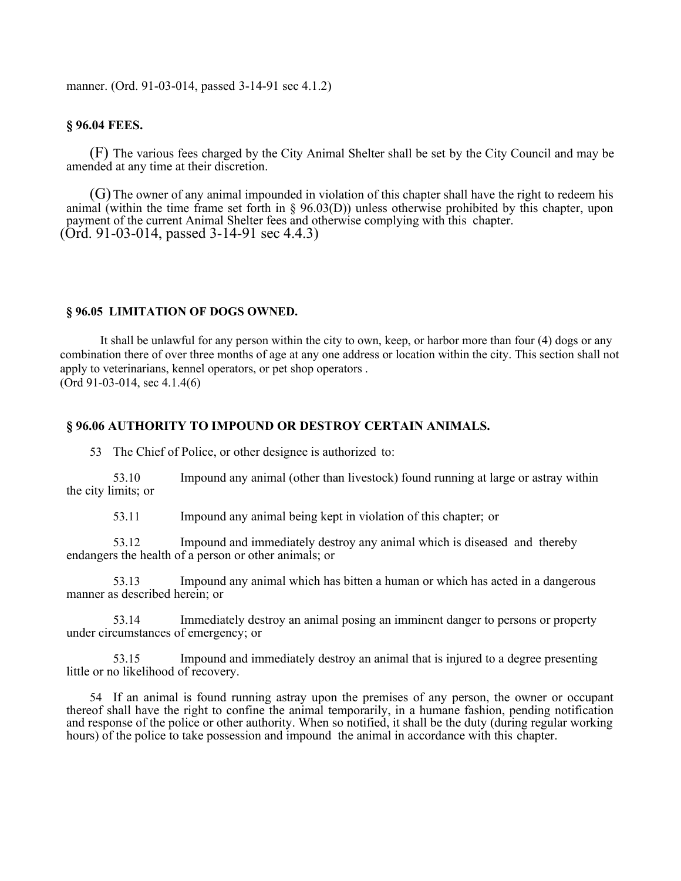manner. (Ord. 91-03-014, passed 3-14-91 sec 4.1.2)

### § 96.04 FEES.

(F) The various fees charged by the City Animal Shelter shall be set by the City Council and may be amended at any time at their discretion.

(G) The owner of any animal impounded in violation of this chapter shall have the right to redeem his animal (within the time frame set forth in § 96.03(D)) unless otherwise prohibited by this chapter, upon payment of the current Animal Shelter fees and otherwise complying with this chapter.
(Ord. 91-03-014, passed 3-14-91 sec 4.4.3)

### § 96.05 LIMITATION OF DOGS OWNED.

It shall be unlawful for any person within the city to own, keep, or harbor more than four (4) dogs or any combination there of over three months of age at any one address or location within the city. This section shall not apply to veterinarians, kennel operators, or pet shop operators .
(Ord 91-03-014, sec 4.1.4(6)

### § 96.06 AUTHORITY TO IMPOUND OR DESTROY CERTAIN ANIMALS.

53 The Chief of Police, or other designee is authorized to:

53.10 Impound any animal (other than livestock) found running at large or astray within the city limits; or

53.11 Impound any animal being kept in violation of this chapter; or

53.12 Impound and immediately destroy any animal which is diseased and thereby endangers the health of a person or other animals; or

53.13 Impound any animal which has bitten a human or which has acted in a dangerous manner as described herein; or

53.14 Immediately destroy an animal posing an imminent danger to persons or property under circumstances of emergency; or

53.15 Impound and immediately destroy an animal that is injured to a degree presenting little or no likelihood of recovery.

54 If an animal is found running astray upon the premises of any person, the owner or occupant thereof shall have the right to confine the animal temporarily, in a humane fashion, pending notification and response of the police or other authority. When so notified, it shall be the duty (during regular working hours) of the police to take possession and impound the animal in accordance with this chapter.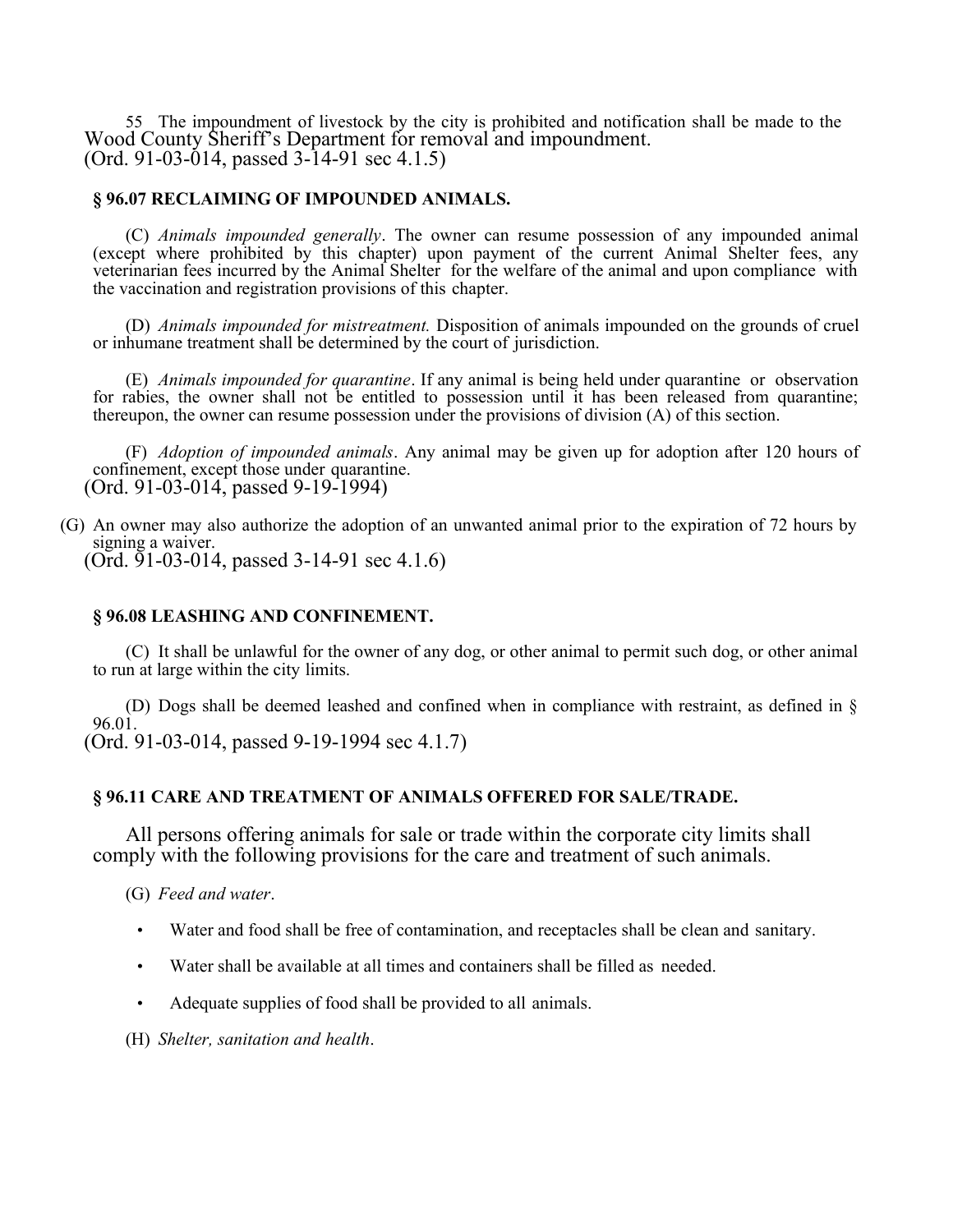55 The impoundment of livestock by the city is prohibited and notification shall be made to the Wood County Sheriff's Department for removal and impoundment.
(Ord. 91-03-014, passed 3-14-91 sec 4.1.5)

**§ 96.07 RECLAIMING OF IMPOUNDED ANIMALS.**

(C) *Animals impounded generally*. The owner can resume possession of any impounded animal (except where prohibited by this chapter) upon payment of the current Animal Shelter fees, any veterinarian fees incurred by the Animal Shelter for the welfare of the animal and upon compliance with the vaccination and registration provisions of this chapter.

(D) *Animals impounded for mistreatment.* Disposition of animals impounded on the grounds of cruel or inhumane treatment shall be determined by the court of jurisdiction.

(E) *Animals impounded for quarantine*. If any animal is being held under quarantine or observation for rabies, the owner shall not be entitled to possession until it has been released from quarantine; thereupon, the owner can resume possession under the provisions of division (A) of this section.

(F) *Adoption of impounded animals*. Any animal may be given up for adoption after 120 hours of confinement, except those under quarantine.
(Ord. 91-03-014, passed 9-19-1994)

(G) An owner may also authorize the adoption of an unwanted animal prior to the expiration of 72 hours by signing a waiver.
(Ord. 91-03-014, passed 3-14-91 sec 4.1.6)

**§ 96.08 LEASHING AND CONFINEMENT.**

(C) It shall be unlawful for the owner of any dog, or other animal to permit such dog, or other animal to run at large within the city limits.

(D) Dogs shall be deemed leashed and confined when in compliance with restraint, as defined in § 96.01.
(Ord. 91-03-014, passed 9-19-1994 sec 4.1.7)

**§ 96.11 CARE AND TREATMENT OF ANIMALS OFFERED FOR SALE/TRADE.**

All persons offering animals for sale or trade within the corporate city limits shall comply with the following provisions for the care and treatment of such animals.

(G) *Feed and water*.

- Water and food shall be free of contamination, and receptacles shall be clean and sanitary.
- Water shall be available at all times and containers shall be filled as needed.
- Adequate supplies of food shall be provided to all animals.

(H) *Shelter, sanitation and health*.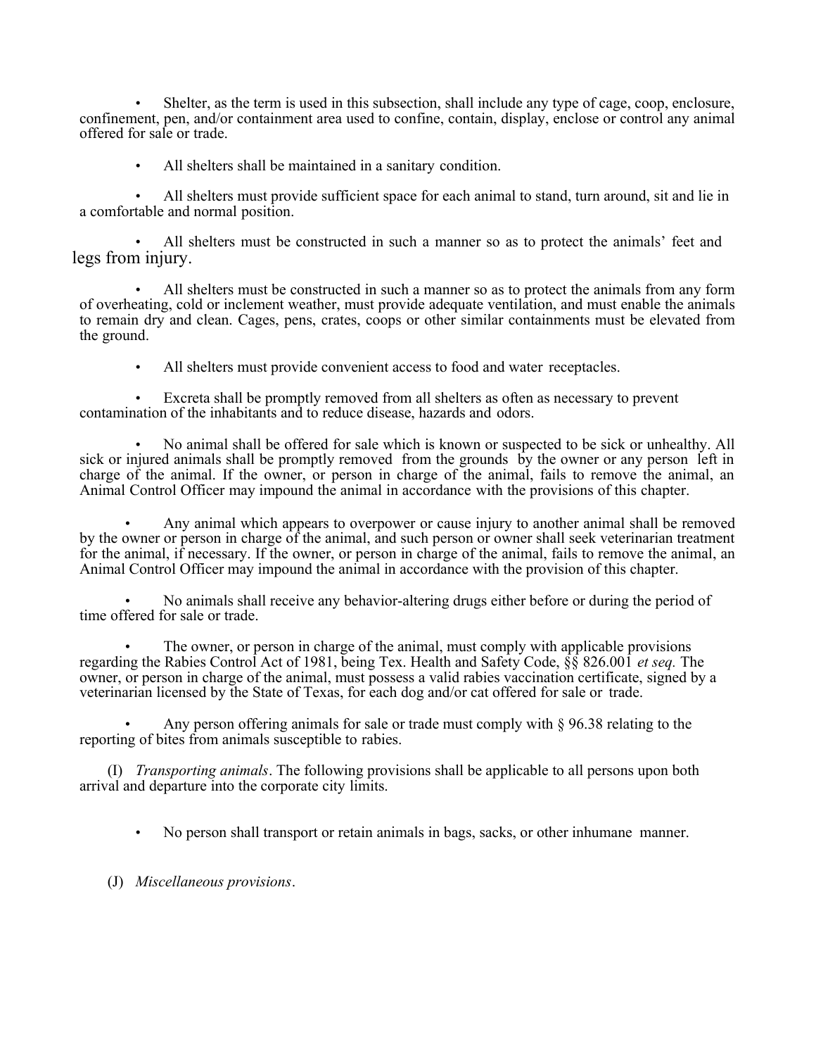- Shelter, as the term is used in this subsection, shall include any type of cage, coop, enclosure, confinement, pen, and/or containment area used to confine, contain, display, enclose or control any animal offered for sale or trade.

- All shelters shall be maintained in a sanitary condition.

- All shelters must provide sufficient space for each animal to stand, turn around, sit and lie in a comfortable and normal position.

- All shelters must be constructed in such a manner so as to protect the animals' feet and legs from injury.

- All shelters must be constructed in such a manner so as to protect the animals from any form of overheating, cold or inclement weather, must provide adequate ventilation, and must enable the animals to remain dry and clean. Cages, pens, crates, coops or other similar containments must be elevated from the ground.

- All shelters must provide convenient access to food and water receptacles.

- Excreta shall be promptly removed from all shelters as often as necessary to prevent contamination of the inhabitants and to reduce disease, hazards and odors.

- No animal shall be offered for sale which is known or suspected to be sick or unhealthy. All sick or injured animals shall be promptly removed from the grounds by the owner or any person left in charge of the animal. If the owner, or person in charge of the animal, fails to remove the animal, an Animal Control Officer may impound the animal in accordance with the provisions of this chapter.

- Any animal which appears to overpower or cause injury to another animal shall be removed by the owner or person in charge of the animal, and such person or owner shall seek veterinarian treatment for the animal, if necessary. If the owner, or person in charge of the animal, fails to remove the animal, an Animal Control Officer may impound the animal in accordance with the provision of this chapter.

- No animals shall receive any behavior-altering drugs either before or during the period of time offered for sale or trade.

- The owner, or person in charge of the animal, must comply with applicable provisions regarding the Rabies Control Act of 1981, being Tex. Health and Safety Code, §§ 826.001 *et seq.* The owner, or person in charge of the animal, must possess a valid rabies vaccination certificate, signed by a veterinarian licensed by the State of Texas, for each dog and/or cat offered for sale or trade.

- Any person offering animals for sale or trade must comply with § 96.38 relating to the reporting of bites from animals susceptible to rabies.

(I) *Transporting animals*. The following provisions shall be applicable to all persons upon both arrival and departure into the corporate city limits.

- No person shall transport or retain animals in bags, sacks, or other inhumane manner.

(J) *Miscellaneous provisions*.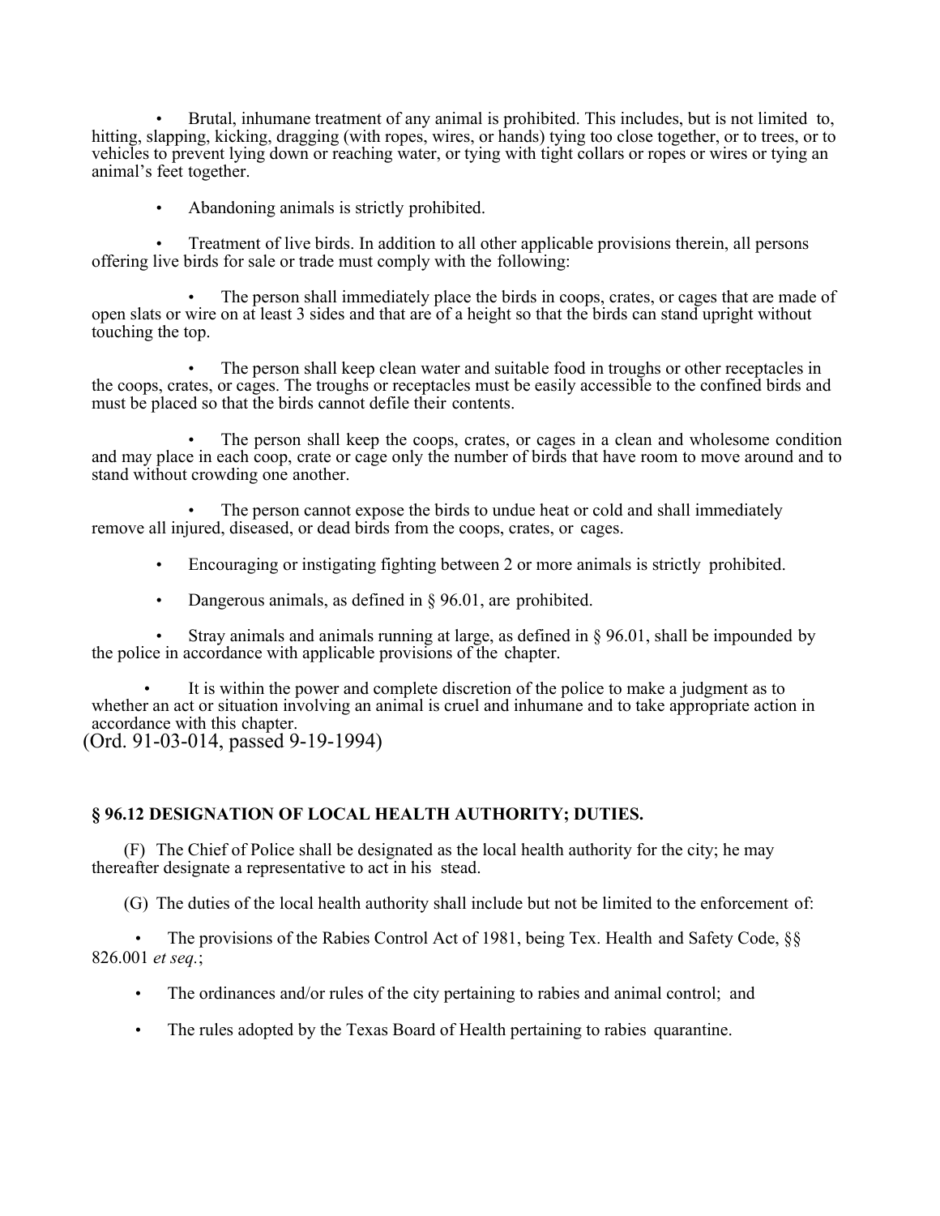- Brutal, inhumane treatment of any animal is prohibited. This includes, but is not limited to, hitting, slapping, kicking, dragging (with ropes, wires, or hands) tying too close together, or to trees, or to vehicles to prevent lying down or reaching water, or tying with tight collars or ropes or wires or tying an animal's feet together.

- Abandoning animals is strictly prohibited.

- Treatment of live birds. In addition to all other applicable provisions therein, all persons offering live birds for sale or trade must comply with the following:

    - The person shall immediately place the birds in coops, crates, or cages that are made of open slats or wire on at least 3 sides and that are of a height so that the birds can stand upright without touching the top.

    - The person shall keep clean water and suitable food in troughs or other receptacles in the coops, crates, or cages. The troughs or receptacles must be easily accessible to the confined birds and must be placed so that the birds cannot defile their contents.

    - The person shall keep the coops, crates, or cages in a clean and wholesome condition and may place in each coop, crate or cage only the number of birds that have room to move around and to stand without crowding one another.

    - The person cannot expose the birds to undue heat or cold and shall immediately remove all injured, diseased, or dead birds from the coops, crates, or cages.

- Encouraging or instigating fighting between 2 or more animals is strictly prohibited.

- Dangerous animals, as defined in § 96.01, are prohibited.

- Stray animals and animals running at large, as defined in § 96.01, shall be impounded by the police in accordance with applicable provisions of the chapter.

- It is within the power and complete discretion of the police to make a judgment as to whether an act or situation involving an animal is cruel and inhumane and to take appropriate action in accordance with this chapter.

(Ord. 91-03-014, passed 9-19-1994)

### § 96.12 DESIGNATION OF LOCAL HEALTH AUTHORITY; DUTIES.

(F) The Chief of Police shall be designated as the local health authority for the city; he may thereafter designate a representative to act in his stead.

(G) The duties of the local health authority shall include but not be limited to the enforcement of:

- The provisions of the Rabies Control Act of 1981, being Tex. Health and Safety Code, §§ 826.001 *et seq.*;

- The ordinances and/or rules of the city pertaining to rabies and animal control; and

- The rules adopted by the Texas Board of Health pertaining to rabies quarantine.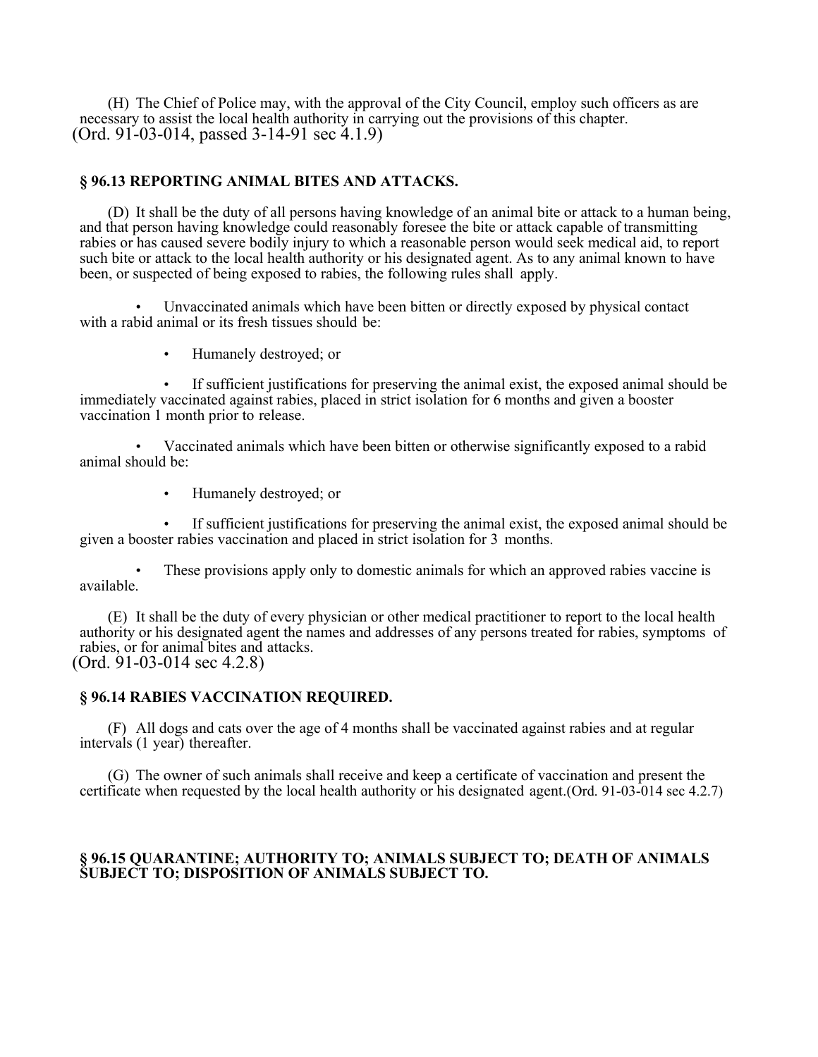(H) The Chief of Police may, with the approval of the City Council, employ such officers as are necessary to assist the local health authority in carrying out the provisions of this chapter.
(Ord. 91-03-014, passed 3-14-91 sec 4.1.9)

### § 96.13 REPORTING ANIMAL BITES AND ATTACKS.

(D) It shall be the duty of all persons having knowledge of an animal bite or attack to a human being, and that person having knowledge could reasonably foresee the bite or attack capable of transmitting rabies or has caused severe bodily injury to which a reasonable person would seek medical aid, to report such bite or attack to the local health authority or his designated agent. As to any animal known to have been, or suspected of being exposed to rabies, the following rules shall apply.

- Unvaccinated animals which have been bitten or directly exposed by physical contact with a rabid animal or its fresh tissues should be:
  - Humanely destroyed; or
  - If sufficient justifications for preserving the animal exist, the exposed animal should be immediately vaccinated against rabies, placed in strict isolation for 6 months and given a booster vaccination 1 month prior to release.
- Vaccinated animals which have been bitten or otherwise significantly exposed to a rabid animal should be:
  - Humanely destroyed; or
  - If sufficient justifications for preserving the animal exist, the exposed animal should be given a booster rabies vaccination and placed in strict isolation for 3 months.
- These provisions apply only to domestic animals for which an approved rabies vaccine is available.

(E) It shall be the duty of every physician or other medical practitioner to report to the local health authority or his designated agent the names and addresses of any persons treated for rabies, symptoms of rabies, or for animal bites and attacks.
(Ord. 91-03-014 sec 4.2.8)

### § 96.14 RABIES VACCINATION REQUIRED.

(F) All dogs and cats over the age of 4 months shall be vaccinated against rabies and at regular intervals (1 year) thereafter.

(G) The owner of such animals shall receive and keep a certificate of vaccination and present the certificate when requested by the local health authority or his designated agent.(Ord. 91-03-014 sec 4.2.7)

### § 96.15 QUARANTINE; AUTHORITY TO; ANIMALS SUBJECT TO; DEATH OF ANIMALS SUBJECT TO; DISPOSITION OF ANIMALS SUBJECT TO.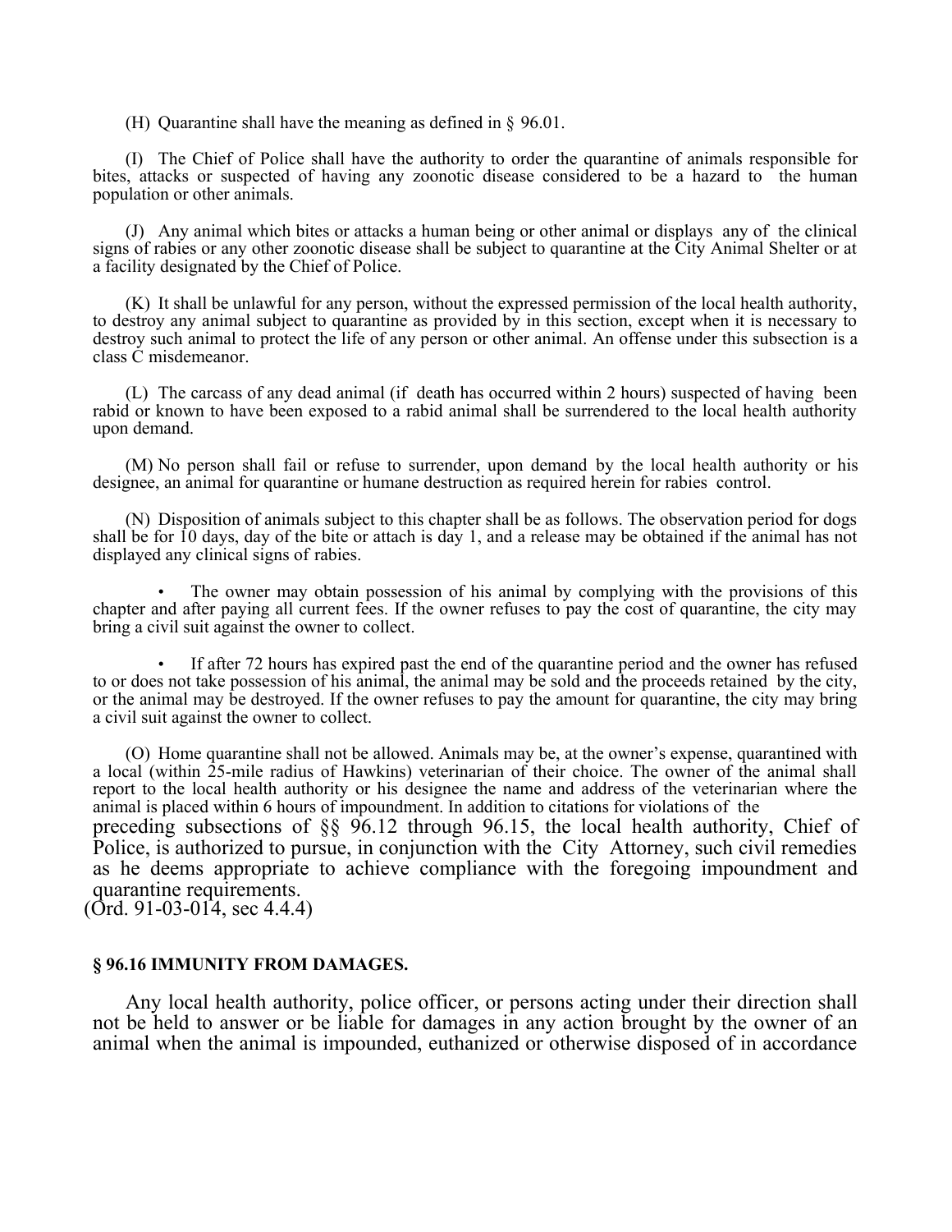(H) Quarantine shall have the meaning as defined in § 96.01.

(I) The Chief of Police shall have the authority to order the quarantine of animals responsible for bites, attacks or suspected of having any zoonotic disease considered to be a hazard to the human population or other animals.

(J) Any animal which bites or attacks a human being or other animal or displays any of the clinical signs of rabies or any other zoonotic disease shall be subject to quarantine at the City Animal Shelter or at a facility designated by the Chief of Police.

(K) It shall be unlawful for any person, without the expressed permission of the local health authority, to destroy any animal subject to quarantine as provided by in this section, except when it is necessary to destroy such animal to protect the life of any person or other animal. An offense under this subsection is a class C misdemeanor.

(L) The carcass of any dead animal (if death has occurred within 2 hours) suspected of having been rabid or known to have been exposed to a rabid animal shall be surrendered to the local health authority upon demand.

(M) No person shall fail or refuse to surrender, upon demand by the local health authority or his designee, an animal for quarantine or humane destruction as required herein for rabies control.

(N) Disposition of animals subject to this chapter shall be as follows. The observation period for dogs shall be for 10 days, day of the bite or attach is day 1, and a release may be obtained if the animal has not displayed any clinical signs of rabies.

- The owner may obtain possession of his animal by complying with the provisions of this chapter and after paying all current fees. If the owner refuses to pay the cost of quarantine, the city may bring a civil suit against the owner to collect.

- If after 72 hours has expired past the end of the quarantine period and the owner has refused to or does not take possession of his animal, the animal may be sold and the proceeds retained by the city, or the animal may be destroyed. If the owner refuses to pay the amount for quarantine, the city may bring a civil suit against the owner to collect.

(O) Home quarantine shall not be allowed. Animals may be, at the owner's expense, quarantined with a local (within 25-mile radius of Hawkins) veterinarian of their choice. The owner of the animal shall report to the local health authority or his designee the name and address of the veterinarian where the animal is placed within 6 hours of impoundment. In addition to citations for violations of the preceding subsections of §§ 96.12 through 96.15, the local health authority, Chief of Police, is authorized to pursue, in conjunction with the City Attorney, such civil remedies as he deems appropriate to achieve compliance with the foregoing impoundment and quarantine requirements.
(Ord. 91-03-014, sec 4.4.4)

**§ 96.16 IMMUNITY FROM DAMAGES.**

Any local health authority, police officer, or persons acting under their direction shall not be held to answer or be liable for damages in any action brought by the owner of an animal when the animal is impounded, euthanized or otherwise disposed of in accordance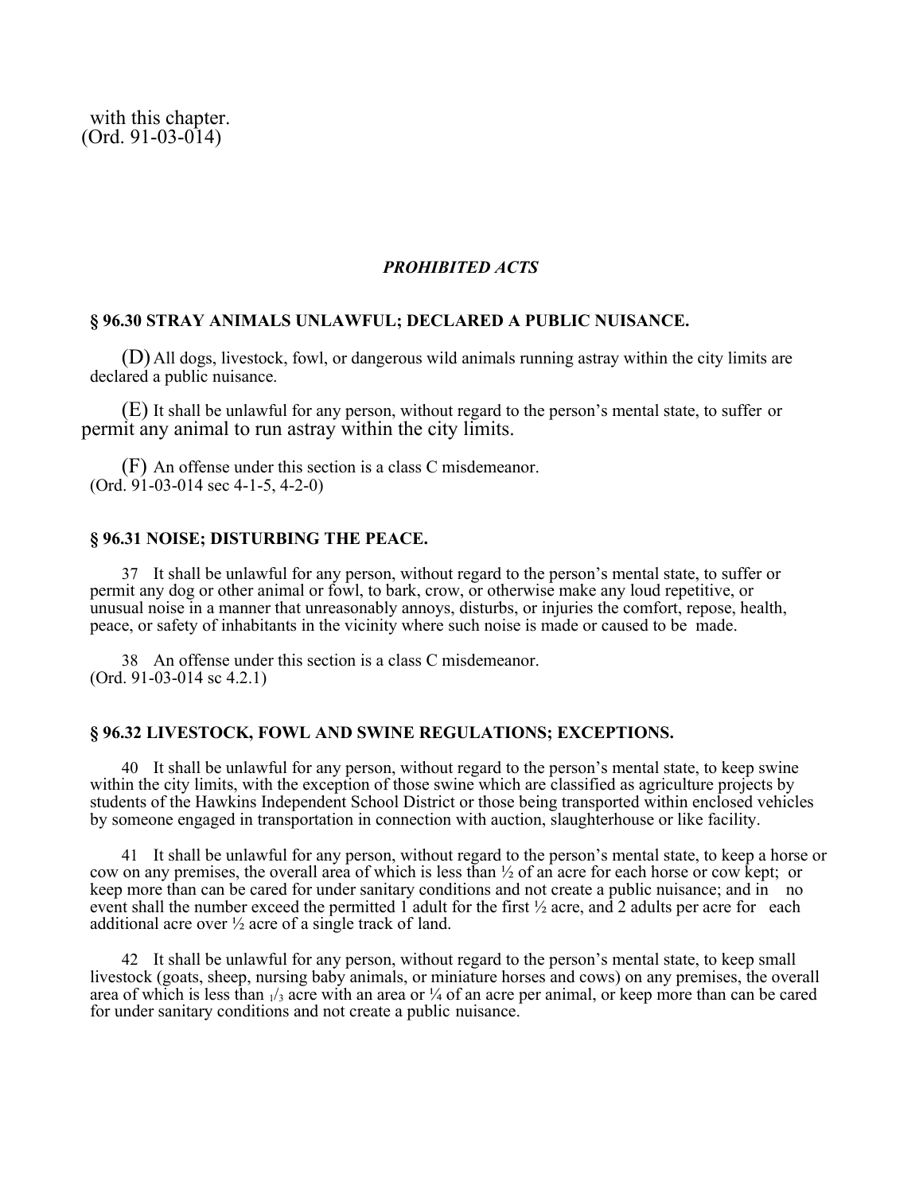with this chapter.
(Ord. 91-03-014)

***PROHIBITED ACTS***

**§ 96.30 STRAY ANIMALS UNLAWFUL; DECLARED A PUBLIC NUISANCE.**

(D) All dogs, livestock, fowl, or dangerous wild animals running astray within the city limits are declared a public nuisance.

(E) It shall be unlawful for any person, without regard to the person's mental state, to suffer or permit any animal to run astray within the city limits.

(F) An offense under this section is a class C misdemeanor.
(Ord. 91-03-014 sec 4-1-5, 4-2-0)

**§ 96.31 NOISE; DISTURBING THE PEACE.**

37 It shall be unlawful for any person, without regard to the person's mental state, to suffer or permit any dog or other animal or fowl, to bark, crow, or otherwise make any loud repetitive, or unusual noise in a manner that unreasonably annoys, disturbs, or injuries the comfort, repose, health, peace, or safety of inhabitants in the vicinity where such noise is made or caused to be made.

38 An offense under this section is a class C misdemeanor.
(Ord. 91-03-014 sc 4.2.1)

**§ 96.32 LIVESTOCK, FOWL AND SWINE REGULATIONS; EXCEPTIONS.**

40 It shall be unlawful for any person, without regard to the person's mental state, to keep swine within the city limits, with the exception of those swine which are classified as agriculture projects by students of the Hawkins Independent School District or those being transported within enclosed vehicles by someone engaged in transportation in connection with auction, slaughterhouse or like facility.

41 It shall be unlawful for any person, without regard to the person's mental state, to keep a horse or cow on any premises, the overall area of which is less than ½ of an acre for each horse or cow kept; or keep more than can be cared for under sanitary conditions and not create a public nuisance; and in no event shall the number exceed the permitted 1 adult for the first ½ acre, and 2 adults per acre for each additional acre over ½ acre of a single track of land.

42 It shall be unlawful for any person, without regard to the person's mental state, to keep small livestock (goats, sheep, nursing baby animals, or miniature horses and cows) on any premises, the overall area of which is less than 1/3 acre with an area or ¼ of an acre per animal, or keep more than can be cared for under sanitary conditions and not create a public nuisance.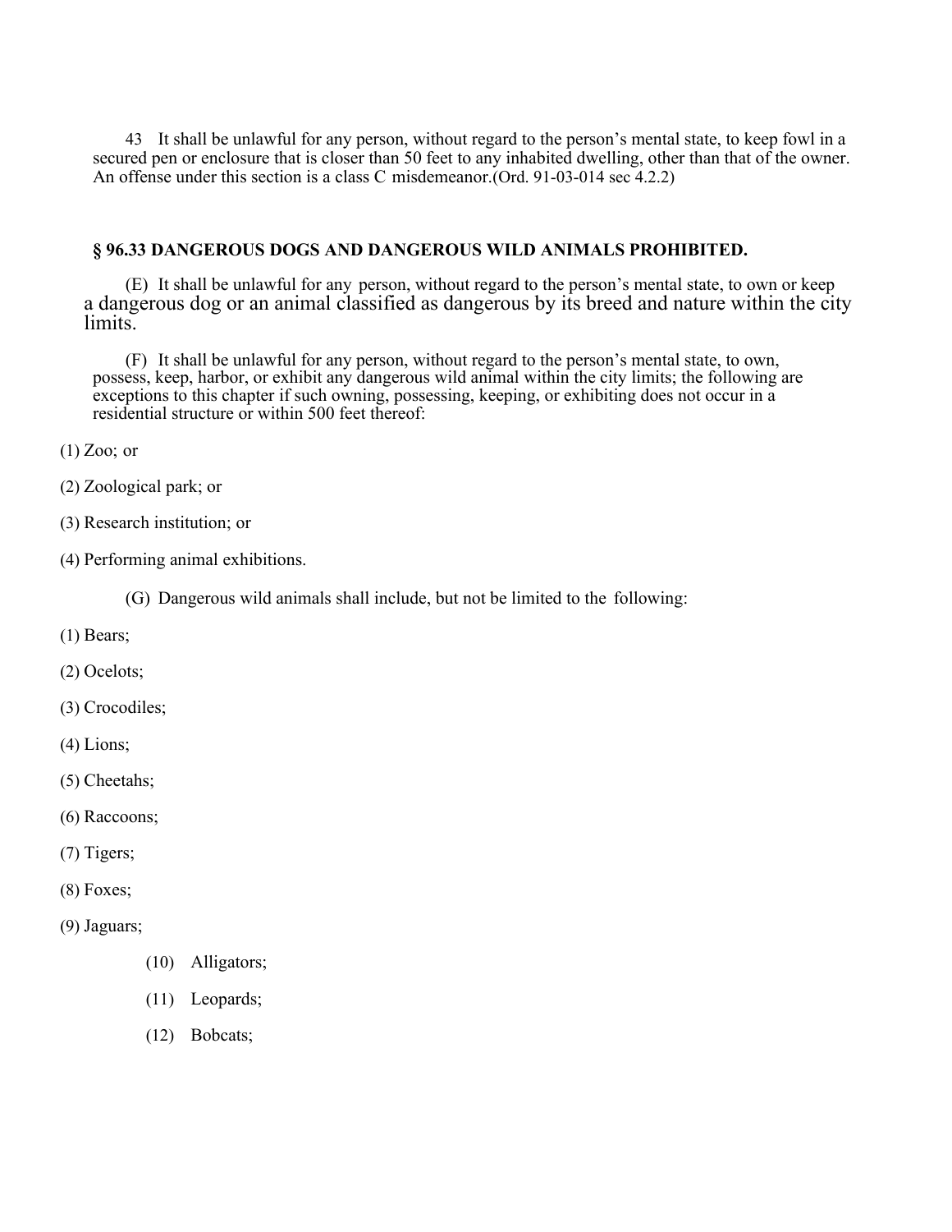43 It shall be unlawful for any person, without regard to the person's mental state, to keep fowl in a secured pen or enclosure that is closer than 50 feet to any inhabited dwelling, other than that of the owner. An offense under this section is a class C misdemeanor.(Ord. 91-03-014 sec 4.2.2)

### § 96.33 DANGEROUS DOGS AND DANGEROUS WILD ANIMALS PROHIBITED.

(E) It shall be unlawful for any person, without regard to the person's mental state, to own or keep a dangerous dog or an animal classified as dangerous by its breed and nature within the city limits.

(F) It shall be unlawful for any person, without regard to the person's mental state, to own, possess, keep, harbor, or exhibit any dangerous wild animal within the city limits; the following are exceptions to this chapter if such owning, possessing, keeping, or exhibiting does not occur in a residential structure or within 500 feet thereof:

(1) Zoo; or

(2) Zoological park; or

(3) Research institution; or

(4) Performing animal exhibitions.

(G) Dangerous wild animals shall include, but not be limited to the following:

(1) Bears;

(2) Ocelots;

(3) Crocodiles;

(4) Lions;

(5) Cheetahs;

(6) Raccoons;

(7) Tigers;

(8) Foxes;

(9) Jaguars;

(10) Alligators;

(11) Leopards;

(12) Bobcats;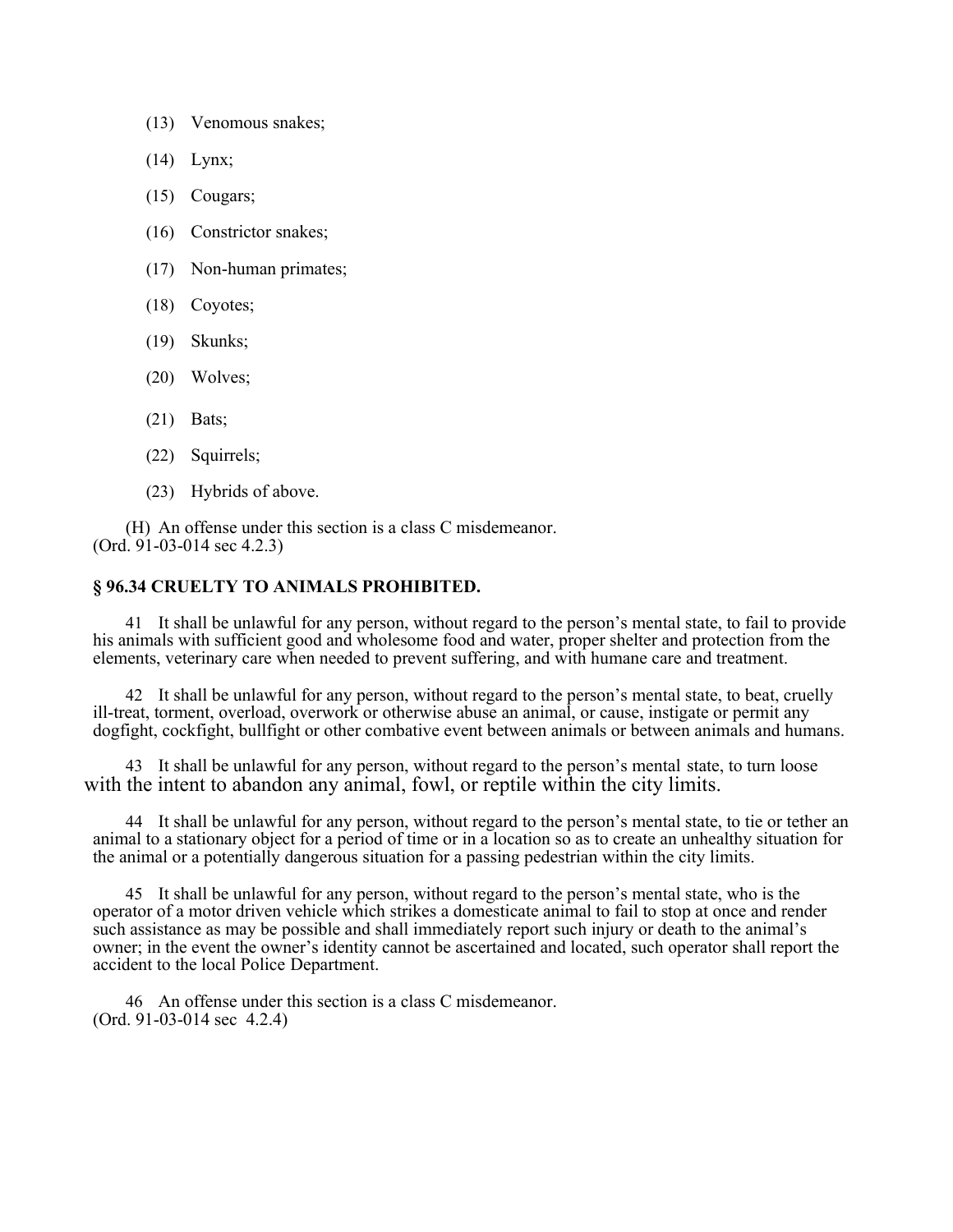(13) Venomous snakes;

(14) Lynx;

(15) Cougars;

(16) Constrictor snakes;

(17) Non-human primates;

(18) Coyotes;

(19) Skunks;

(20) Wolves;

(21) Bats;

(22) Squirrels;

(23) Hybrids of above.

(H) An offense under this section is a class C misdemeanor.
(Ord. 91-03-014 sec 4.2.3)

**§ 96.34 CRUELTY TO ANIMALS PROHIBITED.**

41 It shall be unlawful for any person, without regard to the person's mental state, to fail to provide his animals with sufficient good and wholesome food and water, proper shelter and protection from the elements, veterinary care when needed to prevent suffering, and with humane care and treatment.

42 It shall be unlawful for any person, without regard to the person's mental state, to beat, cruelly ill-treat, torment, overload, overwork or otherwise abuse an animal, or cause, instigate or permit any dogfight, cockfight, bullfight or other combative event between animals or between animals and humans.

43 It shall be unlawful for any person, without regard to the person's mental state, to turn loose with the intent to abandon any animal, fowl, or reptile within the city limits.

44 It shall be unlawful for any person, without regard to the person's mental state, to tie or tether an animal to a stationary object for a period of time or in a location so as to create an unhealthy situation for the animal or a potentially dangerous situation for a passing pedestrian within the city limits.

45 It shall be unlawful for any person, without regard to the person's mental state, who is the operator of a motor driven vehicle which strikes a domesticate animal to fail to stop at once and render such assistance as may be possible and shall immediately report such injury or death to the animal's owner; in the event the owner's identity cannot be ascertained and located, such operator shall report the accident to the local Police Department.

46 An offense under this section is a class C misdemeanor.
(Ord. 91-03-014 sec 4.2.4)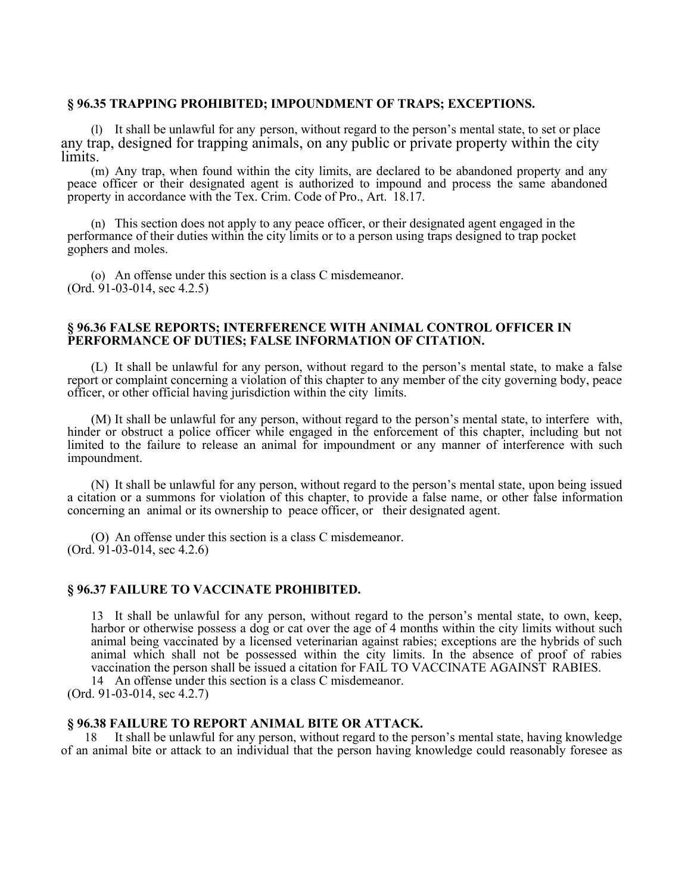**§ 96.35 TRAPPING PROHIBITED; IMPOUNDMENT OF TRAPS; EXCEPTIONS.**

(l) It shall be unlawful for any person, without regard to the person's mental state, to set or place any trap, designed for trapping animals, on any public or private property within the city limits.

(m) Any trap, when found within the city limits, are declared to be abandoned property and any peace officer or their designated agent is authorized to impound and process the same abandoned property in accordance with the Tex. Crim. Code of Pro., Art. 18.17.

(n) This section does not apply to any peace officer, or their designated agent engaged in the performance of their duties within the city limits or to a person using traps designed to trap pocket gophers and moles.

(o) An offense under this section is a class C misdemeanor.
(Ord. 91-03-014, sec 4.2.5)

**§ 96.36 FALSE REPORTS; INTERFERENCE WITH ANIMAL CONTROL OFFICER IN PERFORMANCE OF DUTIES; FALSE INFORMATION OF CITATION.**

(L) It shall be unlawful for any person, without regard to the person's mental state, to make a false report or complaint concerning a violation of this chapter to any member of the city governing body, peace officer, or other official having jurisdiction within the city limits.

(M) It shall be unlawful for any person, without regard to the person's mental state, to interfere with, hinder or obstruct a police officer while engaged in the enforcement of this chapter, including but not limited to the failure to release an animal for impoundment or any manner of interference with such impoundment.

(N) It shall be unlawful for any person, without regard to the person's mental state, upon being issued a citation or a summons for violation of this chapter, to provide a false name, or other false information concerning an animal or its ownership to peace officer, or their designated agent.

(O) An offense under this section is a class C misdemeanor.
(Ord. 91-03-014, sec 4.2.6)

**§ 96.37 FAILURE TO VACCINATE PROHIBITED.**

13 It shall be unlawful for any person, without regard to the person's mental state, to own, keep, harbor or otherwise possess a dog or cat over the age of 4 months within the city limits without such animal being vaccinated by a licensed veterinarian against rabies; exceptions are the hybrids of such animal which shall not be possessed within the city limits. In the absence of proof of rabies vaccination the person shall be issued a citation for FAIL TO VACCINATE AGAINST RABIES.

14 An offense under this section is a class C misdemeanor.
(Ord. 91-03-014, sec 4.2.7)

**§ 96.38 FAILURE TO REPORT ANIMAL BITE OR ATTACK.**

18 It shall be unlawful for any person, without regard to the person's mental state, having knowledge of an animal bite or attack to an individual that the person having knowledge could reasonably foresee as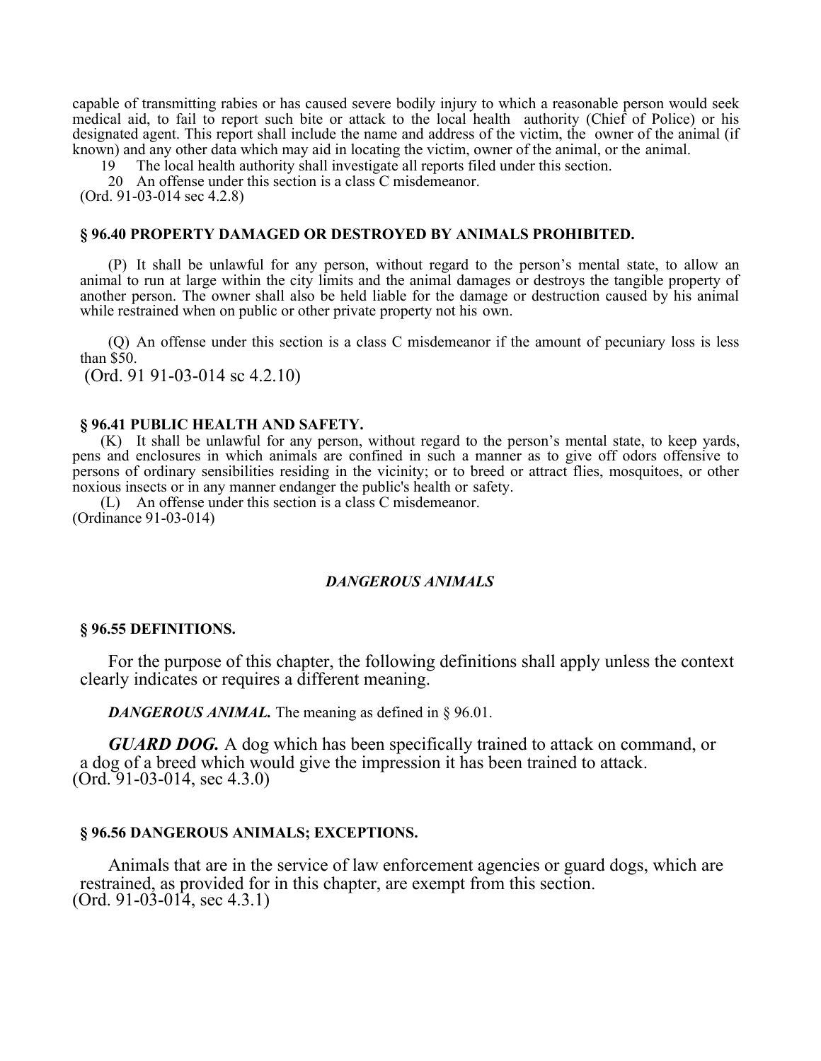capable of transmitting rabies or has caused severe bodily injury to which a reasonable person would seek medical aid, to fail to report such bite or attack to the local health authority (Chief of Police) or his designated agent. This report shall include the name and address of the victim, the owner of the animal (if known) and any other data which may aid in locating the victim, owner of the animal, or the animal.

19 The local health authority shall investigate all reports filed under this section.

20 An offense under this section is a class C misdemeanor.

(Ord. 91-03-014 sec 4.2.8)

### § 96.40 PROPERTY DAMAGED OR DESTROYED BY ANIMALS PROHIBITED.

(P) It shall be unlawful for any person, without regard to the person's mental state, to allow an animal to run at large within the city limits and the animal damages or destroys the tangible property of another person. The owner shall also be held liable for the damage or destruction caused by his animal while restrained when on public or other private property not his own.

(Q) An offense under this section is a class C misdemeanor if the amount of pecuniary loss is less than $50.

(Ord. 91 91-03-014 sc 4.2.10)

### § 96.41 PUBLIC HEALTH AND SAFETY.

(K) It shall be unlawful for any person, without regard to the person's mental state, to keep yards, pens and enclosures in which animals are confined in such a manner as to give off odors offensive to persons of ordinary sensibilities residing in the vicinity; or to breed or attract flies, mosquitoes, or other noxious insects or in any manner endanger the public's health or safety.

(L) An offense under this section is a class C misdemeanor.

(Ordinance 91-03-014)

## *DANGEROUS ANIMALS*

### § 96.55 DEFINITIONS.

For the purpose of this chapter, the following definitions shall apply unless the context clearly indicates or requires a different meaning.

***DANGEROUS ANIMAL.*** The meaning as defined in § 96.01.

***GUARD DOG.*** A dog which has been specifically trained to attack on command, or a dog of a breed which would give the impression it has been trained to attack.

(Ord. 91-03-014, sec 4.3.0)

### § 96.56 DANGEROUS ANIMALS; EXCEPTIONS.

Animals that are in the service of law enforcement agencies or guard dogs, which are restrained, as provided for in this chapter, are exempt from this section.

(Ord. 91-03-014, sec 4.3.1)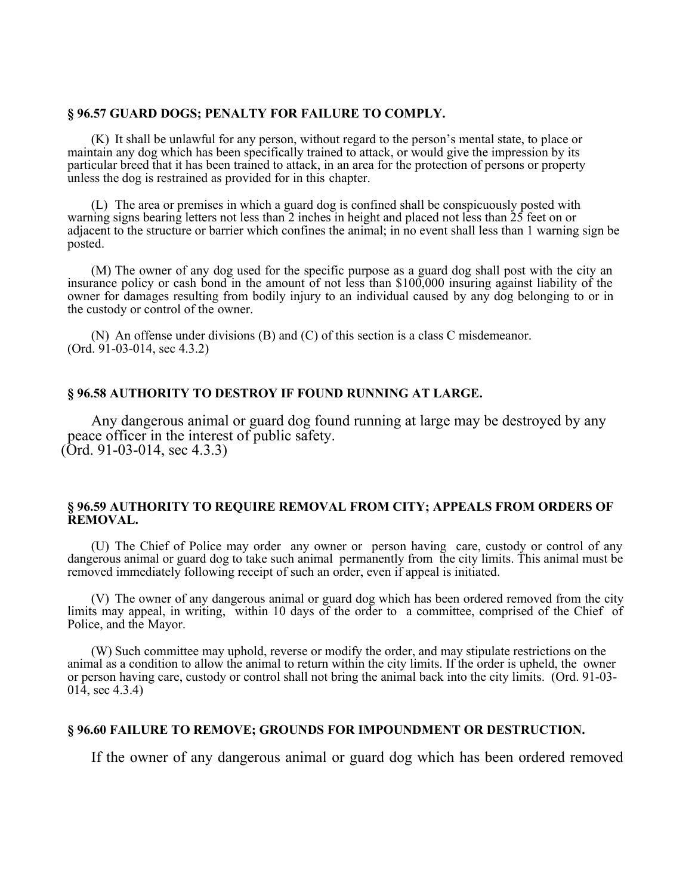**§ 96.57 GUARD DOGS; PENALTY FOR FAILURE TO COMPLY.**

(K) It shall be unlawful for any person, without regard to the person's mental state, to place or maintain any dog which has been specifically trained to attack, or would give the impression by its particular breed that it has been trained to attack, in an area for the protection of persons or property unless the dog is restrained as provided for in this chapter.

(L) The area or premises in which a guard dog is confined shall be conspicuously posted with warning signs bearing letters not less than 2 inches in height and placed not less than 25 feet on or adjacent to the structure or barrier which confines the animal; in no event shall less than 1 warning sign be posted.

(M) The owner of any dog used for the specific purpose as a guard dog shall post with the city an insurance policy or cash bond in the amount of not less than $100,000 insuring against liability of the owner for damages resulting from bodily injury to an individual caused by any dog belonging to or in the custody or control of the owner.

(N) An offense under divisions (B) and (C) of this section is a class C misdemeanor.
(Ord. 91-03-014, sec 4.3.2)

**§ 96.58 AUTHORITY TO DESTROY IF FOUND RUNNING AT LARGE.**

Any dangerous animal or guard dog found running at large may be destroyed by any peace officer in the interest of public safety.
(Ord. 91-03-014, sec 4.3.3)

**§ 96.59 AUTHORITY TO REQUIRE REMOVAL FROM CITY; APPEALS FROM ORDERS OF REMOVAL.**

(U) The Chief of Police may order any owner or person having care, custody or control of any dangerous animal or guard dog to take such animal permanently from the city limits. This animal must be removed immediately following receipt of such an order, even if appeal is initiated.

(V) The owner of any dangerous animal or guard dog which has been ordered removed from the city limits may appeal, in writing, within 10 days of the order to a committee, comprised of the Chief of Police, and the Mayor.

(W) Such committee may uphold, reverse or modify the order, and may stipulate restrictions on the animal as a condition to allow the animal to return within the city limits. If the order is upheld, the owner or person having care, custody or control shall not bring the animal back into the city limits. (Ord. 91-03-014, sec 4.3.4)

**§ 96.60 FAILURE TO REMOVE; GROUNDS FOR IMPOUNDMENT OR DESTRUCTION.**

If the owner of any dangerous animal or guard dog which has been ordered removed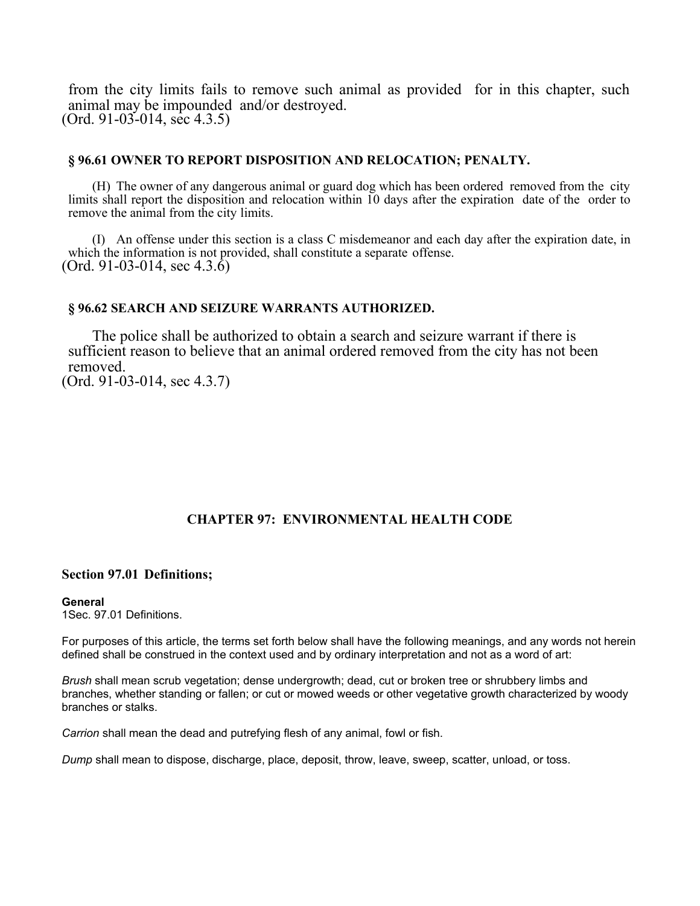from the city limits fails to remove such animal as provided for in this chapter, such animal may be impounded and/or destroyed.
(Ord. 91-03-014, sec 4.3.5)

### § 96.61 OWNER TO REPORT DISPOSITION AND RELOCATION; PENALTY.

(H) The owner of any dangerous animal or guard dog which has been ordered removed from the city limits shall report the disposition and relocation within 10 days after the expiration date of the order to remove the animal from the city limits.

(I) An offense under this section is a class C misdemeanor and each day after the expiration date, in which the information is not provided, shall constitute a separate offense.
(Ord. 91-03-014, sec 4.3.6)

### § 96.62 SEARCH AND SEIZURE WARRANTS AUTHORIZED.

The police shall be authorized to obtain a search and seizure warrant if there is sufficient reason to believe that an animal ordered removed from the city has not been removed.
(Ord. 91-03-014, sec 4.3.7)

## CHAPTER 97: ENVIRONMENTAL HEALTH CODE

### Section 97.01 Definitions;

**General**
1Sec. 97.01 Definitions.

For purposes of this article, the terms set forth below shall have the following meanings, and any words not herein defined shall be construed in the context used and by ordinary interpretation and not as a word of art:

*Brush* shall mean scrub vegetation; dense undergrowth; dead, cut or broken tree or shrubbery limbs and branches, whether standing or fallen; or cut or mowed weeds or other vegetative growth characterized by woody branches or stalks.

*Carrion* shall mean the dead and putrefying flesh of any animal, fowl or fish.

*Dump* shall mean to dispose, discharge, place, deposit, throw, leave, sweep, scatter, unload, or toss.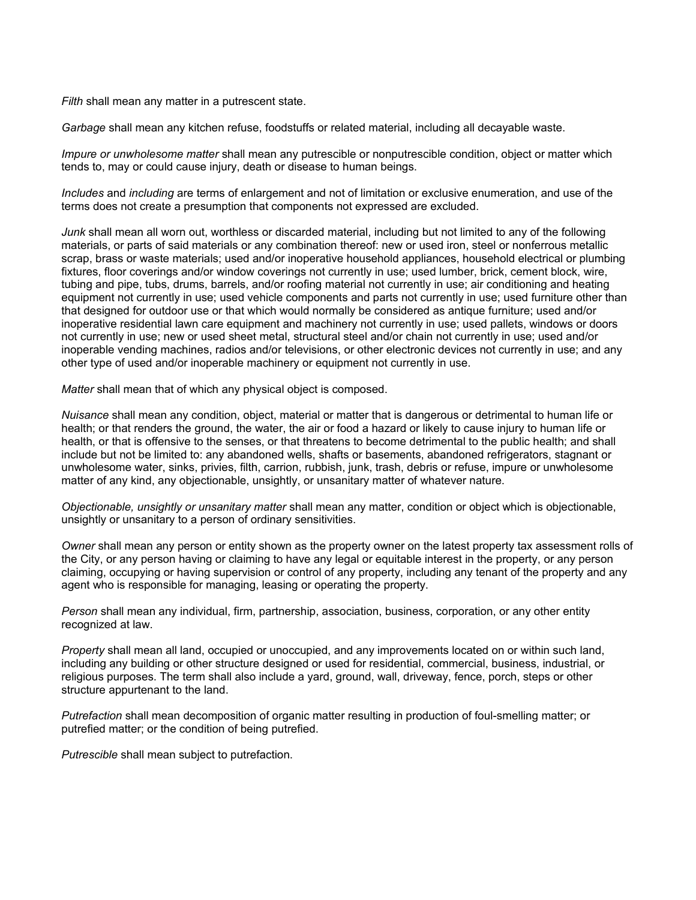*Filth* shall mean any matter in a putrescent state.

*Garbage* shall mean any kitchen refuse, foodstuffs or related material, including all decayable waste.

*Impure or unwholesome matter* shall mean any putrescible or nonputrescible condition, object or matter which tends to, may or could cause injury, death or disease to human beings.

*Includes* and *including* are terms of enlargement and not of limitation or exclusive enumeration, and use of the terms does not create a presumption that components not expressed are excluded.

*Junk* shall mean all worn out, worthless or discarded material, including but not limited to any of the following materials, or parts of said materials or any combination thereof: new or used iron, steel or nonferrous metallic scrap, brass or waste materials; used and/or inoperative household appliances, household electrical or plumbing fixtures, floor coverings and/or window coverings not currently in use; used lumber, brick, cement block, wire, tubing and pipe, tubs, drums, barrels, and/or roofing material not currently in use; air conditioning and heating equipment not currently in use; used vehicle components and parts not currently in use; used furniture other than that designed for outdoor use or that which would normally be considered as antique furniture; used and/or inoperative residential lawn care equipment and machinery not currently in use; used pallets, windows or doors not currently in use; new or used sheet metal, structural steel and/or chain not currently in use; used and/or inoperable vending machines, radios and/or televisions, or other electronic devices not currently in use; and any other type of used and/or inoperable machinery or equipment not currently in use.

*Matter* shall mean that of which any physical object is composed.

*Nuisance* shall mean any condition, object, material or matter that is dangerous or detrimental to human life or health; or that renders the ground, the water, the air or food a hazard or likely to cause injury to human life or health, or that is offensive to the senses, or that threatens to become detrimental to the public health; and shall include but not be limited to: any abandoned wells, shafts or basements, abandoned refrigerators, stagnant or unwholesome water, sinks, privies, filth, carrion, rubbish, junk, trash, debris or refuse, impure or unwholesome matter of any kind, any objectionable, unsightly, or unsanitary matter of whatever nature.

*Objectionable, unsightly or unsanitary matter* shall mean any matter, condition or object which is objectionable, unsightly or unsanitary to a person of ordinary sensitivities.

*Owner* shall mean any person or entity shown as the property owner on the latest property tax assessment rolls of the City, or any person having or claiming to have any legal or equitable interest in the property, or any person claiming, occupying or having supervision or control of any property, including any tenant of the property and any agent who is responsible for managing, leasing or operating the property.

*Person* shall mean any individual, firm, partnership, association, business, corporation, or any other entity recognized at law.

*Property* shall mean all land, occupied or unoccupied, and any improvements located on or within such land, including any building or other structure designed or used for residential, commercial, business, industrial, or religious purposes. The term shall also include a yard, ground, wall, driveway, fence, porch, steps or other structure appurtenant to the land.

*Putrefaction* shall mean decomposition of organic matter resulting in production of foul-smelling matter; or putrefied matter; or the condition of being putrefied.

*Putrescible* shall mean subject to putrefaction.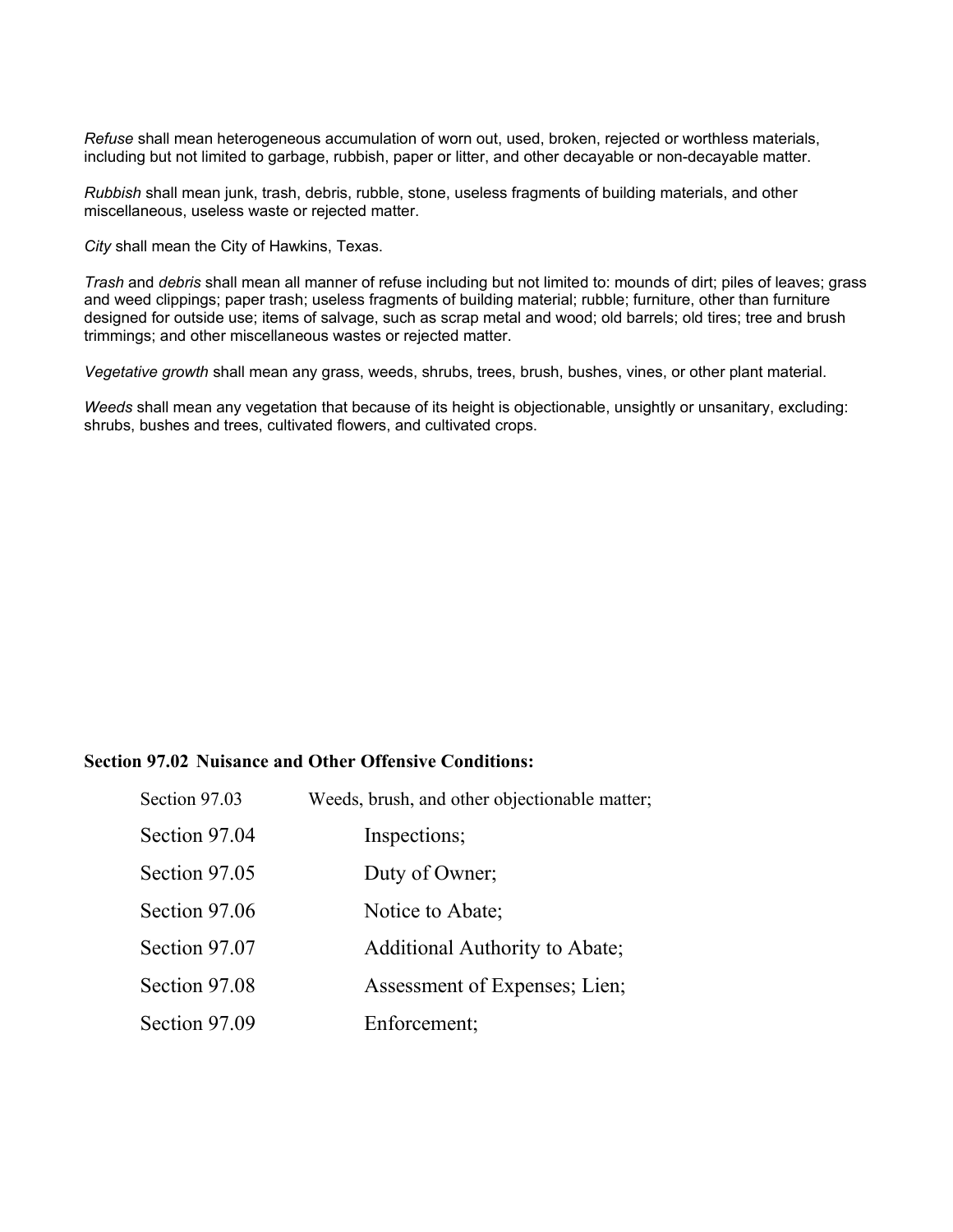*Refuse* shall mean heterogeneous accumulation of worn out, used, broken, rejected or worthless materials, including but not limited to garbage, rubbish, paper or litter, and other decayable or non-decayable matter.

*Rubbish* shall mean junk, trash, debris, rubble, stone, useless fragments of building materials, and other miscellaneous, useless waste or rejected matter.

*City* shall mean the City of Hawkins, Texas.

*Trash* and *debris* shall mean all manner of refuse including but not limited to: mounds of dirt; piles of leaves; grass and weed clippings; paper trash; useless fragments of building material; rubble; furniture, other than furniture designed for outside use; items of salvage, such as scrap metal and wood; old barrels; old tires; tree and brush trimmings; and other miscellaneous wastes or rejected matter.

*Vegetative growth* shall mean any grass, weeds, shrubs, trees, brush, bushes, vines, or other plant material.

*Weeds* shall mean any vegetation that because of its height is objectionable, unsightly or unsanitary, excluding: shrubs, bushes and trees, cultivated flowers, and cultivated crops.

**Section 97.02 Nuisance and Other Offensive Conditions:**

- Section 97.03 Weeds, brush, and other objectionable matter;
- Section 97.04 Inspections;
- Section 97.05 Duty of Owner;
- Section 97.06 Notice to Abate;
- Section 97.07 Additional Authority to Abate;
- Section 97.08 Assessment of Expenses; Lien;
- Section 97.09 Enforcement;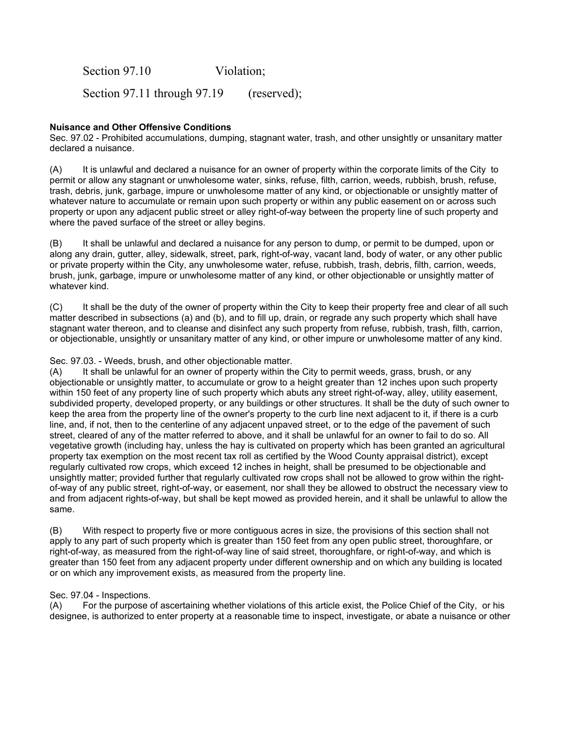Section 97.10 Violation;

Section 97.11 through 97.19 (reserved);

**Nuisance and Other Offensive Conditions**

Sec. 97.02 - Prohibited accumulations, dumping, stagnant water, trash, and other unsightly or unsanitary matter declared a nuisance.

(A) It is unlawful and declared a nuisance for an owner of property within the corporate limits of the City to permit or allow any stagnant or unwholesome water, sinks, refuse, filth, carrion, weeds, rubbish, brush, refuse, trash, debris, junk, garbage, impure or unwholesome matter of any kind, or objectionable or unsightly matter of whatever nature to accumulate or remain upon such property or within any public easement on or across such property or upon any adjacent public street or alley right-of-way between the property line of such property and where the paved surface of the street or alley begins.

(B) It shall be unlawful and declared a nuisance for any person to dump, or permit to be dumped, upon or along any drain, gutter, alley, sidewalk, street, park, right-of-way, vacant land, body of water, or any other public or private property within the City, any unwholesome water, refuse, rubbish, trash, debris, filth, carrion, weeds, brush, junk, garbage, impure or unwholesome matter of any kind, or other objectionable or unsightly matter of whatever kind.

(C) It shall be the duty of the owner of property within the City to keep their property free and clear of all such matter described in subsections (a) and (b), and to fill up, drain, or regrade any such property which shall have stagnant water thereon, and to cleanse and disinfect any such property from refuse, rubbish, trash, filth, carrion, or objectionable, unsightly or unsanitary matter of any kind, or other impure or unwholesome matter of any kind.

Sec. 97.03. - Weeds, brush, and other objectionable matter.

(A) It shall be unlawful for an owner of property within the City to permit weeds, grass, brush, or any objectionable or unsightly matter, to accumulate or grow to a height greater than 12 inches upon such property within 150 feet of any property line of such property which abuts any street right-of-way, alley, utility easement, subdivided property, developed property, or any buildings or other structures. It shall be the duty of such owner to keep the area from the property line of the owner's property to the curb line next adjacent to it, if there is a curb line, and, if not, then to the centerline of any adjacent unpaved street, or to the edge of the pavement of such street, cleared of any of the matter referred to above, and it shall be unlawful for an owner to fail to do so. All vegetative growth (including hay, unless the hay is cultivated on property which has been granted an agricultural property tax exemption on the most recent tax roll as certified by the Wood County appraisal district), except regularly cultivated row crops, which exceed 12 inches in height, shall be presumed to be objectionable and unsightly matter; provided further that regularly cultivated row crops shall not be allowed to grow within the right-of-way of any public street, right-of-way, or easement, nor shall they be allowed to obstruct the necessary view to and from adjacent rights-of-way, but shall be kept mowed as provided herein, and it shall be unlawful to allow the same.

(B) With respect to property five or more contiguous acres in size, the provisions of this section shall not apply to any part of such property which is greater than 150 feet from any open public street, thoroughfare, or right-of-way, as measured from the right-of-way line of said street, thoroughfare, or right-of-way, and which is greater than 150 feet from any adjacent property under different ownership and on which any building is located or on which any improvement exists, as measured from the property line.

Sec. 97.04 - Inspections.

(A) For the purpose of ascertaining whether violations of this article exist, the Police Chief of the City, or his designee, is authorized to enter property at a reasonable time to inspect, investigate, or abate a nuisance or other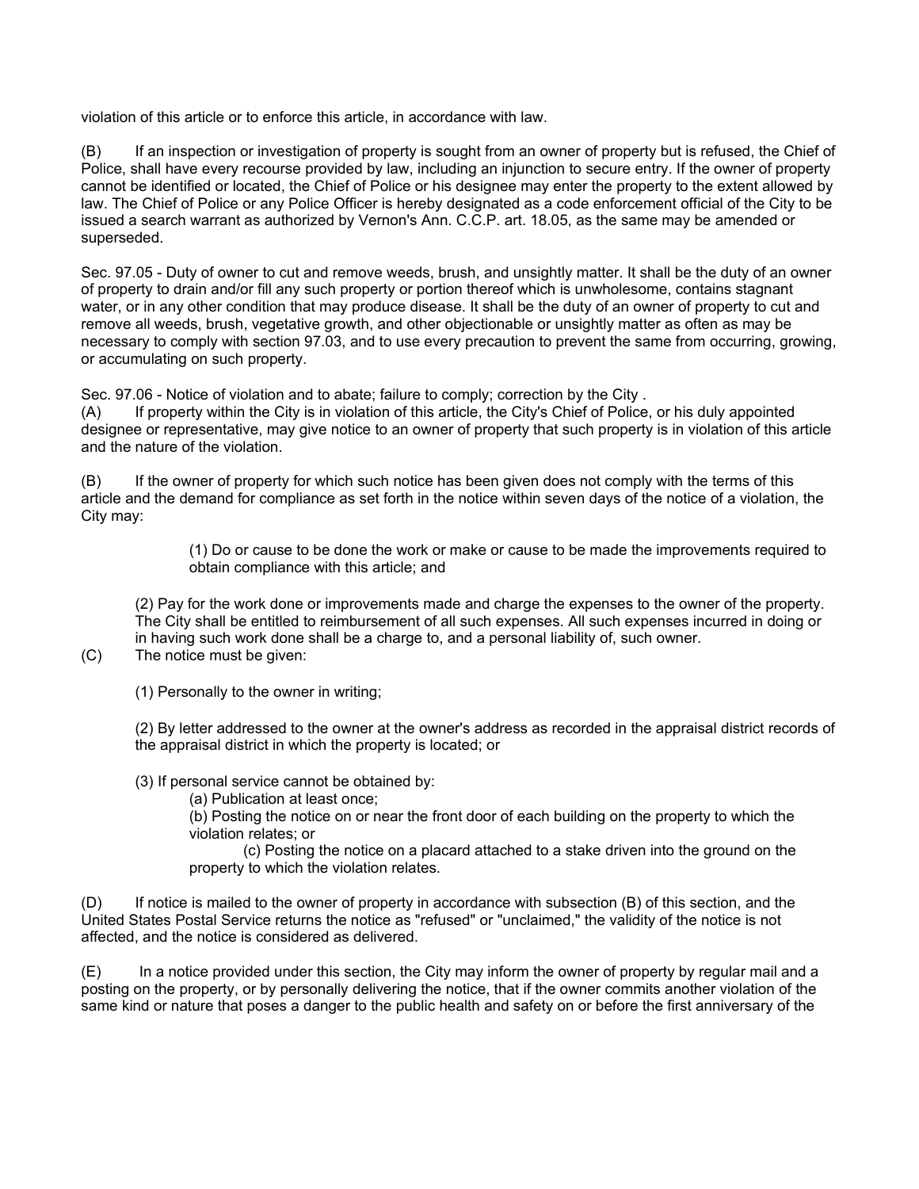violation of this article or to enforce this article, in accordance with law.

(B) If an inspection or investigation of property is sought from an owner of property but is refused, the Chief of Police, shall have every recourse provided by law, including an injunction to secure entry. If the owner of property cannot be identified or located, the Chief of Police or his designee may enter the property to the extent allowed by law. The Chief of Police or any Police Officer is hereby designated as a code enforcement official of the City to be issued a search warrant as authorized by Vernon's Ann. C.C.P. art. 18.05, as the same may be amended or superseded.

Sec. 97.05 - Duty of owner to cut and remove weeds, brush, and unsightly matter. It shall be the duty of an owner of property to drain and/or fill any such property or portion thereof which is unwholesome, contains stagnant water, or in any other condition that may produce disease. It shall be the duty of an owner of property to cut and remove all weeds, brush, vegetative growth, and other objectionable or unsightly matter as often as may be necessary to comply with section 97.03, and to use every precaution to prevent the same from occurring, growing, or accumulating on such property.

Sec. 97.06 - Notice of violation and to abate; failure to comply; correction by the City .

(A) If property within the City is in violation of this article, the City's Chief of Police, or his duly appointed designee or representative, may give notice to an owner of property that such property is in violation of this article and the nature of the violation.

(B) If the owner of property for which such notice has been given does not comply with the terms of this article and the demand for compliance as set forth in the notice within seven days of the notice of a violation, the City may:

(1) Do or cause to be done the work or make or cause to be made the improvements required to obtain compliance with this article; and

(2) Pay for the work done or improvements made and charge the expenses to the owner of the property. The City shall be entitled to reimbursement of all such expenses. All such expenses incurred in doing or in having such work done shall be a charge to, and a personal liability of, such owner.

(C) The notice must be given:

(1) Personally to the owner in writing;

(2) By letter addressed to the owner at the owner's address as recorded in the appraisal district records of the appraisal district in which the property is located; or

(3) If personal service cannot be obtained by:

(a) Publication at least once;

(b) Posting the notice on or near the front door of each building on the property to which the violation relates; or

(c) Posting the notice on a placard attached to a stake driven into the ground on the property to which the violation relates.

(D) If notice is mailed to the owner of property in accordance with subsection (B) of this section, and the United States Postal Service returns the notice as "refused" or "unclaimed," the validity of the notice is not affected, and the notice is considered as delivered.

(E) In a notice provided under this section, the City may inform the owner of property by regular mail and a posting on the property, or by personally delivering the notice, that if the owner commits another violation of the same kind or nature that poses a danger to the public health and safety on or before the first anniversary of the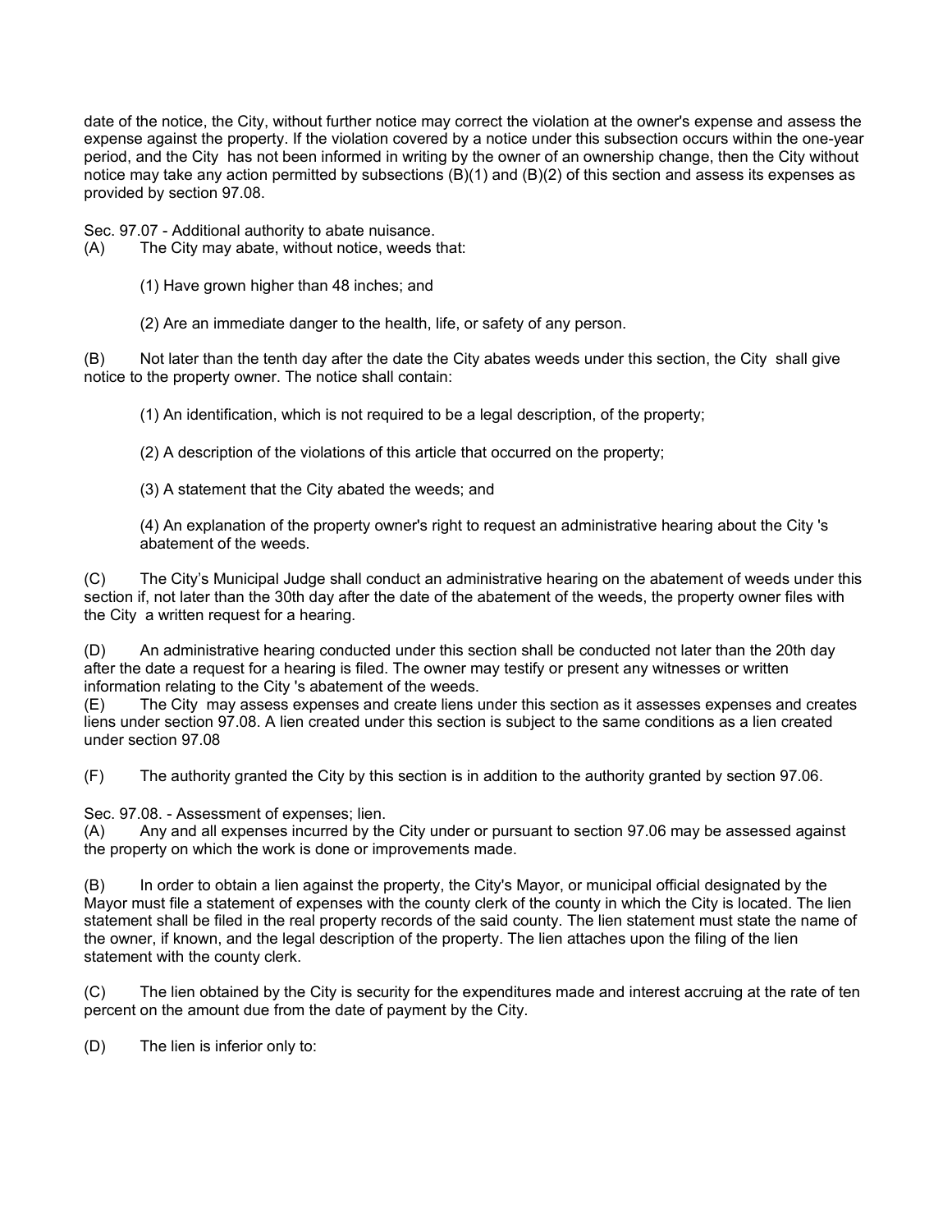date of the notice, the City, without further notice may correct the violation at the owner's expense and assess the expense against the property. If the violation covered by a notice under this subsection occurs within the one-year period, and the City has not been informed in writing by the owner of an ownership change, then the City without notice may take any action permitted by subsections (B)(1) and (B)(2) of this section and assess its expenses as provided by section 97.08.

Sec. 97.07 - Additional authority to abate nuisance.

(A) The City may abate, without notice, weeds that:

(1) Have grown higher than 48 inches; and

(2) Are an immediate danger to the health, life, or safety of any person.

(B) Not later than the tenth day after the date the City abates weeds under this section, the City shall give notice to the property owner. The notice shall contain:

(1) An identification, which is not required to be a legal description, of the property;

(2) A description of the violations of this article that occurred on the property;

(3) A statement that the City abated the weeds; and

(4) An explanation of the property owner's right to request an administrative hearing about the City 's abatement of the weeds.

(C) The City's Municipal Judge shall conduct an administrative hearing on the abatement of weeds under this section if, not later than the 30th day after the date of the abatement of the weeds, the property owner files with the City a written request for a hearing.

(D) An administrative hearing conducted under this section shall be conducted not later than the 20th day after the date a request for a hearing is filed. The owner may testify or present any witnesses or written information relating to the City 's abatement of the weeds.

(E) The City may assess expenses and create liens under this section as it assesses expenses and creates liens under section 97.08. A lien created under this section is subject to the same conditions as a lien created under section 97.08

(F) The authority granted the City by this section is in addition to the authority granted by section 97.06.

Sec. 97.08. - Assessment of expenses; lien.

(A) Any and all expenses incurred by the City under or pursuant to section 97.06 may be assessed against the property on which the work is done or improvements made.

(B) In order to obtain a lien against the property, the City's Mayor, or municipal official designated by the Mayor must file a statement of expenses with the county clerk of the county in which the City is located. The lien statement shall be filed in the real property records of the said county. The lien statement must state the name of the owner, if known, and the legal description of the property. The lien attaches upon the filing of the lien statement with the county clerk.

(C) The lien obtained by the City is security for the expenditures made and interest accruing at the rate of ten percent on the amount due from the date of payment by the City.

(D) The lien is inferior only to: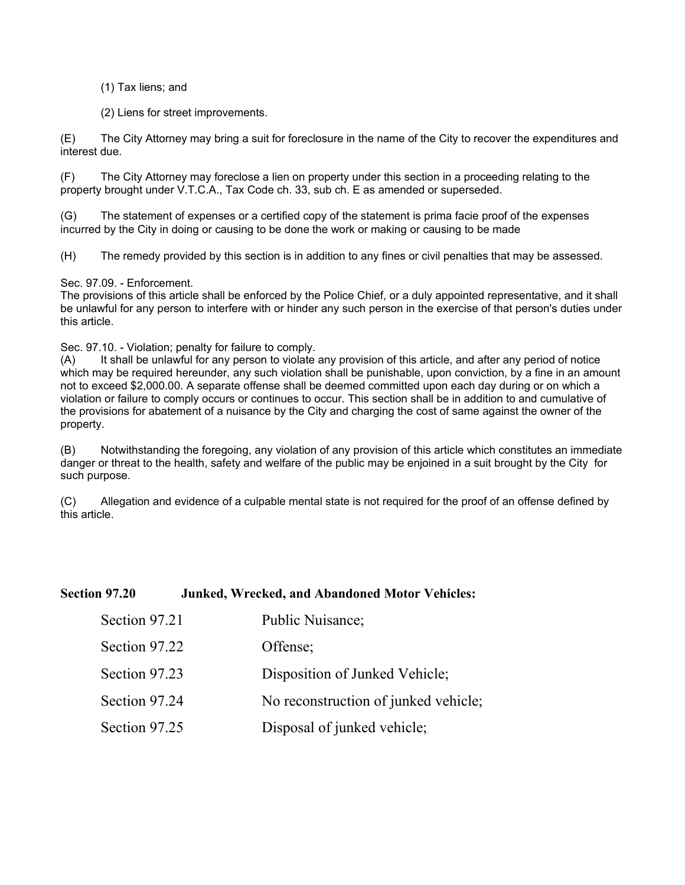(1) Tax liens; and

(2) Liens for street improvements.

(E) The City Attorney may bring a suit for foreclosure in the name of the City to recover the expenditures and interest due.

(F) The City Attorney may foreclose a lien on property under this section in a proceeding relating to the property brought under V.T.C.A., Tax Code ch. 33, sub ch. E as amended or superseded.

(G) The statement of expenses or a certified copy of the statement is prima facie proof of the expenses incurred by the City in doing or causing to be done the work or making or causing to be made

(H) The remedy provided by this section is in addition to any fines or civil penalties that may be assessed.

Sec. 97.09. - Enforcement.
The provisions of this article shall be enforced by the Police Chief, or a duly appointed representative, and it shall be unlawful for any person to interfere with or hinder any such person in the exercise of that person's duties under this article.

Sec. 97.10. - Violation; penalty for failure to comply.
(A) It shall be unlawful for any person to violate any provision of this article, and after any period of notice which may be required hereunder, any such violation shall be punishable, upon conviction, by a fine in an amount not to exceed $2,000.00. A separate offense shall be deemed committed upon each day during or on which a violation or failure to comply occurs or continues to occur. This section shall be in addition to and cumulative of the provisions for abatement of a nuisance by the City and charging the cost of same against the owner of the property.

(B) Notwithstanding the foregoing, any violation of any provision of this article which constitutes an immediate danger or threat to the health, safety and welfare of the public may be enjoined in a suit brought by the City for such purpose.

(C) Allegation and evidence of a culpable mental state is not required for the proof of an offense defined by this article.

**Section 97.20 Junked, Wrecked, and Abandoned Motor Vehicles:**

Section 97.21 Public Nuisance;

Section 97.22 Offense;

Section 97.23 Disposition of Junked Vehicle;

Section 97.24 No reconstruction of junked vehicle;

Section 97.25 Disposal of junked vehicle;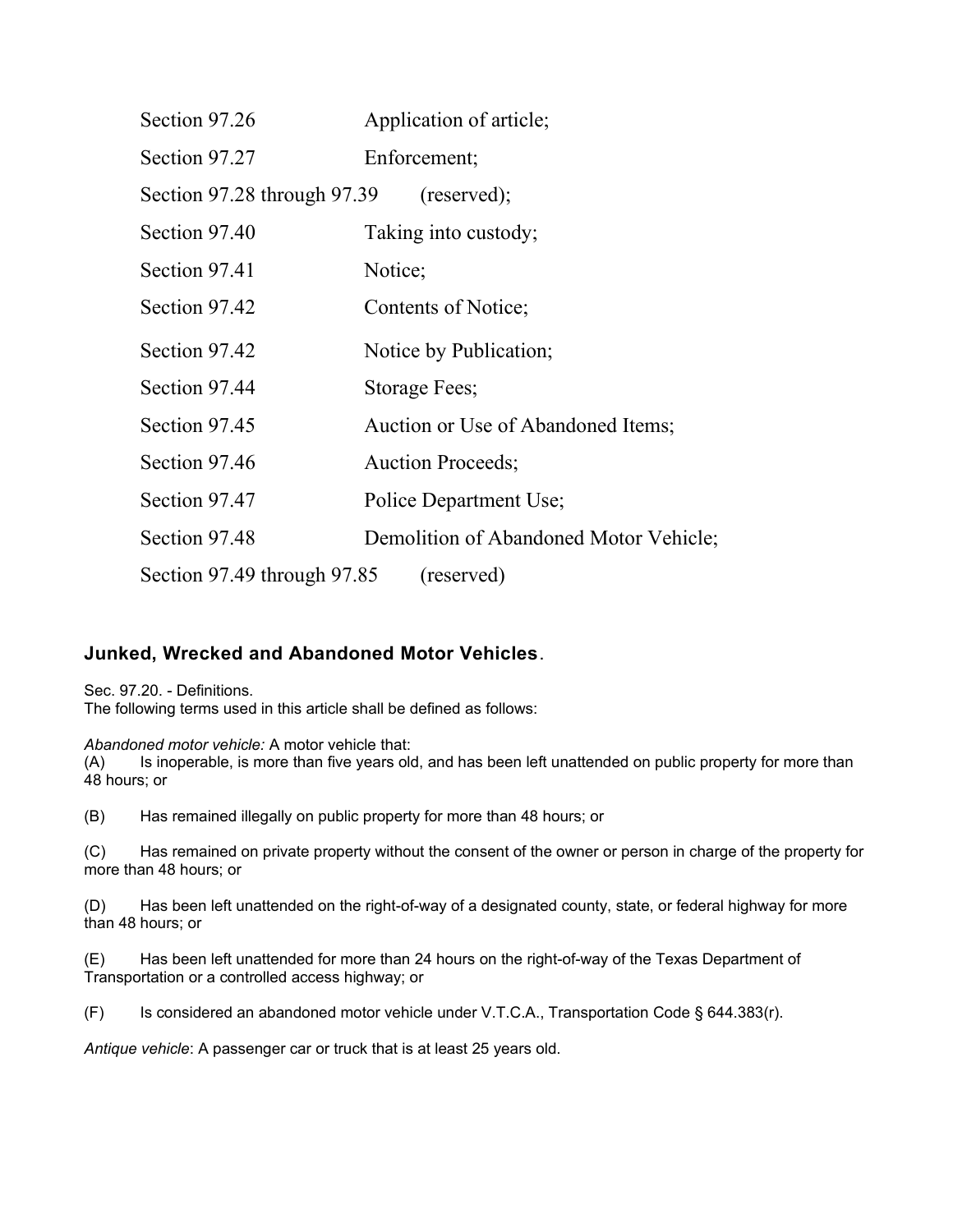| | |
|---|---|
| Section 97.26 | Application of article; |
| Section 97.27 | Enforcement; |
| Section 97.28 through 97.39 | (reserved); |
| Section 97.40 | Taking into custody; |
| Section 97.41 | Notice; |
| Section 97.42 | Contents of Notice; |
| Section 97.42 | Notice by Publication; |
| Section 97.44 | Storage Fees; |
| Section 97.45 | Auction or Use of Abandoned Items; |
| Section 97.46 | Auction Proceeds; |
| Section 97.47 | Police Department Use; |
| Section 97.48 | Demolition of Abandoned Motor Vehicle; |
| Section 97.49 through 97.85 | (reserved) |

## **Junked, Wrecked and Abandoned Motor Vehicles**.

Sec. 97.20. - Definitions.
The following terms used in this article shall be defined as follows:

*Abandoned motor vehicle:* A motor vehicle that:
(A) Is inoperable, is more than five years old, and has been left unattended on public property for more than 48 hours; or

(B) Has remained illegally on public property for more than 48 hours; or

(C) Has remained on private property without the consent of the owner or person in charge of the property for more than 48 hours; or

(D) Has been left unattended on the right-of-way of a designated county, state, or federal highway for more than 48 hours; or

(E) Has been left unattended for more than 24 hours on the right-of-way of the Texas Department of Transportation or a controlled access highway; or

(F) Is considered an abandoned motor vehicle under V.T.C.A., Transportation Code § 644.383(r).

*Antique vehicle*: A passenger car or truck that is at least 25 years old.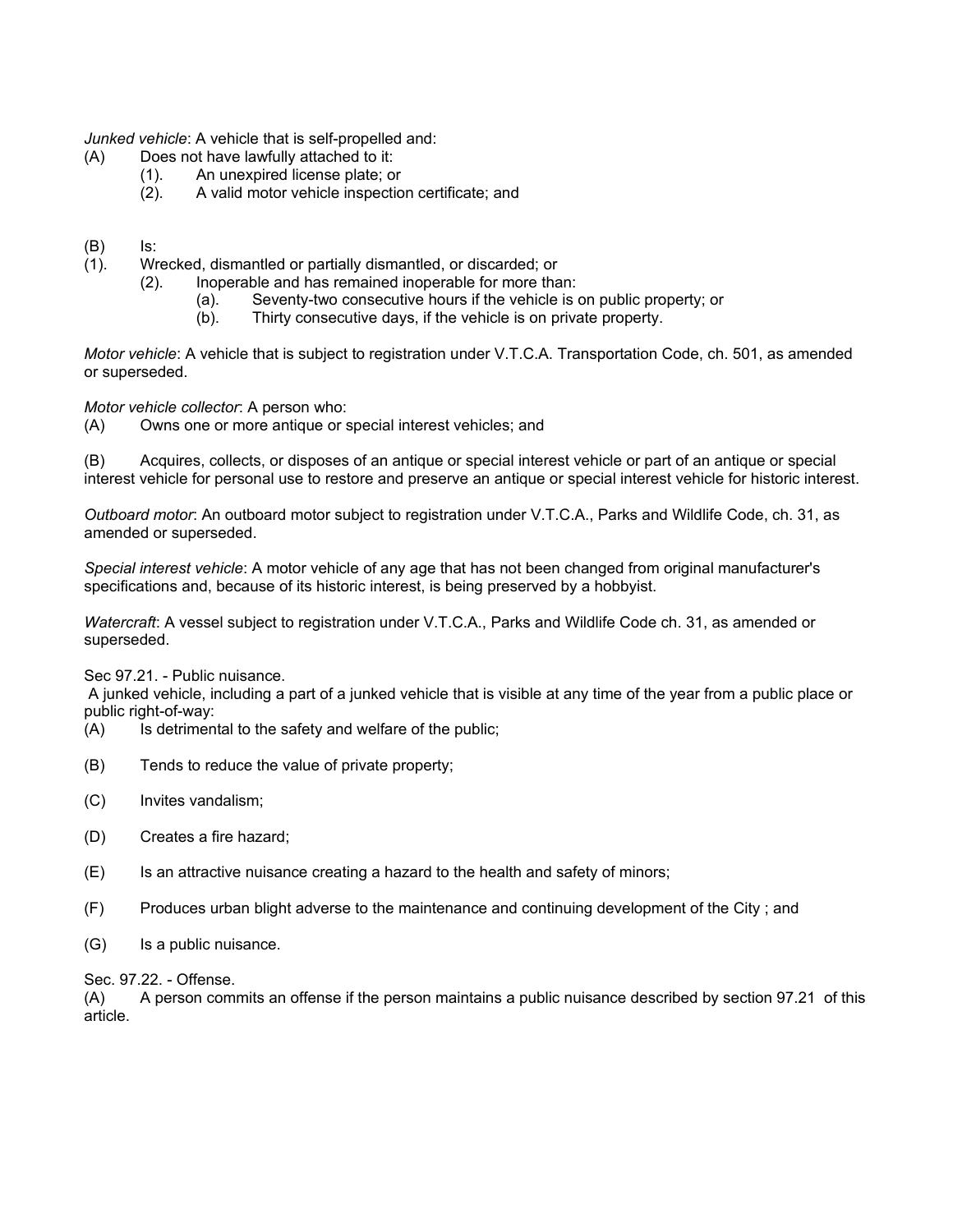*Junked vehicle*: A vehicle that is self-propelled and:

(A) Does not have lawfully attached to it:
  (1). An unexpired license plate; or
  (2). A valid motor vehicle inspection certificate; and

(B) Is:
(1). Wrecked, dismantled or partially dismantled, or discarded; or
  (2). Inoperable and has remained inoperable for more than:
    (a). Seventy-two consecutive hours if the vehicle is on public property; or
    (b). Thirty consecutive days, if the vehicle is on private property.

*Motor vehicle*: A vehicle that is subject to registration under V.T.C.A. Transportation Code, ch. 501, as amended or superseded.

*Motor vehicle collector*: A person who:

(A) Owns one or more antique or special interest vehicles; and

(B) Acquires, collects, or disposes of an antique or special interest vehicle or part of an antique or special interest vehicle for personal use to restore and preserve an antique or special interest vehicle for historic interest.

*Outboard motor*: An outboard motor subject to registration under V.T.C.A., Parks and Wildlife Code, ch. 31, as amended or superseded.

*Special interest vehicle*: A motor vehicle of any age that has not been changed from original manufacturer's specifications and, because of its historic interest, is being preserved by a hobbyist.

*Watercraft*: A vessel subject to registration under V.T.C.A., Parks and Wildlife Code ch. 31, as amended or superseded.

Sec 97.21. - Public nuisance.

A junked vehicle, including a part of a junked vehicle that is visible at any time of the year from a public place or public right-of-way:

(A) Is detrimental to the safety and welfare of the public;

(B) Tends to reduce the value of private property;

(C) Invites vandalism;

(D) Creates a fire hazard;

(E) Is an attractive nuisance creating a hazard to the health and safety of minors;

(F) Produces urban blight adverse to the maintenance and continuing development of the City ; and

(G) Is a public nuisance.

Sec. 97.22. - Offense.

(A) A person commits an offense if the person maintains a public nuisance described by section 97.21 of this article.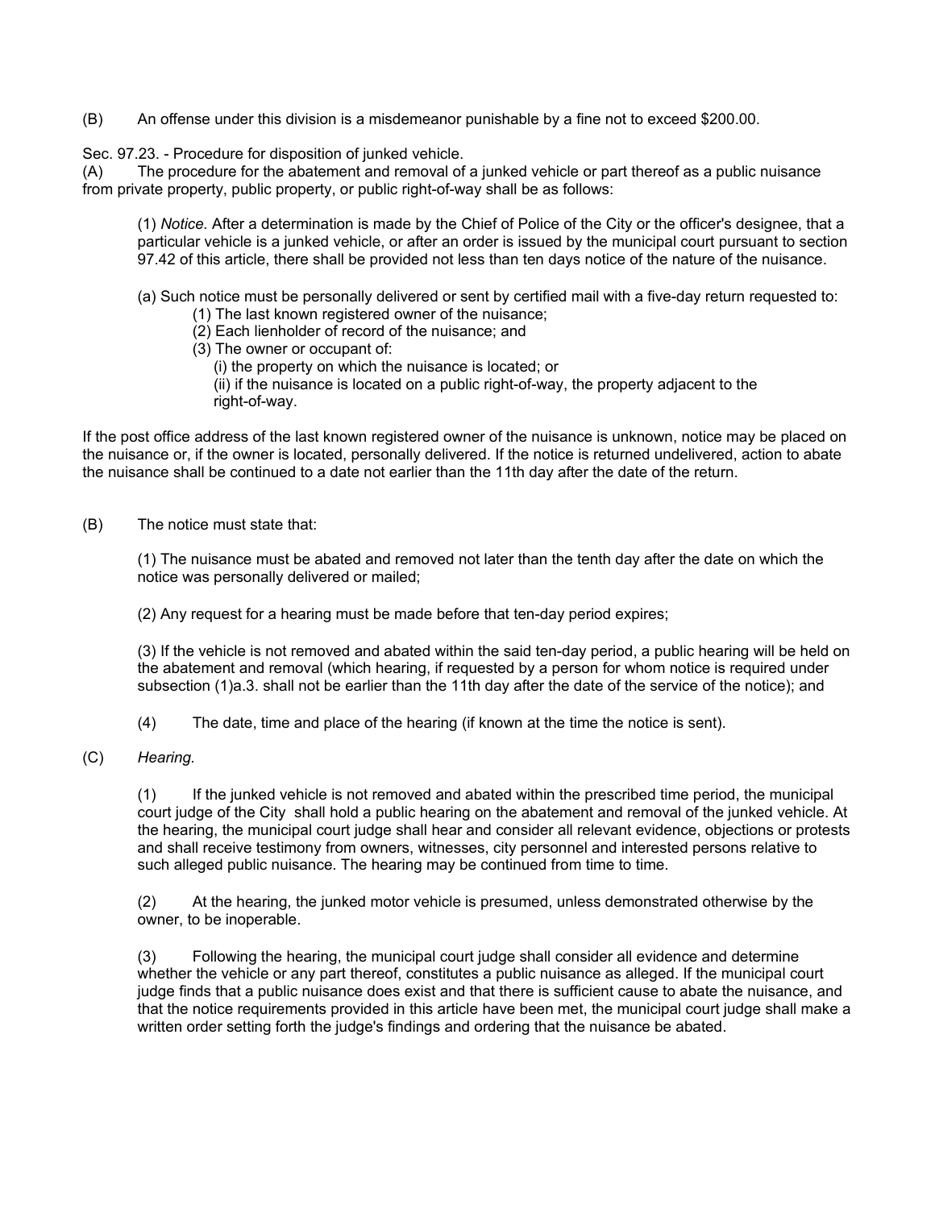(B) An offense under this division is a misdemeanor punishable by a fine not to exceed $200.00.

Sec. 97.23. - Procedure for disposition of junked vehicle.

(A) The procedure for the abatement and removal of a junked vehicle or part thereof as a public nuisance from private property, public property, or public right-of-way shall be as follows:

(1) *Notice.* After a determination is made by the Chief of Police of the City or the officer's designee, that a particular vehicle is a junked vehicle, or after an order is issued by the municipal court pursuant to section 97.42 of this article, there shall be provided not less than ten days notice of the nature of the nuisance.

(a) Such notice must be personally delivered or sent by certified mail with a five-day return requested to:

(1) The last known registered owner of the nuisance;

(2) Each lienholder of record of the nuisance; and

(3) The owner or occupant of:

(i) the property on which the nuisance is located; or

(ii) if the nuisance is located on a public right-of-way, the property adjacent to the right-of-way.

If the post office address of the last known registered owner of the nuisance is unknown, notice may be placed on the nuisance or, if the owner is located, personally delivered. If the notice is returned undelivered, action to abate the nuisance shall be continued to a date not earlier than the 11th day after the date of the return.

(B) The notice must state that:

(1) The nuisance must be abated and removed not later than the tenth day after the date on which the notice was personally delivered or mailed;

(2) Any request for a hearing must be made before that ten-day period expires;

(3) If the vehicle is not removed and abated within the said ten-day period, a public hearing will be held on the abatement and removal (which hearing, if requested by a person for whom notice is required under subsection (1)a.3. shall not be earlier than the 11th day after the date of the service of the notice); and

(4) The date, time and place of the hearing (if known at the time the notice is sent).

(C) *Hearing.*

(1) If the junked vehicle is not removed and abated within the prescribed time period, the municipal court judge of the City shall hold a public hearing on the abatement and removal of the junked vehicle. At the hearing, the municipal court judge shall hear and consider all relevant evidence, objections or protests and shall receive testimony from owners, witnesses, city personnel and interested persons relative to such alleged public nuisance. The hearing may be continued from time to time.

(2) At the hearing, the junked motor vehicle is presumed, unless demonstrated otherwise by the owner, to be inoperable.

(3) Following the hearing, the municipal court judge shall consider all evidence and determine whether the vehicle or any part thereof, constitutes a public nuisance as alleged. If the municipal court judge finds that a public nuisance does exist and that there is sufficient cause to abate the nuisance, and that the notice requirements provided in this article have been met, the municipal court judge shall make a written order setting forth the judge's findings and ordering that the nuisance be abated.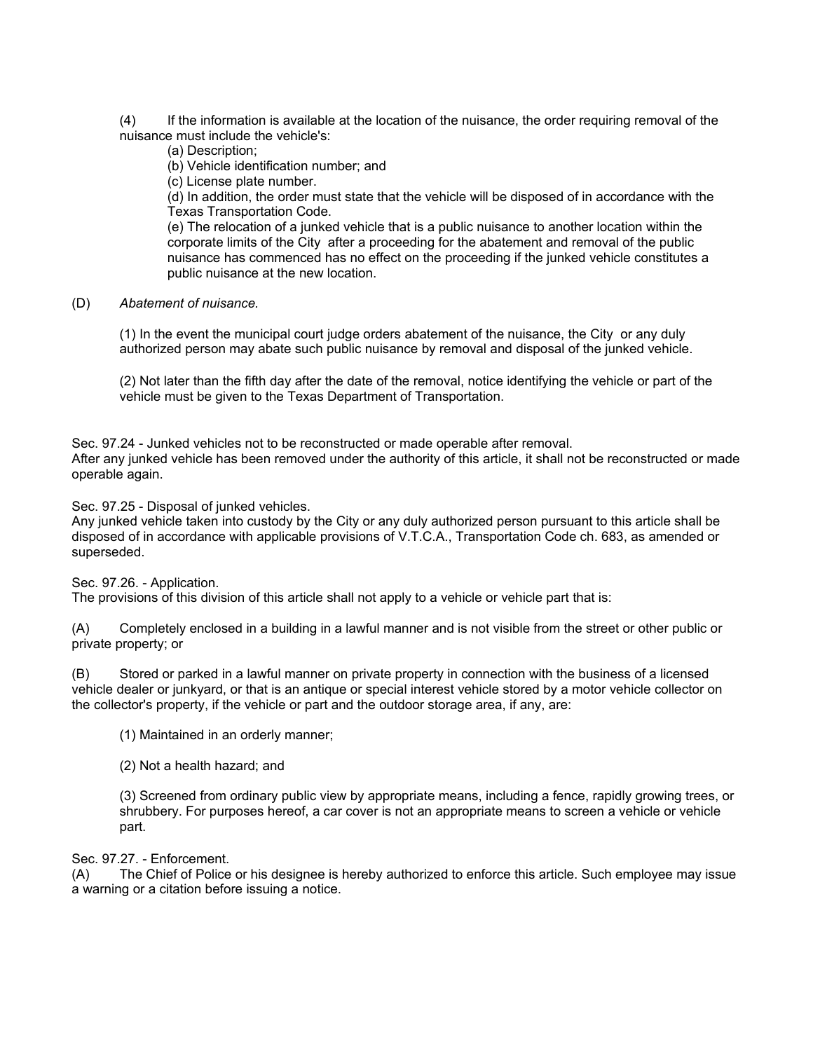(4) If the information is available at the location of the nuisance, the order requiring removal of the nuisance must include the vehicle's:

(a) Description;

(b) Vehicle identification number; and

(c) License plate number.

(d) In addition, the order must state that the vehicle will be disposed of in accordance with the Texas Transportation Code.

(e) The relocation of a junked vehicle that is a public nuisance to another location within the corporate limits of the City after a proceeding for the abatement and removal of the public nuisance has commenced has no effect on the proceeding if the junked vehicle constitutes a public nuisance at the new location.

(D) *Abatement of nuisance.*

(1) In the event the municipal court judge orders abatement of the nuisance, the City or any duly authorized person may abate such public nuisance by removal and disposal of the junked vehicle.

(2) Not later than the fifth day after the date of the removal, notice identifying the vehicle or part of the vehicle must be given to the Texas Department of Transportation.

Sec. 97.24 - Junked vehicles not to be reconstructed or made operable after removal.
After any junked vehicle has been removed under the authority of this article, it shall not be reconstructed or made operable again.

Sec. 97.25 - Disposal of junked vehicles.
Any junked vehicle taken into custody by the City or any duly authorized person pursuant to this article shall be disposed of in accordance with applicable provisions of V.T.C.A., Transportation Code ch. 683, as amended or superseded.

Sec. 97.26. - Application.
The provisions of this division of this article shall not apply to a vehicle or vehicle part that is:

(A) Completely enclosed in a building in a lawful manner and is not visible from the street or other public or private property; or

(B) Stored or parked in a lawful manner on private property in connection with the business of a licensed vehicle dealer or junkyard, or that is an antique or special interest vehicle stored by a motor vehicle collector on the collector's property, if the vehicle or part and the outdoor storage area, if any, are:

(1) Maintained in an orderly manner;

(2) Not a health hazard; and

(3) Screened from ordinary public view by appropriate means, including a fence, rapidly growing trees, or shrubbery. For purposes hereof, a car cover is not an appropriate means to screen a vehicle or vehicle part.

Sec. 97.27. - Enforcement.

(A) The Chief of Police or his designee is hereby authorized to enforce this article. Such employee may issue a warning or a citation before issuing a notice.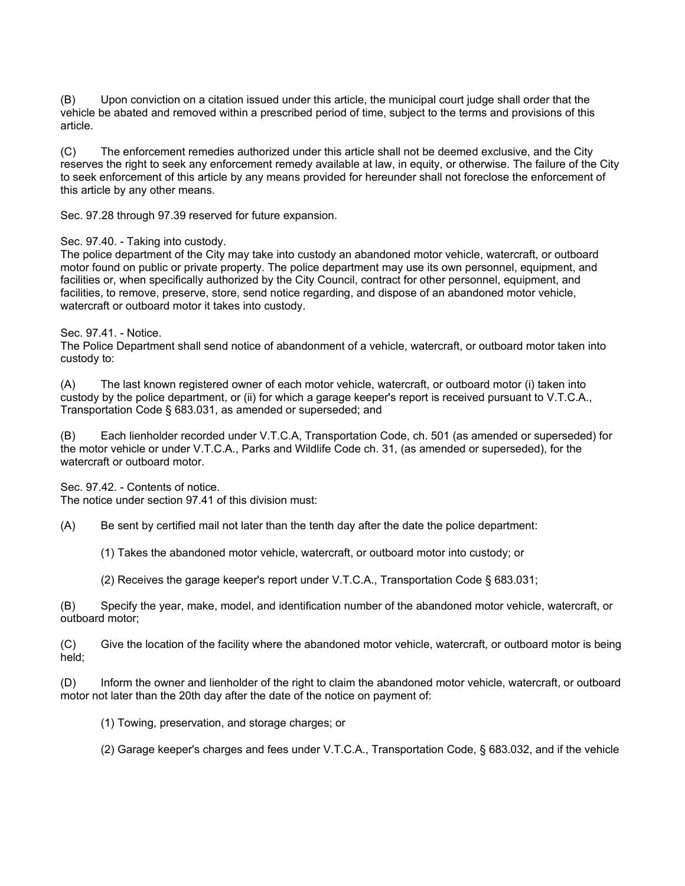(B) Upon conviction on a citation issued under this article, the municipal court judge shall order that the vehicle be abated and removed within a prescribed period of time, subject to the terms and provisions of this article.

(C) The enforcement remedies authorized under this article shall not be deemed exclusive, and the City reserves the right to seek any enforcement remedy available at law, in equity, or otherwise. The failure of the City to seek enforcement of this article by any means provided for hereunder shall not foreclose the enforcement of this article by any other means.

Sec. 97.28 through 97.39 reserved for future expansion.

Sec. 97.40. - Taking into custody.
The police department of the City may take into custody an abandoned motor vehicle, watercraft, or outboard motor found on public or private property. The police department may use its own personnel, equipment, and facilities or, when specifically authorized by the City Council, contract for other personnel, equipment, and facilities, to remove, preserve, store, send notice regarding, and dispose of an abandoned motor vehicle, watercraft or outboard motor it takes into custody.

Sec. 97.41. - Notice.
The Police Department shall send notice of abandonment of a vehicle, watercraft, or outboard motor taken into custody to:

(A) The last known registered owner of each motor vehicle, watercraft, or outboard motor (i) taken into custody by the police department, or (ii) for which a garage keeper's report is received pursuant to V.T.C.A., Transportation Code § 683.031, as amended or superseded; and

(B) Each lienholder recorded under V.T.C.A, Transportation Code, ch. 501 (as amended or superseded) for the motor vehicle or under V.T.C.A., Parks and Wildlife Code ch. 31, (as amended or superseded), for the watercraft or outboard motor.

Sec. 97.42. - Contents of notice.
The notice under section 97.41 of this division must:

(A) Be sent by certified mail not later than the tenth day after the date the police department:

(1) Takes the abandoned motor vehicle, watercraft, or outboard motor into custody; or

(2) Receives the garage keeper's report under V.T.C.A., Transportation Code § 683.031;

(B) Specify the year, make, model, and identification number of the abandoned motor vehicle, watercraft, or outboard motor;

(C) Give the location of the facility where the abandoned motor vehicle, watercraft, or outboard motor is being held;

(D) Inform the owner and lienholder of the right to claim the abandoned motor vehicle, watercraft, or outboard motor not later than the 20th day after the date of the notice on payment of:

(1) Towing, preservation, and storage charges; or

(2) Garage keeper's charges and fees under V.T.C.A., Transportation Code, § 683.032, and if the vehicle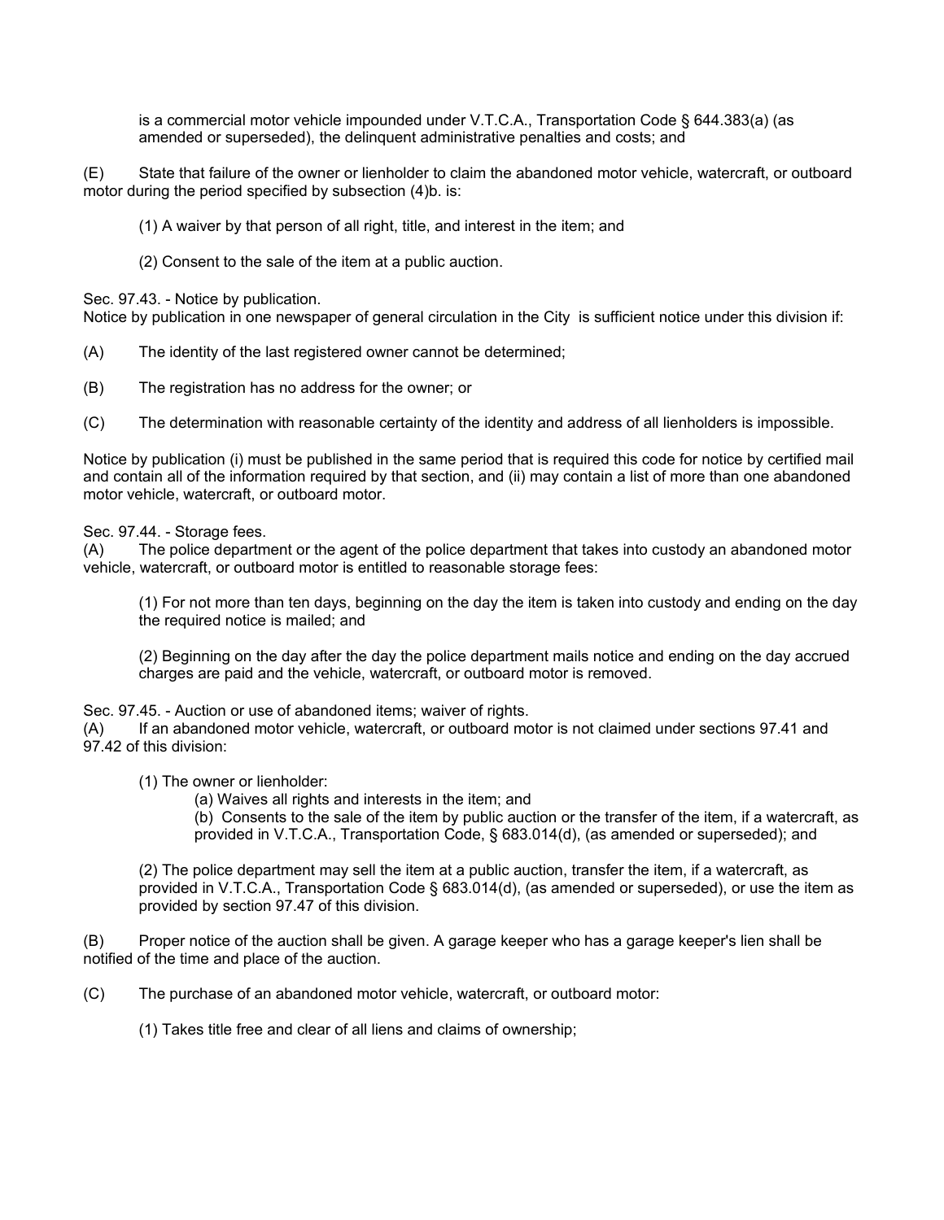is a commercial motor vehicle impounded under V.T.C.A., Transportation Code § 644.383(a) (as amended or superseded), the delinquent administrative penalties and costs; and

(E) State that failure of the owner or lienholder to claim the abandoned motor vehicle, watercraft, or outboard motor during the period specified by subsection (4)b. is:

(1) A waiver by that person of all right, title, and interest in the item; and

(2) Consent to the sale of the item at a public auction.

Sec. 97.43. - Notice by publication.
Notice by publication in one newspaper of general circulation in the City is sufficient notice under this division if:

(A) The identity of the last registered owner cannot be determined;

(B) The registration has no address for the owner; or

(C) The determination with reasonable certainty of the identity and address of all lienholders is impossible.

Notice by publication (i) must be published in the same period that is required this code for notice by certified mail and contain all of the information required by that section, and (ii) may contain a list of more than one abandoned motor vehicle, watercraft, or outboard motor.

Sec. 97.44. - Storage fees.
(A) The police department or the agent of the police department that takes into custody an abandoned motor vehicle, watercraft, or outboard motor is entitled to reasonable storage fees:

(1) For not more than ten days, beginning on the day the item is taken into custody and ending on the day the required notice is mailed; and

(2) Beginning on the day after the day the police department mails notice and ending on the day accrued charges are paid and the vehicle, watercraft, or outboard motor is removed.

Sec. 97.45. - Auction or use of abandoned items; waiver of rights.
(A) If an abandoned motor vehicle, watercraft, or outboard motor is not claimed under sections 97.41 and 97.42 of this division:

(1) The owner or lienholder:

(a) Waives all rights and interests in the item; and

(b) Consents to the sale of the item by public auction or the transfer of the item, if a watercraft, as provided in V.T.C.A., Transportation Code, § 683.014(d), (as amended or superseded); and

(2) The police department may sell the item at a public auction, transfer the item, if a watercraft, as provided in V.T.C.A., Transportation Code § 683.014(d), (as amended or superseded), or use the item as provided by section 97.47 of this division.

(B) Proper notice of the auction shall be given. A garage keeper who has a garage keeper's lien shall be notified of the time and place of the auction.

(C) The purchase of an abandoned motor vehicle, watercraft, or outboard motor:

(1) Takes title free and clear of all liens and claims of ownership;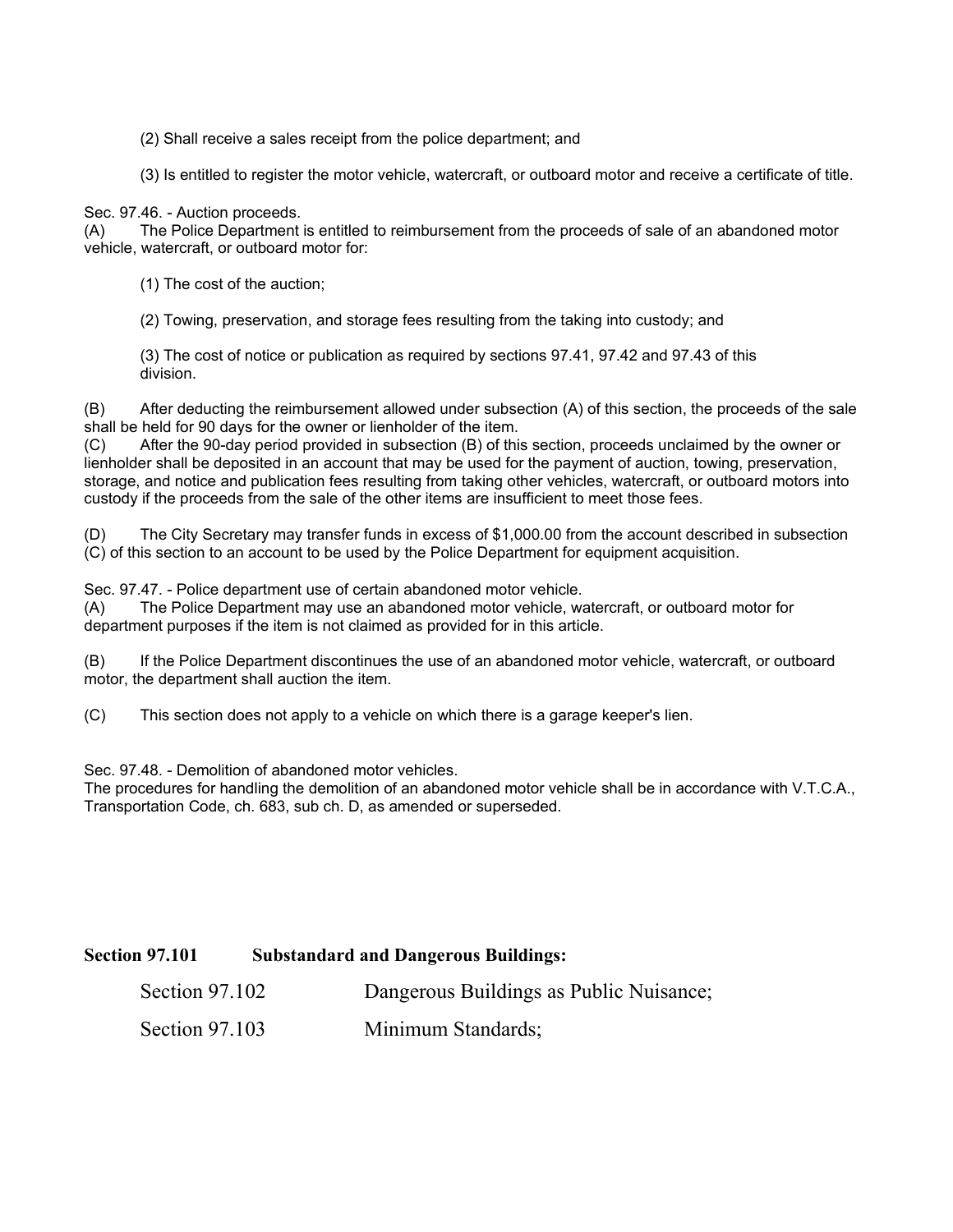(2) Shall receive a sales receipt from the police department; and

(3) Is entitled to register the motor vehicle, watercraft, or outboard motor and receive a certificate of title.

Sec. 97.46. - Auction proceeds.
(A) The Police Department is entitled to reimbursement from the proceeds of sale of an abandoned motor vehicle, watercraft, or outboard motor for:

(1) The cost of the auction;

(2) Towing, preservation, and storage fees resulting from the taking into custody; and

(3) The cost of notice or publication as required by sections 97.41, 97.42 and 97.43 of this division.

(B) After deducting the reimbursement allowed under subsection (A) of this section, the proceeds of the sale shall be held for 90 days for the owner or lienholder of the item.
(C) After the 90-day period provided in subsection (B) of this section, proceeds unclaimed by the owner or lienholder shall be deposited in an account that may be used for the payment of auction, towing, preservation, storage, and notice and publication fees resulting from taking other vehicles, watercraft, or outboard motors into custody if the proceeds from the sale of the other items are insufficient to meet those fees.

(D) The City Secretary may transfer funds in excess of $1,000.00 from the account described in subsection (C) of this section to an account to be used by the Police Department for equipment acquisition.

Sec. 97.47. - Police department use of certain abandoned motor vehicle.
(A) The Police Department may use an abandoned motor vehicle, watercraft, or outboard motor for department purposes if the item is not claimed as provided for in this article.

(B) If the Police Department discontinues the use of an abandoned motor vehicle, watercraft, or outboard motor, the department shall auction the item.

(C) This section does not apply to a vehicle on which there is a garage keeper's lien.

Sec. 97.48. - Demolition of abandoned motor vehicles.
The procedures for handling the demolition of an abandoned motor vehicle shall be in accordance with V.T.C.A., Transportation Code, ch. 683, sub ch. D, as amended or superseded.

**Section 97.101 Substandard and Dangerous Buildings:**

Section 97.102 Dangerous Buildings as Public Nuisance;

Section 97.103 Minimum Standards;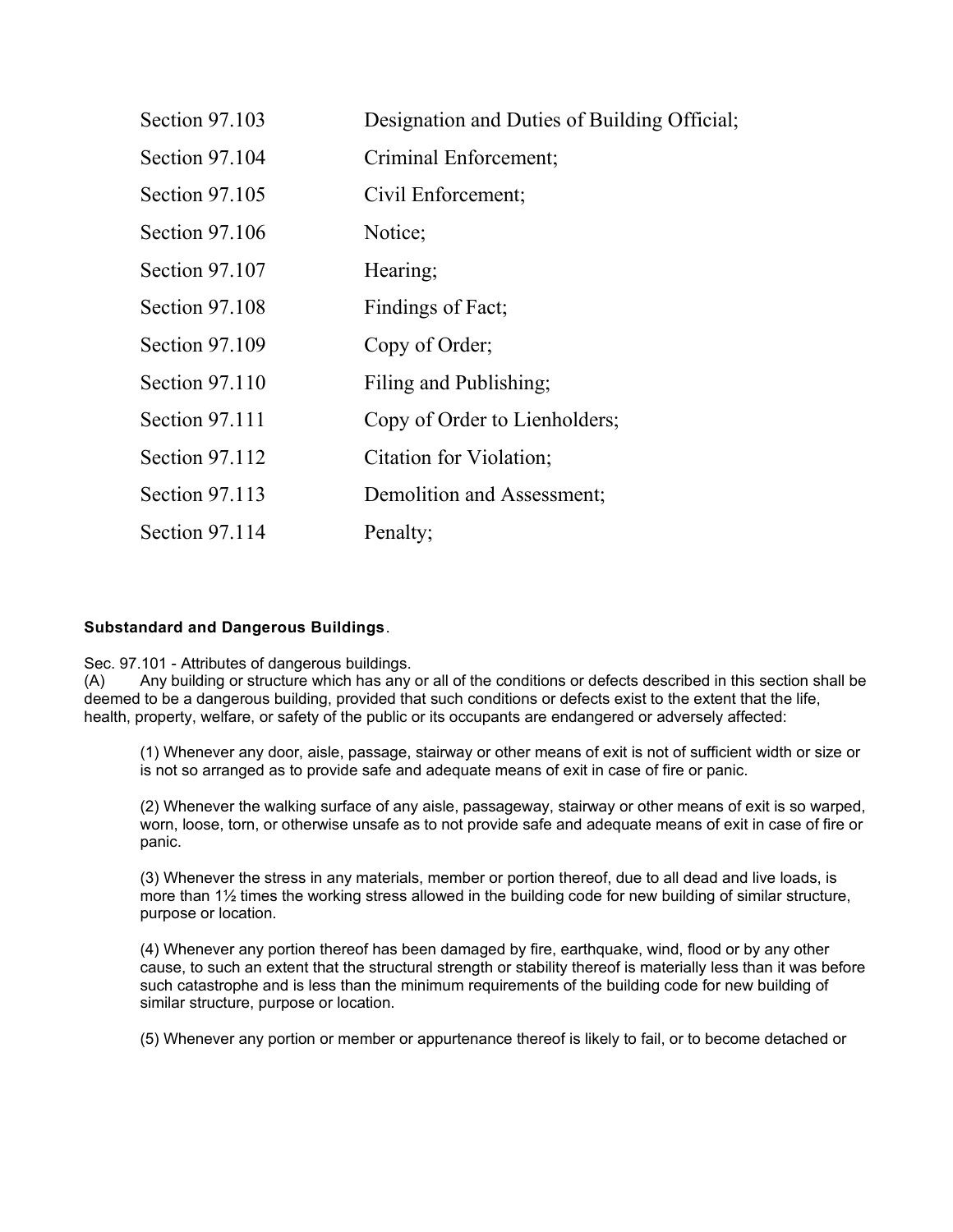| | |
|---|---|
| Section 97.103 | Designation and Duties of Building Official; |
| Section 97.104 | Criminal Enforcement; |
| Section 97.105 | Civil Enforcement; |
| Section 97.106 | Notice; |
| Section 97.107 | Hearing; |
| Section 97.108 | Findings of Fact; |
| Section 97.109 | Copy of Order; |
| Section 97.110 | Filing and Publishing; |
| Section 97.111 | Copy of Order to Lienholders; |
| Section 97.112 | Citation for Violation; |
| Section 97.113 | Demolition and Assessment; |
| Section 97.114 | Penalty; |

**Substandard and Dangerous Buildings**.

Sec. 97.101 - Attributes of dangerous buildings.

(A) Any building or structure which has any or all of the conditions or defects described in this section shall be deemed to be a dangerous building, provided that such conditions or defects exist to the extent that the life, health, property, welfare, or safety of the public or its occupants are endangered or adversely affected:

(1) Whenever any door, aisle, passage, stairway or other means of exit is not of sufficient width or size or is not so arranged as to provide safe and adequate means of exit in case of fire or panic.

(2) Whenever the walking surface of any aisle, passageway, stairway or other means of exit is so warped, worn, loose, torn, or otherwise unsafe as to not provide safe and adequate means of exit in case of fire or panic.

(3) Whenever the stress in any materials, member or portion thereof, due to all dead and live loads, is more than 1½ times the working stress allowed in the building code for new building of similar structure, purpose or location.

(4) Whenever any portion thereof has been damaged by fire, earthquake, wind, flood or by any other cause, to such an extent that the structural strength or stability thereof is materially less than it was before such catastrophe and is less than the minimum requirements of the building code for new building of similar structure, purpose or location.

(5) Whenever any portion or member or appurtenance thereof is likely to fail, or to become detached or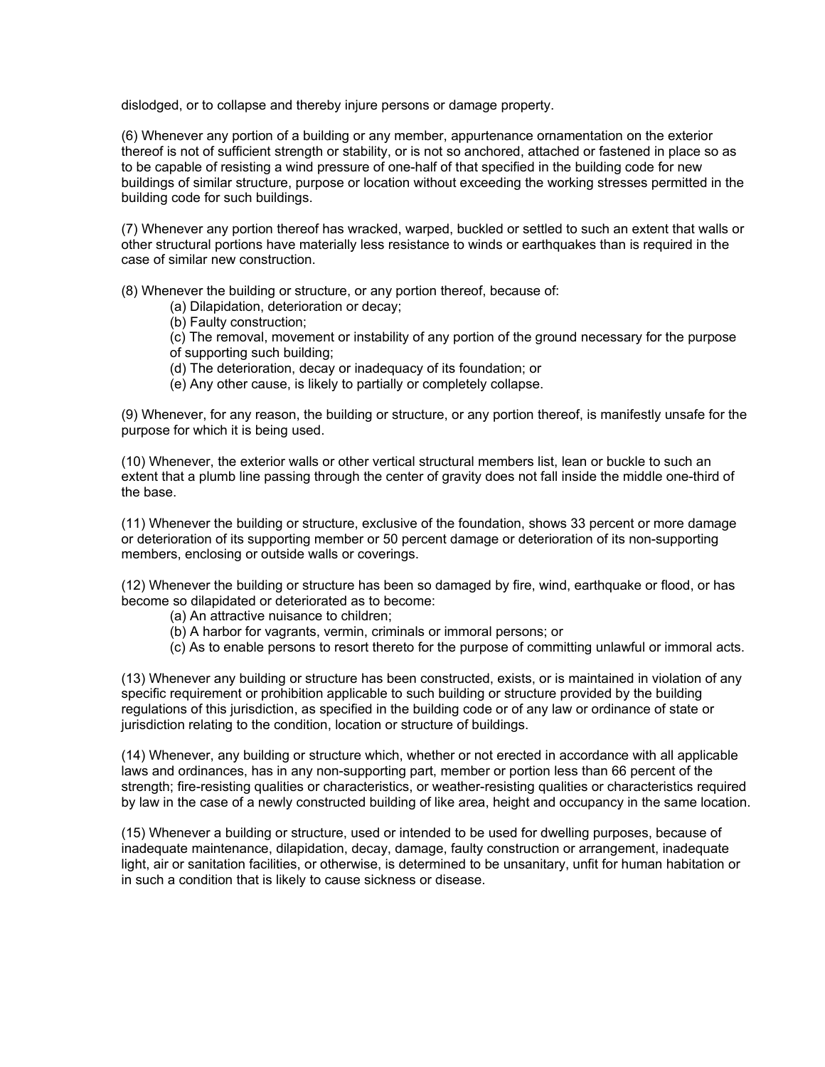dislodged, or to collapse and thereby injure persons or damage property.

(6) Whenever any portion of a building or any member, appurtenance ornamentation on the exterior thereof is not of sufficient strength or stability, or is not so anchored, attached or fastened in place so as to be capable of resisting a wind pressure of one-half of that specified in the building code for new buildings of similar structure, purpose or location without exceeding the working stresses permitted in the building code for such buildings.

(7) Whenever any portion thereof has wracked, warped, buckled or settled to such an extent that walls or other structural portions have materially less resistance to winds or earthquakes than is required in the case of similar new construction.

(8) Whenever the building or structure, or any portion thereof, because of:

- (a) Dilapidation, deterioration or decay;
- (b) Faulty construction;
- (c) The removal, movement or instability of any portion of the ground necessary for the purpose of supporting such building;
- (d) The deterioration, decay or inadequacy of its foundation; or
- (e) Any other cause, is likely to partially or completely collapse.

(9) Whenever, for any reason, the building or structure, or any portion thereof, is manifestly unsafe for the purpose for which it is being used.

(10) Whenever, the exterior walls or other vertical structural members list, lean or buckle to such an extent that a plumb line passing through the center of gravity does not fall inside the middle one-third of the base.

(11) Whenever the building or structure, exclusive of the foundation, shows 33 percent or more damage or deterioration of its supporting member or 50 percent damage or deterioration of its non-supporting members, enclosing or outside walls or coverings.

(12) Whenever the building or structure has been so damaged by fire, wind, earthquake or flood, or has become so dilapidated or deteriorated as to become:

- (a) An attractive nuisance to children;
- (b) A harbor for vagrants, vermin, criminals or immoral persons; or
- (c) As to enable persons to resort thereto for the purpose of committing unlawful or immoral acts.

(13) Whenever any building or structure has been constructed, exists, or is maintained in violation of any specific requirement or prohibition applicable to such building or structure provided by the building regulations of this jurisdiction, as specified in the building code or of any law or ordinance of state or jurisdiction relating to the condition, location or structure of buildings.

(14) Whenever, any building or structure which, whether or not erected in accordance with all applicable laws and ordinances, has in any non-supporting part, member or portion less than 66 percent of the strength; fire-resisting qualities or characteristics, or weather-resisting qualities or characteristics required by law in the case of a newly constructed building of like area, height and occupancy in the same location.

(15) Whenever a building or structure, used or intended to be used for dwelling purposes, because of inadequate maintenance, dilapidation, decay, damage, faulty construction or arrangement, inadequate light, air or sanitation facilities, or otherwise, is determined to be unsanitary, unfit for human habitation or in such a condition that is likely to cause sickness or disease.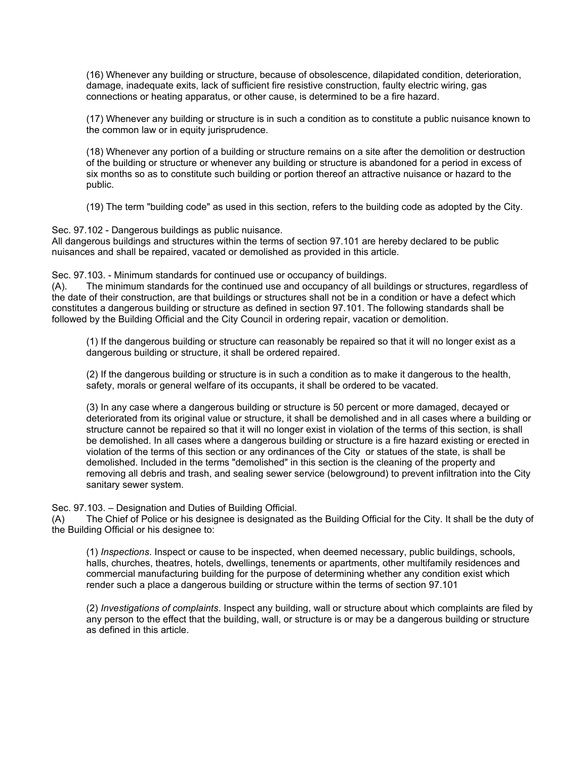(16) Whenever any building or structure, because of obsolescence, dilapidated condition, deterioration, damage, inadequate exits, lack of sufficient fire resistive construction, faulty electric wiring, gas connections or heating apparatus, or other cause, is determined to be a fire hazard.

(17) Whenever any building or structure is in such a condition as to constitute a public nuisance known to the common law or in equity jurisprudence.

(18) Whenever any portion of a building or structure remains on a site after the demolition or destruction of the building or structure or whenever any building or structure is abandoned for a period in excess of six months so as to constitute such building or portion thereof an attractive nuisance or hazard to the public.

(19) The term "building code" as used in this section, refers to the building code as adopted by the City.

Sec. 97.102 - Dangerous buildings as public nuisance.
All dangerous buildings and structures within the terms of section 97.101 are hereby declared to be public nuisances and shall be repaired, vacated or demolished as provided in this article.

Sec. 97.103. - Minimum standards for continued use or occupancy of buildings.
(A). The minimum standards for the continued use and occupancy of all buildings or structures, regardless of the date of their construction, are that buildings or structures shall not be in a condition or have a defect which constitutes a dangerous building or structure as defined in section 97.101. The following standards shall be followed by the Building Official and the City Council in ordering repair, vacation or demolition.

(1) If the dangerous building or structure can reasonably be repaired so that it will no longer exist as a dangerous building or structure, it shall be ordered repaired.

(2) If the dangerous building or structure is in such a condition as to make it dangerous to the health, safety, morals or general welfare of its occupants, it shall be ordered to be vacated.

(3) In any case where a dangerous building or structure is 50 percent or more damaged, decayed or deteriorated from its original value or structure, it shall be demolished and in all cases where a building or structure cannot be repaired so that it will no longer exist in violation of the terms of this section, is shall be demolished. In all cases where a dangerous building or structure is a fire hazard existing or erected in violation of the terms of this section or any ordinances of the City or statues of the state, is shall be demolished. Included in the terms "demolished" in this section is the cleaning of the property and removing all debris and trash, and sealing sewer service (belowground) to prevent infiltration into the City sanitary sewer system.

Sec. 97.103. – Designation and Duties of Building Official.
(A) The Chief of Police or his designee is designated as the Building Official for the City. It shall be the duty of the Building Official or his designee to:

(1) *Inspections*. Inspect or cause to be inspected, when deemed necessary, public buildings, schools, halls, churches, theatres, hotels, dwellings, tenements or apartments, other multifamily residences and commercial manufacturing building for the purpose of determining whether any condition exist which render such a place a dangerous building or structure within the terms of section 97.101

(2) *Investigations of complaints*. Inspect any building, wall or structure about which complaints are filed by any person to the effect that the building, wall, or structure is or may be a dangerous building or structure as defined in this article.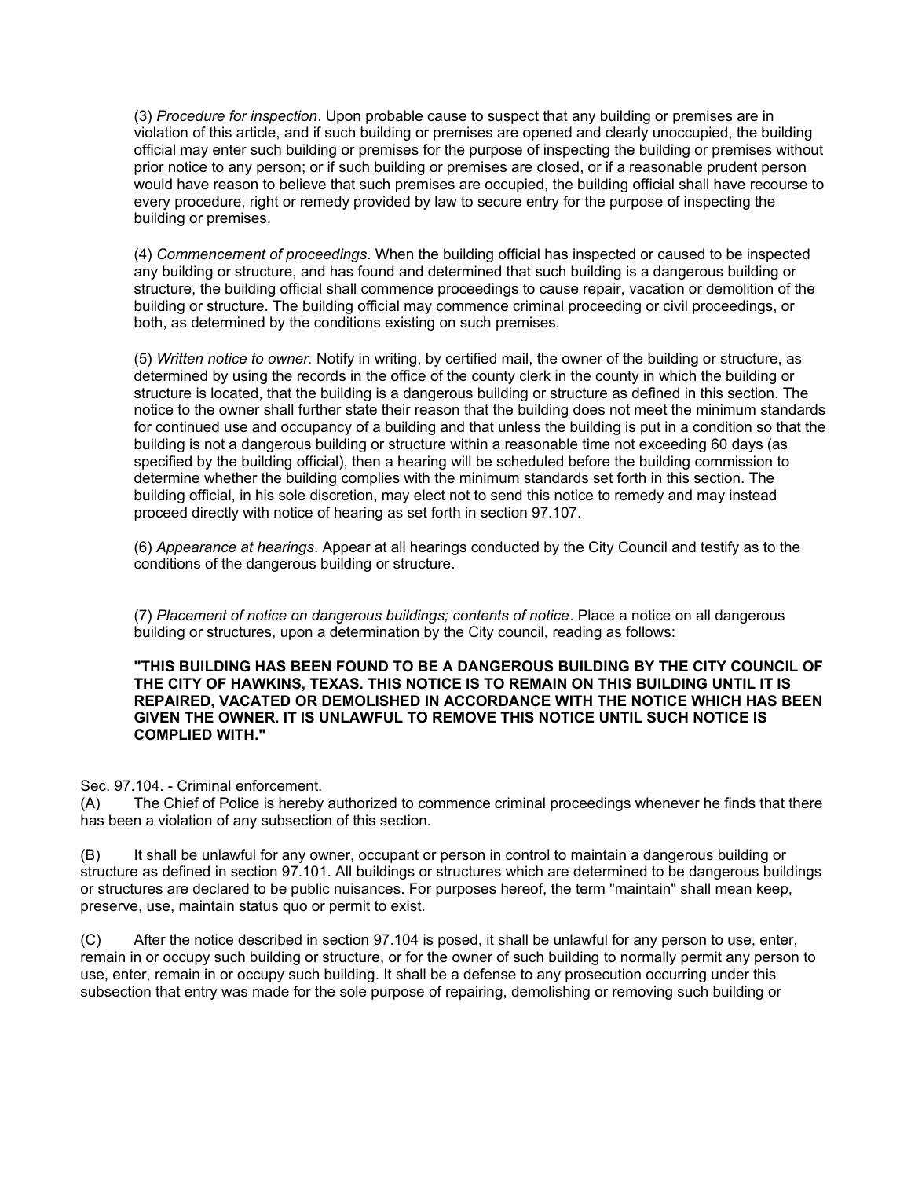(3) *Procedure for inspection*. Upon probable cause to suspect that any building or premises are in violation of this article, and if such building or premises are opened and clearly unoccupied, the building official may enter such building or premises for the purpose of inspecting the building or premises without prior notice to any person; or if such building or premises are closed, or if a reasonable prudent person would have reason to believe that such premises are occupied, the building official shall have recourse to every procedure, right or remedy provided by law to secure entry for the purpose of inspecting the building or premises.

(4) *Commencement of proceedings*. When the building official has inspected or caused to be inspected any building or structure, and has found and determined that such building is a dangerous building or structure, the building official shall commence proceedings to cause repair, vacation or demolition of the building or structure. The building official may commence criminal proceeding or civil proceedings, or both, as determined by the conditions existing on such premises.

(5) *Written notice to owner.* Notify in writing, by certified mail, the owner of the building or structure, as determined by using the records in the office of the county clerk in the county in which the building or structure is located, that the building is a dangerous building or structure as defined in this section. The notice to the owner shall further state their reason that the building does not meet the minimum standards for continued use and occupancy of a building and that unless the building is put in a condition so that the building is not a dangerous building or structure within a reasonable time not exceeding 60 days (as specified by the building official), then a hearing will be scheduled before the building commission to determine whether the building complies with the minimum standards set forth in this section. The building official, in his sole discretion, may elect not to send this notice to remedy and may instead proceed directly with notice of hearing as set forth in section 97.107.

(6) *Appearance at hearings*. Appear at all hearings conducted by the City Council and testify as to the conditions of the dangerous building or structure.

(7) *Placement of notice on dangerous buildings; contents of notice*. Place a notice on all dangerous building or structures, upon a determination by the City council, reading as follows:

**"THIS BUILDING HAS BEEN FOUND TO BE A DANGEROUS BUILDING BY THE CITY COUNCIL OF THE CITY OF HAWKINS, TEXAS. THIS NOTICE IS TO REMAIN ON THIS BUILDING UNTIL IT IS REPAIRED, VACATED OR DEMOLISHED IN ACCORDANCE WITH THE NOTICE WHICH HAS BEEN GIVEN THE OWNER. IT IS UNLAWFUL TO REMOVE THIS NOTICE UNTIL SUCH NOTICE IS COMPLIED WITH."**

Sec. 97.104. - Criminal enforcement.

(A) The Chief of Police is hereby authorized to commence criminal proceedings whenever he finds that there has been a violation of any subsection of this section.

(B) It shall be unlawful for any owner, occupant or person in control to maintain a dangerous building or structure as defined in section 97.101. All buildings or structures which are determined to be dangerous buildings or structures are declared to be public nuisances. For purposes hereof, the term "maintain" shall mean keep, preserve, use, maintain status quo or permit to exist.

(C) After the notice described in section 97.104 is posed, it shall be unlawful for any person to use, enter, remain in or occupy such building or structure, or for the owner of such building to normally permit any person to use, enter, remain in or occupy such building. It shall be a defense to any prosecution occurring under this subsection that entry was made for the sole purpose of repairing, demolishing or removing such building or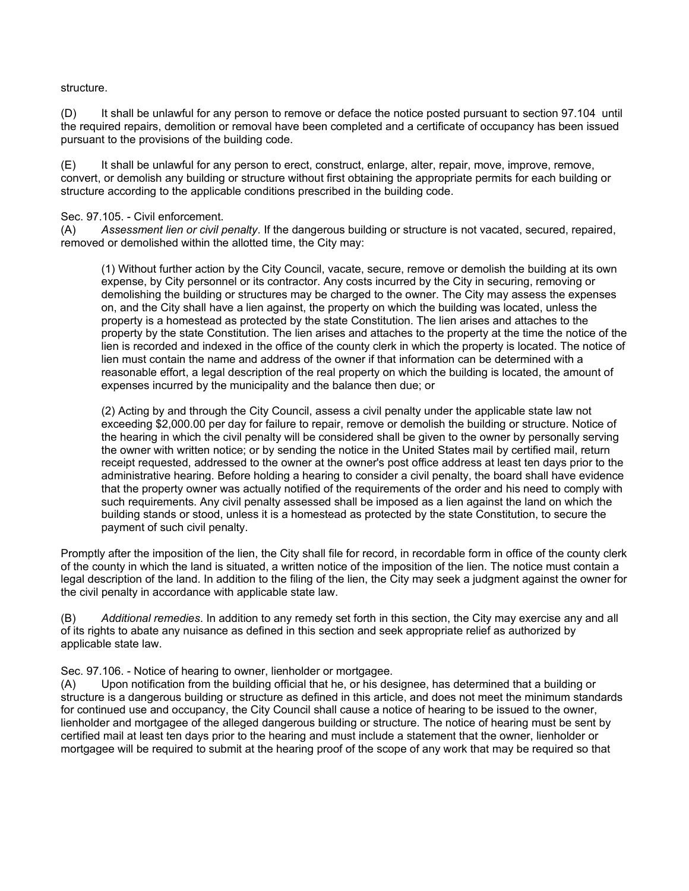structure.

(D) It shall be unlawful for any person to remove or deface the notice posted pursuant to section 97.104 until the required repairs, demolition or removal have been completed and a certificate of occupancy has been issued pursuant to the provisions of the building code.

(E) It shall be unlawful for any person to erect, construct, enlarge, alter, repair, move, improve, remove, convert, or demolish any building or structure without first obtaining the appropriate permits for each building or structure according to the applicable conditions prescribed in the building code.

Sec. 97.105. - Civil enforcement.

(A) *Assessment lien or civil penalty*. If the dangerous building or structure is not vacated, secured, repaired, removed or demolished within the allotted time, the City may:

(1) Without further action by the City Council, vacate, secure, remove or demolish the building at its own expense, by City personnel or its contractor. Any costs incurred by the City in securing, removing or demolishing the building or structures may be charged to the owner. The City may assess the expenses on, and the City shall have a lien against, the property on which the building was located, unless the property is a homestead as protected by the state Constitution. The lien arises and attaches to the property by the state Constitution. The lien arises and attaches to the property at the time the notice of the lien is recorded and indexed in the office of the county clerk in which the property is located. The notice of lien must contain the name and address of the owner if that information can be determined with a reasonable effort, a legal description of the real property on which the building is located, the amount of expenses incurred by the municipality and the balance then due; or

(2) Acting by and through the City Council, assess a civil penalty under the applicable state law not exceeding $2,000.00 per day for failure to repair, remove or demolish the building or structure. Notice of the hearing in which the civil penalty will be considered shall be given to the owner by personally serving the owner with written notice; or by sending the notice in the United States mail by certified mail, return receipt requested, addressed to the owner at the owner's post office address at least ten days prior to the administrative hearing. Before holding a hearing to consider a civil penalty, the board shall have evidence that the property owner was actually notified of the requirements of the order and his need to comply with such requirements. Any civil penalty assessed shall be imposed as a lien against the land on which the building stands or stood, unless it is a homestead as protected by the state Constitution, to secure the payment of such civil penalty.

Promptly after the imposition of the lien, the City shall file for record, in recordable form in office of the county clerk of the county in which the land is situated, a written notice of the imposition of the lien. The notice must contain a legal description of the land. In addition to the filing of the lien, the City may seek a judgment against the owner for the civil penalty in accordance with applicable state law.

(B) *Additional remedies*. In addition to any remedy set forth in this section, the City may exercise any and all of its rights to abate any nuisance as defined in this section and seek appropriate relief as authorized by applicable state law.

Sec. 97.106. - Notice of hearing to owner, lienholder or mortgagee.

(A) Upon notification from the building official that he, or his designee, has determined that a building or structure is a dangerous building or structure as defined in this article, and does not meet the minimum standards for continued use and occupancy, the City Council shall cause a notice of hearing to be issued to the owner, lienholder and mortgagee of the alleged dangerous building or structure. The notice of hearing must be sent by certified mail at least ten days prior to the hearing and must include a statement that the owner, lienholder or mortgagee will be required to submit at the hearing proof of the scope of any work that may be required so that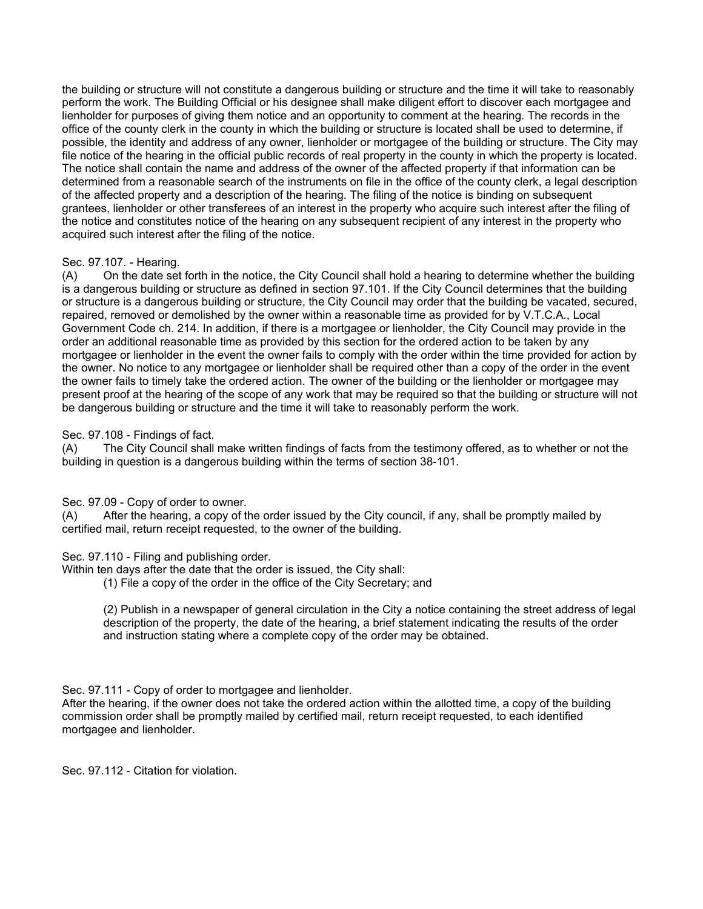the building or structure will not constitute a dangerous building or structure and the time it will take to reasonably perform the work. The Building Official or his designee shall make diligent effort to discover each mortgagee and lienholder for purposes of giving them notice and an opportunity to comment at the hearing. The records in the office of the county clerk in the county in which the building or structure is located shall be used to determine, if possible, the identity and address of any owner, lienholder or mortgagee of the building or structure. The City may file notice of the hearing in the official public records of real property in the county in which the property is located. The notice shall contain the name and address of the owner of the affected property if that information can be determined from a reasonable search of the instruments on file in the office of the county clerk, a legal description of the affected property and a description of the hearing. The filing of the notice is binding on subsequent grantees, lienholder or other transferees of an interest in the property who acquire such interest after the filing of the notice and constitutes notice of the hearing on any subsequent recipient of any interest in the property who acquired such interest after the filing of the notice.

Sec. 97.107. - Hearing.

(A) On the date set forth in the notice, the City Council shall hold a hearing to determine whether the building is a dangerous building or structure as defined in section 97.101. If the City Council determines that the building or structure is a dangerous building or structure, the City Council may order that the building be vacated, secured, repaired, removed or demolished by the owner within a reasonable time as provided for by V.T.C.A., Local Government Code ch. 214. In addition, if there is a mortgagee or lienholder, the City Council may provide in the order an additional reasonable time as provided by this section for the ordered action to be taken by any mortgagee or lienholder in the event the owner fails to comply with the order within the time provided for action by the owner. No notice to any mortgagee or lienholder shall be required other than a copy of the order in the event the owner fails to timely take the ordered action. The owner of the building or the lienholder or mortgagee may present proof at the hearing of the scope of any work that may be required so that the building or structure will not be dangerous building or structure and the time it will take to reasonably perform the work.

Sec. 97.108 - Findings of fact.

(A) The City Council shall make written findings of facts from the testimony offered, as to whether or not the building in question is a dangerous building within the terms of section 38-101.

Sec. 97.09 - Copy of order to owner.

(A) After the hearing, a copy of the order issued by the City council, if any, shall be promptly mailed by certified mail, return receipt requested, to the owner of the building.

Sec. 97.110 - Filing and publishing order.

Within ten days after the date that the order is issued, the City shall:

(1) File a copy of the order in the office of the City Secretary; and

(2) Publish in a newspaper of general circulation in the City a notice containing the street address of legal description of the property, the date of the hearing, a brief statement indicating the results of the order and instruction stating where a complete copy of the order may be obtained.

Sec. 97.111 - Copy of order to mortgagee and lienholder.

After the hearing, if the owner does not take the ordered action within the allotted time, a copy of the building commission order shall be promptly mailed by certified mail, return receipt requested, to each identified mortgagee and lienholder.

Sec. 97.112 - Citation for violation.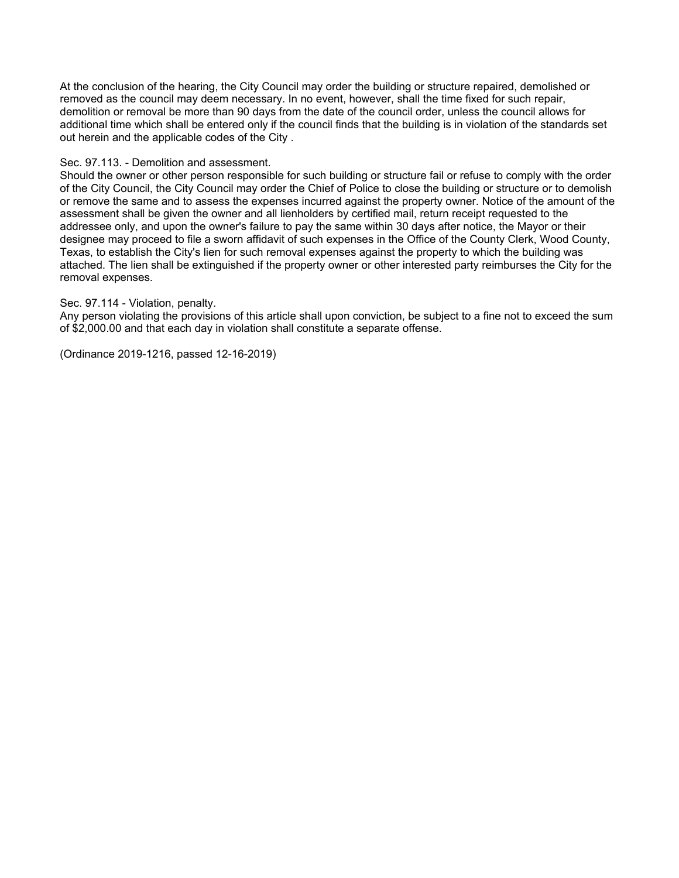At the conclusion of the hearing, the City Council may order the building or structure repaired, demolished or removed as the council may deem necessary. In no event, however, shall the time fixed for such repair, demolition or removal be more than 90 days from the date of the council order, unless the council allows for additional time which shall be entered only if the council finds that the building is in violation of the standards set out herein and the applicable codes of the City .

Sec. 97.113. - Demolition and assessment.
Should the owner or other person responsible for such building or structure fail or refuse to comply with the order of the City Council, the City Council may order the Chief of Police to close the building or structure or to demolish or remove the same and to assess the expenses incurred against the property owner. Notice of the amount of the assessment shall be given the owner and all lienholders by certified mail, return receipt requested to the addressee only, and upon the owner's failure to pay the same within 30 days after notice, the Mayor or their designee may proceed to file a sworn affidavit of such expenses in the Office of the County Clerk, Wood County, Texas, to establish the City's lien for such removal expenses against the property to which the building was attached. The lien shall be extinguished if the property owner or other interested party reimburses the City for the removal expenses.

Sec. 97.114 - Violation, penalty.
Any person violating the provisions of this article shall upon conviction, be subject to a fine not to exceed the sum of $2,000.00 and that each day in violation shall constitute a separate offense.

(Ordinance 2019-1216, passed 12-16-2019)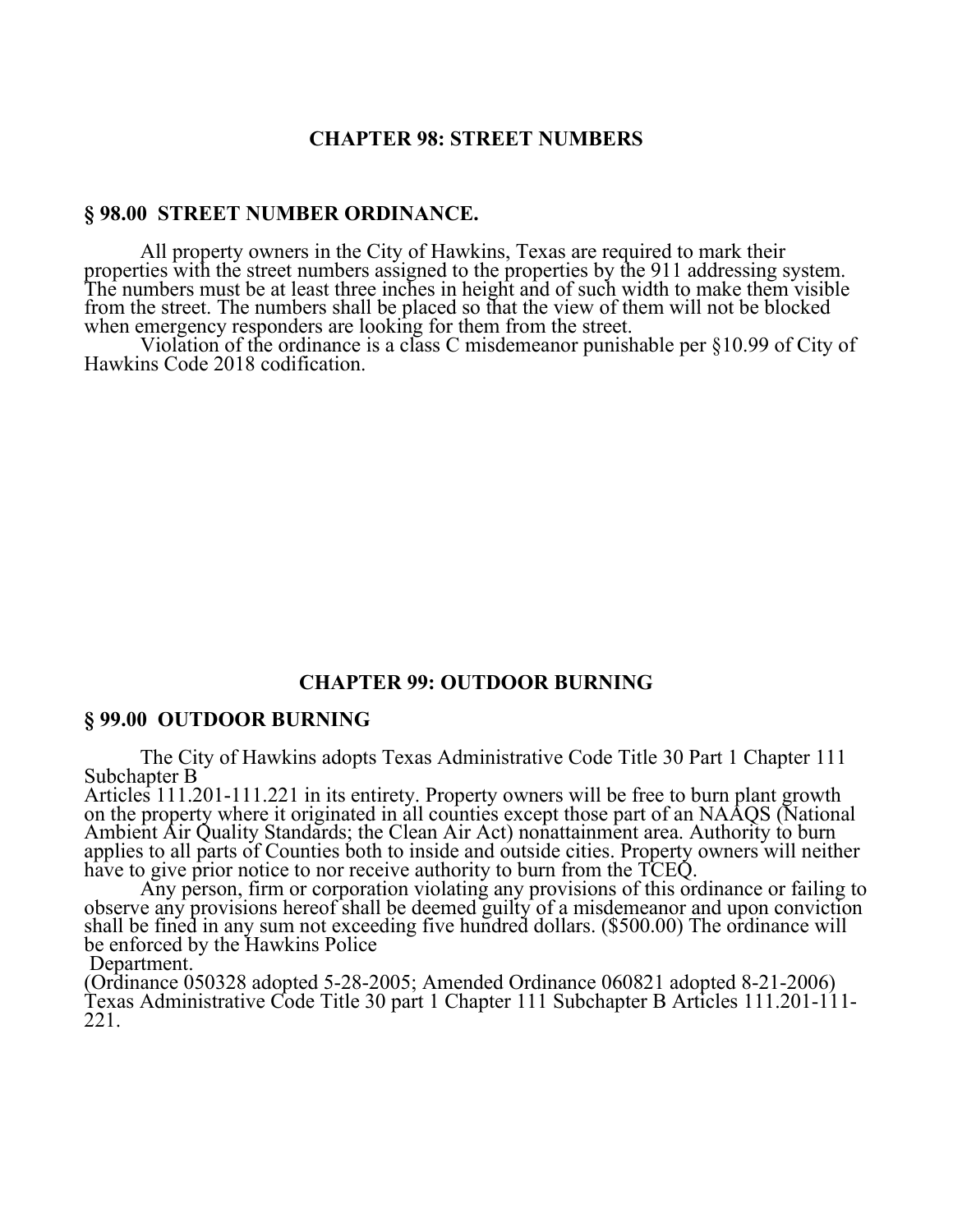# CHAPTER 98: STREET NUMBERS

## § 98.00 STREET NUMBER ORDINANCE.

All property owners in the City of Hawkins, Texas are required to mark their properties with the street numbers assigned to the properties by the 911 addressing system. The numbers must be at least three inches in height and of such width to make them visible from the street. The numbers shall be placed so that the view of them will not be blocked when emergency responders are looking for them from the street.

Violation of the ordinance is a class C misdemeanor punishable per §10.99 of City of Hawkins Code 2018 codification.

# CHAPTER 99: OUTDOOR BURNING

## § 99.00 OUTDOOR BURNING

The City of Hawkins adopts Texas Administrative Code Title 30 Part 1 Chapter 111 Subchapter B Articles 111.201-111.221 in its entirety. Property owners will be free to burn plant growth on the property where it originated in all counties except those part of an NAAQS (National Ambient Air Quality Standards; the Clean Air Act) nonattainment area. Authority to burn applies to all parts of Counties both to inside and outside cities. Property owners will neither have to give prior notice to nor receive authority to burn from the TCEQ.

Any person, firm or corporation violating any provisions of this ordinance or failing to observe any provisions hereof shall be deemed guilty of a misdemeanor and upon conviction shall be fined in any sum not exceeding five hundred dollars. ($500.00) The ordinance will be enforced by the Hawkins Police Department.

(Ordinance 050328 adopted 5-28-2005; Amended Ordinance 060821 adopted 8-21-2006) Texas Administrative Code Title 30 part 1 Chapter 111 Subchapter B Articles 111.201-111-221.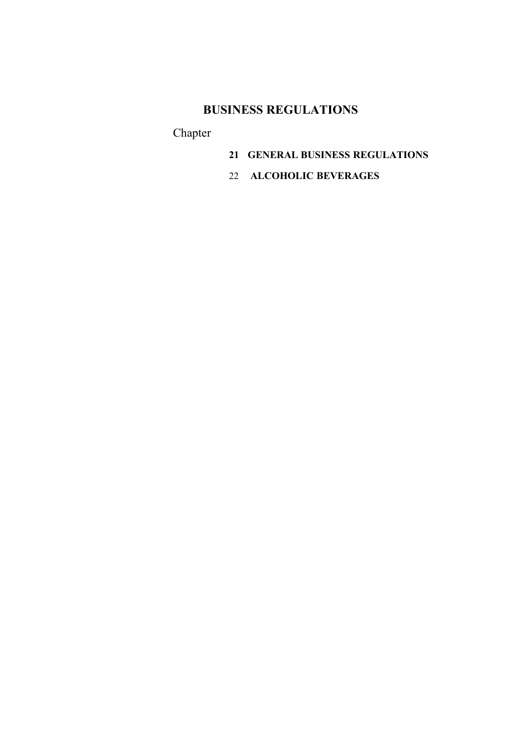# BUSINESS REGULATIONS

Chapter

**21 GENERAL BUSINESS REGULATIONS**

22 **ALCOHOLIC BEVERAGES**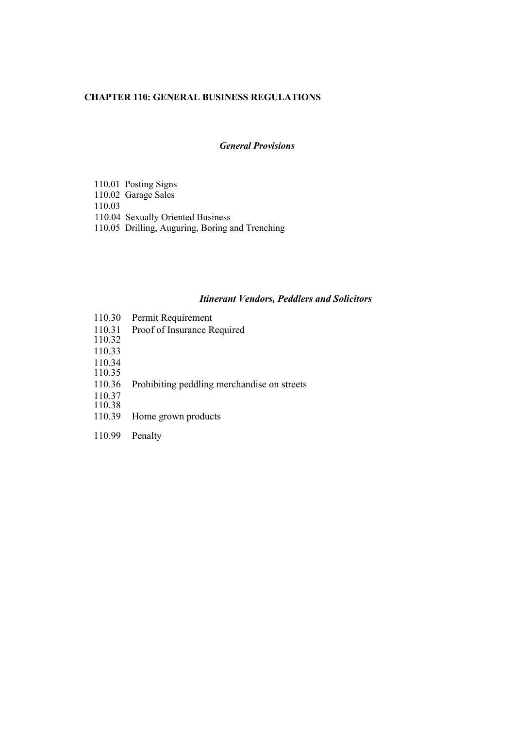# CHAPTER 110: GENERAL BUSINESS REGULATIONS

### *General Provisions*

110.01 Posting Signs
110.02 Garage Sales
110.03
110.04 Sexually Oriented Business
110.05 Drilling, Auguring, Boring and Trenching

### *Itinerant Vendors, Peddlers and Solicitors*

110.30 Permit Requirement
110.31 Proof of Insurance Required
110.32
110.33
110.34
110.35
110.36 Prohibiting peddling merchandise on streets
110.37
110.38
110.39 Home grown products

110.99 Penalty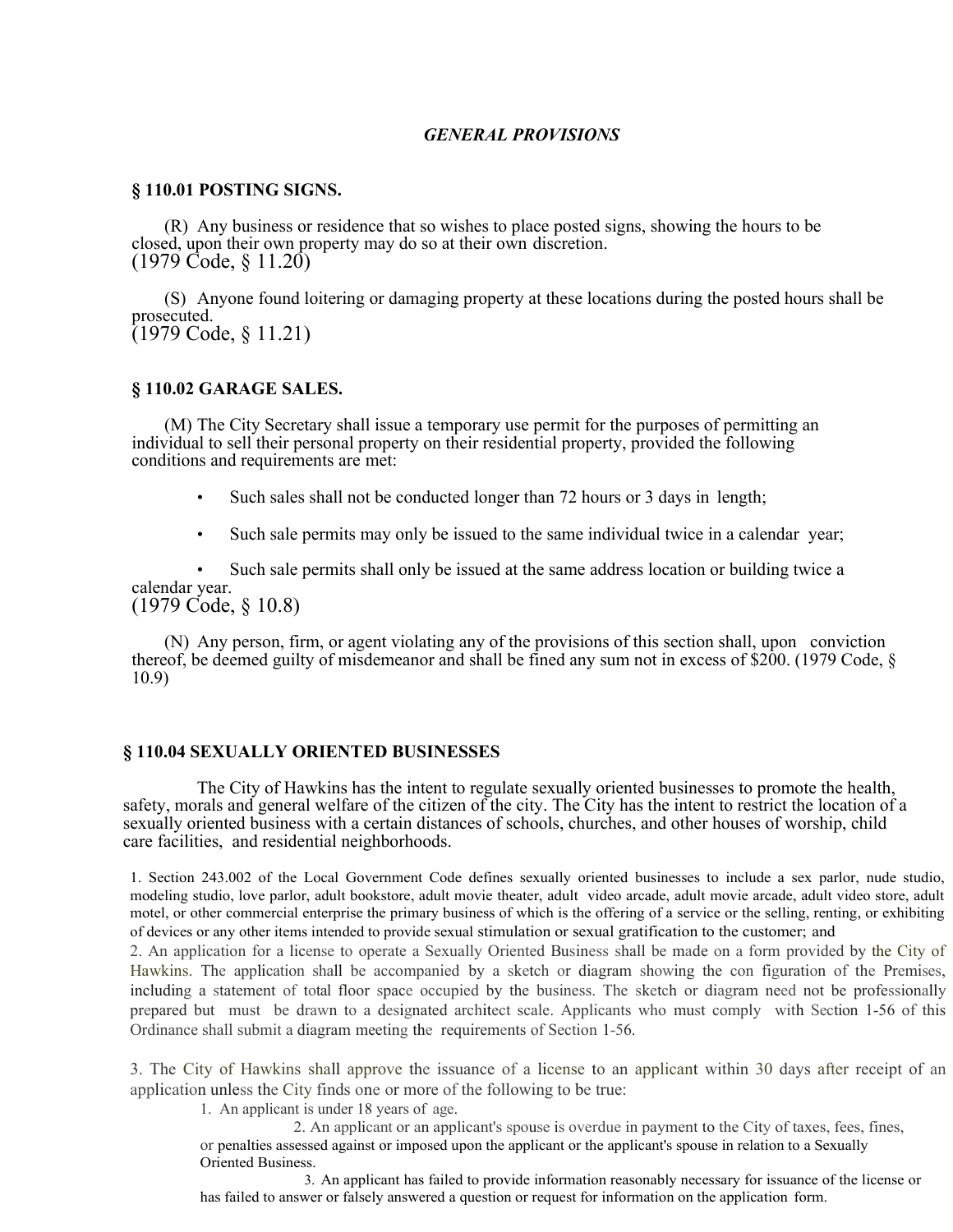## *GENERAL PROVISIONS*

### § 110.01 POSTING SIGNS.

(R) Any business or residence that so wishes to place posted signs, showing the hours to be closed, upon their own property may do so at their own discretion.
(1979 Code, § 11.20)

(S) Anyone found loitering or damaging property at these locations during the posted hours shall be prosecuted.
(1979 Code, § 11.21)

### § 110.02 GARAGE SALES.

(M) The City Secretary shall issue a temporary use permit for the purposes of permitting an individual to sell their personal property on their residential property, provided the following conditions and requirements are met:

- Such sales shall not be conducted longer than 72 hours or 3 days in length;
- Such sale permits may only be issued to the same individual twice in a calendar year;
- Such sale permits shall only be issued at the same address location or building twice a calendar year.

(1979 Code, § 10.8)

(N) Any person, firm, or agent violating any of the provisions of this section shall, upon conviction thereof, be deemed guilty of misdemeanor and shall be fined any sum not in excess of $200. (1979 Code, § 10.9)

### § 110.04 SEXUALLY ORIENTED BUSINESSES

The City of Hawkins has the intent to regulate sexually oriented businesses to promote the health, safety, morals and general welfare of the citizen of the city. The City has the intent to restrict the location of a sexually oriented business with a certain distances of schools, churches, and other houses of worship, child care facilities, and residential neighborhoods.

1. Section 243.002 of the Local Government Code defines sexually oriented businesses to include a sex parlor, nude studio, modeling studio, love parlor, adult bookstore, adult movie theater, adult video arcade, adult movie arcade, adult video store, adult motel, or other commercial enterprise the primary business of which is the offering of a service or the selling, renting, or exhibiting of devices or any other items intended to provide sexual stimulation or sexual gratification to the customer; and
2. An application for a license to operate a Sexually Oriented Business shall be made on a form provided by the City of Hawkins. The application shall be accompanied by a sketch or diagram showing the con figuration of the Premises, including a statement of total floor space occupied by the business. The sketch or diagram need not be professionally prepared but must be drawn to a designated architect scale. Applicants who must comply with Section 1-56 of this Ordinance shall submit a diagram meeting the requirements of Section 1-56.

3. The City of Hawkins shall approve the issuance of a license to an applicant within 30 days after receipt of an application unless the City finds one or more of the following to be true:
   1. An applicant is under 18 years of age.
   2. An applicant or an applicant's spouse is overdue in payment to the City of taxes, fees, fines, or penalties assessed against or imposed upon the applicant or the applicant's spouse in relation to a Sexually Oriented Business.
   3. An applicant has failed to provide information reasonably necessary for issuance of the license or has failed to answer or falsely answered a question or request for information on the application form.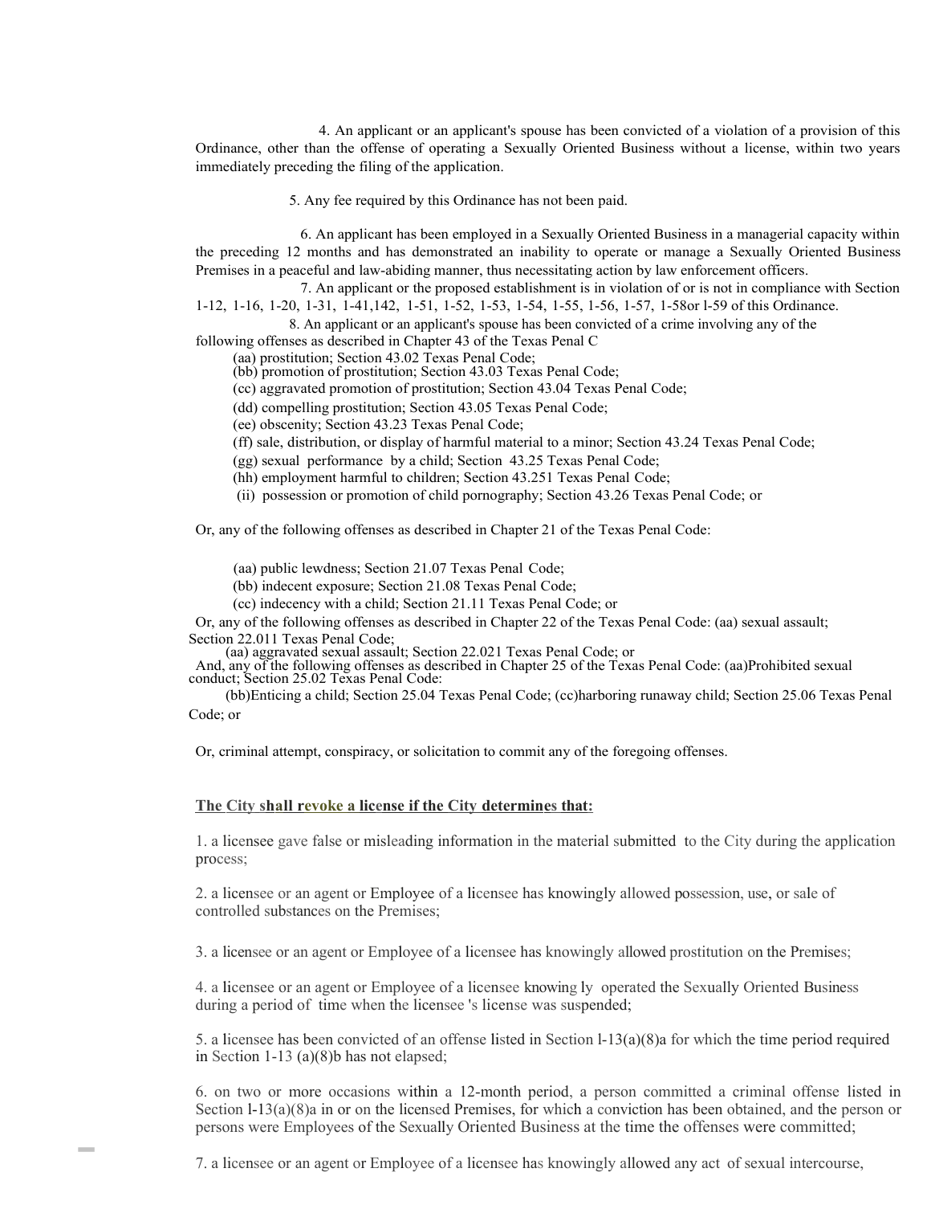4. An applicant or an applicant's spouse has been convicted of a violation of a provision of this Ordinance, other than the offense of operating a Sexually Oriented Business without a license, within two years immediately preceding the filing of the application.

5. Any fee required by this Ordinance has not been paid.

6. An applicant has been employed in a Sexually Oriented Business in a managerial capacity within the preceding 12 months and has demonstrated an inability to operate or manage a Sexually Oriented Business Premises in a peaceful and law-abiding manner, thus necessitating action by law enforcement officers.

7. An applicant or the proposed establishment is in violation of or is not in compliance with Section 1-12, 1-16, 1-20, 1-31, 1-41,142, 1-51, 1-52, 1-53, 1-54, 1-55, 1-56, 1-57, 1-58or l-59 of this Ordinance.

8. An applicant or an applicant's spouse has been convicted of a crime involving any of the following offenses as described in Chapter 43 of the Texas Penal C

(aa) prostitution; Section 43.02 Texas Penal Code;
(bb) promotion of prostitution; Section 43.03 Texas Penal Code;
(cc) aggravated promotion of prostitution; Section 43.04 Texas Penal Code;
(dd) compelling prostitution; Section 43.05 Texas Penal Code;
(ee) obscenity; Section 43.23 Texas Penal Code;
(ff) sale, distribution, or display of harmful material to a minor; Section 43.24 Texas Penal Code;
(gg) sexual performance by a child; Section 43.25 Texas Penal Code;
(hh) employment harmful to children; Section 43.251 Texas Penal Code;
(ii) possession or promotion of child pornography; Section 43.26 Texas Penal Code; or

Or, any of the following offenses as described in Chapter 21 of the Texas Penal Code:

(aa) public lewdness; Section 21.07 Texas Penal Code;
(bb) indecent exposure; Section 21.08 Texas Penal Code;
(cc) indecency with a child; Section 21.11 Texas Penal Code; or

Or, any of the following offenses as described in Chapter 22 of the Texas Penal Code: (aa) sexual assault; Section 22.011 Texas Penal Code;
(aa) aggravated sexual assault; Section 22.021 Texas Penal Code; or

And, any of the following offenses as described in Chapter 25 of the Texas Penal Code: (aa)Prohibited sexual conduct; Section 25.02 Texas Penal Code:
(bb)Enticing a child; Section 25.04 Texas Penal Code; (cc)harboring runaway child; Section 25.06 Texas Penal Code; or

Or, criminal attempt, conspiracy, or solicitation to commit any of the foregoing offenses.

**The City shall revoke a license if the City determines that:**

1. a licensee gave false or misleading information in the material submitted to the City during the application process;

2. a licensee or an agent or Employee of a licensee has knowingly allowed possession, use, or sale of controlled substances on the Premises;

3. a licensee or an agent or Employee of a licensee has knowingly allowed prostitution on the Premises;

4. a licensee or an agent or Employee of a licensee knowing ly operated the Sexually Oriented Business during a period of time when the licensee 's license was suspended;

5. a licensee has been convicted of an offense listed in Section l-13(a)(8)a for which the time period required in Section 1-13 (a)(8)b has not elapsed;

6. on two or more occasions within a 12-month period, a person committed a criminal offense listed in Section l-13(a)(8)a in or on the licensed Premises, for which a conviction has been obtained, and the person or persons were Employees of the Sexually Oriented Business at the time the offenses were committed;

7. a licensee or an agent or Employee of a licensee has knowingly allowed any act of sexual intercourse,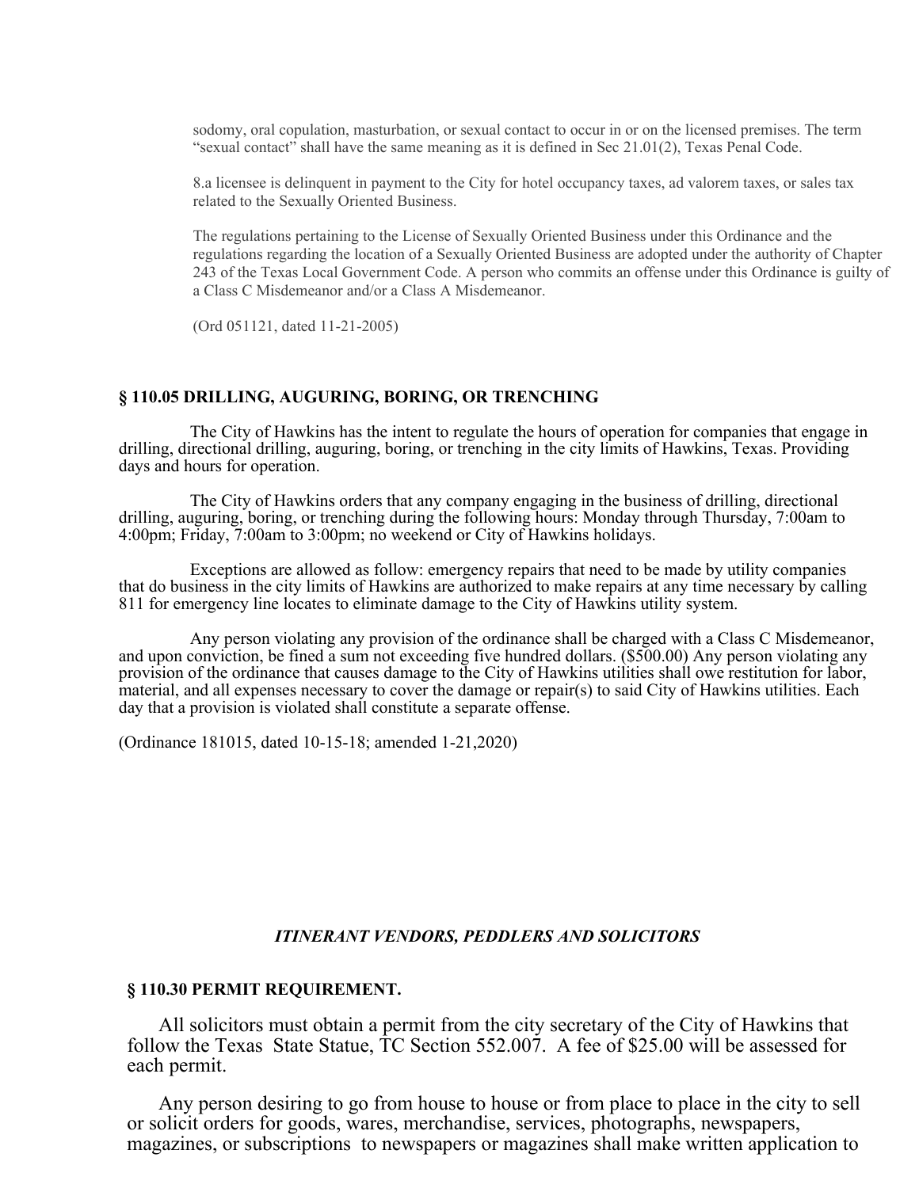sodomy, oral copulation, masturbation, or sexual contact to occur in or on the licensed premises. The term "sexual contact" shall have the same meaning as it is defined in Sec 21.01(2), Texas Penal Code.

8.a licensee is delinquent in payment to the City for hotel occupancy taxes, ad valorem taxes, or sales tax related to the Sexually Oriented Business.

The regulations pertaining to the License of Sexually Oriented Business under this Ordinance and the regulations regarding the location of a Sexually Oriented Business are adopted under the authority of Chapter 243 of the Texas Local Government Code. A person who commits an offense under this Ordinance is guilty of a Class C Misdemeanor and/or a Class A Misdemeanor.

(Ord 051121, dated 11-21-2005)

### § 110.05 DRILLING, AUGURING, BORING, OR TRENCHING

The City of Hawkins has the intent to regulate the hours of operation for companies that engage in drilling, directional drilling, auguring, boring, or trenching in the city limits of Hawkins, Texas. Providing days and hours for operation.

The City of Hawkins orders that any company engaging in the business of drilling, directional drilling, auguring, boring, or trenching during the following hours: Monday through Thursday, 7:00am to 4:00pm; Friday, 7:00am to 3:00pm; no weekend or City of Hawkins holidays.

Exceptions are allowed as follow: emergency repairs that need to be made by utility companies that do business in the city limits of Hawkins are authorized to make repairs at any time necessary by calling 811 for emergency line locates to eliminate damage to the City of Hawkins utility system.

Any person violating any provision of the ordinance shall be charged with a Class C Misdemeanor, and upon conviction, be fined a sum not exceeding five hundred dollars. ($500.00) Any person violating any provision of the ordinance that causes damage to the City of Hawkins utilities shall owe restitution for labor, material, and all expenses necessary to cover the damage or repair(s) to said City of Hawkins utilities. Each day that a provision is violated shall constitute a separate offense.

(Ordinance 181015, dated 10-15-18; amended 1-21,2020)

## *ITINERANT VENDORS, PEDDLERS AND SOLICITORS*

### § 110.30 PERMIT REQUIREMENT.

All solicitors must obtain a permit from the city secretary of the City of Hawkins that follow the Texas State Statue, TC Section 552.007. A fee of $25.00 will be assessed for each permit.

Any person desiring to go from house to house or from place to place in the city to sell or solicit orders for goods, wares, merchandise, services, photographs, newspapers, magazines, or subscriptions to newspapers or magazines shall make written application to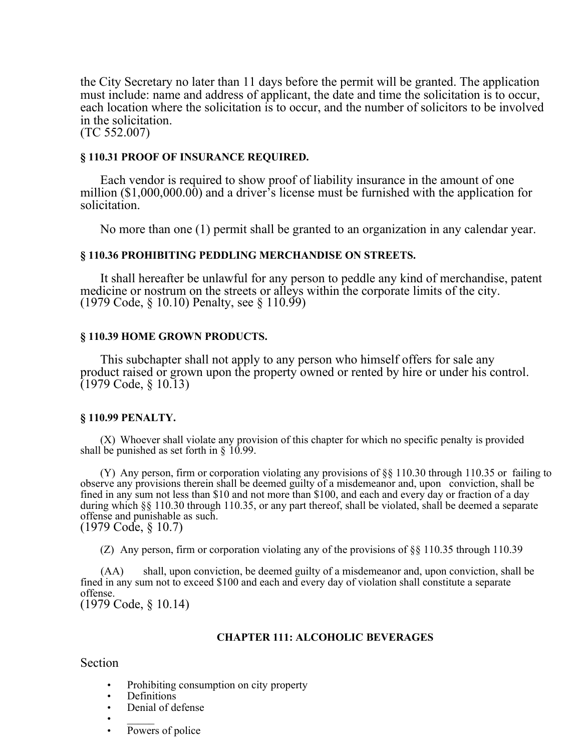the City Secretary no later than 11 days before the permit will be granted. The application must include: name and address of applicant, the date and time the solicitation is to occur, each location where the solicitation is to occur, and the number of solicitors to be involved in the solicitation.
(TC 552.007)

**§ 110.31 PROOF OF INSURANCE REQUIRED.**

Each vendor is required to show proof of liability insurance in the amount of one million ($1,000,000.00) and a driver's license must be furnished with the application for solicitation.

No more than one (1) permit shall be granted to an organization in any calendar year.

**§ 110.36 PROHIBITING PEDDLING MERCHANDISE ON STREETS.**

It shall hereafter be unlawful for any person to peddle any kind of merchandise, patent medicine or nostrum on the streets or alleys within the corporate limits of the city.
(1979 Code, § 10.10) Penalty, see § 110.99)

**§ 110.39 HOME GROWN PRODUCTS.**

This subchapter shall not apply to any person who himself offers for sale any product raised or grown upon the property owned or rented by hire or under his control.
(1979 Code, § 10.13)

**§ 110.99 PENALTY.**

(X) Whoever shall violate any provision of this chapter for which no specific penalty is provided shall be punished as set forth in § 10.99.

(Y) Any person, firm or corporation violating any provisions of §§ 110.30 through 110.35 or failing to observe any provisions therein shall be deemed guilty of a misdemeanor and, upon conviction, shall be fined in any sum not less than $10 and not more than $100, and each and every day or fraction of a day during which §§ 110.30 through 110.35, or any part thereof, shall be violated, shall be deemed a separate offense and punishable as such.
(1979 Code, § 10.7)

(Z) Any person, firm or corporation violating any of the provisions of §§ 110.35 through 110.39

(AA) shall, upon conviction, be deemed guilty of a misdemeanor and, upon conviction, shall be fined in any sum not to exceed $100 and each and every day of violation shall constitute a separate offense.
(1979 Code, § 10.14)

**CHAPTER 111: ALCOHOLIC BEVERAGES**

Section

- Prohibiting consumption on city property
- Definitions
- Denial of defense
- ______
- Powers of police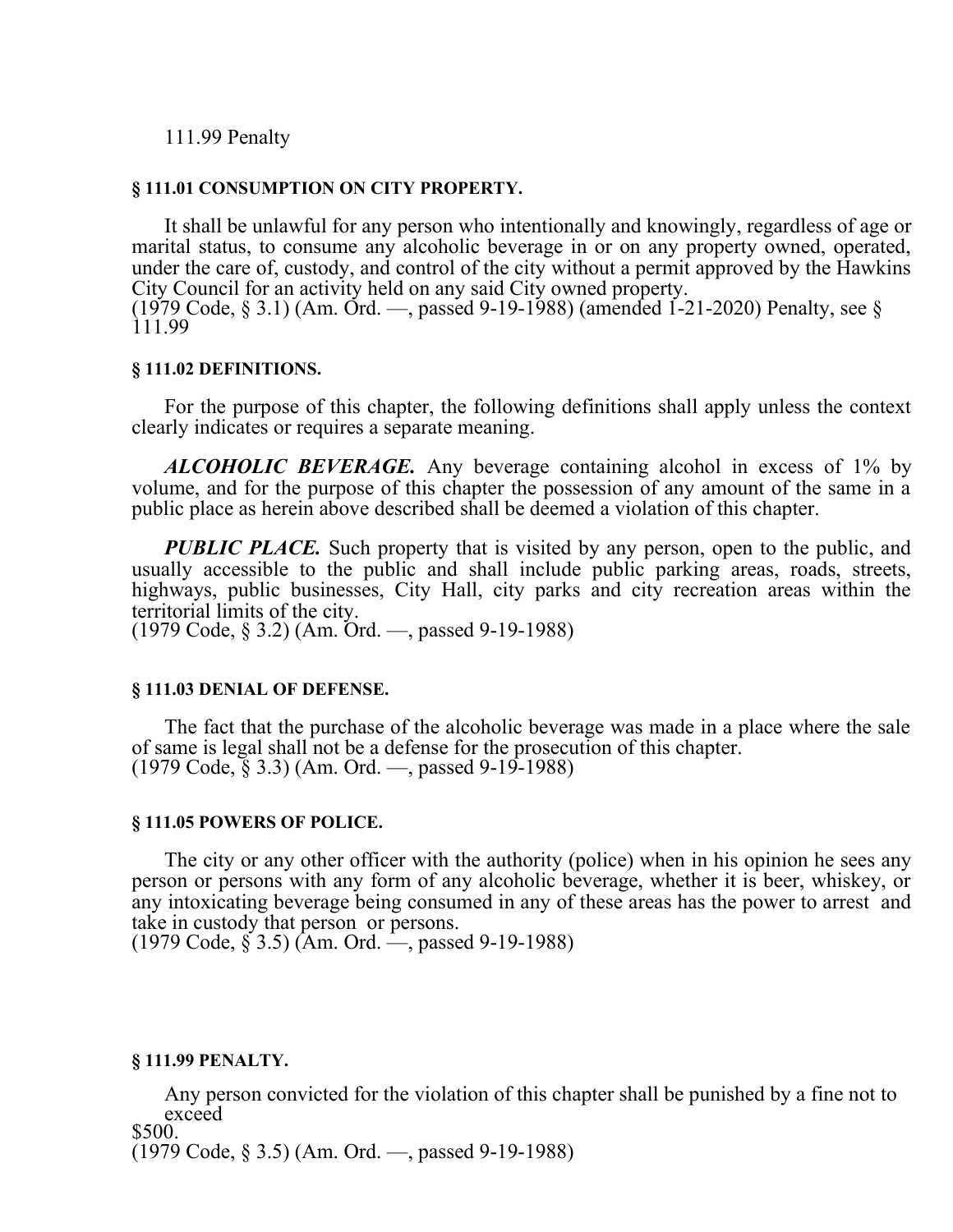111.99 Penalty

### § 111.01 CONSUMPTION ON CITY PROPERTY.

It shall be unlawful for any person who intentionally and knowingly, regardless of age or marital status, to consume any alcoholic beverage in or on any property owned, operated, under the care of, custody, and control of the city without a permit approved by the Hawkins City Council for an activity held on any said City owned property.
(1979 Code, § 3.1) (Am. Ord. —, passed 9-19-1988) (amended 1-21-2020) Penalty, see § 111.99

### § 111.02 DEFINITIONS.

For the purpose of this chapter, the following definitions shall apply unless the context clearly indicates or requires a separate meaning.

***ALCOHOLIC BEVERAGE.*** Any beverage containing alcohol in excess of 1% by volume, and for the purpose of this chapter the possession of any amount of the same in a public place as herein above described shall be deemed a violation of this chapter.

***PUBLIC PLACE.*** Such property that is visited by any person, open to the public, and usually accessible to the public and shall include public parking areas, roads, streets, highways, public businesses, City Hall, city parks and city recreation areas within the territorial limits of the city.
(1979 Code, § 3.2) (Am. Ord. —, passed 9-19-1988)

### § 111.03 DENIAL OF DEFENSE.

The fact that the purchase of the alcoholic beverage was made in a place where the sale of same is legal shall not be a defense for the prosecution of this chapter.
(1979 Code, § 3.3) (Am. Ord. —, passed 9-19-1988)

### § 111.05 POWERS OF POLICE.

The city or any other officer with the authority (police) when in his opinion he sees any person or persons with any form of any alcoholic beverage, whether it is beer, whiskey, or any intoxicating beverage being consumed in any of these areas has the power to arrest and take in custody that person or persons.
(1979 Code, § 3.5) (Am. Ord. —, passed 9-19-1988)

### § 111.99 PENALTY.

Any person convicted for the violation of this chapter shall be punished by a fine not to exceed
$500.
(1979 Code, § 3.5) (Am. Ord. —, passed 9-19-1988)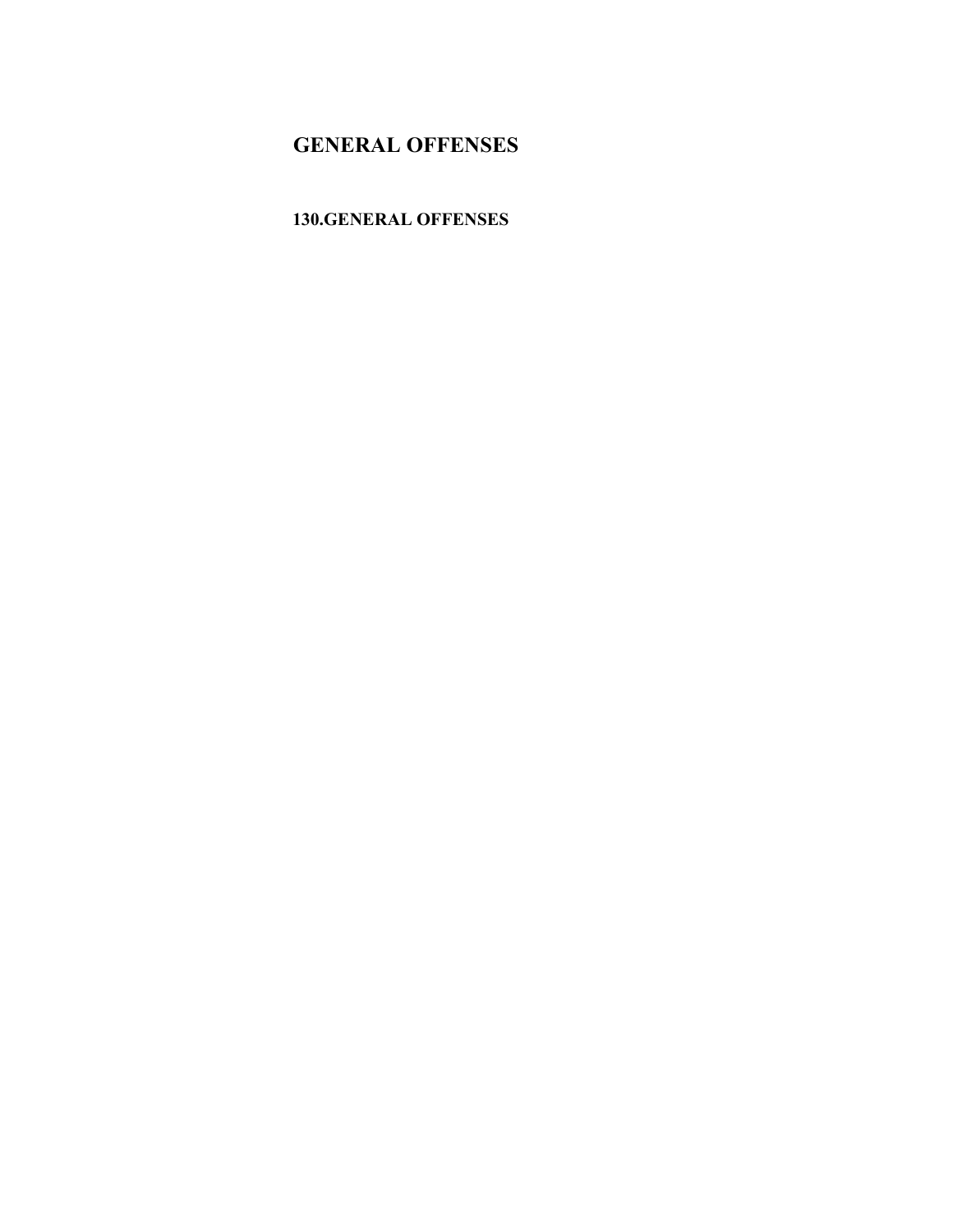# GENERAL OFFENSES

## 130.GENERAL OFFENSES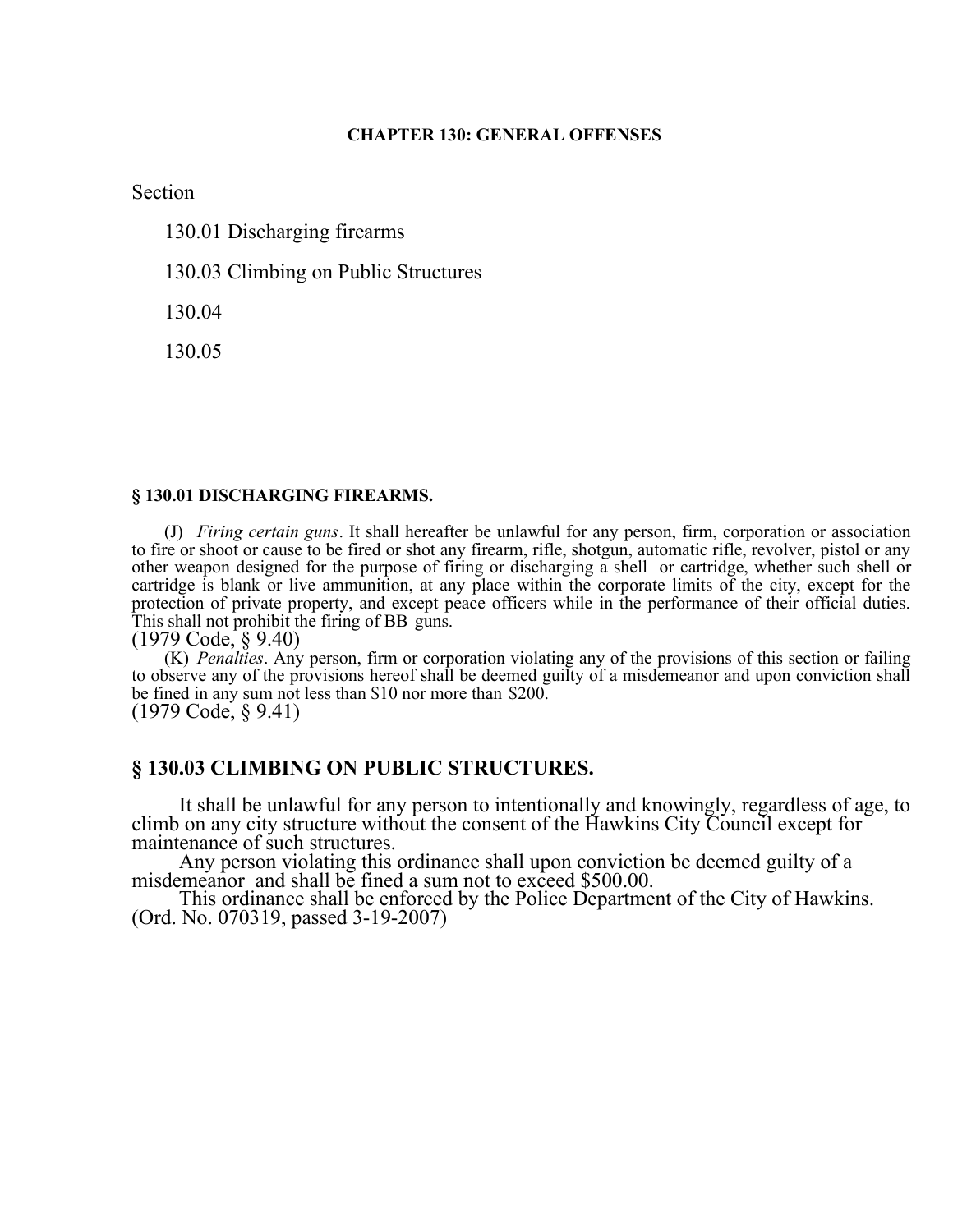## CHAPTER 130: GENERAL OFFENSES

Section

130.01 Discharging firearms

130.03 Climbing on Public Structures

130.04

130.05

### § 130.01 DISCHARGING FIREARMS.

(J) *Firing certain guns*. It shall hereafter be unlawful for any person, firm, corporation or association to fire or shoot or cause to be fired or shot any firearm, rifle, shotgun, automatic rifle, revolver, pistol or any other weapon designed for the purpose of firing or discharging a shell or cartridge, whether such shell or cartridge is blank or live ammunition, at any place within the corporate limits of the city, except for the protection of private property, and except peace officers while in the performance of their official duties. This shall not prohibit the firing of BB guns.
(1979 Code, § 9.40)

(K) *Penalties*. Any person, firm or corporation violating any of the provisions of this section or failing to observe any of the provisions hereof shall be deemed guilty of a misdemeanor and upon conviction shall be fined in any sum not less than $10 nor more than $200.
(1979 Code, § 9.41)

### § 130.03 CLIMBING ON PUBLIC STRUCTURES.

It shall be unlawful for any person to intentionally and knowingly, regardless of age, to climb on any city structure without the consent of the Hawkins City Council except for maintenance of such structures.

Any person violating this ordinance shall upon conviction be deemed guilty of a misdemeanor and shall be fined a sum not to exceed $500.00.

This ordinance shall be enforced by the Police Department of the City of Hawkins.
(Ord. No. 070319, passed 3-19-2007)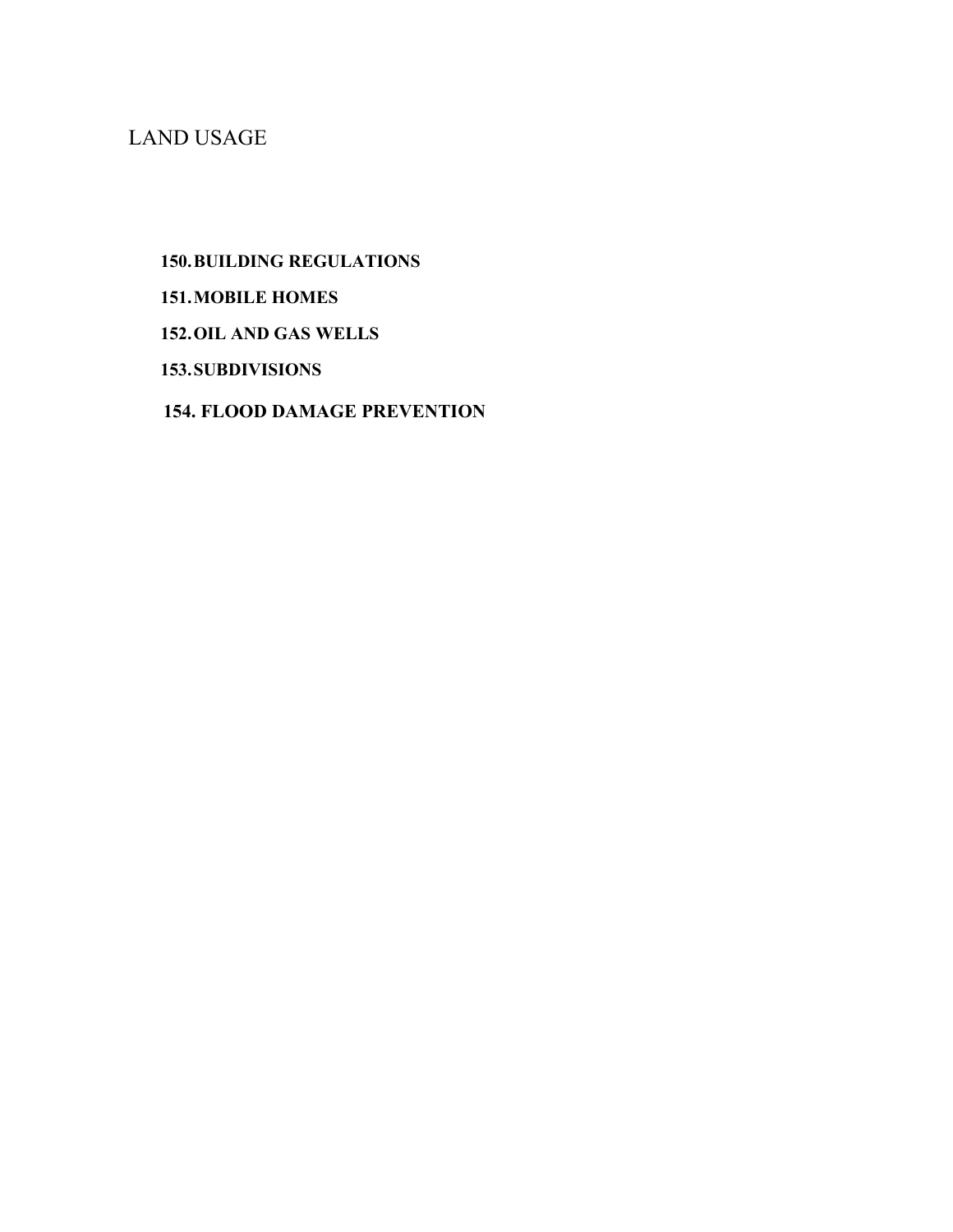# LAND USAGE

**150. BUILDING REGULATIONS**

**151. MOBILE HOMES**

**152. OIL AND GAS WELLS**

**153. SUBDIVISIONS**

**154. FLOOD DAMAGE PREVENTION**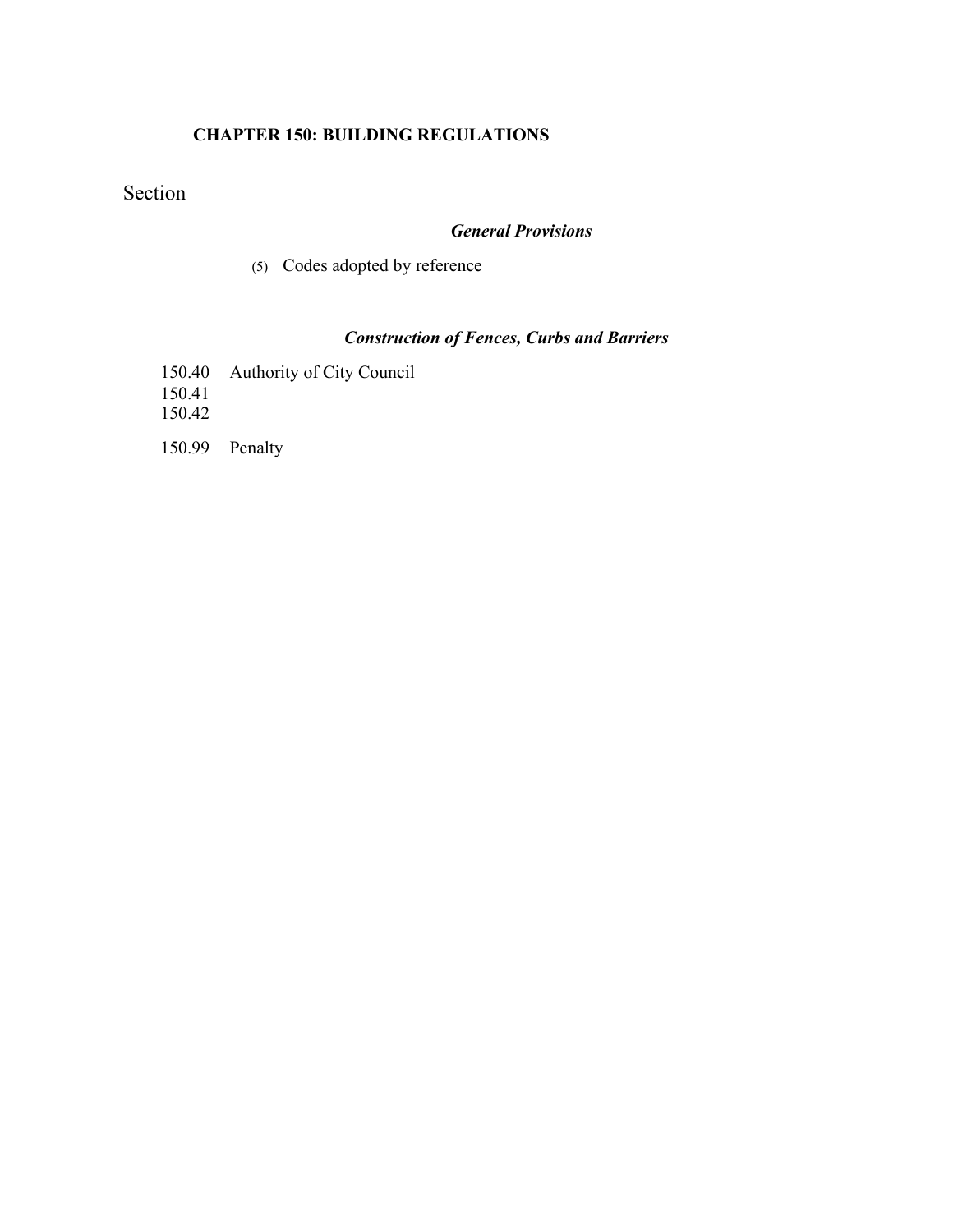# CHAPTER 150: BUILDING REGULATIONS

Section

***General Provisions***

(5) Codes adopted by reference

***Construction of Fences, Curbs and Barriers***

150.40 Authority of City Council
150.41
150.42

150.99 Penalty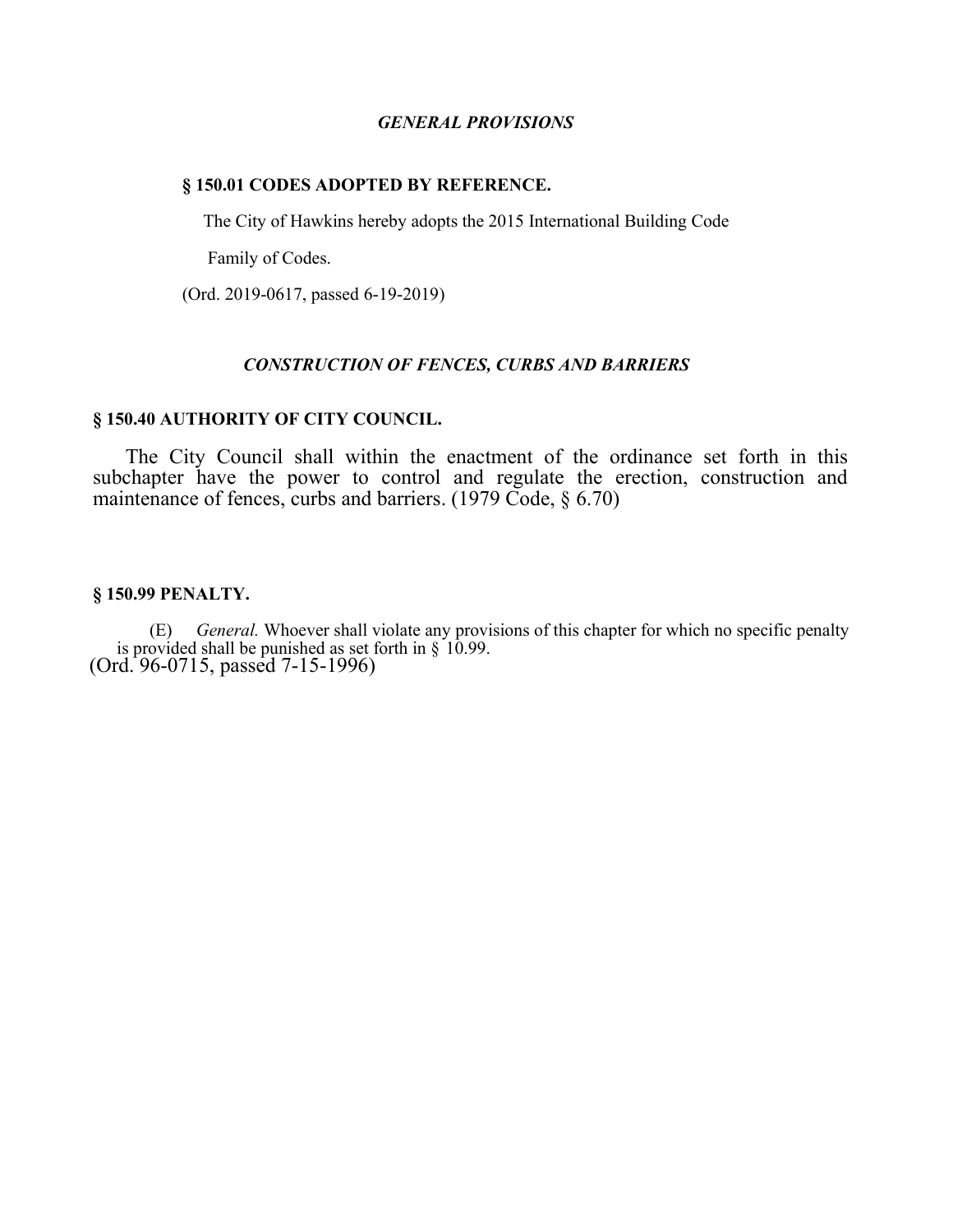## *GENERAL PROVISIONS*

### § 150.01 CODES ADOPTED BY REFERENCE.

The City of Hawkins hereby adopts the 2015 International Building Code Family of Codes.

(Ord. 2019-0617, passed 6-19-2019)

## *CONSTRUCTION OF FENCES, CURBS AND BARRIERS*

### § 150.40 AUTHORITY OF CITY COUNCIL.

The City Council shall within the enactment of the ordinance set forth in this subchapter have the power to control and regulate the erection, construction and maintenance of fences, curbs and barriers. (1979 Code, § 6.70)

### § 150.99 PENALTY.

(E) *General.* Whoever shall violate any provisions of this chapter for which no specific penalty is provided shall be punished as set forth in § 10.99.

(Ord. 96-0715, passed 7-15-1996)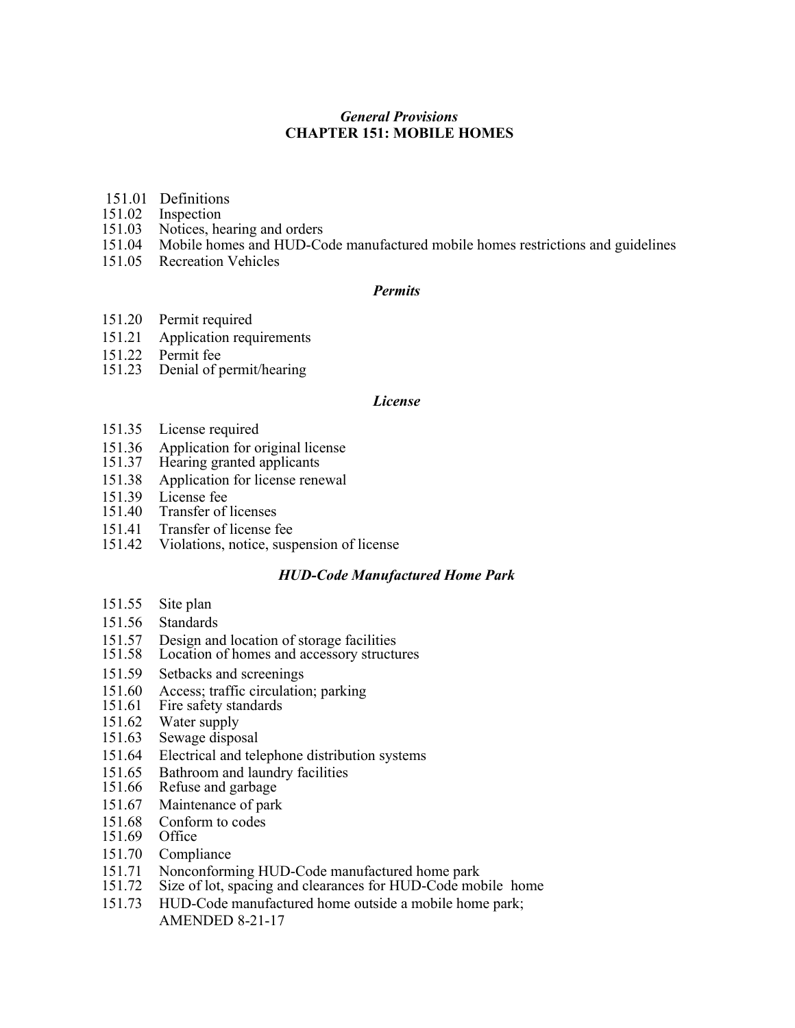*General Provisions*

# CHAPTER 151: MOBILE HOMES

151.01 Definitions
151.02 Inspection
151.03 Notices, hearing and orders
151.04 Mobile homes and HUD-Code manufactured mobile homes restrictions and guidelines
151.05 Recreation Vehicles

*Permits*

151.20 Permit required
151.21 Application requirements
151.22 Permit fee
151.23 Denial of permit/hearing

*License*

151.35 License required
151.36 Application for original license
151.37 Hearing granted applicants
151.38 Application for license renewal
151.39 License fee
151.40 Transfer of licenses
151.41 Transfer of license fee
151.42 Violations, notice, suspension of license

*HUD-Code Manufactured Home Park*

151.55 Site plan
151.56 Standards
151.57 Design and location of storage facilities
151.58 Location of homes and accessory structures
151.59 Setbacks and screenings
151.60 Access; traffic circulation; parking
151.61 Fire safety standards
151.62 Water supply
151.63 Sewage disposal
151.64 Electrical and telephone distribution systems
151.65 Bathroom and laundry facilities
151.66 Refuse and garbage
151.67 Maintenance of park
151.68 Conform to codes
151.69 Office
151.70 Compliance
151.71 Nonconforming HUD-Code manufactured home park
151.72 Size of lot, spacing and clearances for HUD-Code mobile home
151.73 HUD-Code manufactured home outside a mobile home park; AMENDED 8-21-17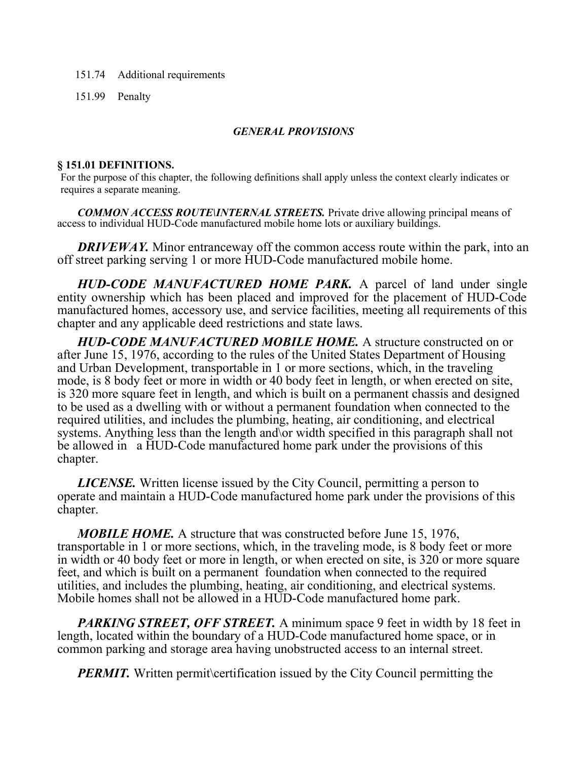151.74 Additional requirements

151.99 Penalty

*GENERAL PROVISIONS*

**§ 151.01 DEFINITIONS.**

For the purpose of this chapter, the following definitions shall apply unless the context clearly indicates or requires a separate meaning.

***COMMON ACCESS ROUTE\INTERNAL STREETS.*** Private drive allowing principal means of access to individual HUD-Code manufactured mobile home lots or auxiliary buildings.

***DRIVEWAY.*** Minor entranceway off the common access route within the park, into an off street parking serving 1 or more HUD-Code manufactured mobile home.

***HUD-CODE MANUFACTURED HOME PARK.*** A parcel of land under single entity ownership which has been placed and improved for the placement of HUD-Code manufactured homes, accessory use, and service facilities, meeting all requirements of this chapter and any applicable deed restrictions and state laws.

***HUD-CODE MANUFACTURED MOBILE HOME.*** A structure constructed on or after June 15, 1976, according to the rules of the United States Department of Housing and Urban Development, transportable in 1 or more sections, which, in the traveling mode, is 8 body feet or more in width or 40 body feet in length, or when erected on site, is 320 more square feet in length, and which is built on a permanent chassis and designed to be used as a dwelling with or without a permanent foundation when connected to the required utilities, and includes the plumbing, heating, air conditioning, and electrical systems. Anything less than the length and\or width specified in this paragraph shall not be allowed in a HUD-Code manufactured home park under the provisions of this chapter.

***LICENSE.*** Written license issued by the City Council, permitting a person to operate and maintain a HUD-Code manufactured home park under the provisions of this chapter.

***MOBILE HOME.*** A structure that was constructed before June 15, 1976, transportable in 1 or more sections, which, in the traveling mode, is 8 body feet or more in width or 40 body feet or more in length, or when erected on site, is 320 or more square feet, and which is built on a permanent foundation when connected to the required utilities, and includes the plumbing, heating, air conditioning, and electrical systems. Mobile homes shall not be allowed in a HUD-Code manufactured home park.

***PARKING STREET, OFF STREET.*** A minimum space 9 feet in width by 18 feet in length, located within the boundary of a HUD-Code manufactured home space, or in common parking and storage area having unobstructed access to an internal street.

***PERMIT.*** Written permit\certification issued by the City Council permitting the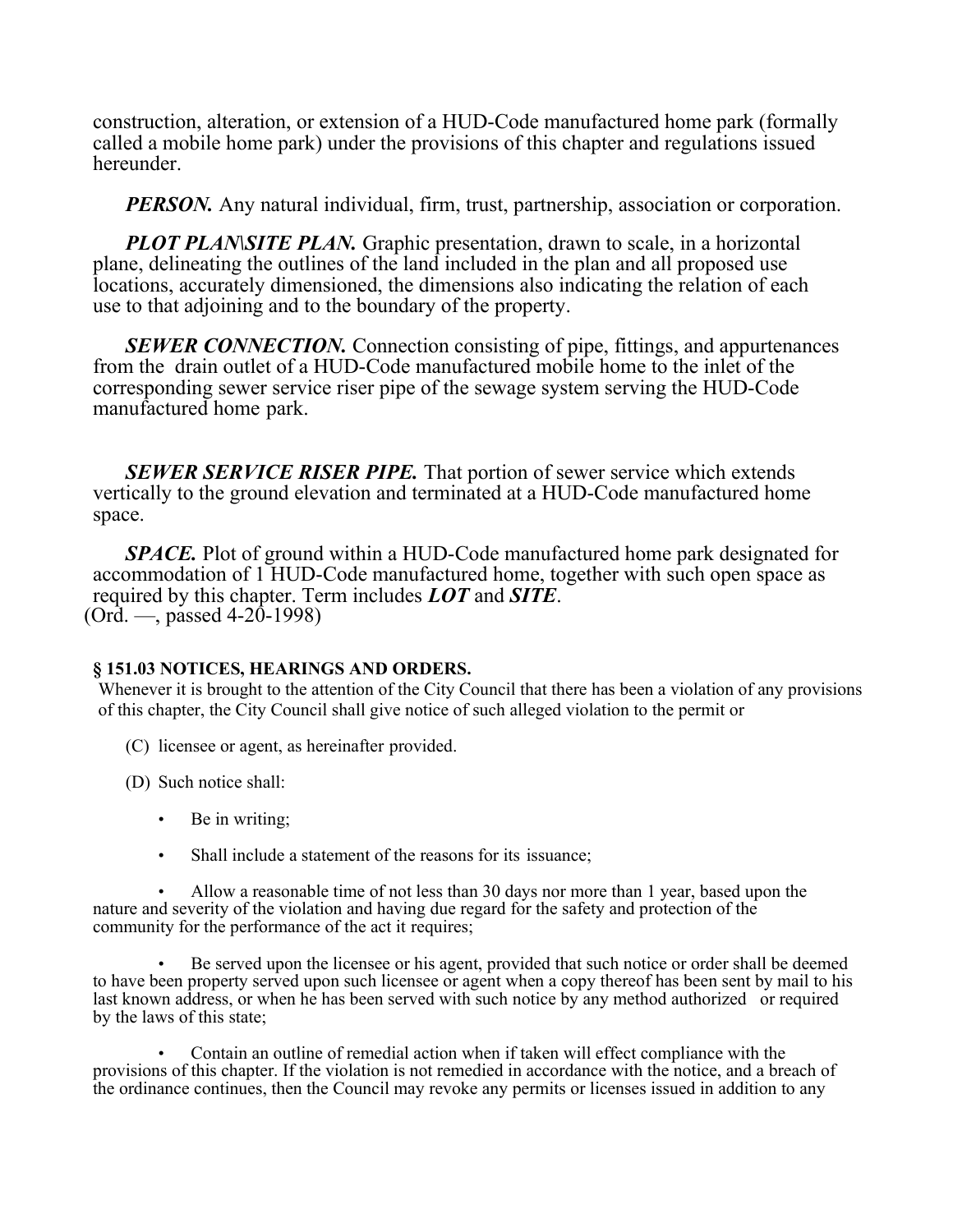construction, alteration, or extension of a HUD-Code manufactured home park (formally called a mobile home park) under the provisions of this chapter and regulations issued hereunder.

***PERSON.*** Any natural individual, firm, trust, partnership, association or corporation.

***PLOT PLAN\SITE PLAN.*** Graphic presentation, drawn to scale, in a horizontal plane, delineating the outlines of the land included in the plan and all proposed use locations, accurately dimensioned, the dimensions also indicating the relation of each use to that adjoining and to the boundary of the property.

***SEWER CONNECTION.*** Connection consisting of pipe, fittings, and appurtenances from the drain outlet of a HUD-Code manufactured mobile home to the inlet of the corresponding sewer service riser pipe of the sewage system serving the HUD-Code manufactured home park.

***SEWER SERVICE RISER PIPE.*** That portion of sewer service which extends vertically to the ground elevation and terminated at a HUD-Code manufactured home space.

***SPACE.*** Plot of ground within a HUD-Code manufactured home park designated for accommodation of 1 HUD-Code manufactured home, together with such open space as required by this chapter. Term includes ***LOT*** and ***SITE***.
(Ord. —, passed 4-20-1998)

**§ 151.03 NOTICES, HEARINGS AND ORDERS.**

Whenever it is brought to the attention of the City Council that there has been a violation of any provisions of this chapter, the City Council shall give notice of such alleged violation to the permit or

(C) licensee or agent, as hereinafter provided.

(D) Such notice shall:

- Be in writing;
- Shall include a statement of the reasons for its issuance;
- Allow a reasonable time of not less than 30 days nor more than 1 year, based upon the nature and severity of the violation and having due regard for the safety and protection of the community for the performance of the act it requires;
- Be served upon the licensee or his agent, provided that such notice or order shall be deemed to have been property served upon such licensee or agent when a copy thereof has been sent by mail to his last known address, or when he has been served with such notice by any method authorized or required by the laws of this state;
- Contain an outline of remedial action when if taken will effect compliance with the provisions of this chapter. If the violation is not remedied in accordance with the notice, and a breach of the ordinance continues, then the Council may revoke any permits or licenses issued in addition to any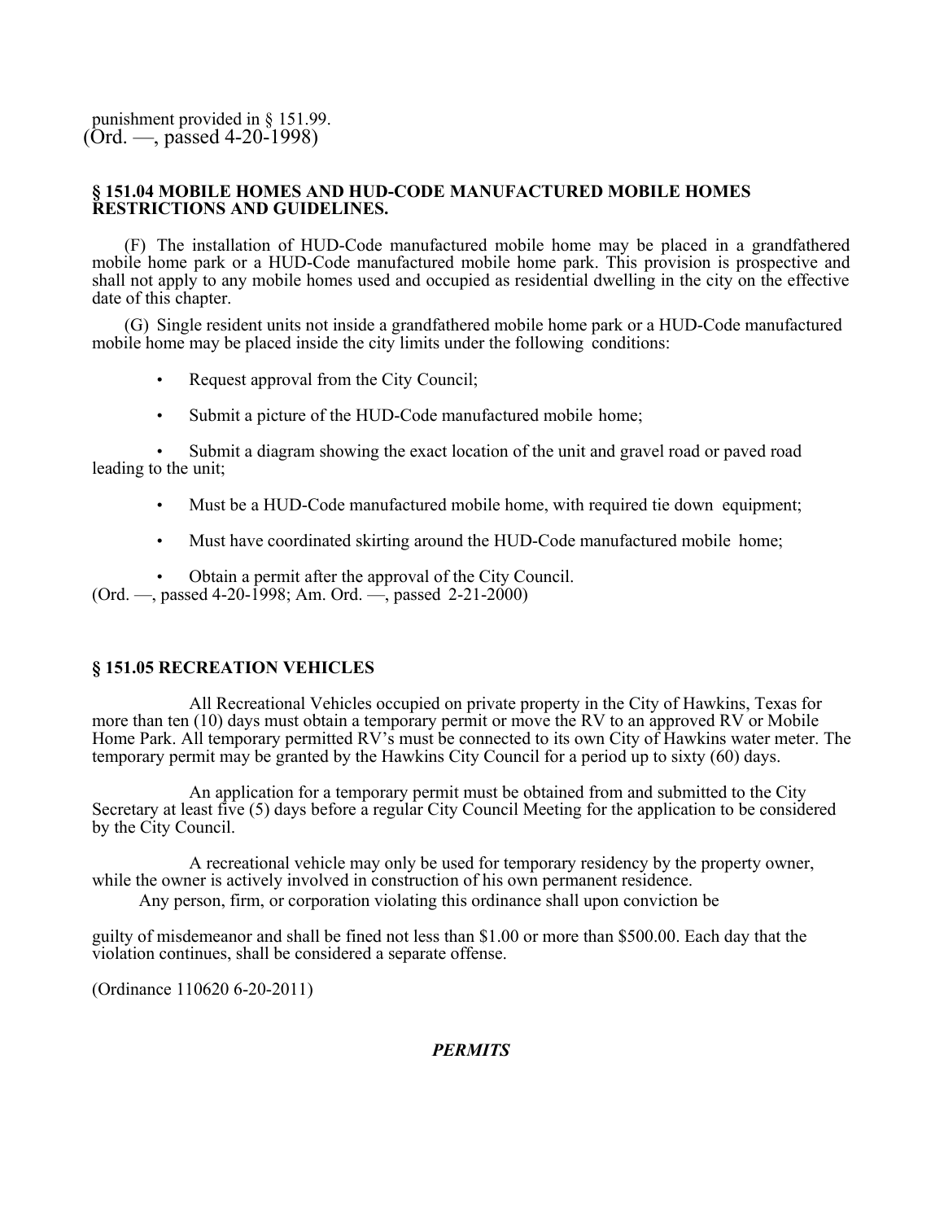punishment provided in § 151.99.
(Ord. —, passed 4-20-1998)

## § 151.04 MOBILE HOMES AND HUD-CODE MANUFACTURED MOBILE HOMES RESTRICTIONS AND GUIDELINES.

(F) The installation of HUD-Code manufactured mobile home may be placed in a grandfathered mobile home park or a HUD-Code manufactured mobile home park. This provision is prospective and shall not apply to any mobile homes used and occupied as residential dwelling in the city on the effective date of this chapter.

(G) Single resident units not inside a grandfathered mobile home park or a HUD-Code manufactured mobile home may be placed inside the city limits under the following conditions:

- Request approval from the City Council;
- Submit a picture of the HUD-Code manufactured mobile home;
- Submit a diagram showing the exact location of the unit and gravel road or paved road leading to the unit;
- Must be a HUD-Code manufactured mobile home, with required tie down equipment;
- Must have coordinated skirting around the HUD-Code manufactured mobile home;
- Obtain a permit after the approval of the City Council.

(Ord. —, passed 4-20-1998; Am. Ord. —, passed 2-21-2000)

## § 151.05 RECREATION VEHICLES

All Recreational Vehicles occupied on private property in the City of Hawkins, Texas for more than ten (10) days must obtain a temporary permit or move the RV to an approved RV or Mobile Home Park. All temporary permitted RV's must be connected to its own City of Hawkins water meter. The temporary permit may be granted by the Hawkins City Council for a period up to sixty (60) days.

An application for a temporary permit must be obtained from and submitted to the City Secretary at least five (5) days before a regular City Council Meeting for the application to be considered by the City Council.

A recreational vehicle may only be used for temporary residency by the property owner, while the owner is actively involved in construction of his own permanent residence.

Any person, firm, or corporation violating this ordinance shall upon conviction be guilty of misdemeanor and shall be fined not less than $1.00 or more than $500.00. Each day that the violation continues, shall be considered a separate offense.

(Ordinance 110620 6-20-2011)

### *PERMITS*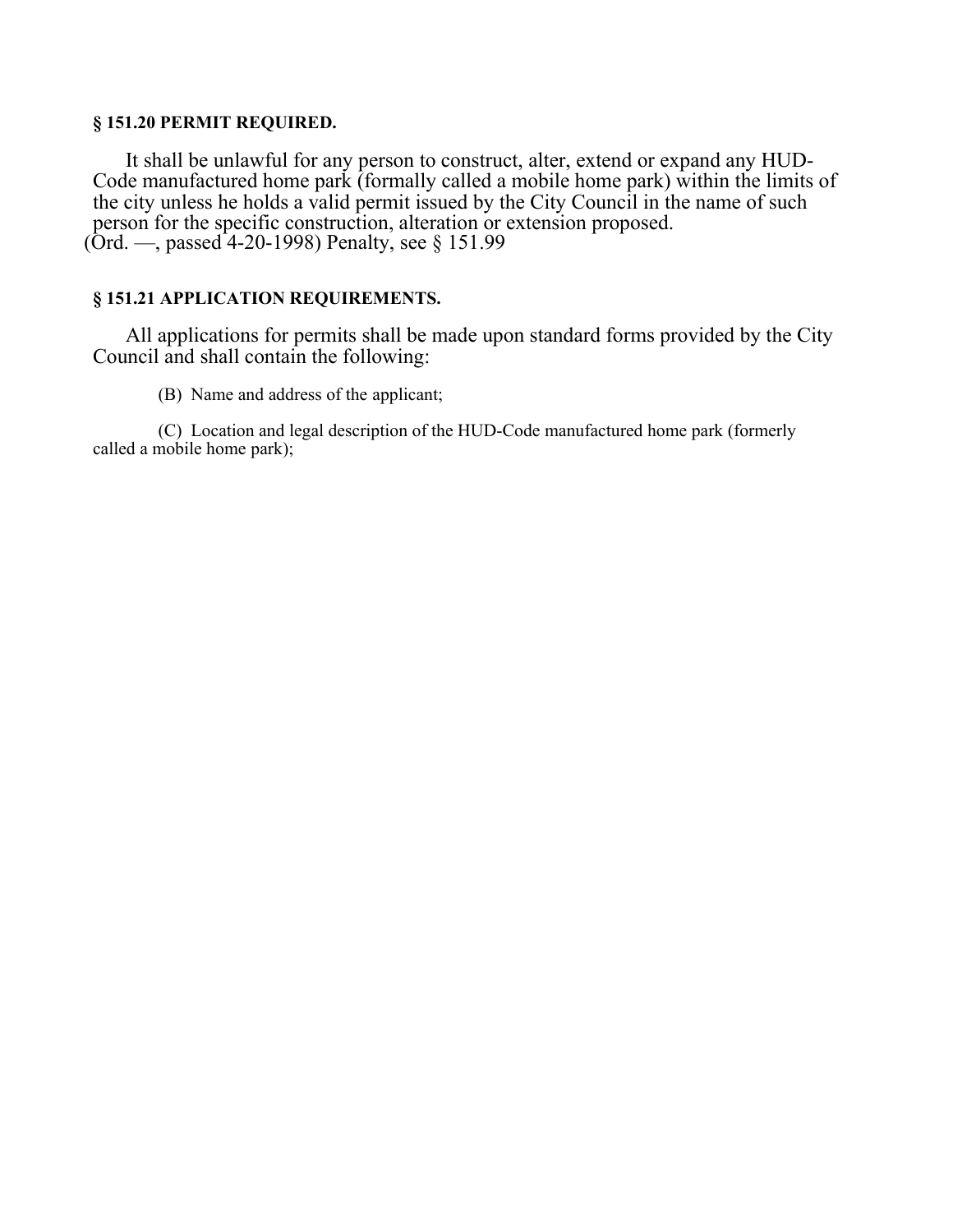**§ 151.20 PERMIT REQUIRED.**

It shall be unlawful for any person to construct, alter, extend or expand any HUD-Code manufactured home park (formally called a mobile home park) within the limits of the city unless he holds a valid permit issued by the City Council in the name of such person for the specific construction, alteration or extension proposed.
(Ord. —, passed 4-20-1998) Penalty, see § 151.99

**§ 151.21 APPLICATION REQUIREMENTS.**

All applications for permits shall be made upon standard forms provided by the City Council and shall contain the following:

(B) Name and address of the applicant;

(C) Location and legal description of the HUD-Code manufactured home park (formerly called a mobile home park);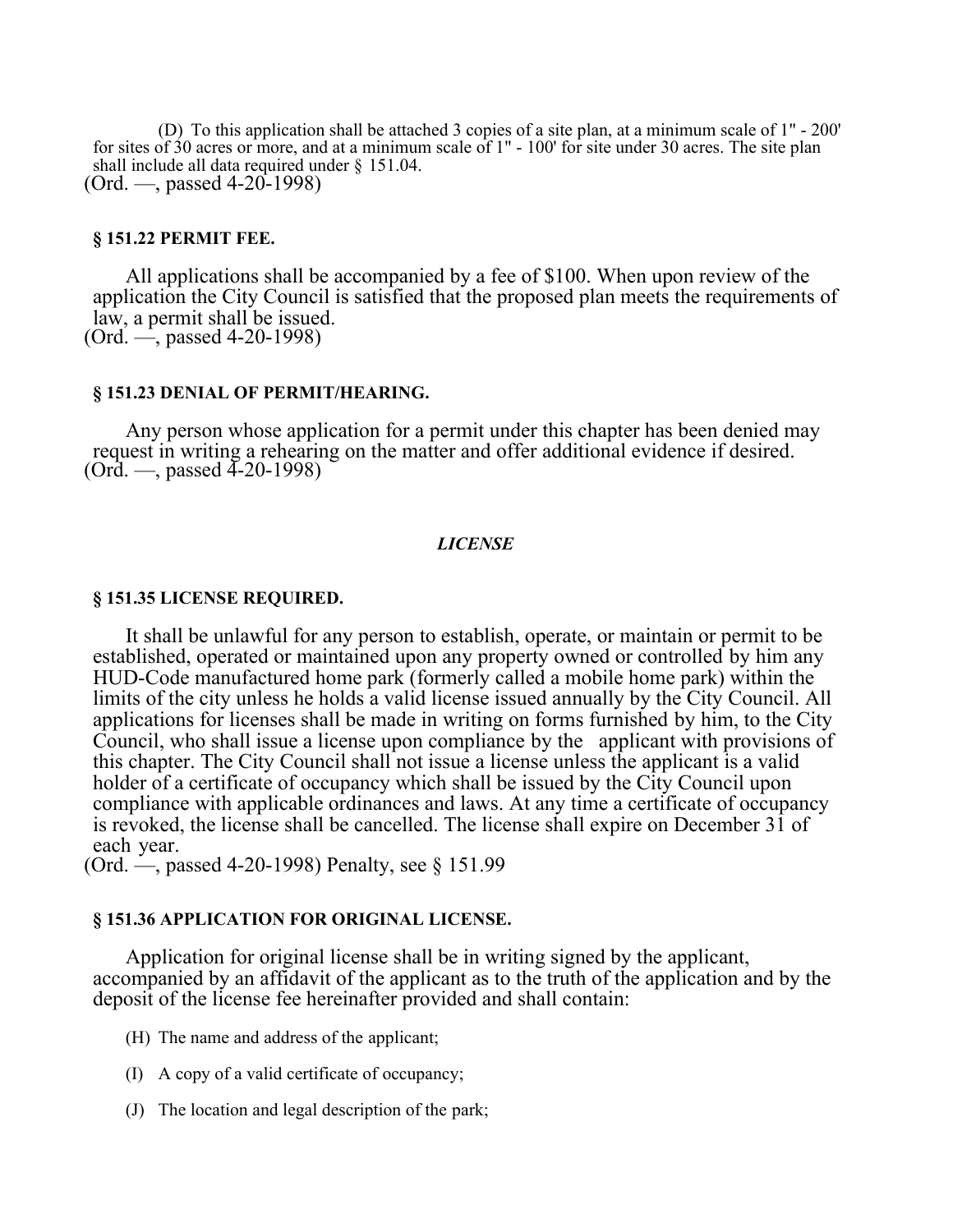(D) To this application shall be attached 3 copies of a site plan, at a minimum scale of 1" - 200' for sites of 30 acres or more, and at a minimum scale of 1" - 100' for site under 30 acres. The site plan shall include all data required under § 151.04.

(Ord. —, passed 4-20-1998)

**§ 151.22 PERMIT FEE.**

All applications shall be accompanied by a fee of $100. When upon review of the application the City Council is satisfied that the proposed plan meets the requirements of law, a permit shall be issued.

(Ord. —, passed 4-20-1998)

**§ 151.23 DENIAL OF PERMIT/HEARING.**

Any person whose application for a permit under this chapter has been denied may request in writing a rehearing on the matter and offer additional evidence if desired.

(Ord. —, passed 4-20-1998)

***LICENSE***

**§ 151.35 LICENSE REQUIRED.**

It shall be unlawful for any person to establish, operate, or maintain or permit to be established, operated or maintained upon any property owned or controlled by him any HUD-Code manufactured home park (formerly called a mobile home park) within the limits of the city unless he holds a valid license issued annually by the City Council. All applications for licenses shall be made in writing on forms furnished by him, to the City Council, who shall issue a license upon compliance by the applicant with provisions of this chapter. The City Council shall not issue a license unless the applicant is a valid holder of a certificate of occupancy which shall be issued by the City Council upon compliance with applicable ordinances and laws. At any time a certificate of occupancy is revoked, the license shall be cancelled. The license shall expire on December 31 of each year.

(Ord. —, passed 4-20-1998) Penalty, see § 151.99

**§ 151.36 APPLICATION FOR ORIGINAL LICENSE.**

Application for original license shall be in writing signed by the applicant, accompanied by an affidavit of the applicant as to the truth of the application and by the deposit of the license fee hereinafter provided and shall contain:

(H) The name and address of the applicant;

(I) A copy of a valid certificate of occupancy;

(J) The location and legal description of the park;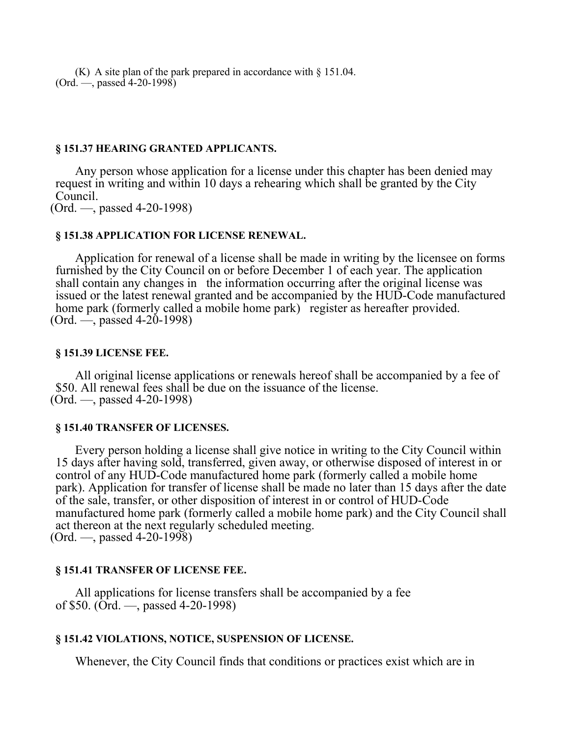(K) A site plan of the park prepared in accordance with § 151.04.
(Ord. —, passed 4-20-1998)

### § 151.37 HEARING GRANTED APPLICANTS.

Any person whose application for a license under this chapter has been denied may request in writing and within 10 days a rehearing which shall be granted by the City Council.
(Ord. —, passed 4-20-1998)

### § 151.38 APPLICATION FOR LICENSE RENEWAL.

Application for renewal of a license shall be made in writing by the licensee on forms furnished by the City Council on or before December 1 of each year. The application shall contain any changes in the information occurring after the original license was issued or the latest renewal granted and be accompanied by the HUD-Code manufactured home park (formerly called a mobile home park) register as hereafter provided.
(Ord. —, passed 4-20-1998)

### § 151.39 LICENSE FEE.

All original license applications or renewals hereof shall be accompanied by a fee of $50. All renewal fees shall be due on the issuance of the license.
(Ord. —, passed 4-20-1998)

### § 151.40 TRANSFER OF LICENSES.

Every person holding a license shall give notice in writing to the City Council within 15 days after having sold, transferred, given away, or otherwise disposed of interest in or control of any HUD-Code manufactured home park (formerly called a mobile home park). Application for transfer of license shall be made no later than 15 days after the date of the sale, transfer, or other disposition of interest in or control of HUD-Code manufactured home park (formerly called a mobile home park) and the City Council shall act thereon at the next regularly scheduled meeting.
(Ord. —, passed 4-20-1998)

### § 151.41 TRANSFER OF LICENSE FEE.

All applications for license transfers shall be accompanied by a fee of $50. (Ord. —, passed 4-20-1998)

### § 151.42 VIOLATIONS, NOTICE, SUSPENSION OF LICENSE.

Whenever, the City Council finds that conditions or practices exist which are in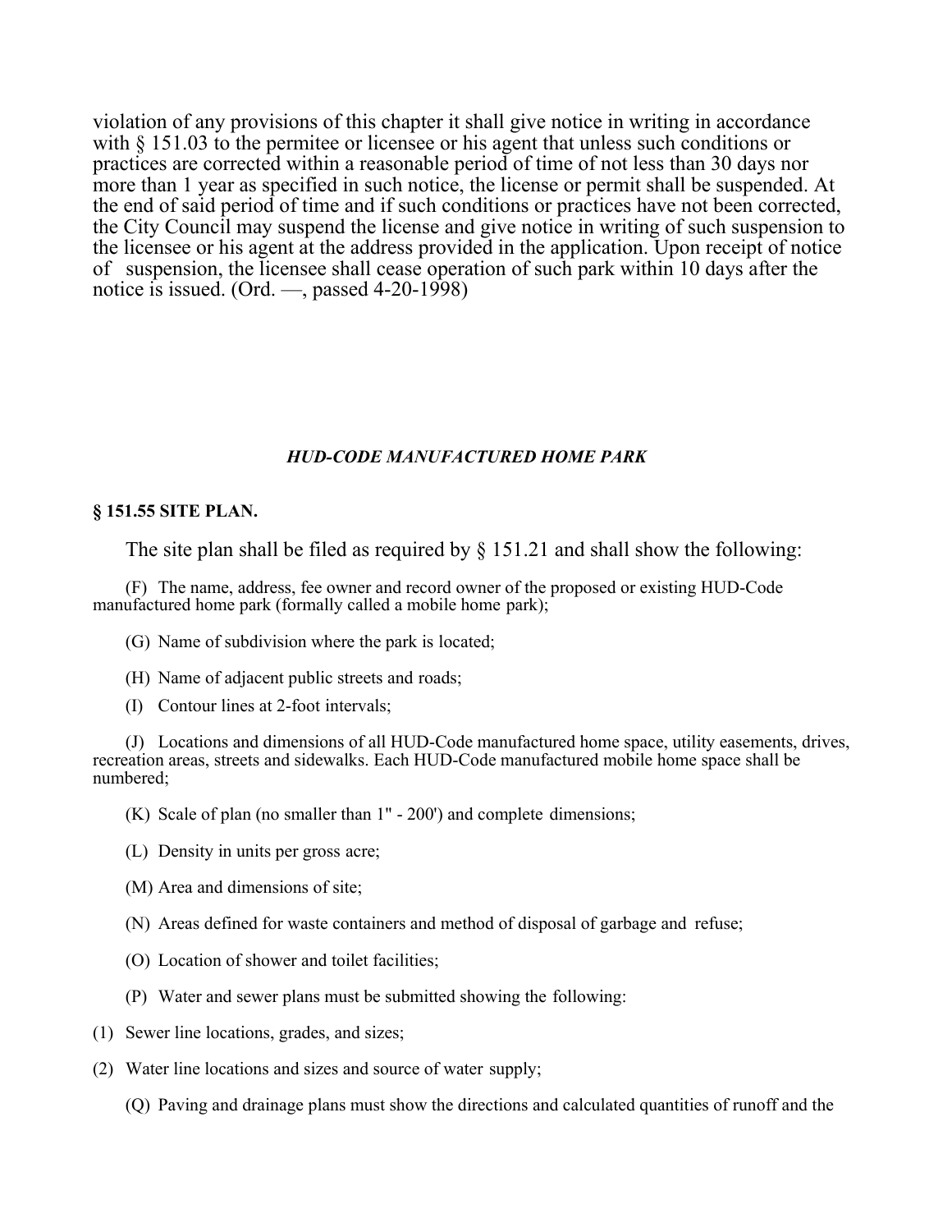violation of any provisions of this chapter it shall give notice in writing in accordance with § 151.03 to the permitee or licensee or his agent that unless such conditions or practices are corrected within a reasonable period of time of not less than 30 days nor more than 1 year as specified in such notice, the license or permit shall be suspended. At the end of said period of time and if such conditions or practices have not been corrected, the City Council may suspend the license and give notice in writing of such suspension to the licensee or his agent at the address provided in the application. Upon receipt of notice of suspension, the licensee shall cease operation of such park within 10 days after the notice is issued. (Ord. —, passed 4-20-1998)

***HUD-CODE MANUFACTURED HOME PARK***

**§ 151.55 SITE PLAN.**

The site plan shall be filed as required by § 151.21 and shall show the following:

(F) The name, address, fee owner and record owner of the proposed or existing HUD-Code manufactured home park (formally called a mobile home park);

(G) Name of subdivision where the park is located;

(H) Name of adjacent public streets and roads;

(I) Contour lines at 2-foot intervals;

(J) Locations and dimensions of all HUD-Code manufactured home space, utility easements, drives, recreation areas, streets and sidewalks. Each HUD-Code manufactured mobile home space shall be numbered;

(K) Scale of plan (no smaller than 1" - 200') and complete dimensions;

(L) Density in units per gross acre;

(M) Area and dimensions of site;

(N) Areas defined for waste containers and method of disposal of garbage and refuse;

(O) Location of shower and toilet facilities;

(P) Water and sewer plans must be submitted showing the following:

(1) Sewer line locations, grades, and sizes;

(2) Water line locations and sizes and source of water supply;

(Q) Paving and drainage plans must show the directions and calculated quantities of runoff and the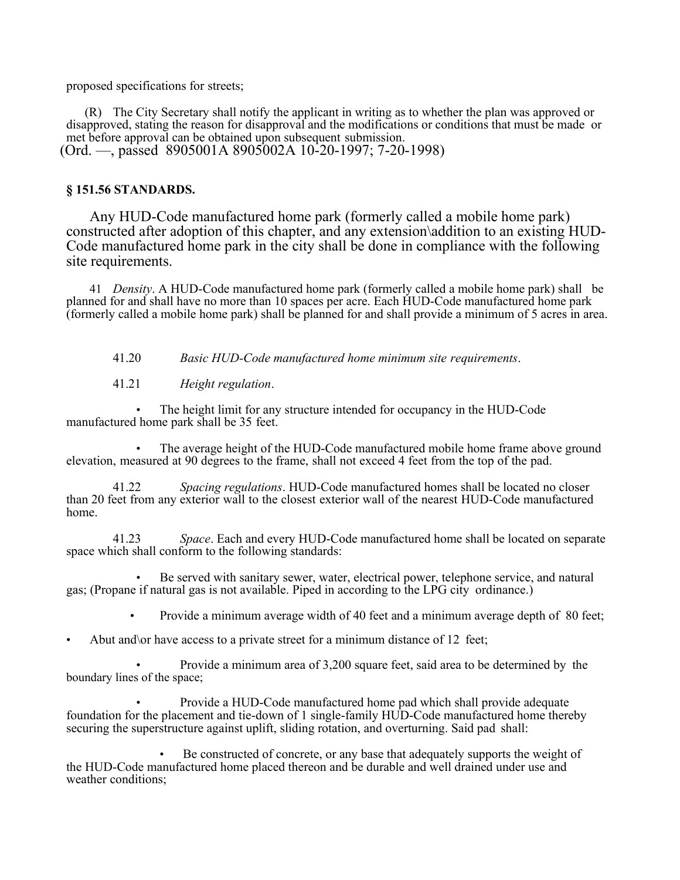proposed specifications for streets;

(R) The City Secretary shall notify the applicant in writing as to whether the plan was approved or disapproved, stating the reason for disapproval and the modifications or conditions that must be made or met before approval can be obtained upon subsequent submission.

(Ord. —, passed 8905001A 8905002A 10-20-1997; 7-20-1998)

### § 151.56 STANDARDS.

Any HUD-Code manufactured home park (formerly called a mobile home park) constructed after adoption of this chapter, and any extension\addition to an existing HUD-Code manufactured home park in the city shall be done in compliance with the following site requirements.

41 *Density*. A HUD-Code manufactured home park (formerly called a mobile home park) shall be planned for and shall have no more than 10 spaces per acre. Each HUD-Code manufactured home park (formerly called a mobile home park) shall be planned for and shall provide a minimum of 5 acres in area.

41.20 *Basic HUD-Code manufactured home minimum site requirements*.

41.21 *Height regulation*.

- The height limit for any structure intended for occupancy in the HUD-Code manufactured home park shall be 35 feet.
- The average height of the HUD-Code manufactured mobile home frame above ground elevation, measured at 90 degrees to the frame, shall not exceed 4 feet from the top of the pad.

41.22 *Spacing regulations*. HUD-Code manufactured homes shall be located no closer than 20 feet from any exterior wall to the closest exterior wall of the nearest HUD-Code manufactured home.

41.23 *Space*. Each and every HUD-Code manufactured home shall be located on separate space which shall conform to the following standards:

- Be served with sanitary sewer, water, electrical power, telephone service, and natural gas; (Propane if natural gas is not available. Piped in according to the LPG city ordinance.)
- Provide a minimum average width of 40 feet and a minimum average depth of 80 feet;
- Abut and\or have access to a private street for a minimum distance of 12 feet;
- Provide a minimum area of 3,200 square feet, said area to be determined by the boundary lines of the space;
- Provide a HUD-Code manufactured home pad which shall provide adequate foundation for the placement and tie-down of 1 single-family HUD-Code manufactured home thereby securing the superstructure against uplift, sliding rotation, and overturning. Said pad shall:
  - Be constructed of concrete, or any base that adequately supports the weight of the HUD-Code manufactured home placed thereon and be durable and well drained under use and weather conditions;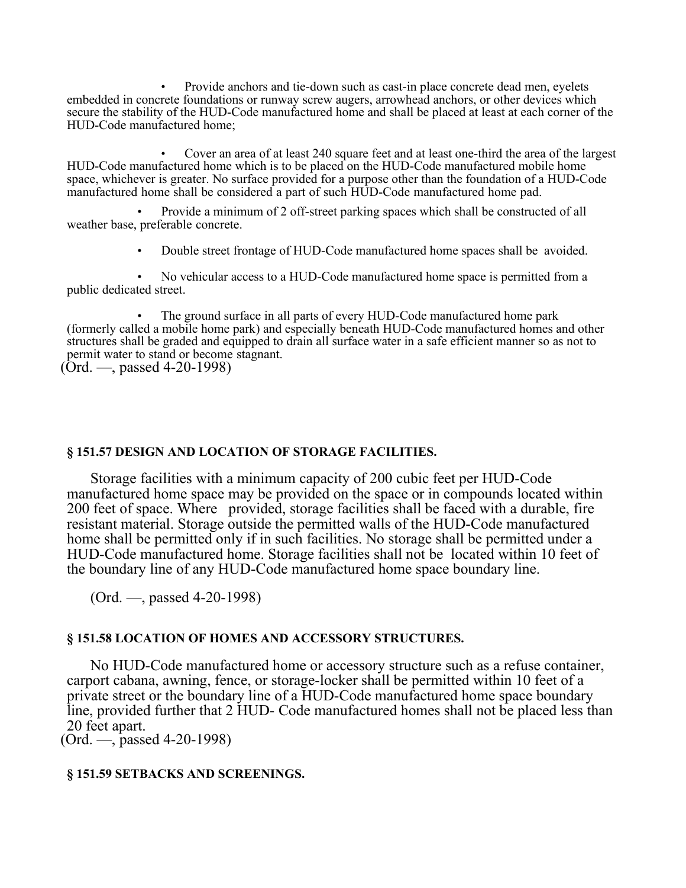- Provide anchors and tie-down such as cast-in place concrete dead men, eyelets embedded in concrete foundations or runway screw augers, arrowhead anchors, or other devices which secure the stability of the HUD-Code manufactured home and shall be placed at least at each corner of the HUD-Code manufactured home;

- Cover an area of at least 240 square feet and at least one-third the area of the largest HUD-Code manufactured home which is to be placed on the HUD-Code manufactured mobile home space, whichever is greater. No surface provided for a purpose other than the foundation of a HUD-Code manufactured home shall be considered a part of such HUD-Code manufactured home pad.

- Provide a minimum of 2 off-street parking spaces which shall be constructed of all weather base, preferable concrete.

- Double street frontage of HUD-Code manufactured home spaces shall be avoided.

- No vehicular access to a HUD-Code manufactured home space is permitted from a public dedicated street.

- The ground surface in all parts of every HUD-Code manufactured home park (formerly called a mobile home park) and especially beneath HUD-Code manufactured homes and other structures shall be graded and equipped to drain all surface water in a safe efficient manner so as not to permit water to stand or become stagnant.

(Ord. —, passed 4-20-1998)

### § 151.57 DESIGN AND LOCATION OF STORAGE FACILITIES.

Storage facilities with a minimum capacity of 200 cubic feet per HUD-Code manufactured home space may be provided on the space or in compounds located within 200 feet of space. Where provided, storage facilities shall be faced with a durable, fire resistant material. Storage outside the permitted walls of the HUD-Code manufactured home shall be permitted only if in such facilities. No storage shall be permitted under a HUD-Code manufactured home. Storage facilities shall not be located within 10 feet of the boundary line of any HUD-Code manufactured home space boundary line.

(Ord. —, passed 4-20-1998)

### § 151.58 LOCATION OF HOMES AND ACCESSORY STRUCTURES.

No HUD-Code manufactured home or accessory structure such as a refuse container, carport cabana, awning, fence, or storage-locker shall be permitted within 10 feet of a private street or the boundary line of a HUD-Code manufactured home space boundary line, provided further that 2 HUD- Code manufactured homes shall not be placed less than 20 feet apart.

(Ord. —, passed 4-20-1998)

### § 151.59 SETBACKS AND SCREENINGS.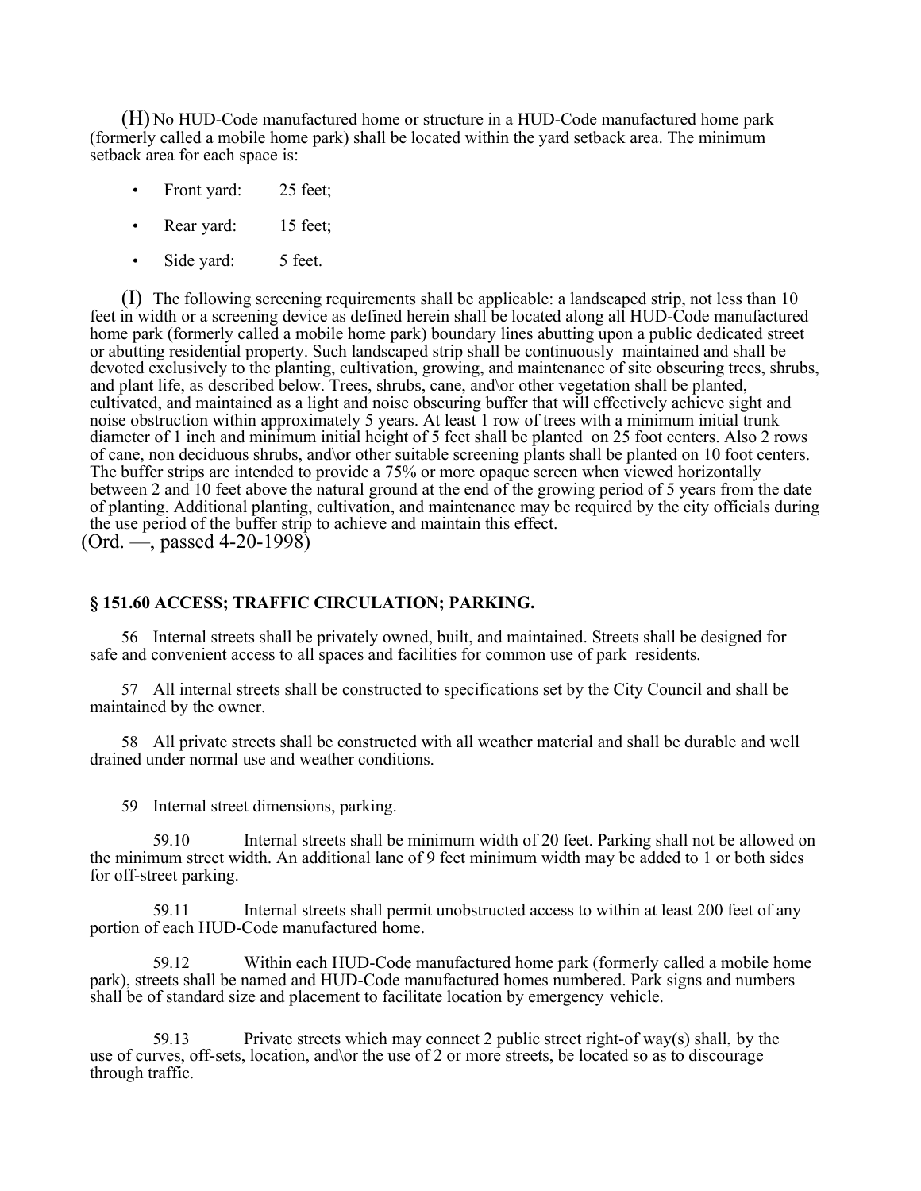(H) No HUD-Code manufactured home or structure in a HUD-Code manufactured home park (formerly called a mobile home park) shall be located within the yard setback area. The minimum setback area for each space is:

- Front yard: 25 feet;
- Rear yard: 15 feet;
- Side yard: 5 feet.

(I) The following screening requirements shall be applicable: a landscaped strip, not less than 10 feet in width or a screening device as defined herein shall be located along all HUD-Code manufactured home park (formerly called a mobile home park) boundary lines abutting upon a public dedicated street or abutting residential property. Such landscaped strip shall be continuously maintained and shall be devoted exclusively to the planting, cultivation, growing, and maintenance of site obscuring trees, shrubs, and plant life, as described below. Trees, shrubs, cane, and\or other vegetation shall be planted, cultivated, and maintained as a light and noise obscuring buffer that will effectively achieve sight and noise obstruction within approximately 5 years. At least 1 row of trees with a minimum initial trunk diameter of 1 inch and minimum initial height of 5 feet shall be planted on 25 foot centers. Also 2 rows of cane, non deciduous shrubs, and\or other suitable screening plants shall be planted on 10 foot centers. The buffer strips are intended to provide a 75% or more opaque screen when viewed horizontally between 2 and 10 feet above the natural ground at the end of the growing period of 5 years from the date of planting. Additional planting, cultivation, and maintenance may be required by the city officials during the use period of the buffer strip to achieve and maintain this effect.

(Ord. —, passed 4-20-1998)

**§ 151.60 ACCESS; TRAFFIC CIRCULATION; PARKING.**

56 Internal streets shall be privately owned, built, and maintained. Streets shall be designed for safe and convenient access to all spaces and facilities for common use of park residents.

57 All internal streets shall be constructed to specifications set by the City Council and shall be maintained by the owner.

58 All private streets shall be constructed with all weather material and shall be durable and well drained under normal use and weather conditions.

59 Internal street dimensions, parking.

59.10 Internal streets shall be minimum width of 20 feet. Parking shall not be allowed on the minimum street width. An additional lane of 9 feet minimum width may be added to 1 or both sides for off-street parking.

59.11 Internal streets shall permit unobstructed access to within at least 200 feet of any portion of each HUD-Code manufactured home.

59.12 Within each HUD-Code manufactured home park (formerly called a mobile home park), streets shall be named and HUD-Code manufactured homes numbered. Park signs and numbers shall be of standard size and placement to facilitate location by emergency vehicle.

59.13 Private streets which may connect 2 public street right-of way(s) shall, by the use of curves, off-sets, location, and\or the use of 2 or more streets, be located so as to discourage through traffic.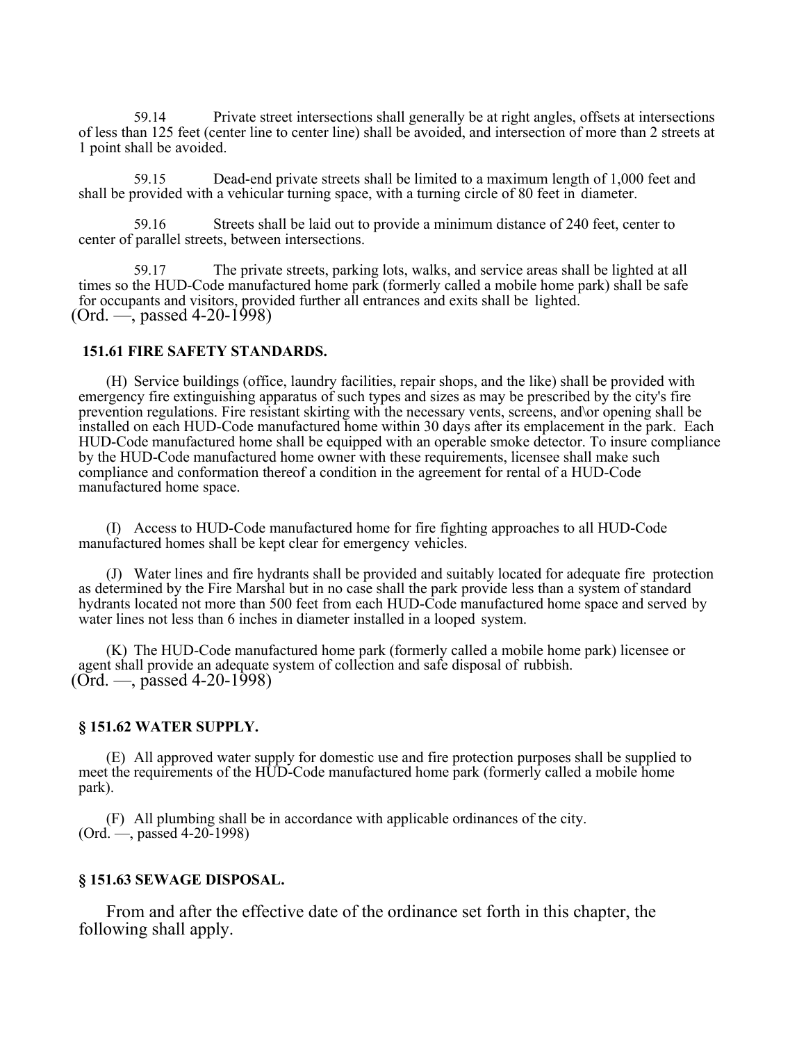59.14 Private street intersections shall generally be at right angles, offsets at intersections of less than 125 feet (center line to center line) shall be avoided, and intersection of more than 2 streets at 1 point shall be avoided.

59.15 Dead-end private streets shall be limited to a maximum length of 1,000 feet and shall be provided with a vehicular turning space, with a turning circle of 80 feet in diameter.

59.16 Streets shall be laid out to provide a minimum distance of 240 feet, center to center of parallel streets, between intersections.

59.17 The private streets, parking lots, walks, and service areas shall be lighted at all times so the HUD-Code manufactured home park (formerly called a mobile home park) shall be safe for occupants and visitors, provided further all entrances and exits shall be lighted.
(Ord. —, passed 4-20-1998)

**151.61 FIRE SAFETY STANDARDS.**

(H) Service buildings (office, laundry facilities, repair shops, and the like) shall be provided with emergency fire extinguishing apparatus of such types and sizes as may be prescribed by the city's fire prevention regulations. Fire resistant skirting with the necessary vents, screens, and\or opening shall be installed on each HUD-Code manufactured home within 30 days after its emplacement in the park. Each HUD-Code manufactured home shall be equipped with an operable smoke detector. To insure compliance by the HUD-Code manufactured home owner with these requirements, licensee shall make such compliance and conformation thereof a condition in the agreement for rental of a HUD-Code manufactured home space.

(I) Access to HUD-Code manufactured home for fire fighting approaches to all HUD-Code manufactured homes shall be kept clear for emergency vehicles.

(J) Water lines and fire hydrants shall be provided and suitably located for adequate fire protection as determined by the Fire Marshal but in no case shall the park provide less than a system of standard hydrants located not more than 500 feet from each HUD-Code manufactured home space and served by water lines not less than 6 inches in diameter installed in a looped system.

(K) The HUD-Code manufactured home park (formerly called a mobile home park) licensee or agent shall provide an adequate system of collection and safe disposal of rubbish.
(Ord. —, passed 4-20-1998)

**§ 151.62 WATER SUPPLY.**

(E) All approved water supply for domestic use and fire protection purposes shall be supplied to meet the requirements of the HUD-Code manufactured home park (formerly called a mobile home park).

(F) All plumbing shall be in accordance with applicable ordinances of the city.
(Ord. —, passed 4-20-1998)

**§ 151.63 SEWAGE DISPOSAL.**

From and after the effective date of the ordinance set forth in this chapter, the following shall apply.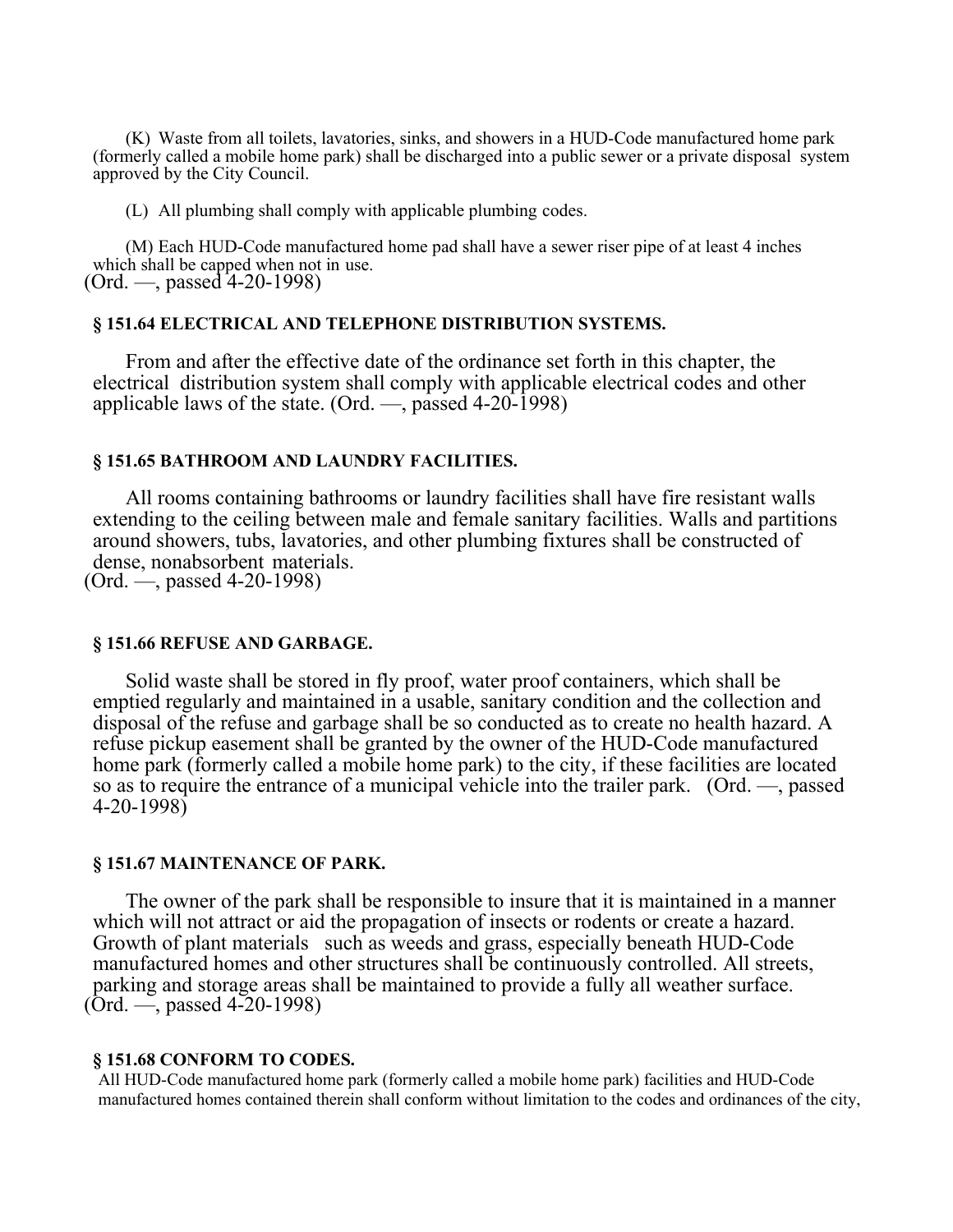(K) Waste from all toilets, lavatories, sinks, and showers in a HUD-Code manufactured home park (formerly called a mobile home park) shall be discharged into a public sewer or a private disposal system approved by the City Council.

(L) All plumbing shall comply with applicable plumbing codes.

(M) Each HUD-Code manufactured home pad shall have a sewer riser pipe of at least 4 inches which shall be capped when not in use.
(Ord. —, passed 4-20-1998)

### § 151.64 ELECTRICAL AND TELEPHONE DISTRIBUTION SYSTEMS.

From and after the effective date of the ordinance set forth in this chapter, the electrical distribution system shall comply with applicable electrical codes and other applicable laws of the state. (Ord. —, passed 4-20-1998)

### § 151.65 BATHROOM AND LAUNDRY FACILITIES.

All rooms containing bathrooms or laundry facilities shall have fire resistant walls extending to the ceiling between male and female sanitary facilities. Walls and partitions around showers, tubs, lavatories, and other plumbing fixtures shall be constructed of dense, nonabsorbent materials.
(Ord. —, passed 4-20-1998)

### § 151.66 REFUSE AND GARBAGE.

Solid waste shall be stored in fly proof, water proof containers, which shall be emptied regularly and maintained in a usable, sanitary condition and the collection and disposal of the refuse and garbage shall be so conducted as to create no health hazard. A refuse pickup easement shall be granted by the owner of the HUD-Code manufactured home park (formerly called a mobile home park) to the city, if these facilities are located so as to require the entrance of a municipal vehicle into the trailer park. (Ord. —, passed 4-20-1998)

### § 151.67 MAINTENANCE OF PARK.

The owner of the park shall be responsible to insure that it is maintained in a manner which will not attract or aid the propagation of insects or rodents or create a hazard. Growth of plant materials such as weeds and grass, especially beneath HUD-Code manufactured homes and other structures shall be continuously controlled. All streets, parking and storage areas shall be maintained to provide a fully all weather surface.
(Ord. —, passed 4-20-1998)

### § 151.68 CONFORM TO CODES.

All HUD-Code manufactured home park (formerly called a mobile home park) facilities and HUD-Code manufactured homes contained therein shall conform without limitation to the codes and ordinances of the city,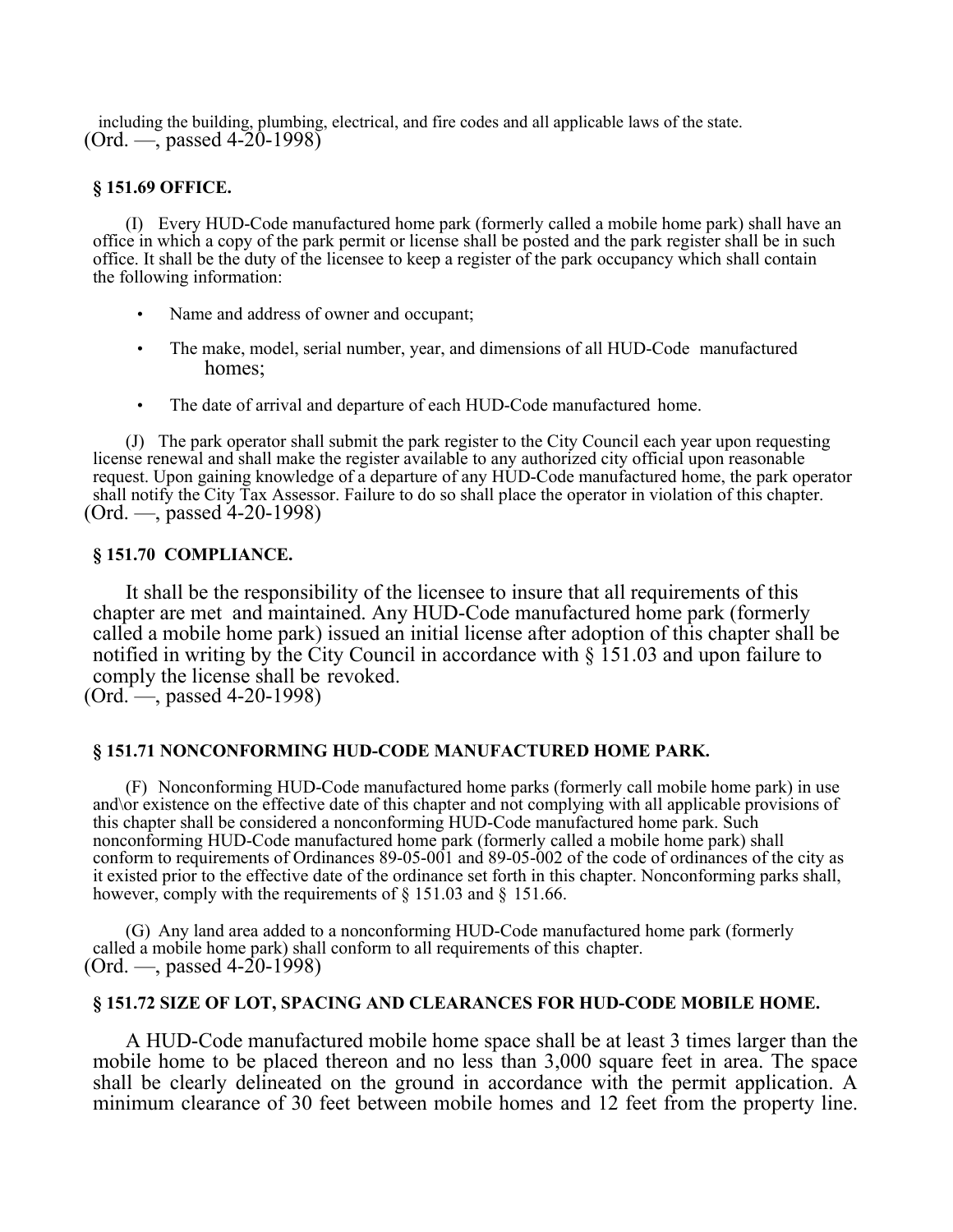including the building, plumbing, electrical, and fire codes and all applicable laws of the state.
(Ord. —, passed 4-20-1998)

### § 151.69 OFFICE.

(I) Every HUD-Code manufactured home park (formerly called a mobile home park) shall have an office in which a copy of the park permit or license shall be posted and the park register shall be in such office. It shall be the duty of the licensee to keep a register of the park occupancy which shall contain the following information:

- Name and address of owner and occupant;
- The make, model, serial number, year, and dimensions of all HUD-Code manufactured homes;
- The date of arrival and departure of each HUD-Code manufactured home.

(J) The park operator shall submit the park register to the City Council each year upon requesting license renewal and shall make the register available to any authorized city official upon reasonable request. Upon gaining knowledge of a departure of any HUD-Code manufactured home, the park operator shall notify the City Tax Assessor. Failure to do so shall place the operator in violation of this chapter.
(Ord. —, passed 4-20-1998)

### § 151.70 COMPLIANCE.

It shall be the responsibility of the licensee to insure that all requirements of this chapter are met and maintained. Any HUD-Code manufactured home park (formerly called a mobile home park) issued an initial license after adoption of this chapter shall be notified in writing by the City Council in accordance with § 151.03 and upon failure to comply the license shall be revoked.
(Ord. —, passed 4-20-1998)

### § 151.71 NONCONFORMING HUD-CODE MANUFACTURED HOME PARK.

(F) Nonconforming HUD-Code manufactured home parks (formerly call mobile home park) in use and\or existence on the effective date of this chapter and not complying with all applicable provisions of this chapter shall be considered a nonconforming HUD-Code manufactured home park. Such nonconforming HUD-Code manufactured home park (formerly called a mobile home park) shall conform to requirements of Ordinances 89-05-001 and 89-05-002 of the code of ordinances of the city as it existed prior to the effective date of the ordinance set forth in this chapter. Nonconforming parks shall, however, comply with the requirements of § 151.03 and § 151.66.

(G) Any land area added to a nonconforming HUD-Code manufactured home park (formerly called a mobile home park) shall conform to all requirements of this chapter.
(Ord. —, passed 4-20-1998)

### § 151.72 SIZE OF LOT, SPACING AND CLEARANCES FOR HUD-CODE MOBILE HOME.

A HUD-Code manufactured mobile home space shall be at least 3 times larger than the mobile home to be placed thereon and no less than 3,000 square feet in area. The space shall be clearly delineated on the ground in accordance with the permit application. A minimum clearance of 30 feet between mobile homes and 12 feet from the property line.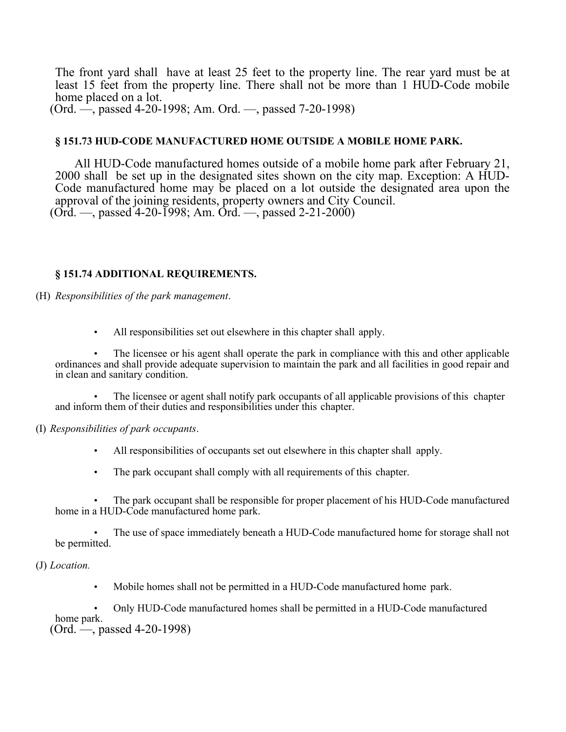The front yard shall have at least 25 feet to the property line. The rear yard must be at least 15 feet from the property line. There shall not be more than 1 HUD-Code mobile home placed on a lot.
(Ord. —, passed 4-20-1998; Am. Ord. —, passed 7-20-1998)

### § 151.73 HUD-CODE MANUFACTURED HOME OUTSIDE A MOBILE HOME PARK.

All HUD-Code manufactured homes outside of a mobile home park after February 21, 2000 shall be set up in the designated sites shown on the city map. Exception: A HUD-Code manufactured home may be placed on a lot outside the designated area upon the approval of the joining residents, property owners and City Council.
(Ord. —, passed 4-20-1998; Am. Ord. —, passed 2-21-2000)

### § 151.74 ADDITIONAL REQUIREMENTS.

(H) *Responsibilities of the park management*.

- All responsibilities set out elsewhere in this chapter shall apply.
- The licensee or his agent shall operate the park in compliance with this and other applicable ordinances and shall provide adequate supervision to maintain the park and all facilities in good repair and in clean and sanitary condition.
- The licensee or agent shall notify park occupants of all applicable provisions of this chapter and inform them of their duties and responsibilities under this chapter.

(I) *Responsibilities of park occupants*.

- All responsibilities of occupants set out elsewhere in this chapter shall apply.
- The park occupant shall comply with all requirements of this chapter.
- The park occupant shall be responsible for proper placement of his HUD-Code manufactured home in a HUD-Code manufactured home park.
- The use of space immediately beneath a HUD-Code manufactured home for storage shall not be permitted.

(J) *Location.*

- Mobile homes shall not be permitted in a HUD-Code manufactured home park.
- Only HUD-Code manufactured homes shall be permitted in a HUD-Code manufactured home park.

(Ord. —, passed 4-20-1998)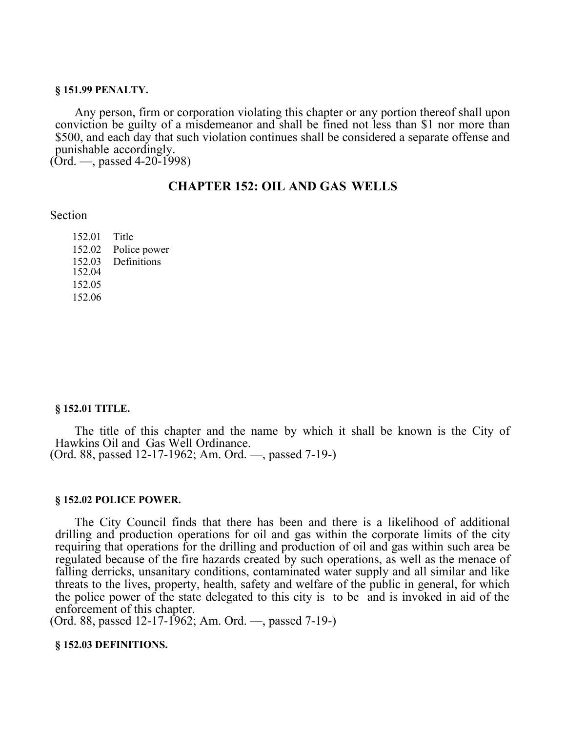**§ 151.99 PENALTY.**

Any person, firm or corporation violating this chapter or any portion thereof shall upon conviction be guilty of a misdemeanor and shall be fined not less than $1 nor more than $500, and each day that such violation continues shall be considered a separate offense and punishable accordingly.
(Ord. —, passed 4-20-1998)

## CHAPTER 152: OIL AND GAS WELLS

Section

152.01 Title
152.02 Police power
152.03 Definitions
152.04
152.05
152.06

**§ 152.01 TITLE.**

The title of this chapter and the name by which it shall be known is the City of Hawkins Oil and Gas Well Ordinance.
(Ord. 88, passed 12-17-1962; Am. Ord. —, passed 7-19-)

**§ 152.02 POLICE POWER.**

The City Council finds that there has been and there is a likelihood of additional drilling and production operations for oil and gas within the corporate limits of the city requiring that operations for the drilling and production of oil and gas within such area be regulated because of the fire hazards created by such operations, as well as the menace of falling derricks, unsanitary conditions, contaminated water supply and all similar and like threats to the lives, property, health, safety and welfare of the public in general, for which the police power of the state delegated to this city is to be and is invoked in aid of the enforcement of this chapter.
(Ord. 88, passed 12-17-1962; Am. Ord. —, passed 7-19-)

**§ 152.03 DEFINITIONS.**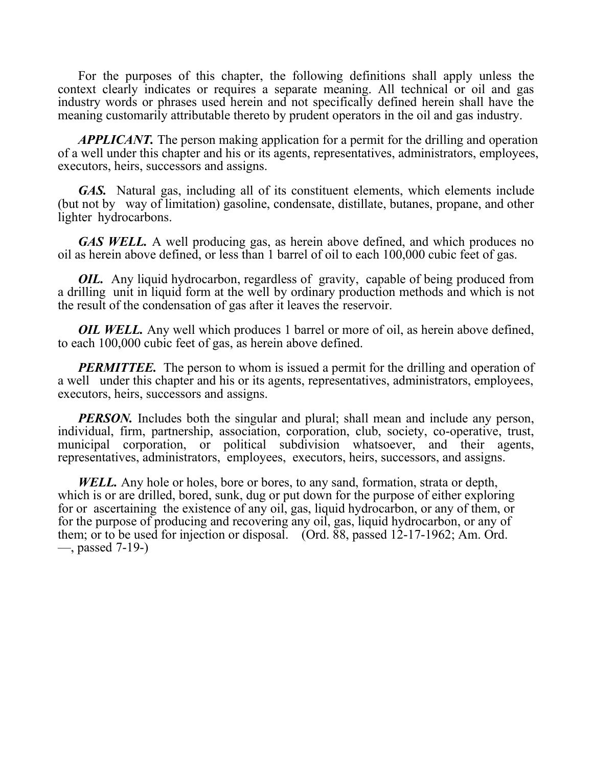For the purposes of this chapter, the following definitions shall apply unless the context clearly indicates or requires a separate meaning. All technical or oil and gas industry words or phrases used herein and not specifically defined herein shall have the meaning customarily attributable thereto by prudent operators in the oil and gas industry.

***APPLICANT.*** The person making application for a permit for the drilling and operation of a well under this chapter and his or its agents, representatives, administrators, employees, executors, heirs, successors and assigns.

***GAS.*** Natural gas, including all of its constituent elements, which elements include (but not by way of limitation) gasoline, condensate, distillate, butanes, propane, and other lighter hydrocarbons.

***GAS WELL.*** A well producing gas, as herein above defined, and which produces no oil as herein above defined, or less than 1 barrel of oil to each 100,000 cubic feet of gas.

***OIL.*** Any liquid hydrocarbon, regardless of gravity, capable of being produced from a drilling unit in liquid form at the well by ordinary production methods and which is not the result of the condensation of gas after it leaves the reservoir.

***OIL WELL.*** Any well which produces 1 barrel or more of oil, as herein above defined, to each 100,000 cubic feet of gas, as herein above defined.

***PERMITTEE.*** The person to whom is issued a permit for the drilling and operation of a well under this chapter and his or its agents, representatives, administrators, employees, executors, heirs, successors and assigns.

***PERSON.*** Includes both the singular and plural; shall mean and include any person, individual, firm, partnership, association, corporation, club, society, co-operative, trust, municipal corporation, or political subdivision whatsoever, and their agents, representatives, administrators, employees, executors, heirs, successors, and assigns.

***WELL.*** Any hole or holes, bore or bores, to any sand, formation, strata or depth, which is or are drilled, bored, sunk, dug or put down for the purpose of either exploring for or ascertaining the existence of any oil, gas, liquid hydrocarbon, or any of them, or for the purpose of producing and recovering any oil, gas, liquid hydrocarbon, or any of them; or to be used for injection or disposal. (Ord. 88, passed 12-17-1962; Am. Ord. —, passed 7-19-)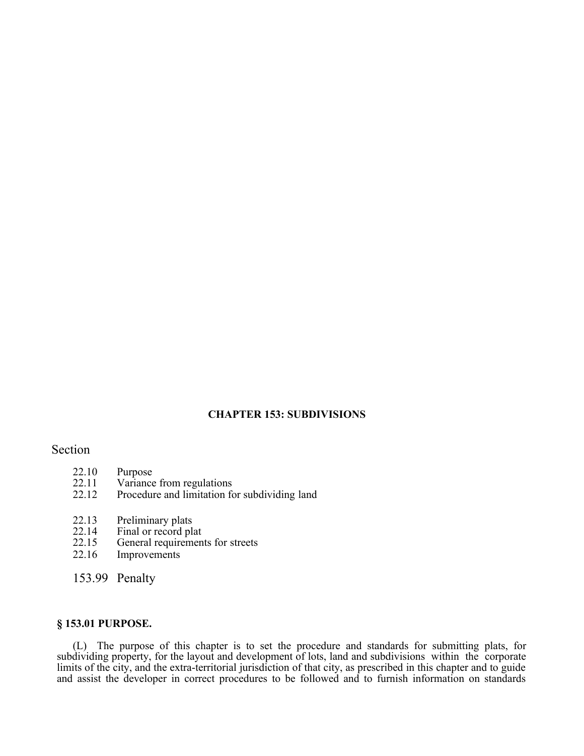**CHAPTER 153: SUBDIVISIONS**

Section

22.10 Purpose
22.11 Variance from regulations
22.12 Procedure and limitation for subdividing land

22.13 Preliminary plats
22.14 Final or record plat
22.15 General requirements for streets
22.16 Improvements

153.99 Penalty

**§ 153.01 PURPOSE.**

(L) The purpose of this chapter is to set the procedure and standards for submitting plats, for subdividing property, for the layout and development of lots, land and subdivisions within the corporate limits of the city, and the extra-territorial jurisdiction of that city, as prescribed in this chapter and to guide and assist the developer in correct procedures to be followed and to furnish information on standards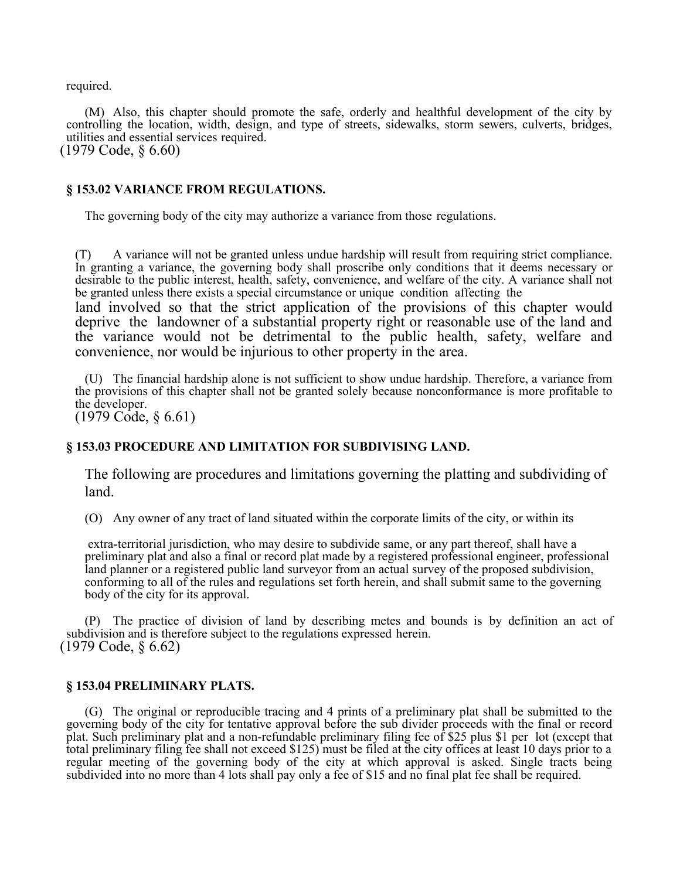required.

(M) Also, this chapter should promote the safe, orderly and healthful development of the city by controlling the location, width, design, and type of streets, sidewalks, storm sewers, culverts, bridges, utilities and essential services required.
(1979 Code, § 6.60)

### § 153.02 VARIANCE FROM REGULATIONS.

The governing body of the city may authorize a variance from those regulations.

(T) A variance will not be granted unless undue hardship will result from requiring strict compliance. In granting a variance, the governing body shall proscribe only conditions that it deems necessary or desirable to the public interest, health, safety, convenience, and welfare of the city. A variance shall not be granted unless there exists a special circumstance or unique condition affecting the land involved so that the strict application of the provisions of this chapter would deprive the landowner of a substantial property right or reasonable use of the land and the variance would not be detrimental to the public health, safety, welfare and convenience, nor would be injurious to other property in the area.

(U) The financial hardship alone is not sufficient to show undue hardship. Therefore, a variance from the provisions of this chapter shall not be granted solely because nonconformance is more profitable to the developer.
(1979 Code, § 6.61)

### § 153.03 PROCEDURE AND LIMITATION FOR SUBDIVISING LAND.

The following are procedures and limitations governing the platting and subdividing of land.

(O) Any owner of any tract of land situated within the corporate limits of the city, or within its extra-territorial jurisdiction, who may desire to subdivide same, or any part thereof, shall have a preliminary plat and also a final or record plat made by a registered professional engineer, professional land planner or a registered public land surveyor from an actual survey of the proposed subdivision, conforming to all of the rules and regulations set forth herein, and shall submit same to the governing body of the city for its approval.

(P) The practice of division of land by describing metes and bounds is by definition an act of subdivision and is therefore subject to the regulations expressed herein.
(1979 Code, § 6.62)

### § 153.04 PRELIMINARY PLATS.

(G) The original or reproducible tracing and 4 prints of a preliminary plat shall be submitted to the governing body of the city for tentative approval before the sub divider proceeds with the final or record plat. Such preliminary plat and a non-refundable preliminary filing fee of $25 plus $1 per lot (except that total preliminary filing fee shall not exceed $125) must be filed at the city offices at least 10 days prior to a regular meeting of the governing body of the city at which approval is asked. Single tracts being subdivided into no more than 4 lots shall pay only a fee of $15 and no final plat fee shall be required.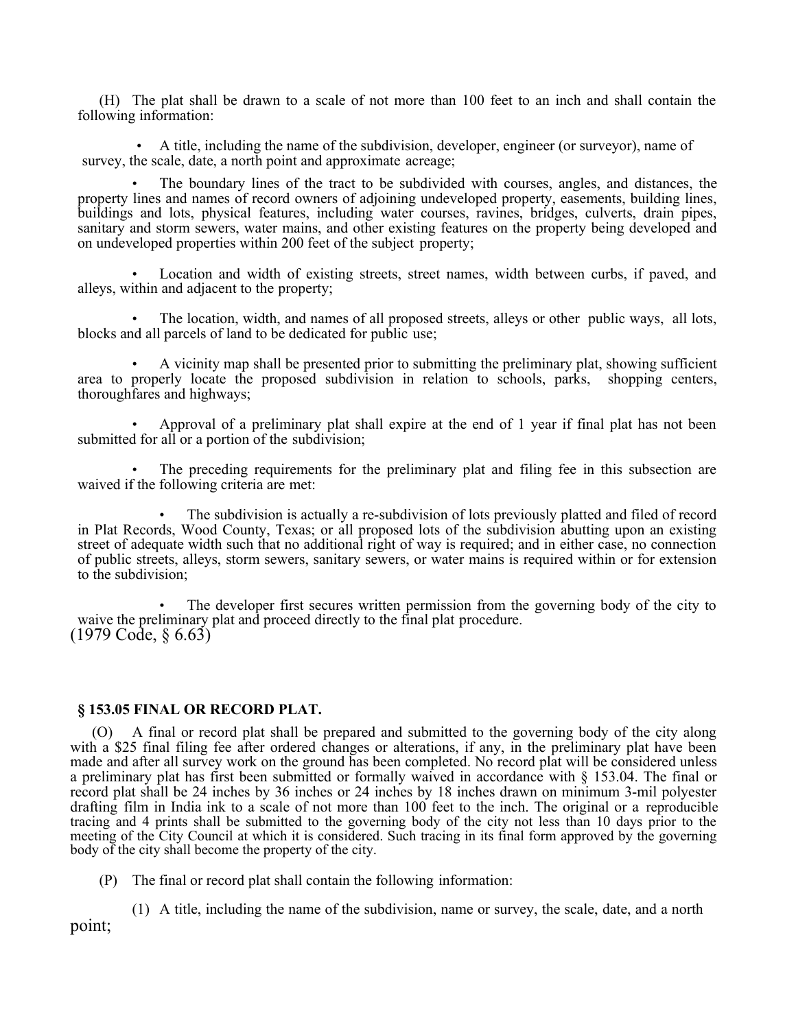(H) The plat shall be drawn to a scale of not more than 100 feet to an inch and shall contain the following information:

- A title, including the name of the subdivision, developer, engineer (or surveyor), name of survey, the scale, date, a north point and approximate acreage;
- The boundary lines of the tract to be subdivided with courses, angles, and distances, the property lines and names of record owners of adjoining undeveloped property, easements, building lines, buildings and lots, physical features, including water courses, ravines, bridges, culverts, drain pipes, sanitary and storm sewers, water mains, and other existing features on the property being developed and on undeveloped properties within 200 feet of the subject property;
- Location and width of existing streets, street names, width between curbs, if paved, and alleys, within and adjacent to the property;
- The location, width, and names of all proposed streets, alleys or other public ways, all lots, blocks and all parcels of land to be dedicated for public use;
- A vicinity map shall be presented prior to submitting the preliminary plat, showing sufficient area to properly locate the proposed subdivision in relation to schools, parks, shopping centers, thoroughfares and highways;
- Approval of a preliminary plat shall expire at the end of 1 year if final plat has not been submitted for all or a portion of the subdivision;
- The preceding requirements for the preliminary plat and filing fee in this subsection are waived if the following criteria are met:
  - The subdivision is actually a re-subdivision of lots previously platted and filed of record in Plat Records, Wood County, Texas; or all proposed lots of the subdivision abutting upon an existing street of adequate width such that no additional right of way is required; and in either case, no connection of public streets, alleys, storm sewers, sanitary sewers, or water mains is required within or for extension to the subdivision;
  - The developer first secures written permission from the governing body of the city to waive the preliminary plat and proceed directly to the final plat procedure.

(1979 Code, § 6.63)

**§ 153.05 FINAL OR RECORD PLAT.**

(O) A final or record plat shall be prepared and submitted to the governing body of the city along with a $25 final filing fee after ordered changes or alterations, if any, in the preliminary plat have been made and after all survey work on the ground has been completed. No record plat will be considered unless a preliminary plat has first been submitted or formally waived in accordance with § 153.04. The final or record plat shall be 24 inches by 36 inches or 24 inches by 18 inches drawn on minimum 3-mil polyester drafting film in India ink to a scale of not more than 100 feet to the inch. The original or a reproducible tracing and 4 prints shall be submitted to the governing body of the city not less than 10 days prior to the meeting of the City Council at which it is considered. Such tracing in its final form approved by the governing body of the city shall become the property of the city.

(P) The final or record plat shall contain the following information:

(1) A title, including the name of the subdivision, name or survey, the scale, date, and a north point;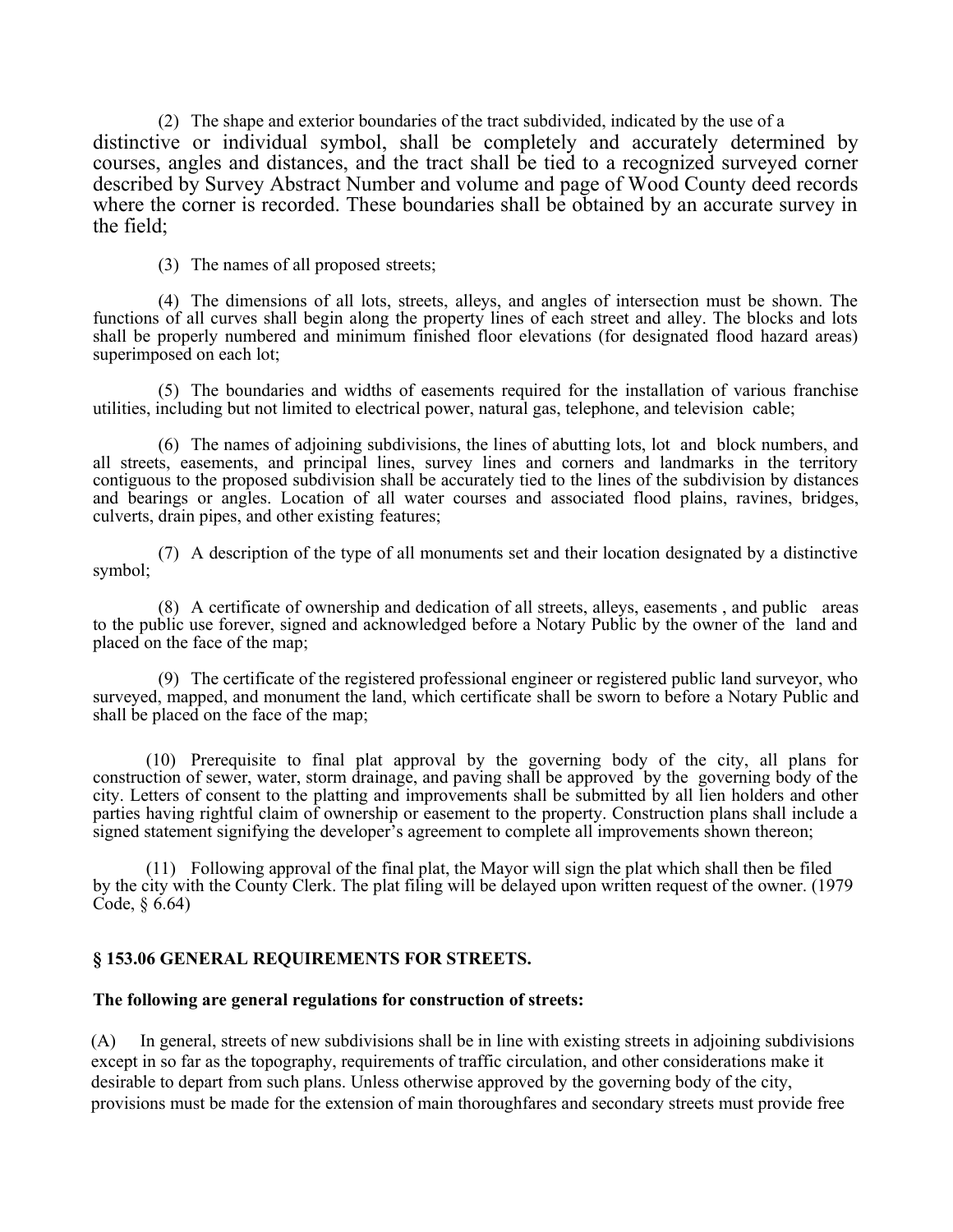(2) The shape and exterior boundaries of the tract subdivided, indicated by the use of a distinctive or individual symbol, shall be completely and accurately determined by courses, angles and distances, and the tract shall be tied to a recognized surveyed corner described by Survey Abstract Number and volume and page of Wood County deed records where the corner is recorded. These boundaries shall be obtained by an accurate survey in the field;

(3) The names of all proposed streets;

(4) The dimensions of all lots, streets, alleys, and angles of intersection must be shown. The functions of all curves shall begin along the property lines of each street and alley. The blocks and lots shall be properly numbered and minimum finished floor elevations (for designated flood hazard areas) superimposed on each lot;

(5) The boundaries and widths of easements required for the installation of various franchise utilities, including but not limited to electrical power, natural gas, telephone, and television cable;

(6) The names of adjoining subdivisions, the lines of abutting lots, lot and block numbers, and all streets, easements, and principal lines, survey lines and corners and landmarks in the territory contiguous to the proposed subdivision shall be accurately tied to the lines of the subdivision by distances and bearings or angles. Location of all water courses and associated flood plains, ravines, bridges, culverts, drain pipes, and other existing features;

(7) A description of the type of all monuments set and their location designated by a distinctive symbol;

(8) A certificate of ownership and dedication of all streets, alleys, easements , and public areas to the public use forever, signed and acknowledged before a Notary Public by the owner of the land and placed on the face of the map;

(9) The certificate of the registered professional engineer or registered public land surveyor, who surveyed, mapped, and monument the land, which certificate shall be sworn to before a Notary Public and shall be placed on the face of the map;

(10) Prerequisite to final plat approval by the governing body of the city, all plans for construction of sewer, water, storm drainage, and paving shall be approved by the governing body of the city. Letters of consent to the platting and improvements shall be submitted by all lien holders and other parties having rightful claim of ownership or easement to the property. Construction plans shall include a signed statement signifying the developer's agreement to complete all improvements shown thereon;

(11) Following approval of the final plat, the Mayor will sign the plat which shall then be filed by the city with the County Clerk. The plat filing will be delayed upon written request of the owner. (1979 Code, § 6.64)

### § 153.06 GENERAL REQUIREMENTS FOR STREETS.

**The following are general regulations for construction of streets:**

(A) In general, streets of new subdivisions shall be in line with existing streets in adjoining subdivisions except in so far as the topography, requirements of traffic circulation, and other considerations make it desirable to depart from such plans. Unless otherwise approved by the governing body of the city, provisions must be made for the extension of main thoroughfares and secondary streets must provide free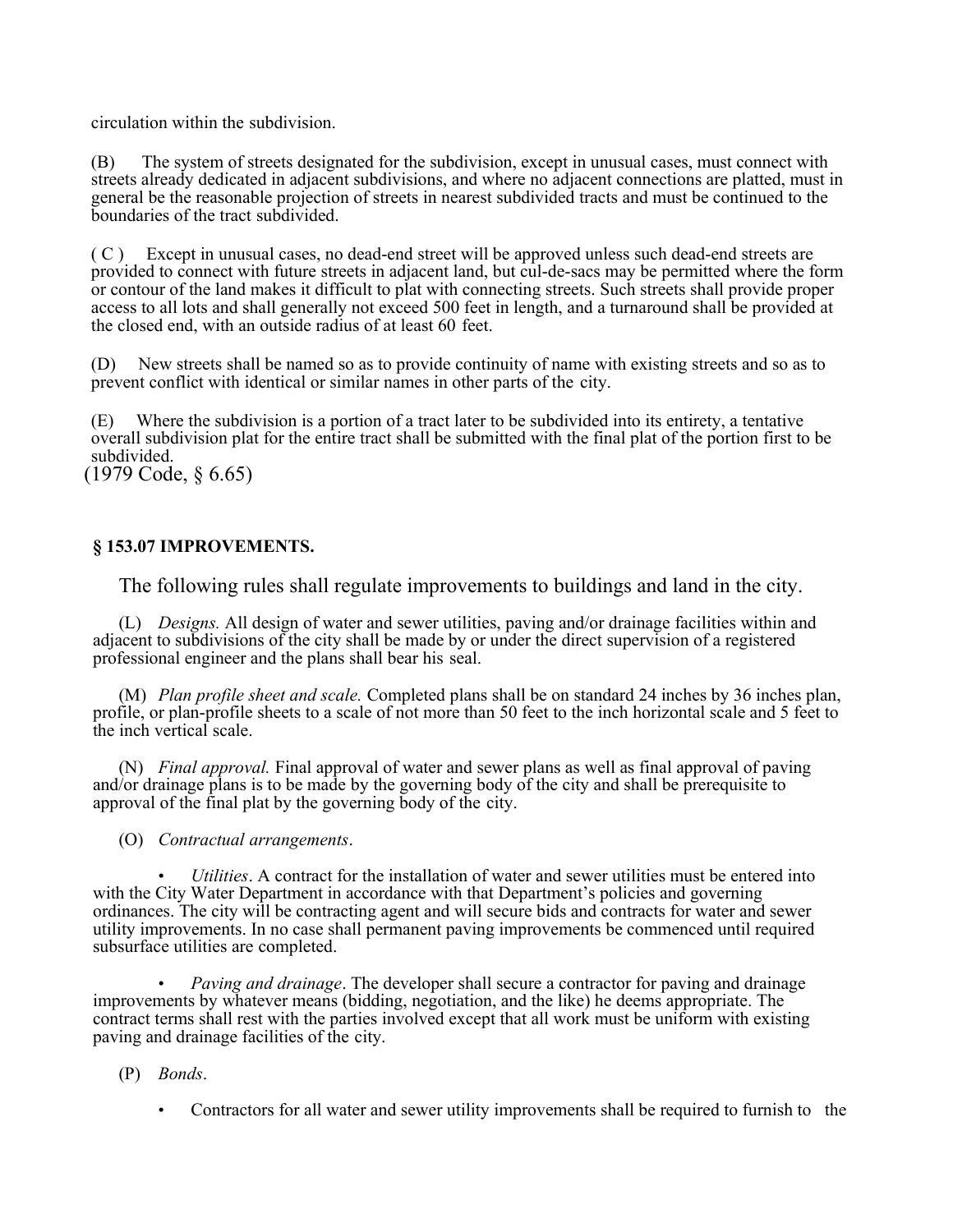circulation within the subdivision.

(B) The system of streets designated for the subdivision, except in unusual cases, must connect with streets already dedicated in adjacent subdivisions, and where no adjacent connections are platted, must in general be the reasonable projection of streets in nearest subdivided tracts and must be continued to the boundaries of the tract subdivided.

( C ) Except in unusual cases, no dead-end street will be approved unless such dead-end streets are provided to connect with future streets in adjacent land, but cul-de-sacs may be permitted where the form or contour of the land makes it difficult to plat with connecting streets. Such streets shall provide proper access to all lots and shall generally not exceed 500 feet in length, and a turnaround shall be provided at the closed end, with an outside radius of at least 60 feet.

(D) New streets shall be named so as to provide continuity of name with existing streets and so as to prevent conflict with identical or similar names in other parts of the city.

(E) Where the subdivision is a portion of a tract later to be subdivided into its entirety, a tentative overall subdivision plat for the entire tract shall be submitted with the final plat of the portion first to be subdivided.

(1979 Code, § 6.65)

**§ 153.07 IMPROVEMENTS.**

The following rules shall regulate improvements to buildings and land in the city.

(L) *Designs.* All design of water and sewer utilities, paving and/or drainage facilities within and adjacent to subdivisions of the city shall be made by or under the direct supervision of a registered professional engineer and the plans shall bear his seal.

(M) *Plan profile sheet and scale.* Completed plans shall be on standard 24 inches by 36 inches plan, profile, or plan-profile sheets to a scale of not more than 50 feet to the inch horizontal scale and 5 feet to the inch vertical scale.

(N) *Final approval.* Final approval of water and sewer plans as well as final approval of paving and/or drainage plans is to be made by the governing body of the city and shall be prerequisite to approval of the final plat by the governing body of the city.

(O) *Contractual arrangements*.

- *Utilities*. A contract for the installation of water and sewer utilities must be entered into with the City Water Department in accordance with that Department's policies and governing ordinances. The city will be contracting agent and will secure bids and contracts for water and sewer utility improvements. In no case shall permanent paving improvements be commenced until required subsurface utilities are completed.

- *Paving and drainage*. The developer shall secure a contractor for paving and drainage improvements by whatever means (bidding, negotiation, and the like) he deems appropriate. The contract terms shall rest with the parties involved except that all work must be uniform with existing paving and drainage facilities of the city.

(P) *Bonds*.

- Contractors for all water and sewer utility improvements shall be required to furnish to the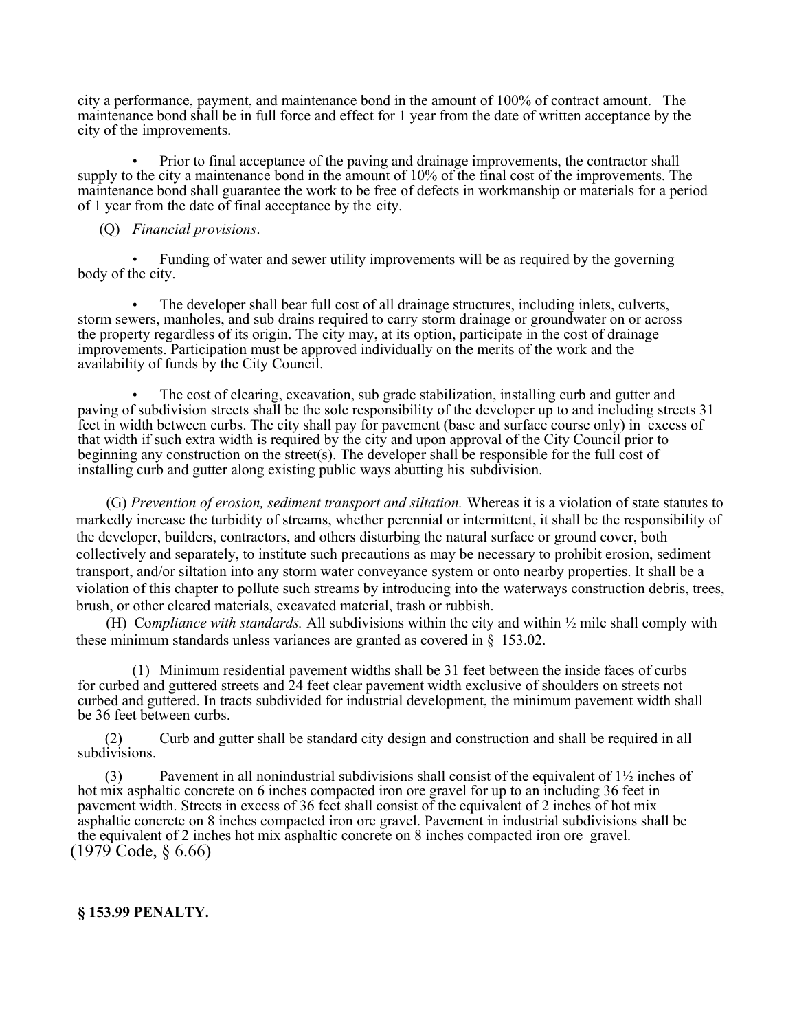city a performance, payment, and maintenance bond in the amount of 100% of contract amount. The maintenance bond shall be in full force and effect for 1 year from the date of written acceptance by the city of the improvements.

- Prior to final acceptance of the paving and drainage improvements, the contractor shall supply to the city a maintenance bond in the amount of 10% of the final cost of the improvements. The maintenance bond shall guarantee the work to be free of defects in workmanship or materials for a period of 1 year from the date of final acceptance by the city.

(Q) *Financial provisions*.

- Funding of water and sewer utility improvements will be as required by the governing body of the city.

- The developer shall bear full cost of all drainage structures, including inlets, culverts, storm sewers, manholes, and sub drains required to carry storm drainage or groundwater on or across the property regardless of its origin. The city may, at its option, participate in the cost of drainage improvements. Participation must be approved individually on the merits of the work and the availability of funds by the City Council.

- The cost of clearing, excavation, sub grade stabilization, installing curb and gutter and paving of subdivision streets shall be the sole responsibility of the developer up to and including streets 31 feet in width between curbs. The city shall pay for pavement (base and surface course only) in excess of that width if such extra width is required by the city and upon approval of the City Council prior to beginning any construction on the street(s). The developer shall be responsible for the full cost of installing curb and gutter along existing public ways abutting his subdivision.

(G) *Prevention of erosion, sediment transport and siltation.* Whereas it is a violation of state statutes to markedly increase the turbidity of streams, whether perennial or intermittent, it shall be the responsibility of the developer, builders, contractors, and others disturbing the natural surface or ground cover, both collectively and separately, to institute such precautions as may be necessary to prohibit erosion, sediment transport, and/or siltation into any storm water conveyance system or onto nearby properties. It shall be a violation of this chapter to pollute such streams by introducing into the waterways construction debris, trees, brush, or other cleared materials, excavated material, trash or rubbish.

(H) Co*mpliance with standards.* All subdivisions within the city and within ½ mile shall comply with these minimum standards unless variances are granted as covered in § 153.02.

(1) Minimum residential pavement widths shall be 31 feet between the inside faces of curbs for curbed and guttered streets and 24 feet clear pavement width exclusive of shoulders on streets not curbed and guttered. In tracts subdivided for industrial development, the minimum pavement width shall be 36 feet between curbs.

(2) Curb and gutter shall be standard city design and construction and shall be required in all subdivisions.

(3) Pavement in all nonindustrial subdivisions shall consist of the equivalent of 1½ inches of hot mix asphaltic concrete on 6 inches compacted iron ore gravel for up to an including 36 feet in pavement width. Streets in excess of 36 feet shall consist of the equivalent of 2 inches of hot mix asphaltic concrete on 8 inches compacted iron ore gravel. Pavement in industrial subdivisions shall be the equivalent of 2 inches hot mix asphaltic concrete on 8 inches compacted iron ore gravel.

(1979 Code, § 6.66)

**§ 153.99 PENALTY.**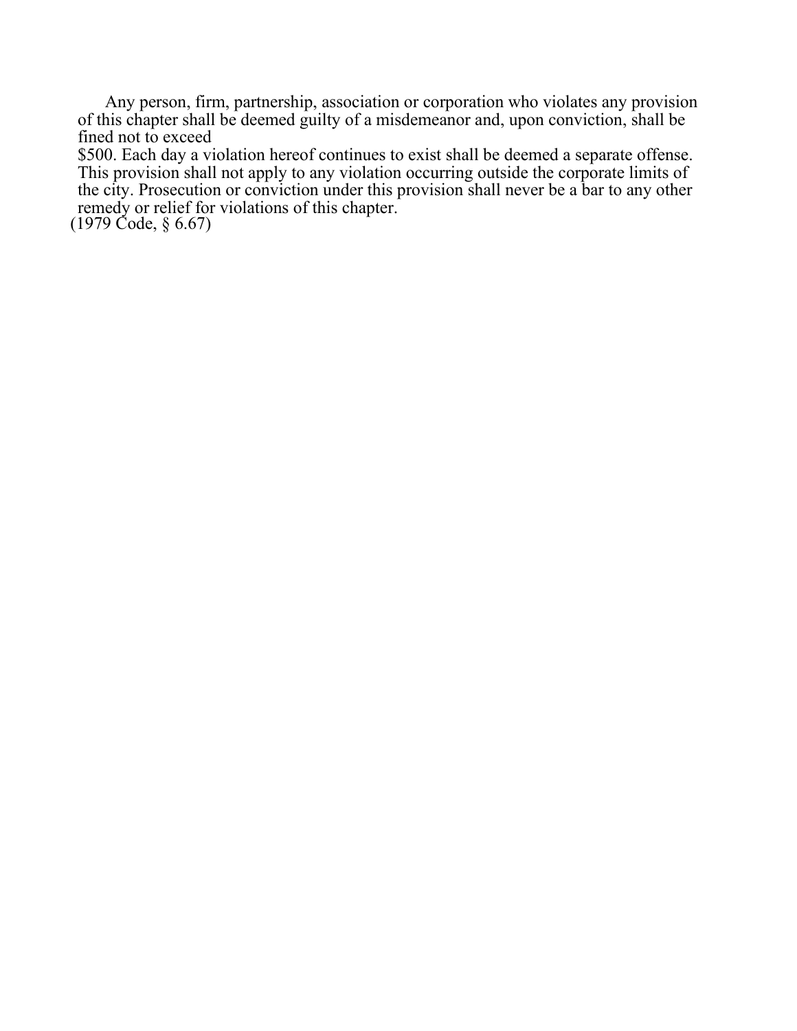Any person, firm, partnership, association or corporation who violates any provision of this chapter shall be deemed guilty of a misdemeanor and, upon conviction, shall be fined not to exceed $500. Each day a violation hereof continues to exist shall be deemed a separate offense. This provision shall not apply to any violation occurring outside the corporate limits of the city. Prosecution or conviction under this provision shall never be a bar to any other remedy or relief for violations of this chapter.

(1979 Code, § 6.67)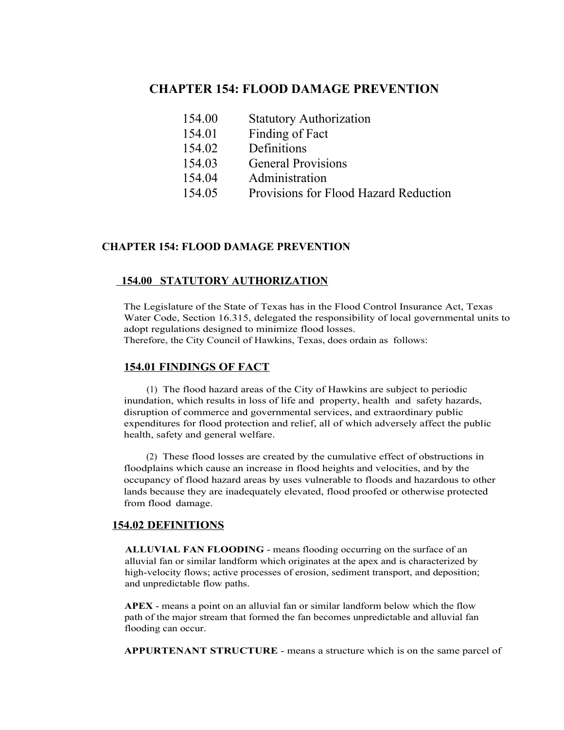# CHAPTER 154: FLOOD DAMAGE PREVENTION

154.00 Statutory Authorization
154.01 Finding of Fact
154.02 Definitions
154.03 General Provisions
154.04 Administration
154.05 Provisions for Flood Hazard Reduction

## CHAPTER 154: FLOOD DAMAGE PREVENTION

### 154.00 STATUTORY AUTHORIZATION

The Legislature of the State of Texas has in the Flood Control Insurance Act, Texas Water Code, Section 16.315, delegated the responsibility of local governmental units to adopt regulations designed to minimize flood losses.
Therefore, the City Council of Hawkins, Texas, does ordain as follows:

### 154.01 FINDINGS OF FACT

(1) The flood hazard areas of the City of Hawkins are subject to periodic inundation, which results in loss of life and property, health and safety hazards, disruption of commerce and governmental services, and extraordinary public expenditures for flood protection and relief, all of which adversely affect the public health, safety and general welfare.

(2) These flood losses are created by the cumulative effect of obstructions in floodplains which cause an increase in flood heights and velocities, and by the occupancy of flood hazard areas by uses vulnerable to floods and hazardous to other lands because they are inadequately elevated, flood proofed or otherwise protected from flood damage.

### 154.02 DEFINITIONS

**ALLUVIAL FAN FLOODING** - means flooding occurring on the surface of an alluvial fan or similar landform which originates at the apex and is characterized by high-velocity flows; active processes of erosion, sediment transport, and deposition; and unpredictable flow paths.

**APEX** - means a point on an alluvial fan or similar landform below which the flow path of the major stream that formed the fan becomes unpredictable and alluvial fan flooding can occur.

**APPURTENANT STRUCTURE** - means a structure which is on the same parcel of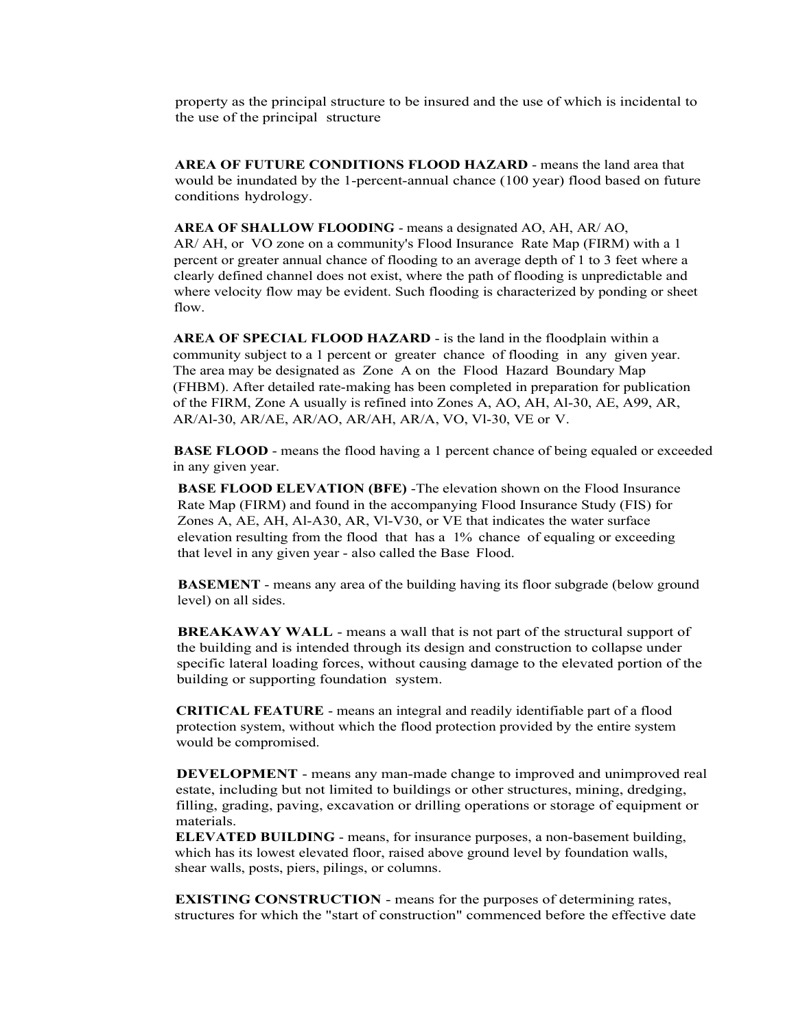property as the principal structure to be insured and the use of which is incidental to the use of the principal structure

**AREA OF FUTURE CONDITIONS FLOOD HAZARD** - means the land area that would be inundated by the 1-percent-annual chance (100 year) flood based on future conditions hydrology.

**AREA OF SHALLOW FLOODING** - means a designated AO, AH, AR/ AO, AR/ AH, or VO zone on a community's Flood Insurance Rate Map (FIRM) with a 1 percent or greater annual chance of flooding to an average depth of 1 to 3 feet where a clearly defined channel does not exist, where the path of flooding is unpredictable and where velocity flow may be evident. Such flooding is characterized by ponding or sheet flow.

**AREA OF SPECIAL FLOOD HAZARD** - is the land in the floodplain within a community subject to a 1 percent or greater chance of flooding in any given year. The area may be designated as Zone A on the Flood Hazard Boundary Map (FHBM). After detailed rate-making has been completed in preparation for publication of the FIRM, Zone A usually is refined into Zones A, AO, AH, Al-30, AE, A99, AR, AR/Al-30, AR/AE, AR/AO, AR/AH, AR/A, VO, Vl-30, VE or V.

**BASE FLOOD** - means the flood having a 1 percent chance of being equaled or exceeded in any given year.

**BASE FLOOD ELEVATION (BFE)** -The elevation shown on the Flood Insurance Rate Map (FIRM) and found in the accompanying Flood Insurance Study (FIS) for Zones A, AE, AH, Al-A30, AR, Vl-V30, or VE that indicates the water surface elevation resulting from the flood that has a 1% chance of equaling or exceeding that level in any given year - also called the Base Flood.

**BASEMENT** - means any area of the building having its floor subgrade (below ground level) on all sides.

**BREAKAWAY WALL** - means a wall that is not part of the structural support of the building and is intended through its design and construction to collapse under specific lateral loading forces, without causing damage to the elevated portion of the building or supporting foundation system.

**CRITICAL FEATURE** - means an integral and readily identifiable part of a flood protection system, without which the flood protection provided by the entire system would be compromised.

**DEVELOPMENT** - means any man-made change to improved and unimproved real estate, including but not limited to buildings or other structures, mining, dredging, filling, grading, paving, excavation or drilling operations or storage of equipment or materials.

**ELEVATED BUILDING** - means, for insurance purposes, a non-basement building, which has its lowest elevated floor, raised above ground level by foundation walls, shear walls, posts, piers, pilings, or columns.

**EXISTING CONSTRUCTION** - means for the purposes of determining rates, structures for which the "start of construction" commenced before the effective date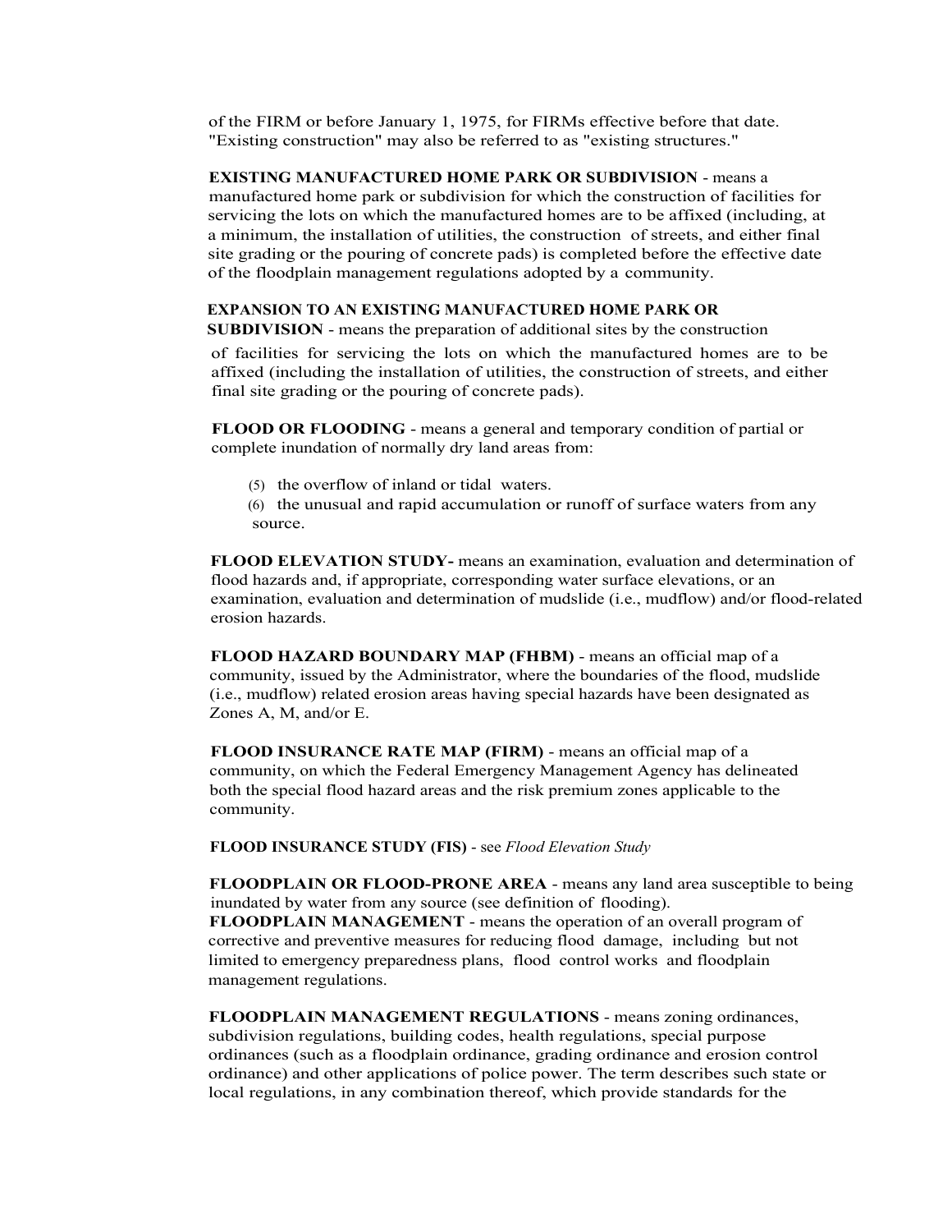of the FIRM or before January 1, 1975, for FIRMs effective before that date. "Existing construction" may also be referred to as "existing structures."

**EXISTING MANUFACTURED HOME PARK OR SUBDIVISION** - means a manufactured home park or subdivision for which the construction of facilities for servicing the lots on which the manufactured homes are to be affixed (including, at a minimum, the installation of utilities, the construction of streets, and either final site grading or the pouring of concrete pads) is completed before the effective date of the floodplain management regulations adopted by a community.

**EXPANSION TO AN EXISTING MANUFACTURED HOME PARK OR SUBDIVISION** - means the preparation of additional sites by the construction of facilities for servicing the lots on which the manufactured homes are to be affixed (including the installation of utilities, the construction of streets, and either final site grading or the pouring of concrete pads).

**FLOOD OR FLOODING** - means a general and temporary condition of partial or complete inundation of normally dry land areas from:

(5) the overflow of inland or tidal waters.
(6) the unusual and rapid accumulation or runoff of surface waters from any source.

**FLOOD ELEVATION STUDY-** means an examination, evaluation and determination of flood hazards and, if appropriate, corresponding water surface elevations, or an examination, evaluation and determination of mudslide (i.e., mudflow) and/or flood-related erosion hazards.

**FLOOD HAZARD BOUNDARY MAP (FHBM)** - means an official map of a community, issued by the Administrator, where the boundaries of the flood, mudslide (i.e., mudflow) related erosion areas having special hazards have been designated as Zones A, M, and/or E.

**FLOOD INSURANCE RATE MAP (FIRM)** - means an official map of a community, on which the Federal Emergency Management Agency has delineated both the special flood hazard areas and the risk premium zones applicable to the community.

**FLOOD INSURANCE STUDY (FIS)** - see *Flood Elevation Study*

**FLOODPLAIN OR FLOOD-PRONE AREA** - means any land area susceptible to being inundated by water from any source (see definition of flooding).

**FLOODPLAIN MANAGEMENT** - means the operation of an overall program of corrective and preventive measures for reducing flood damage, including but not limited to emergency preparedness plans, flood control works and floodplain management regulations.

**FLOODPLAIN MANAGEMENT REGULATIONS** - means zoning ordinances, subdivision regulations, building codes, health regulations, special purpose ordinances (such as a floodplain ordinance, grading ordinance and erosion control ordinance) and other applications of police power. The term describes such state or local regulations, in any combination thereof, which provide standards for the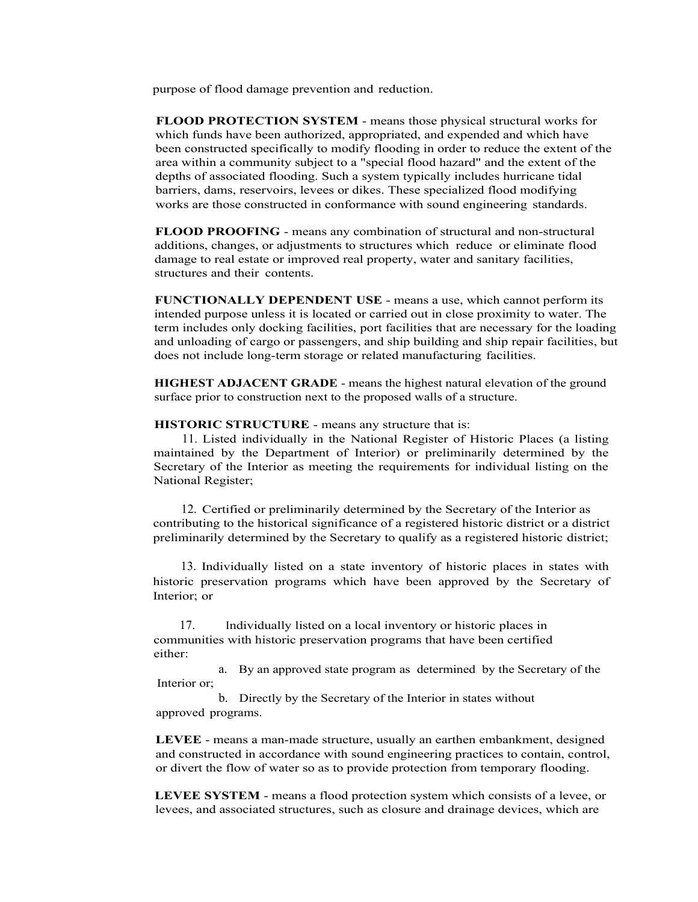purpose of flood damage prevention and reduction.

**FLOOD PROTECTION SYSTEM** - means those physical structural works for which funds have been authorized, appropriated, and expended and which have been constructed specifically to modify flooding in order to reduce the extent of the area within a community subject to a "special flood hazard" and the extent of the depths of associated flooding. Such a system typically includes hurricane tidal barriers, dams, reservoirs, levees or dikes. These specialized flood modifying works are those constructed in conformance with sound engineering standards.

**FLOOD PROOFING** - means any combination of structural and non-structural additions, changes, or adjustments to structures which reduce or eliminate flood damage to real estate or improved real property, water and sanitary facilities, structures and their contents.

**FUNCTIONALLY DEPENDENT USE** - means a use, which cannot perform its intended purpose unless it is located or carried out in close proximity to water. The term includes only docking facilities, port facilities that are necessary for the loading and unloading of cargo or passengers, and ship building and ship repair facilities, but does not include long-term storage or related manufacturing facilities.

**HIGHEST ADJACENT GRADE** - means the highest natural elevation of the ground surface prior to construction next to the proposed walls of a structure.

**HISTORIC STRUCTURE** - means any structure that is:

11. Listed individually in the National Register of Historic Places (a listing maintained by the Department of Interior) or preliminarily determined by the Secretary of the Interior as meeting the requirements for individual listing on the National Register;

12. Certified or preliminarily determined by the Secretary of the Interior as contributing to the historical significance of a registered historic district or a district preliminarily determined by the Secretary to qualify as a registered historic district;

13. Individually listed on a state inventory of historic places in states with historic preservation programs which have been approved by the Secretary of Interior; or

17. Individually listed on a local inventory or historic places in communities with historic preservation programs that have been certified either:

  a. By an approved state program as determined by the Secretary of the Interior or;

  b. Directly by the Secretary of the Interior in states without approved programs.

**LEVEE** - means a man-made structure, usually an earthen embankment, designed and constructed in accordance with sound engineering practices to contain, control, or divert the flow of water so as to provide protection from temporary flooding.

**LEVEE SYSTEM** - means a flood protection system which consists of a levee, or levees, and associated structures, such as closure and drainage devices, which are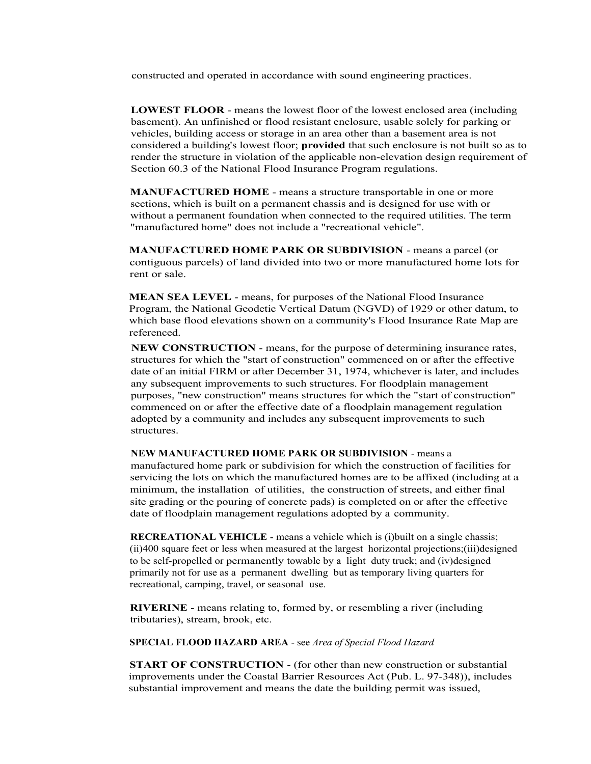constructed and operated in accordance with sound engineering practices.

**LOWEST FLOOR** - means the lowest floor of the lowest enclosed area (including basement). An unfinished or flood resistant enclosure, usable solely for parking or vehicles, building access or storage in an area other than a basement area is not considered a building's lowest floor; **provided** that such enclosure is not built so as to render the structure in violation of the applicable non-elevation design requirement of Section 60.3 of the National Flood Insurance Program regulations.

**MANUFACTURED HOME** - means a structure transportable in one or more sections, which is built on a permanent chassis and is designed for use with or without a permanent foundation when connected to the required utilities. The term "manufactured home" does not include a "recreational vehicle".

**MANUFACTURED HOME PARK OR SUBDIVISION** - means a parcel (or contiguous parcels) of land divided into two or more manufactured home lots for rent or sale.

**MEAN SEA LEVEL** - means, for purposes of the National Flood Insurance Program, the National Geodetic Vertical Datum (NGVD) of 1929 or other datum, to which base flood elevations shown on a community's Flood Insurance Rate Map are referenced.

**NEW CONSTRUCTION** - means, for the purpose of determining insurance rates, structures for which the "start of construction" commenced on or after the effective date of an initial FIRM or after December 31, 1974, whichever is later, and includes any subsequent improvements to such structures. For floodplain management purposes, "new construction" means structures for which the "start of construction" commenced on or after the effective date of a floodplain management regulation adopted by a community and includes any subsequent improvements to such structures.

**NEW MANUFACTURED HOME PARK OR SUBDIVISION** - means a manufactured home park or subdivision for which the construction of facilities for servicing the lots on which the manufactured homes are to be affixed (including at a minimum, the installation of utilities, the construction of streets, and either final site grading or the pouring of concrete pads) is completed on or after the effective date of floodplain management regulations adopted by a community.

**RECREATIONAL VEHICLE** - means a vehicle which is (i)built on a single chassis; (ii)400 square feet or less when measured at the largest horizontal projections;(iii)designed to be self-propelled or permanently towable by a light duty truck; and (iv)designed primarily not for use as a permanent dwelling but as temporary living quarters for recreational, camping, travel, or seasonal use.

**RIVERINE** - means relating to, formed by, or resembling a river (including tributaries), stream, brook, etc.

**SPECIAL FLOOD HAZARD AREA** - see *Area of Special Flood Hazard*

**START OF CONSTRUCTION** - (for other than new construction or substantial improvements under the Coastal Barrier Resources Act (Pub. L. 97-348)), includes substantial improvement and means the date the building permit was issued,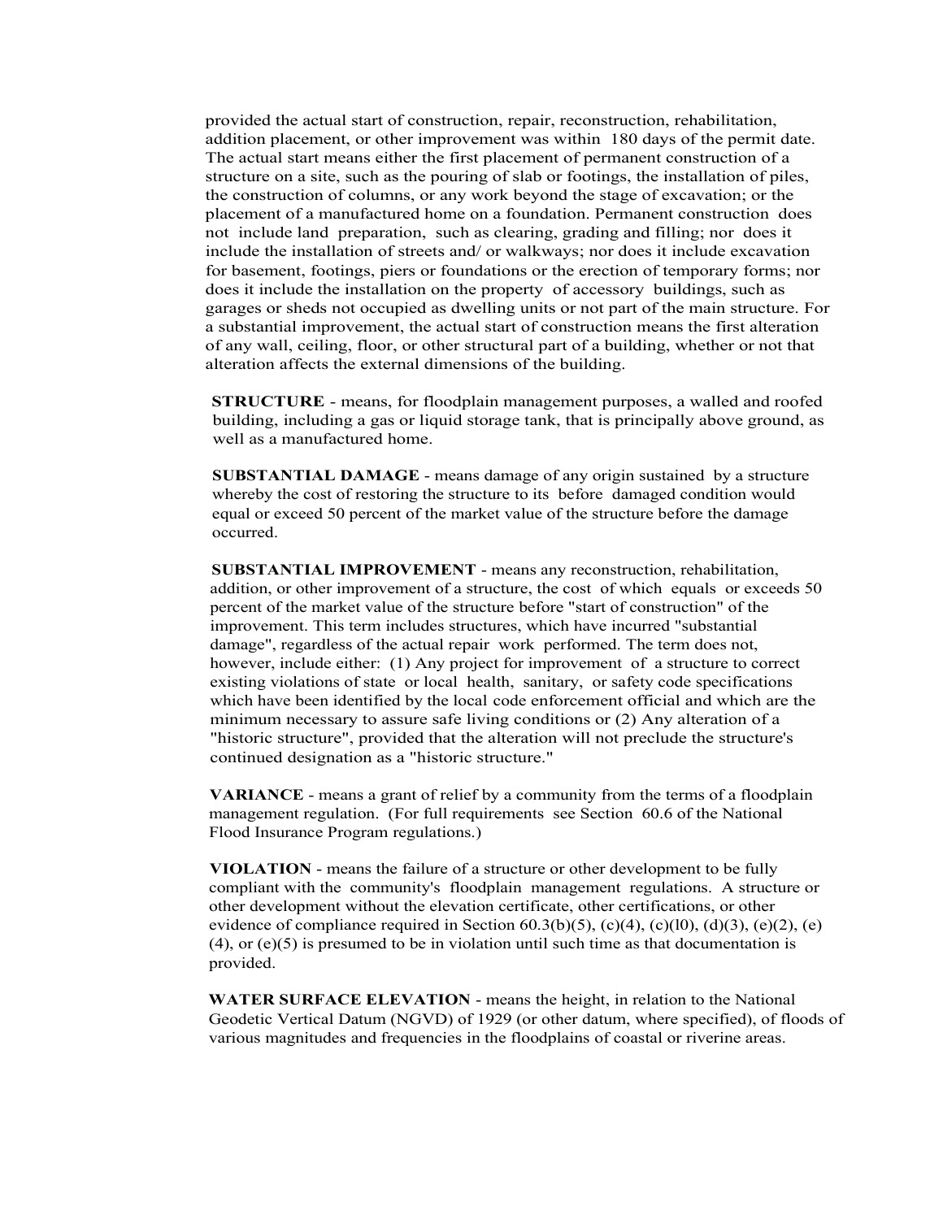provided the actual start of construction, repair, reconstruction, rehabilitation, addition placement, or other improvement was within 180 days of the permit date. The actual start means either the first placement of permanent construction of a structure on a site, such as the pouring of slab or footings, the installation of piles, the construction of columns, or any work beyond the stage of excavation; or the placement of a manufactured home on a foundation. Permanent construction does not include land preparation, such as clearing, grading and filling; nor does it include the installation of streets and/ or walkways; nor does it include excavation for basement, footings, piers or foundations or the erection of temporary forms; nor does it include the installation on the property of accessory buildings, such as garages or sheds not occupied as dwelling units or not part of the main structure. For a substantial improvement, the actual start of construction means the first alteration of any wall, ceiling, floor, or other structural part of a building, whether or not that alteration affects the external dimensions of the building.

**STRUCTURE** - means, for floodplain management purposes, a walled and roofed building, including a gas or liquid storage tank, that is principally above ground, as well as a manufactured home.

**SUBSTANTIAL DAMAGE** - means damage of any origin sustained by a structure whereby the cost of restoring the structure to its before damaged condition would equal or exceed 50 percent of the market value of the structure before the damage occurred.

**SUBSTANTIAL IMPROVEMENT** - means any reconstruction, rehabilitation, addition, or other improvement of a structure, the cost of which equals or exceeds 50 percent of the market value of the structure before "start of construction" of the improvement. This term includes structures, which have incurred "substantial damage", regardless of the actual repair work performed. The term does not, however, include either: (1) Any project for improvement of a structure to correct existing violations of state or local health, sanitary, or safety code specifications which have been identified by the local code enforcement official and which are the minimum necessary to assure safe living conditions or (2) Any alteration of a "historic structure", provided that the alteration will not preclude the structure's continued designation as a "historic structure."

**VARIANCE** - means a grant of relief by a community from the terms of a floodplain management regulation. (For full requirements see Section 60.6 of the National Flood Insurance Program regulations.)

**VIOLATION** - means the failure of a structure or other development to be fully compliant with the community's floodplain management regulations. A structure or other development without the elevation certificate, other certifications, or other evidence of compliance required in Section 60.3(b)(5), (c)(4), (c)(l0), (d)(3), (e)(2), (e)(4), or (e)(5) is presumed to be in violation until such time as that documentation is provided.

**WATER SURFACE ELEVATION** - means the height, in relation to the National Geodetic Vertical Datum (NGVD) of 1929 (or other datum, where specified), of floods of various magnitudes and frequencies in the floodplains of coastal or riverine areas.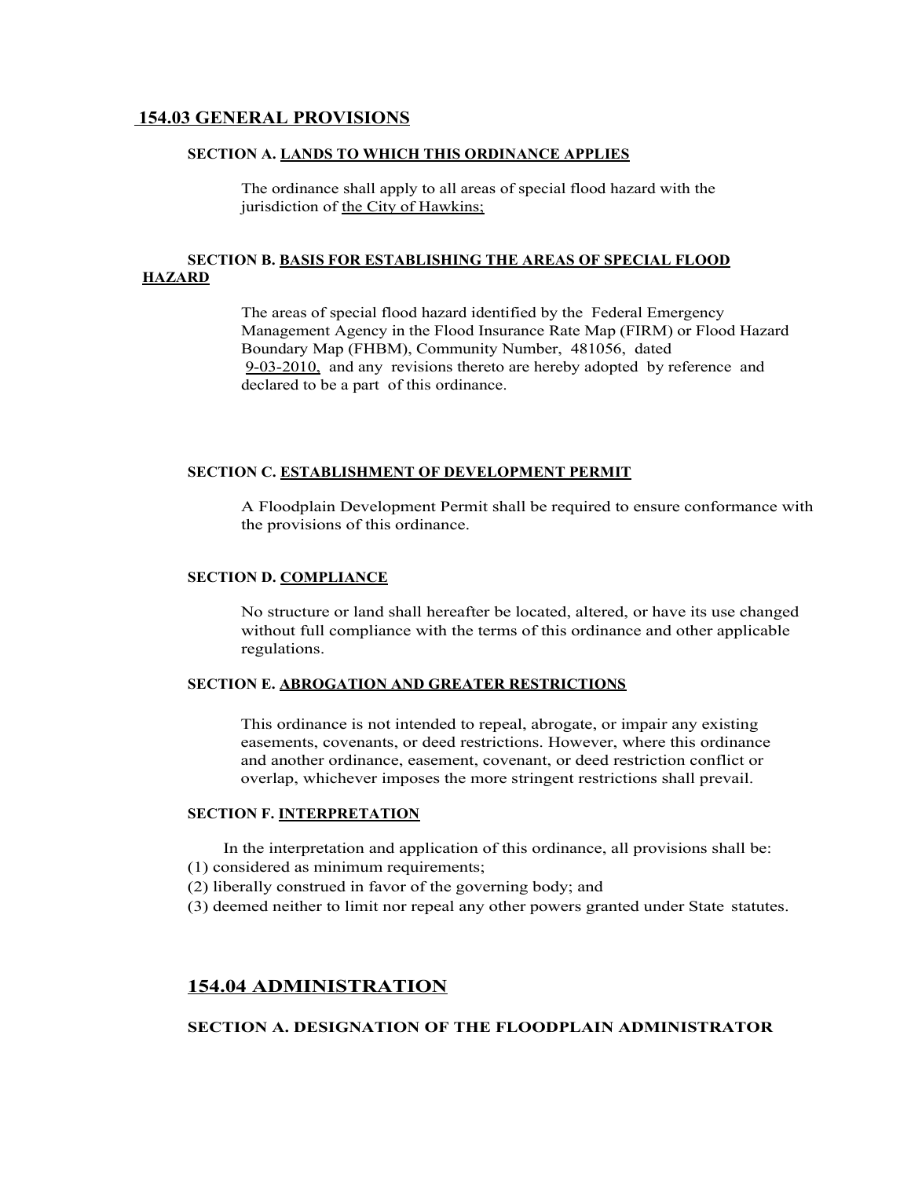## 154.03 GENERAL PROVISIONS

### SECTION A. LANDS TO WHICH THIS ORDINANCE APPLIES

The ordinance shall apply to all areas of special flood hazard with the jurisdiction of the City of Hawkins;

### SECTION B. BASIS FOR ESTABLISHING THE AREAS OF SPECIAL FLOOD HAZARD

The areas of special flood hazard identified by the Federal Emergency Management Agency in the Flood Insurance Rate Map (FIRM) or Flood Hazard Boundary Map (FHBM), Community Number, 481056, dated 9-03-2010, and any revisions thereto are hereby adopted by reference and declared to be a part of this ordinance.

### SECTION C. ESTABLISHMENT OF DEVELOPMENT PERMIT

A Floodplain Development Permit shall be required to ensure conformance with the provisions of this ordinance.

### SECTION D. COMPLIANCE

No structure or land shall hereafter be located, altered, or have its use changed without full compliance with the terms of this ordinance and other applicable regulations.

### SECTION E. ABROGATION AND GREATER RESTRICTIONS

This ordinance is not intended to repeal, abrogate, or impair any existing easements, covenants, or deed restrictions. However, where this ordinance and another ordinance, easement, covenant, or deed restriction conflict or overlap, whichever imposes the more stringent restrictions shall prevail.

### SECTION F. INTERPRETATION

In the interpretation and application of this ordinance, all provisions shall be:

(1) considered as minimum requirements;
(2) liberally construed in favor of the governing body; and
(3) deemed neither to limit nor repeal any other powers granted under State statutes.

## 154.04 ADMINISTRATION

### SECTION A. DESIGNATION OF THE FLOODPLAIN ADMINISTRATOR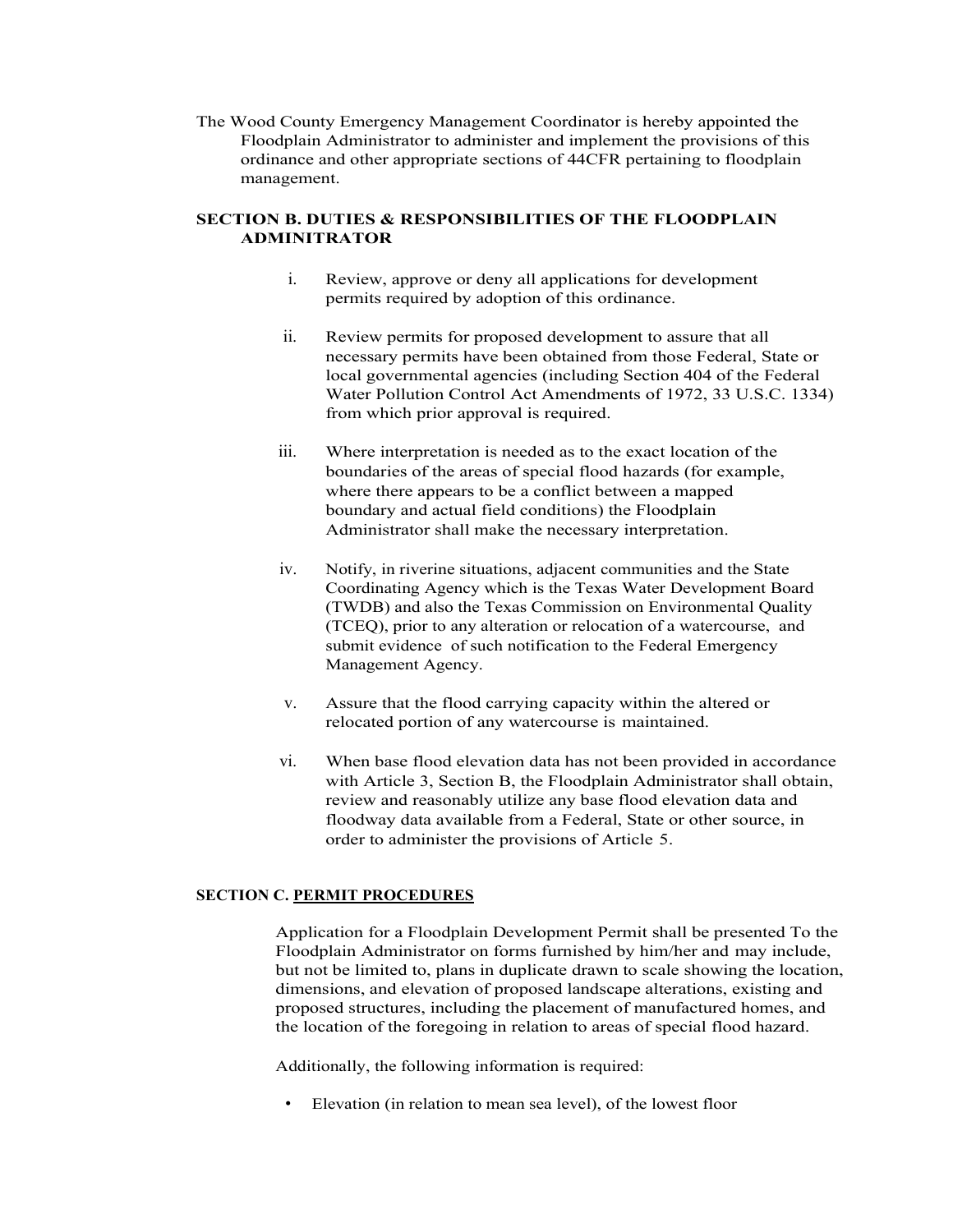The Wood County Emergency Management Coordinator is hereby appointed the Floodplain Administrator to administer and implement the provisions of this ordinance and other appropriate sections of 44CFR pertaining to floodplain management.

**SECTION B. DUTIES & RESPONSIBILITIES OF THE FLOODPLAIN ADMINITRATOR**

i. Review, approve or deny all applications for development permits required by adoption of this ordinance.

ii. Review permits for proposed development to assure that all necessary permits have been obtained from those Federal, State or local governmental agencies (including Section 404 of the Federal Water Pollution Control Act Amendments of 1972, 33 U.S.C. 1334) from which prior approval is required.

iii. Where interpretation is needed as to the exact location of the boundaries of the areas of special flood hazards (for example, where there appears to be a conflict between a mapped boundary and actual field conditions) the Floodplain Administrator shall make the necessary interpretation.

iv. Notify, in riverine situations, adjacent communities and the State Coordinating Agency which is the Texas Water Development Board (TWDB) and also the Texas Commission on Environmental Quality (TCEQ), prior to any alteration or relocation of a watercourse, and submit evidence of such notification to the Federal Emergency Management Agency.

v. Assure that the flood carrying capacity within the altered or relocated portion of any watercourse is maintained.

vi. When base flood elevation data has not been provided in accordance with Article 3, Section B, the Floodplain Administrator shall obtain, review and reasonably utilize any base flood elevation data and floodway data available from a Federal, State or other source, in order to administer the provisions of Article 5.

**SECTION C. <u>PERMIT PROCEDURES</u>**

Application for a Floodplain Development Permit shall be presented To the Floodplain Administrator on forms furnished by him/her and may include, but not be limited to, plans in duplicate drawn to scale showing the location, dimensions, and elevation of proposed landscape alterations, existing and proposed structures, including the placement of manufactured homes, and the location of the foregoing in relation to areas of special flood hazard.

Additionally, the following information is required:

- Elevation (in relation to mean sea level), of the lowest floor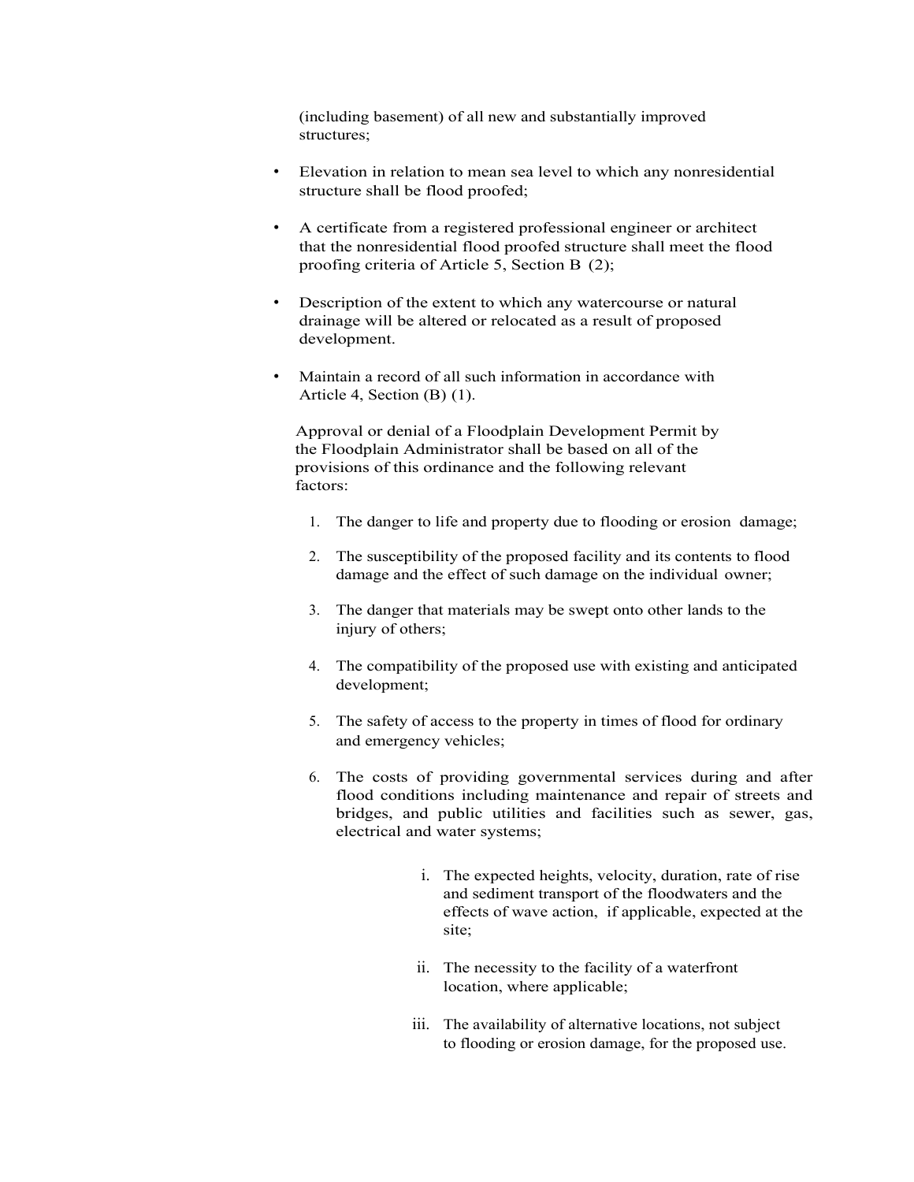(including basement) of all new and substantially improved structures;

- Elevation in relation to mean sea level to which any nonresidential structure shall be flood proofed;

- A certificate from a registered professional engineer or architect that the nonresidential flood proofed structure shall meet the flood proofing criteria of Article 5, Section B (2);

- Description of the extent to which any watercourse or natural drainage will be altered or relocated as a result of proposed development.

- Maintain a record of all such information in accordance with Article 4, Section (B) (1).

Approval or denial of a Floodplain Development Permit by the Floodplain Administrator shall be based on all of the provisions of this ordinance and the following relevant factors:

1. The danger to life and property due to flooding or erosion damage;

2. The susceptibility of the proposed facility and its contents to flood damage and the effect of such damage on the individual owner;

3. The danger that materials may be swept onto other lands to the injury of others;

4. The compatibility of the proposed use with existing and anticipated development;

5. The safety of access to the property in times of flood for ordinary and emergency vehicles;

6. The costs of providing governmental services during and after flood conditions including maintenance and repair of streets and bridges, and public utilities and facilities such as sewer, gas, electrical and water systems;

   i. The expected heights, velocity, duration, rate of rise and sediment transport of the floodwaters and the effects of wave action, if applicable, expected at the site;

   ii. The necessity to the facility of a waterfront location, where applicable;

   iii. The availability of alternative locations, not subject to flooding or erosion damage, for the proposed use.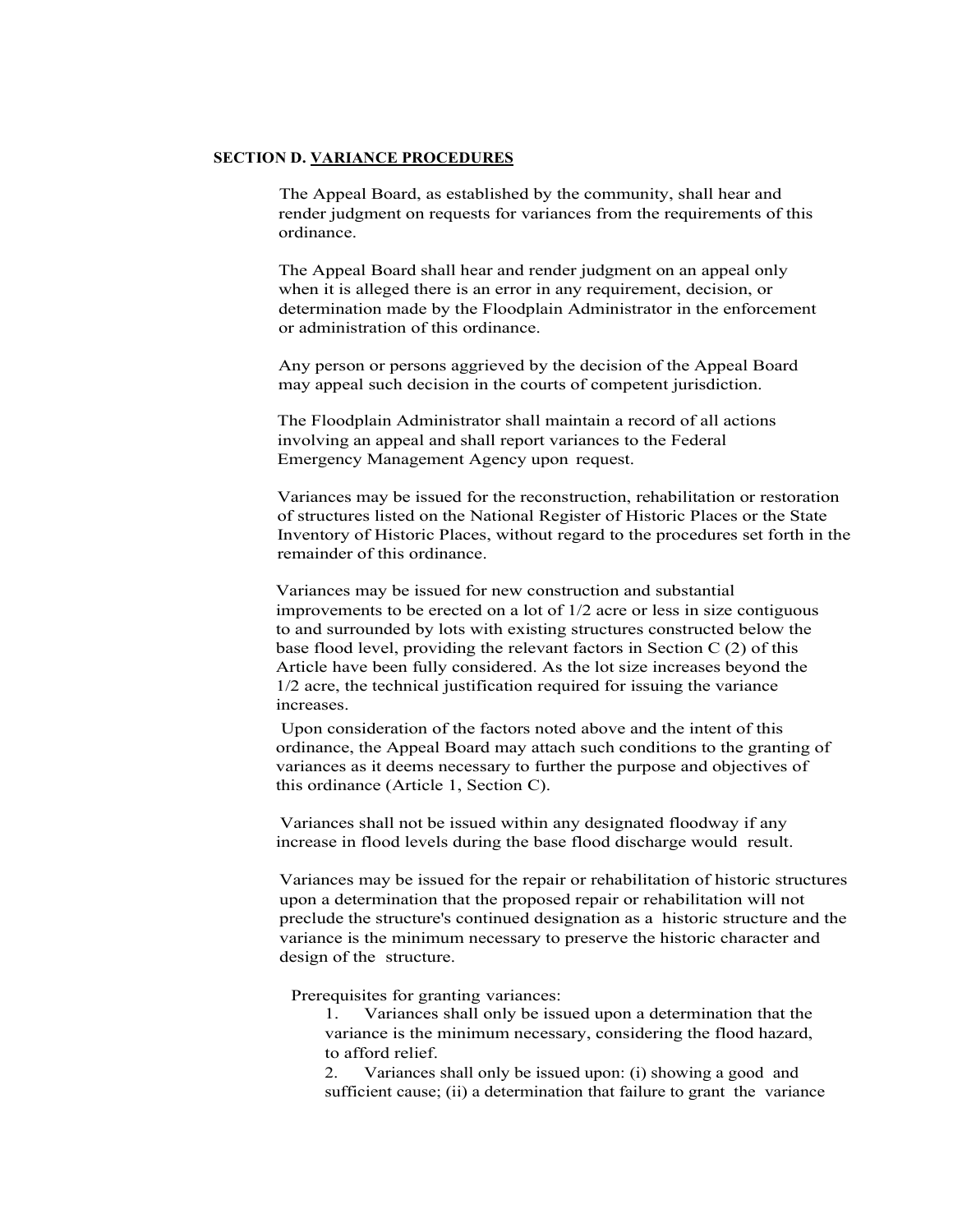**SECTION D. VARIANCE PROCEDURES**

The Appeal Board, as established by the community, shall hear and render judgment on requests for variances from the requirements of this ordinance.

The Appeal Board shall hear and render judgment on an appeal only when it is alleged there is an error in any requirement, decision, or determination made by the Floodplain Administrator in the enforcement or administration of this ordinance.

Any person or persons aggrieved by the decision of the Appeal Board may appeal such decision in the courts of competent jurisdiction.

The Floodplain Administrator shall maintain a record of all actions involving an appeal and shall report variances to the Federal Emergency Management Agency upon request.

Variances may be issued for the reconstruction, rehabilitation or restoration of structures listed on the National Register of Historic Places or the State Inventory of Historic Places, without regard to the procedures set forth in the remainder of this ordinance.

Variances may be issued for new construction and substantial improvements to be erected on a lot of 1/2 acre or less in size contiguous to and surrounded by lots with existing structures constructed below the base flood level, providing the relevant factors in Section C (2) of this Article have been fully considered. As the lot size increases beyond the 1/2 acre, the technical justification required for issuing the variance increases.

Upon consideration of the factors noted above and the intent of this ordinance, the Appeal Board may attach such conditions to the granting of variances as it deems necessary to further the purpose and objectives of this ordinance (Article 1, Section C).

Variances shall not be issued within any designated floodway if any increase in flood levels during the base flood discharge would result.

Variances may be issued for the repair or rehabilitation of historic structures upon a determination that the proposed repair or rehabilitation will not preclude the structure's continued designation as a historic structure and the variance is the minimum necessary to preserve the historic character and design of the structure.

Prerequisites for granting variances:

1. Variances shall only be issued upon a determination that the variance is the minimum necessary, considering the flood hazard, to afford relief.
2. Variances shall only be issued upon: (i) showing a good and sufficient cause; (ii) a determination that failure to grant the variance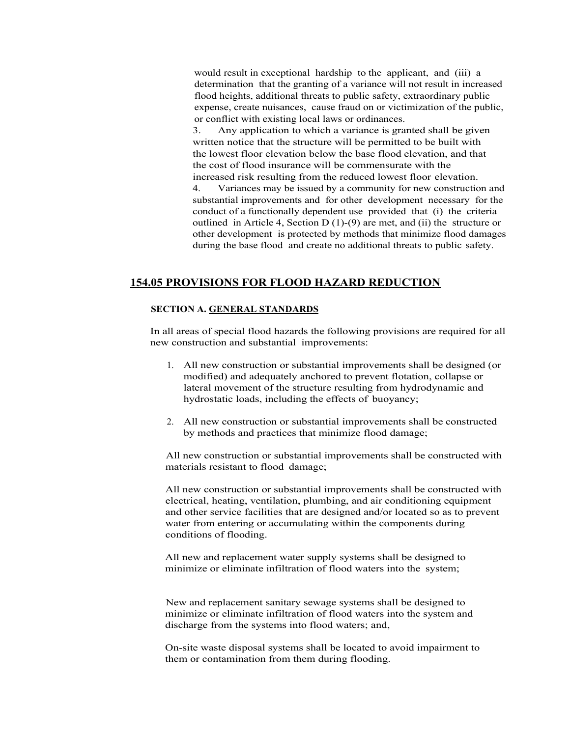would result in exceptional hardship to the applicant, and (iii) a determination that the granting of a variance will not result in increased flood heights, additional threats to public safety, extraordinary public expense, create nuisances, cause fraud on or victimization of the public, or conflict with existing local laws or ordinances.

3. Any application to which a variance is granted shall be given written notice that the structure will be permitted to be built with the lowest floor elevation below the base flood elevation, and that the cost of flood insurance will be commensurate with the increased risk resulting from the reduced lowest floor elevation.

4. Variances may be issued by a community for new construction and substantial improvements and for other development necessary for the conduct of a functionally dependent use provided that (i) the criteria outlined in Article 4, Section D (1)-(9) are met, and (ii) the structure or other development is protected by methods that minimize flood damages during the base flood and create no additional threats to public safety.

## 154.05 PROVISIONS FOR FLOOD HAZARD REDUCTION

### SECTION A. GENERAL STANDARDS

In all areas of special flood hazards the following provisions are required for all new construction and substantial improvements:

1. All new construction or substantial improvements shall be designed (or modified) and adequately anchored to prevent flotation, collapse or lateral movement of the structure resulting from hydrodynamic and hydrostatic loads, including the effects of buoyancy;

2. All new construction or substantial improvements shall be constructed by methods and practices that minimize flood damage;

All new construction or substantial improvements shall be constructed with materials resistant to flood damage;

All new construction or substantial improvements shall be constructed with electrical, heating, ventilation, plumbing, and air conditioning equipment and other service facilities that are designed and/or located so as to prevent water from entering or accumulating within the components during conditions of flooding.

All new and replacement water supply systems shall be designed to minimize or eliminate infiltration of flood waters into the system;

New and replacement sanitary sewage systems shall be designed to minimize or eliminate infiltration of flood waters into the system and discharge from the systems into flood waters; and,

On-site waste disposal systems shall be located to avoid impairment to them or contamination from them during flooding.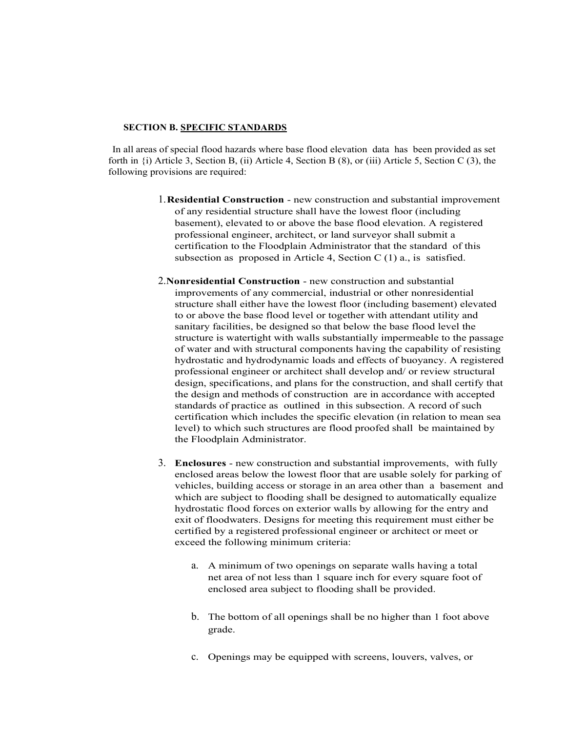**SECTION B. SPECIFIC STANDARDS**

In all areas of special flood hazards where base flood elevation data has been provided as set forth in {i) Article 3, Section B, (ii) Article 4, Section B (8), or (iii) Article 5, Section C (3), the following provisions are required:

1. **Residential Construction** - new construction and substantial improvement of any residential structure shall have the lowest floor (including basement), elevated to or above the base flood elevation. A registered professional engineer, architect, or land surveyor shall submit a certification to the Floodplain Administrator that the standard of this subsection as proposed in Article 4, Section C (1) a., is satisfied.

2. **Nonresidential Construction** - new construction and substantial improvements of any commercial, industrial or other nonresidential structure shall either have the lowest floor (including basement) elevated to or above the base flood level or together with attendant utility and sanitary facilities, be designed so that below the base flood level the structure is watertight with walls substantially impermeable to the passage of water and with structural components having the capability of resisting hydrostatic and hydrodynamic loads and effects of buoyancy. A registered professional engineer or architect shall develop and/ or review structural design, specifications, and plans for the construction, and shall certify that the design and methods of construction are in accordance with accepted standards of practice as outlined in this subsection. A record of such certification which includes the specific elevation (in relation to mean sea level) to which such structures are flood proofed shall be maintained by the Floodplain Administrator.

3. **Enclosures** - new construction and substantial improvements, with fully enclosed areas below the lowest floor that are usable solely for parking of vehicles, building access or storage in an area other than a basement and which are subject to flooding shall be designed to automatically equalize hydrostatic flood forces on exterior walls by allowing for the entry and exit of floodwaters. Designs for meeting this requirement must either be certified by a registered professional engineer or architect or meet or exceed the following minimum criteria:

   a. A minimum of two openings on separate walls having a total net area of not less than 1 square inch for every square foot of enclosed area subject to flooding shall be provided.

   b. The bottom of all openings shall be no higher than 1 foot above grade.

   c. Openings may be equipped with screens, louvers, valves, or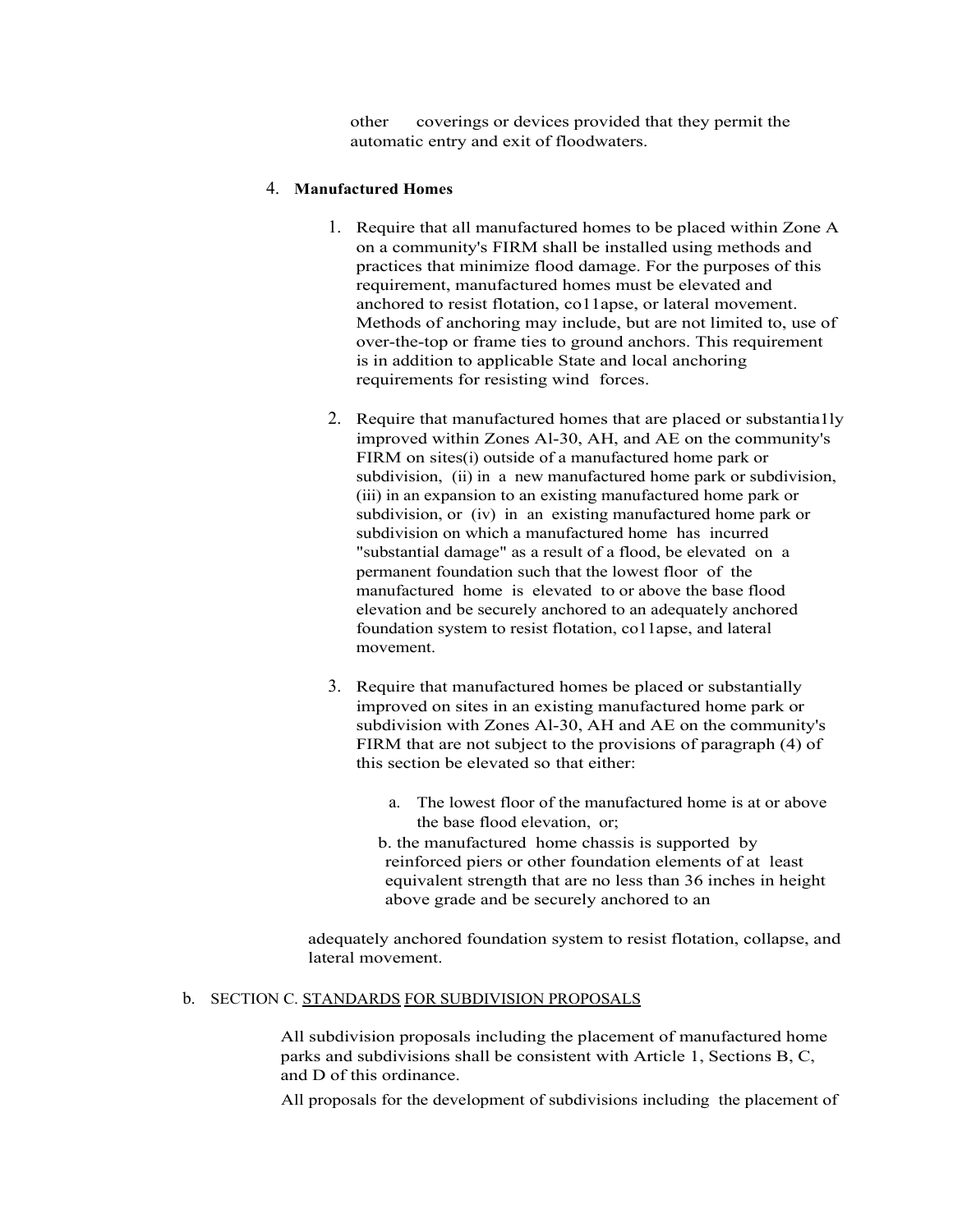other coverings or devices provided that they permit the automatic entry and exit of floodwaters.

4. **Manufactured Homes**

    1. Require that all manufactured homes to be placed within Zone A on a community's FIRM shall be installed using methods and practices that minimize flood damage. For the purposes of this requirement, manufactured homes must be elevated and anchored to resist flotation, co11apse, or lateral movement. Methods of anchoring may include, but are not limited to, use of over-the-top or frame ties to ground anchors. This requirement is in addition to applicable State and local anchoring requirements for resisting wind forces.

    2. Require that manufactured homes that are placed or substantia1ly improved within Zones Al-30, AH, and AE on the community's FIRM on sites(i) outside of a manufactured home park or subdivision, (ii) in a new manufactured home park or subdivision, (iii) in an expansion to an existing manufactured home park or subdivision, or (iv) in an existing manufactured home park or subdivision on which a manufactured home has incurred "substantial damage" as a result of a flood, be elevated on a permanent foundation such that the lowest floor of the manufactured home is elevated to or above the base flood elevation and be securely anchored to an adequately anchored foundation system to resist flotation, co11apse, and lateral movement.

    3. Require that manufactured homes be placed or substantially improved on sites in an existing manufactured home park or subdivision with Zones Al-30, AH and AE on the community's FIRM that are not subject to the provisions of paragraph (4) of this section be elevated so that either:

        a. The lowest floor of the manufactured home is at or above the base flood elevation, or;

        b. the manufactured home chassis is supported by reinforced piers or other foundation elements of at least equivalent strength that are no less than 36 inches in height above grade and be securely anchored to an

    adequately anchored foundation system to resist flotation, collapse, and lateral movement.

b. SECTION C. STANDARDS FOR SUBDIVISION PROPOSALS

All subdivision proposals including the placement of manufactured home parks and subdivisions shall be consistent with Article 1, Sections B, C, and D of this ordinance.

All proposals for the development of subdivisions including the placement of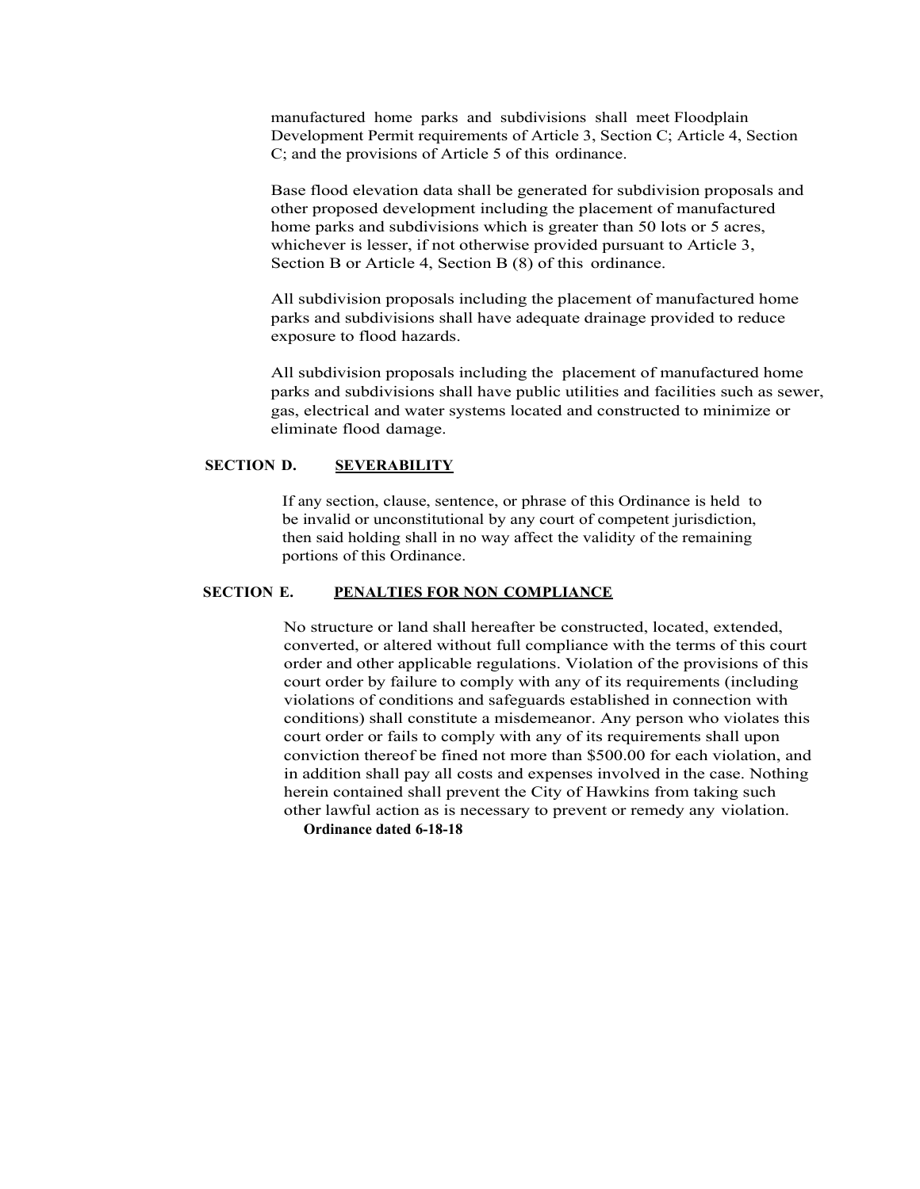manufactured home parks and subdivisions shall meet Floodplain Development Permit requirements of Article 3, Section C; Article 4, Section C; and the provisions of Article 5 of this ordinance.

Base flood elevation data shall be generated for subdivision proposals and other proposed development including the placement of manufactured home parks and subdivisions which is greater than 50 lots or 5 acres, whichever is lesser, if not otherwise provided pursuant to Article 3, Section B or Article 4, Section B (8) of this ordinance.

All subdivision proposals including the placement of manufactured home parks and subdivisions shall have adequate drainage provided to reduce exposure to flood hazards.

All subdivision proposals including the placement of manufactured home parks and subdivisions shall have public utilities and facilities such as sewer, gas, electrical and water systems located and constructed to minimize or eliminate flood damage.

**SECTION D. <u>SEVERABILITY</u>**

If any section, clause, sentence, or phrase of this Ordinance is held to be invalid or unconstitutional by any court of competent jurisdiction, then said holding shall in no way affect the validity of the remaining portions of this Ordinance.

**SECTION E. <u>PENALTIES FOR NON COMPLIANCE</u>**

No structure or land shall hereafter be constructed, located, extended, converted, or altered without full compliance with the terms of this court order and other applicable regulations. Violation of the provisions of this court order by failure to comply with any of its requirements (including violations of conditions and safeguards established in connection with conditions) shall constitute a misdemeanor. Any person who violates this court order or fails to comply with any of its requirements shall upon conviction thereof be fined not more than $500.00 for each violation, and in addition shall pay all costs and expenses involved in the case. Nothing herein contained shall prevent the City of Hawkins from taking such other lawful action as is necessary to prevent or remedy any violation.

**Ordinance dated 6-18-18**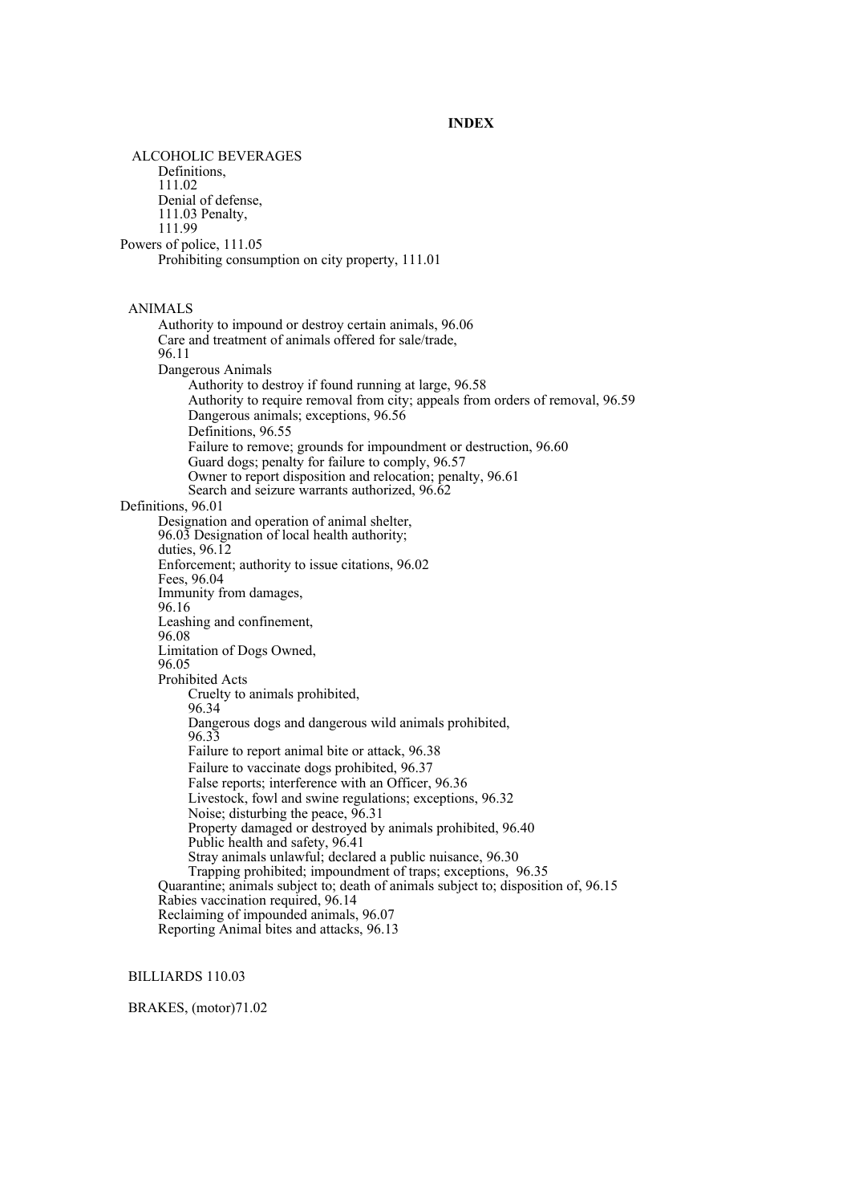**INDEX**

ALCOHOLIC BEVERAGES
- Definitions, 111.02
- Denial of defense, 111.03
- Penalty, 111.99
- Powers of police, 111.05
- Prohibiting consumption on city property, 111.01

ANIMALS
- Authority to impound or destroy certain animals, 96.06
- Care and treatment of animals offered for sale/trade, 96.11
- Dangerous Animals
  - Authority to destroy if found running at large, 96.58
  - Authority to require removal from city; appeals from orders of removal, 96.59
  - Dangerous animals; exceptions, 96.56
  - Definitions, 96.55
  - Failure to remove; grounds for impoundment or destruction, 96.60
  - Guard dogs; penalty for failure to comply, 96.57
  - Owner to report disposition and relocation; penalty, 96.61
  - Search and seizure warrants authorized, 96.62
- Definitions, 96.01
- Designation and operation of animal shelter, 96.03
- Designation of local health authority; duties, 96.12
- Enforcement; authority to issue citations, 96.02
- Fees, 96.04
- Immunity from damages, 96.16
- Leashing and confinement, 96.08
- Limitation of Dogs Owned, 96.05
- Prohibited Acts
  - Cruelty to animals prohibited, 96.34
  - Dangerous dogs and dangerous wild animals prohibited, 96.33
  - Failure to report animal bite or attack, 96.38
  - Failure to vaccinate dogs prohibited, 96.37
  - False reports; interference with an Officer, 96.36
  - Livestock, fowl and swine regulations; exceptions, 96.32
  - Noise; disturbing the peace, 96.31
  - Property damaged or destroyed by animals prohibited, 96.40
  - Public health and safety, 96.41
  - Stray animals unlawful; declared a public nuisance, 96.30
  - Trapping prohibited; impoundment of traps; exceptions, 96.35
- Quarantine; animals subject to; death of animals subject to; disposition of, 96.15
- Rabies vaccination required, 96.14
- Reclaiming of impounded animals, 96.07
- Reporting Animal bites and attacks, 96.13

BILLIARDS 110.03

BRAKES, (motor)71.02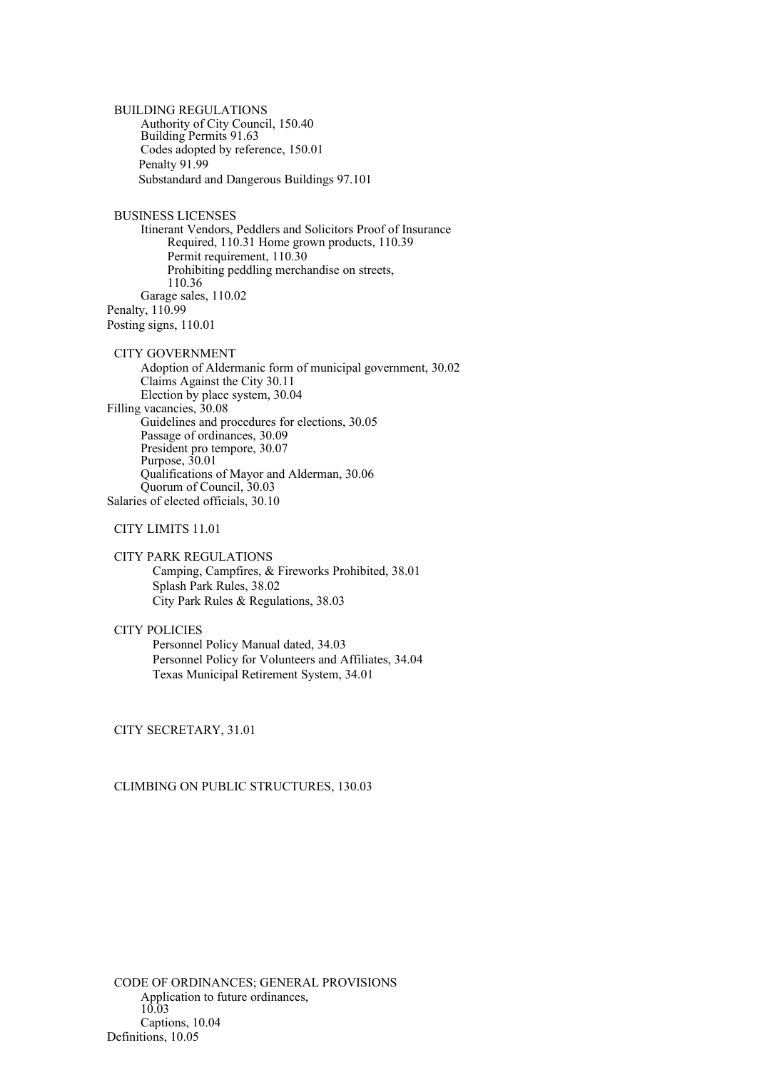BUILDING REGULATIONS
- Authority of City Council, 150.40
- Building Permits 91.63
- Codes adopted by reference, 150.01
- Penalty 91.99
- Substandard and Dangerous Buildings 97.101

BUSINESS LICENSES
- Itinerant Vendors, Peddlers and Solicitors Proof of Insurance
  - Required, 110.31 Home grown products, 110.39
  - Permit requirement, 110.30
  - Prohibiting peddling merchandise on streets, 110.36
- Garage sales, 110.02
- Penalty, 110.99
- Posting signs, 110.01

CITY GOVERNMENT
- Adoption of Aldermanic form of municipal government, 30.02
- Claims Against the City 30.11
- Election by place system, 30.04
- Filling vacancies, 30.08
- Guidelines and procedures for elections, 30.05
- Passage of ordinances, 30.09
- President pro tempore, 30.07
- Purpose, 30.01
- Qualifications of Mayor and Alderman, 30.06
- Quorum of Council, 30.03
- Salaries of elected officials, 30.10

CITY LIMITS 11.01

CITY PARK REGULATIONS
- Camping, Campfires, & Fireworks Prohibited, 38.01
- Splash Park Rules, 38.02
- City Park Rules & Regulations, 38.03

CITY POLICIES
- Personnel Policy Manual dated, 34.03
- Personnel Policy for Volunteers and Affiliates, 34.04
- Texas Municipal Retirement System, 34.01

CITY SECRETARY, 31.01

CLIMBING ON PUBLIC STRUCTURES, 130.03

CODE OF ORDINANCES; GENERAL PROVISIONS
- Application to future ordinances, 10.03
- Captions, 10.04
- Definitions, 10.05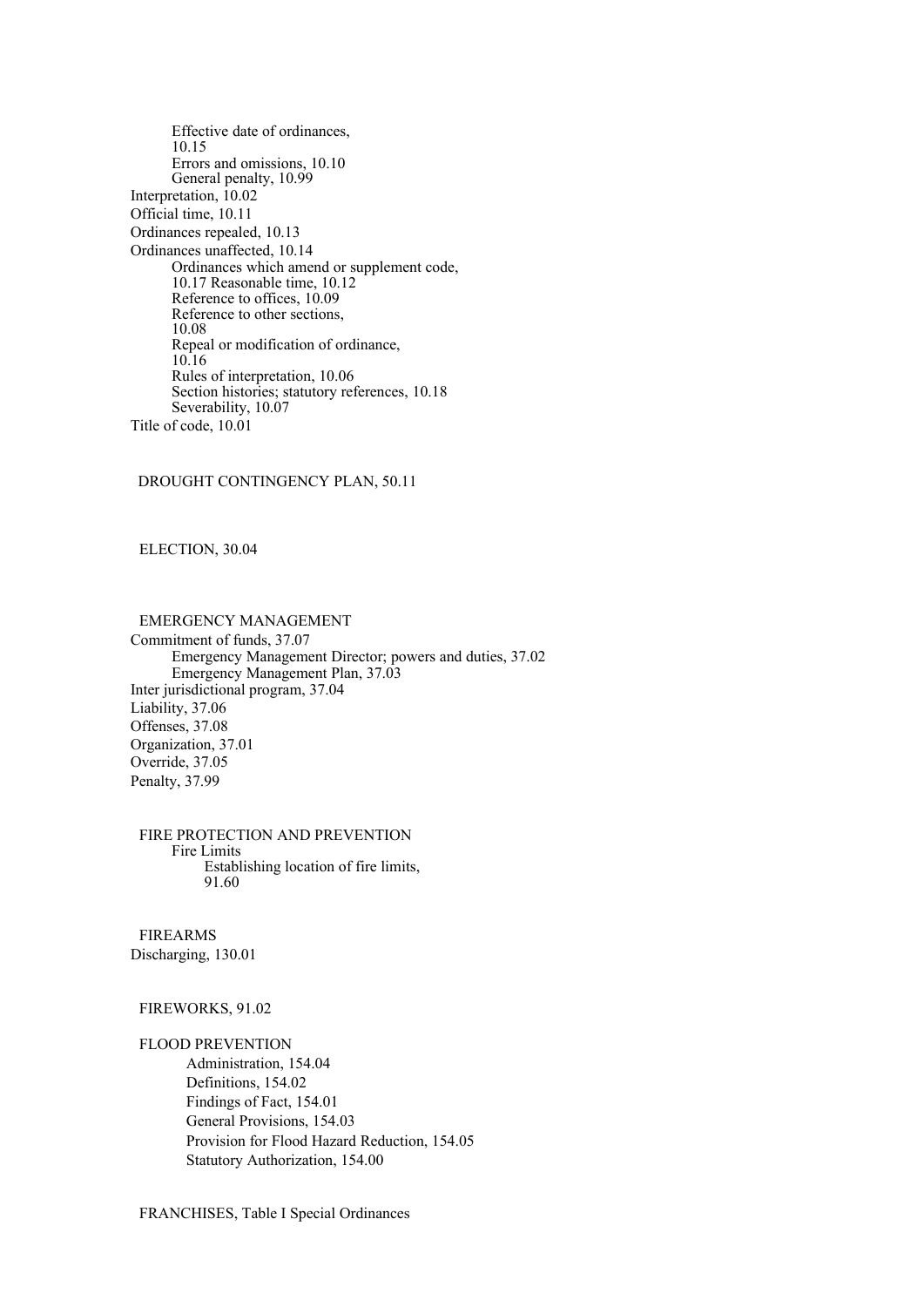Effective date of ordinances, 10.15
Errors and omissions, 10.10
General penalty, 10.99
Interpretation, 10.02
Official time, 10.11
Ordinances repealed, 10.13
Ordinances unaffected, 10.14
Ordinances which amend or supplement code, 10.17
Reasonable time, 10.12
Reference to offices, 10.09
Reference to other sections, 10.08
Repeal or modification of ordinance, 10.16
Rules of interpretation, 10.06
Section histories; statutory references, 10.18
Severability, 10.07
Title of code, 10.01

DROUGHT CONTINGENCY PLAN, 50.11

ELECTION, 30.04

EMERGENCY MANAGEMENT
Commitment of funds, 37.07
Emergency Management Director; powers and duties, 37.02
Emergency Management Plan, 37.03
Inter jurisdictional program, 37.04
Liability, 37.06
Offenses, 37.08
Organization, 37.01
Override, 37.05
Penalty, 37.99

FIRE PROTECTION AND PREVENTION
Fire Limits
Establishing location of fire limits, 91.60

FIREARMS
Discharging, 130.01

FIREWORKS, 91.02

FLOOD PREVENTION
Administration, 154.04
Definitions, 154.02
Findings of Fact, 154.01
General Provisions, 154.03
Provision for Flood Hazard Reduction, 154.05
Statutory Authorization, 154.00

FRANCHISES, Table I Special Ordinances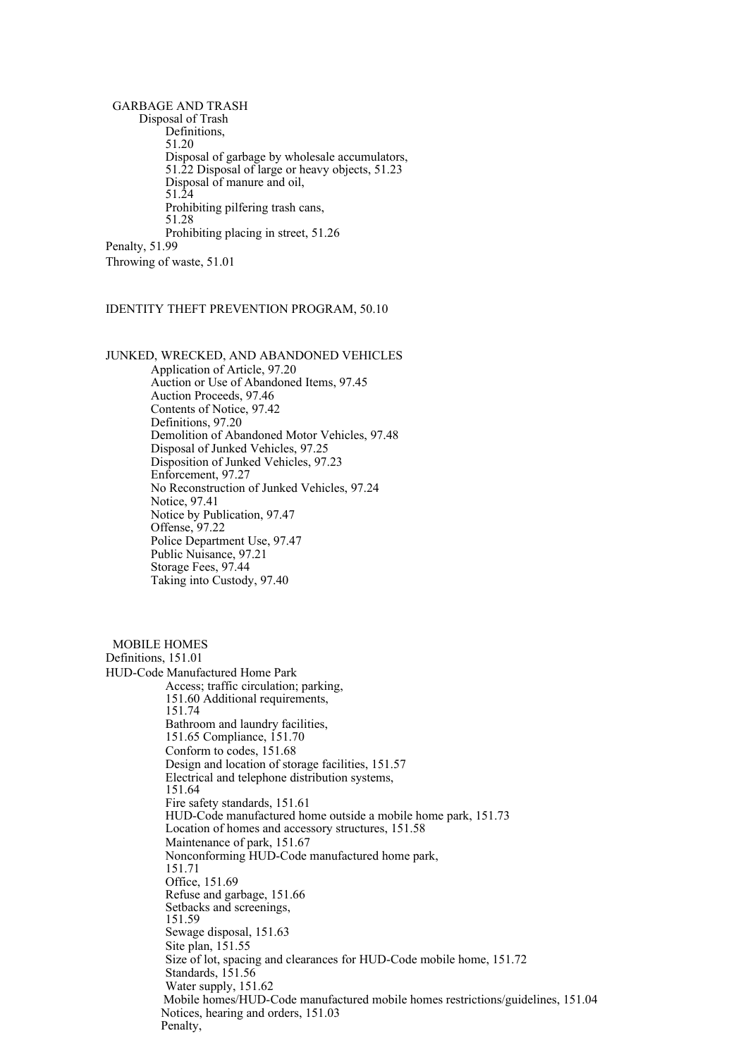GARBAGE AND TRASH

Disposal of Trash

- Definitions, 51.20
- Disposal of garbage by wholesale accumulators, 51.22
- Disposal of large or heavy objects, 51.23
- Disposal of manure and oil, 51.24
- Prohibiting pilfering trash cans, 51.28
- Prohibiting placing in street, 51.26

Penalty, 51.99

Throwing of waste, 51.01

IDENTITY THEFT PREVENTION PROGRAM, 50.10

JUNKED, WRECKED, AND ABANDONED VEHICLES

- Application of Article, 97.20
- Auction or Use of Abandoned Items, 97.45
- Auction Proceeds, 97.46
- Contents of Notice, 97.42
- Definitions, 97.20
- Demolition of Abandoned Motor Vehicles, 97.48
- Disposal of Junked Vehicles, 97.25
- Disposition of Junked Vehicles, 97.23
- Enforcement, 97.27
- No Reconstruction of Junked Vehicles, 97.24
- Notice, 97.41
- Notice by Publication, 97.47
- Offense, 97.22
- Police Department Use, 97.47
- Public Nuisance, 97.21
- Storage Fees, 97.44
- Taking into Custody, 97.40

MOBILE HOMES

Definitions, 151.01

HUD-Code Manufactured Home Park

- Access; traffic circulation; parking, 151.60
- Additional requirements, 151.74
- Bathroom and laundry facilities, 151.65
- Compliance, 151.70
- Conform to codes, 151.68
- Design and location of storage facilities, 151.57
- Electrical and telephone distribution systems, 151.64
- Fire safety standards, 151.61
- HUD-Code manufactured home outside a mobile home park, 151.73
- Location of homes and accessory structures, 151.58
- Maintenance of park, 151.67
- Nonconforming HUD-Code manufactured home park, 151.71
- Office, 151.69
- Refuse and garbage, 151.66
- Setbacks and screenings, 151.59
- Sewage disposal, 151.63
- Site plan, 151.55
- Size of lot, spacing and clearances for HUD-Code mobile home, 151.72
- Standards, 151.56
- Water supply, 151.62

Mobile homes/HUD-Code manufactured mobile homes restrictions/guidelines, 151.04

Notices, hearing and orders, 151.03

Penalty,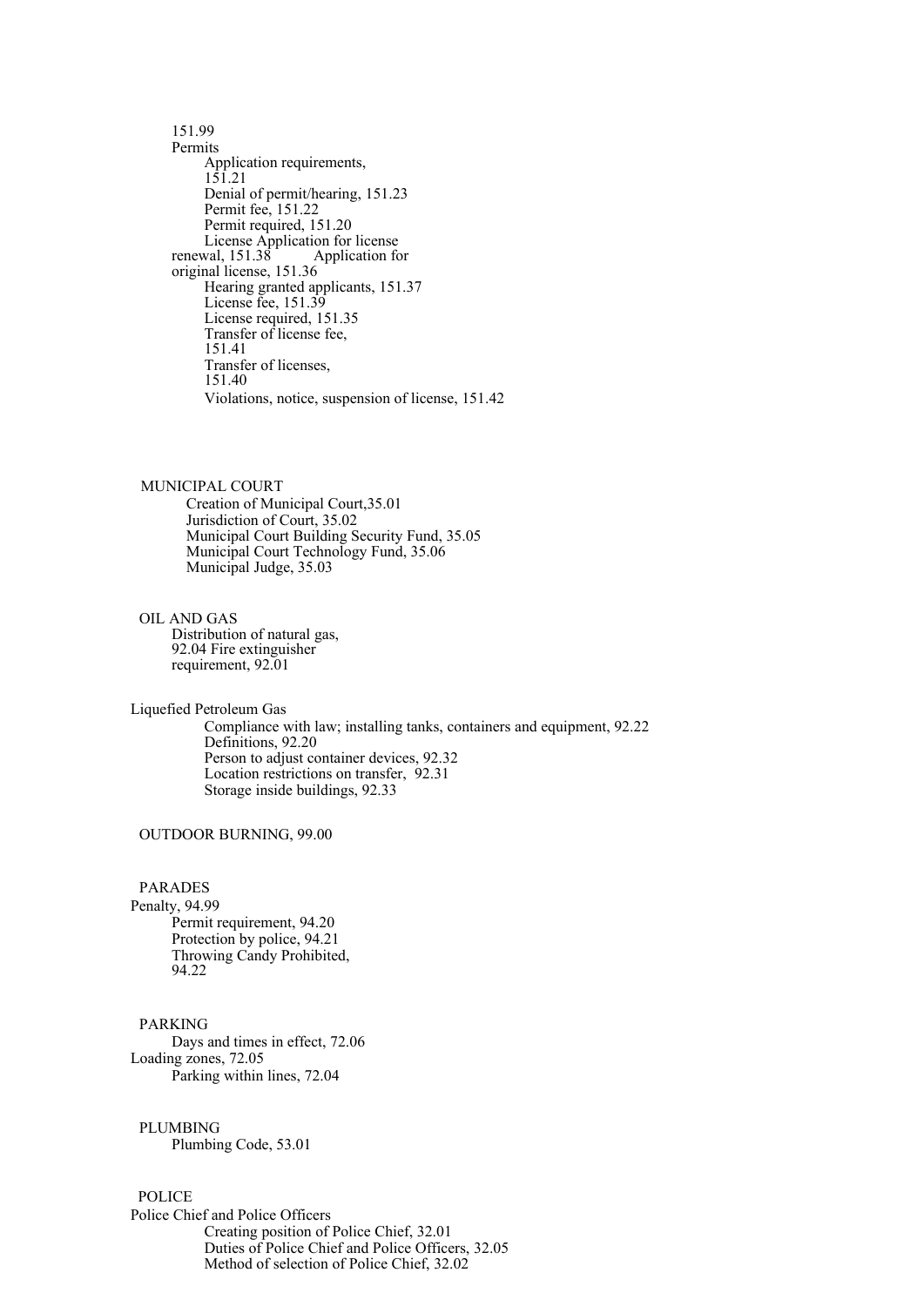151.99

Permits

- Application requirements, 151.21
- Denial of permit/hearing, 151.23
- Permit fee, 151.22
- Permit required, 151.20

License

- Application for license renewal, 151.38
- Application for original license, 151.36
- Hearing granted applicants, 151.37
- License fee, 151.39
- License required, 151.35
- Transfer of license fee, 151.41
- Transfer of licenses, 151.40
- Violations, notice, suspension of license, 151.42

MUNICIPAL COURT

- Creation of Municipal Court,35.01
- Jurisdiction of Court, 35.02
- Municipal Court Building Security Fund, 35.05
- Municipal Court Technology Fund, 35.06
- Municipal Judge, 35.03

OIL AND GAS

- Distribution of natural gas, 92.04
- Fire extinguisher requirement, 92.01

Liquefied Petroleum Gas

- Compliance with law; installing tanks, containers and equipment, 92.22
- Definitions, 92.20
- Person to adjust container devices, 92.32
- Location restrictions on transfer, 92.31
- Storage inside buildings, 92.33

OUTDOOR BURNING, 99.00

PARADES

- Penalty, 94.99
- Permit requirement, 94.20
- Protection by police, 94.21
- Throwing Candy Prohibited, 94.22

PARKING

- Days and times in effect, 72.06
- Loading zones, 72.05
- Parking within lines, 72.04

PLUMBING

- Plumbing Code, 53.01

POLICE

Police Chief and Police Officers

- Creating position of Police Chief, 32.01
- Duties of Police Chief and Police Officers, 32.05
- Method of selection of Police Chief, 32.02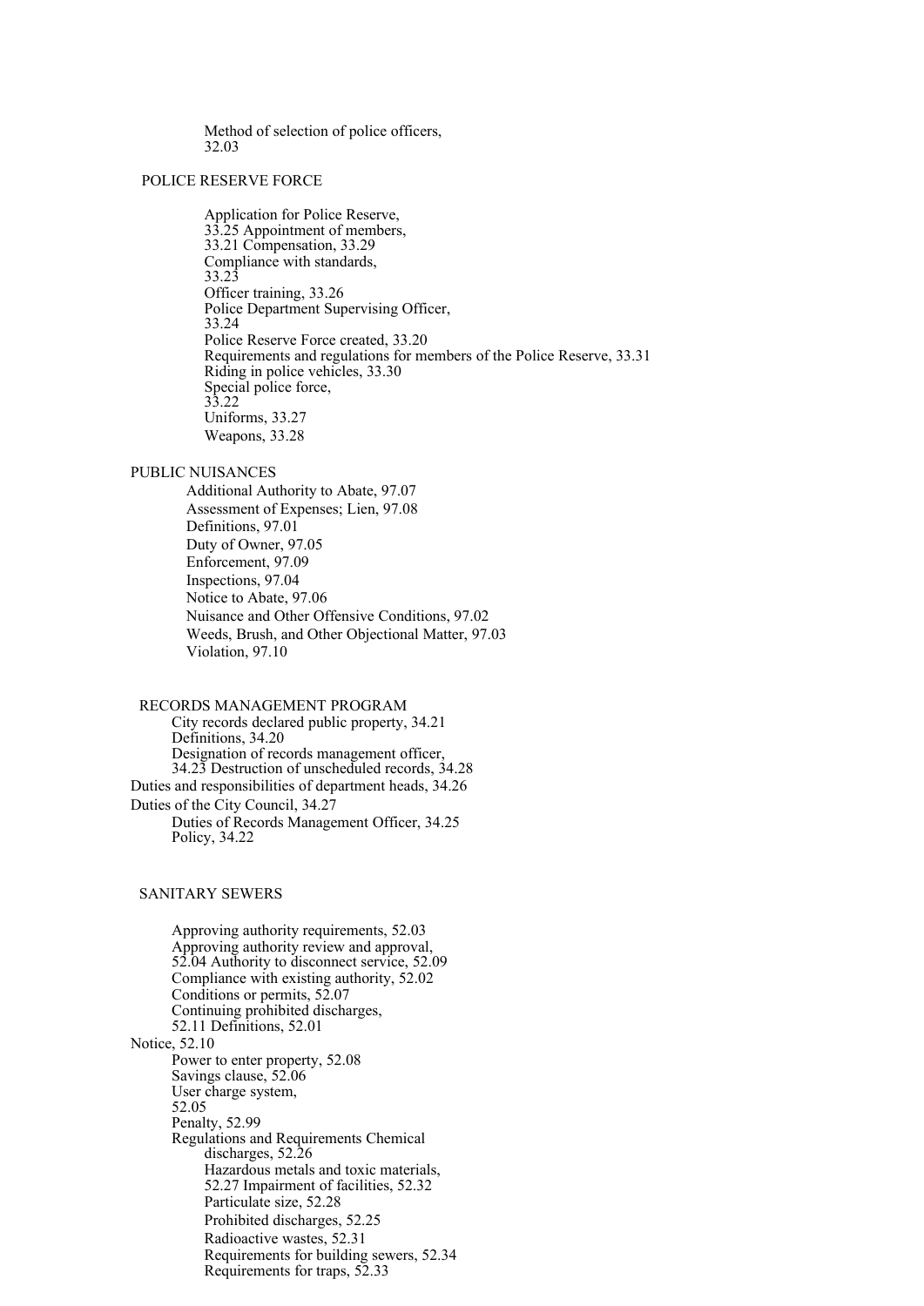Method of selection of police officers, 32.03

POLICE RESERVE FORCE

Application for Police Reserve, 33.25
Appointment of members, 33.21
Compensation, 33.29
Compliance with standards, 33.23
Officer training, 33.26
Police Department Supervising Officer, 33.24
Police Reserve Force created, 33.20
Requirements and regulations for members of the Police Reserve, 33.31
Riding in police vehicles, 33.30
Special police force, 33.22
Uniforms, 33.27
Weapons, 33.28

PUBLIC NUISANCES

Additional Authority to Abate, 97.07
Assessment of Expenses; Lien, 97.08
Definitions, 97.01
Duty of Owner, 97.05
Enforcement, 97.09
Inspections, 97.04
Notice to Abate, 97.06
Nuisance and Other Offensive Conditions, 97.02
Weeds, Brush, and Other Objectional Matter, 97.03
Violation, 97.10

RECORDS MANAGEMENT PROGRAM

City records declared public property, 34.21
Definitions, 34.20
Designation of records management officer, 34.23
Destruction of unscheduled records, 34.28
Duties and responsibilities of department heads, 34.26
Duties of the City Council, 34.27
Duties of Records Management Officer, 34.25
Policy, 34.22

SANITARY SEWERS

Approving authority requirements, 52.03
Approving authority review and approval, 52.04
Authority to disconnect service, 52.09
Compliance with existing authority, 52.02
Conditions or permits, 52.07
Continuing prohibited discharges, 52.11
Definitions, 52.01
Notice, 52.10
Power to enter property, 52.08
Savings clause, 52.06
User charge system, 52.05
Penalty, 52.99
Regulations and Requirements
Chemical discharges, 52.26
Hazardous metals and toxic materials, 52.27
Impairment of facilities, 52.32
Particulate size, 52.28
Prohibited discharges, 52.25
Radioactive wastes, 52.31
Requirements for building sewers, 52.34
Requirements for traps, 52.33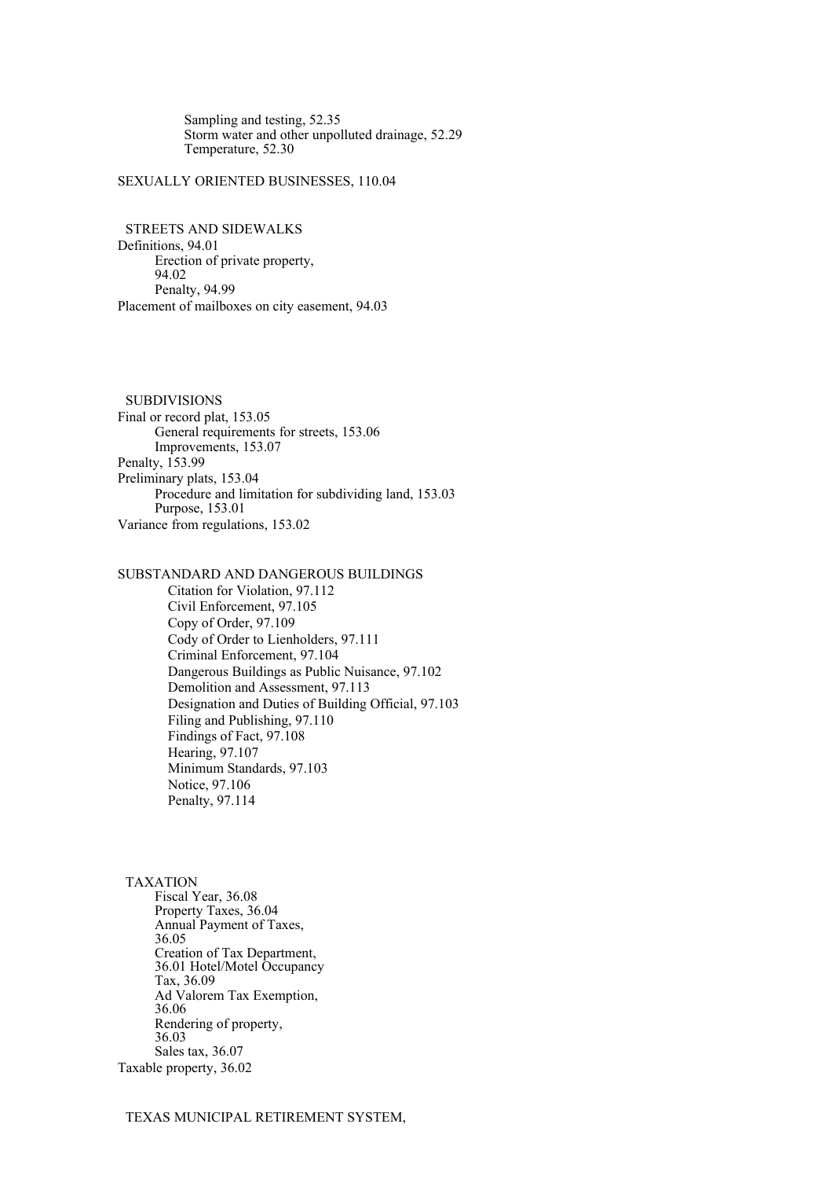Sampling and testing, 52.35
Storm water and other unpolluted drainage, 52.29
Temperature, 52.30

SEXUALLY ORIENTED BUSINESSES, 110.04

STREETS AND SIDEWALKS
Definitions, 94.01
Erection of private property, 94.02
Penalty, 94.99
Placement of mailboxes on city easement, 94.03

SUBDIVISIONS
Final or record plat, 153.05
General requirements for streets, 153.06
Improvements, 153.07
Penalty, 153.99
Preliminary plats, 153.04
Procedure and limitation for subdividing land, 153.03
Purpose, 153.01
Variance from regulations, 153.02

SUBSTANDARD AND DANGEROUS BUILDINGS
Citation for Violation, 97.112
Civil Enforcement, 97.105
Copy of Order, 97.109
Cody of Order to Lienholders, 97.111
Criminal Enforcement, 97.104
Dangerous Buildings as Public Nuisance, 97.102
Demolition and Assessment, 97.113
Designation and Duties of Building Official, 97.103
Filing and Publishing, 97.110
Findings of Fact, 97.108
Hearing, 97.107
Minimum Standards, 97.103
Notice, 97.106
Penalty, 97.114

TAXATION
Fiscal Year, 36.08
Property Taxes, 36.04
Annual Payment of Taxes, 36.05
Creation of Tax Department, 36.01 Hotel/Motel Occupancy Tax, 36.09
Ad Valorem Tax Exemption, 36.06
Rendering of property, 36.03
Sales tax, 36.07
Taxable property, 36.02

TEXAS MUNICIPAL RETIREMENT SYSTEM,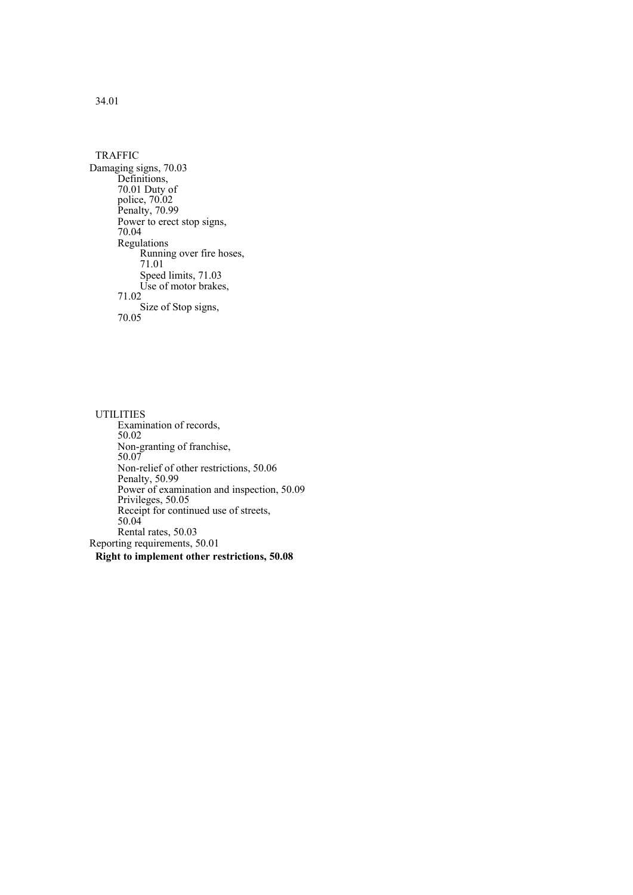34.01

TRAFFIC

- Damaging signs, 70.03
- Definitions, 70.01
- Duty of police, 70.02
- Penalty, 70.99
- Power to erect stop signs, 70.04
- Regulations
  - Running over fire hoses, 71.01
  - Speed limits, 71.03
  - Use of motor brakes, 71.02
  - Size of Stop signs, 70.05

UTILITIES

- Examination of records, 50.02
- Non-granting of franchise, 50.07
- Non-relief of other restrictions, 50.06
- Penalty, 50.99
- Power of examination and inspection, 50.09
- Privileges, 50.05
- Receipt for continued use of streets, 50.04
- Rental rates, 50.03
- Reporting requirements, 50.01
- **Right to implement other restrictions, 50.08**